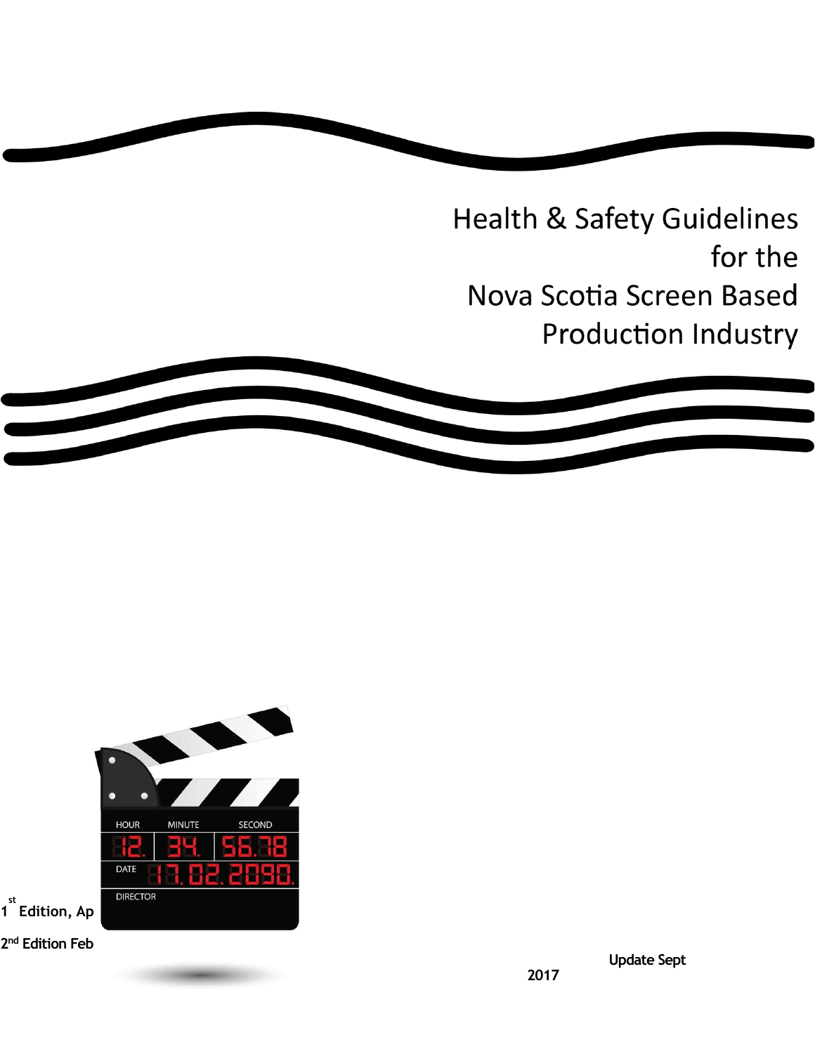# Health & Safety Guidelines for the Nova Scotia Screen Based Production Industry

1[st] Edition, Ap

2[nd] Edition Feb

Update Sept 2017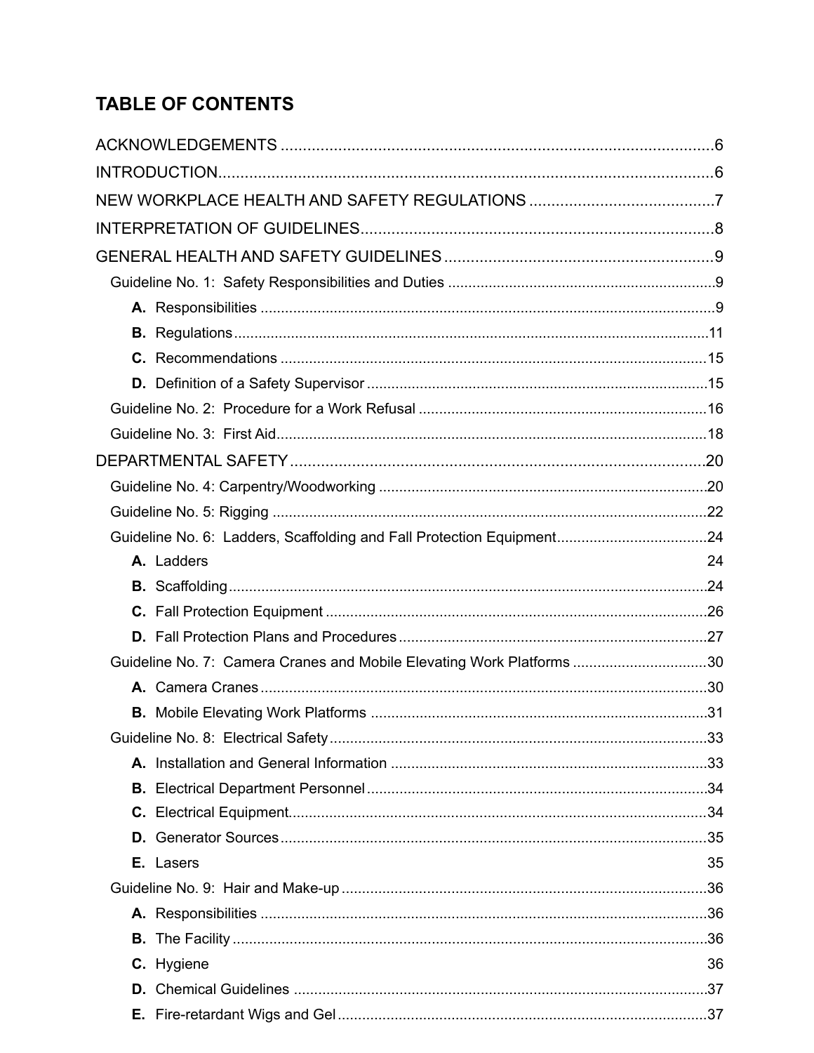## TABLE OF CONTENTS

ACKNOWLEDGEMENTS ........................................................................................................6

INTRODUCTION..................................................................................................................6

NEW WORKPLACE HEALTH AND SAFETY REGULATIONS ..........................................7

INTERPRETATION OF GUIDELINES.................................................................................8

GENERAL HEALTH AND SAFETY GUIDELINES .............................................................9

- Guideline No. 1: Safety Responsibilities and Duties .................................................................9
  - **A.** Responsibilities ...............................................................................................................9
  - **B.** Regulations.....................................................................................................................11
  - **C.** Recommendations .........................................................................................................15
  - **D.** Definition of a Safety Supervisor ....................................................................................15
- Guideline No. 2: Procedure for a Work Refusal .......................................................................16
- Guideline No. 3: First Aid..........................................................................................................18

DEPARTMENTAL SAFETY ...............................................................................................20

- Guideline No. 4: Carpentry/Woodworking .................................................................................20
- Guideline No. 5: Rigging ...........................................................................................................22
- Guideline No. 6: Ladders, Scaffolding and Fall Protection Equipment.....................................24
  - **A.** Ladders 24
  - **B.** Scaffolding......................................................................................................................24
  - **C.** Fall Protection Equipment ..............................................................................................26
  - **D.** Fall Protection Plans and Procedures ............................................................................27
- Guideline No. 7: Camera Cranes and Mobile Elevating Work Platforms .................................30
  - **A.** Camera Cranes ..............................................................................................................30
  - **B.** Mobile Elevating Work Platforms ...................................................................................31
- Guideline No. 8: Electrical Safety .............................................................................................33
  - **A.** Installation and General Information ..............................................................................33
  - **B.** Electrical Department Personnel ....................................................................................34
  - **C.** Electrical Equipment.......................................................................................................34
  - **D.** Generator Sources .........................................................................................................35
  - **E.** Lasers 35
- Guideline No. 9: Hair and Make-up ..........................................................................................36
  - **A.** Responsibilities ..............................................................................................................36
  - **B.** The Facility .....................................................................................................................36
  - **C.** Hygiene 36
  - **D.** Chemical Guidelines ......................................................................................................37
  - **E.** Fire-retardant Wigs and Gel ...........................................................................................37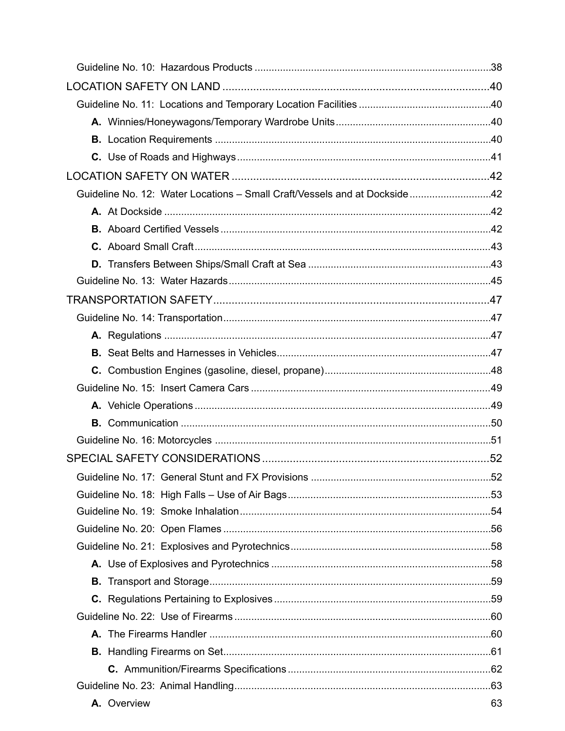Guideline No. 10: Hazardous Products ....................................................................................38

LOCATION SAFETY ON LAND ........................................................................................40

Guideline No. 11: Locations and Temporary Location Facilities ...............................................40

**A.** Winnies/Honeywagons/Temporary Wardrobe Units.......................................................40

**B.** Location Requirements ..................................................................................................40

**C.** Use of Roads and Highways..........................................................................................41

LOCATION SAFETY ON WATER .....................................................................................42

Guideline No. 12: Water Locations – Small Craft/Vessels and at Dockside.............................42

**A.** At Dockside ....................................................................................................................42

**B.** Aboard Certified Vessels................................................................................................42

**C.** Aboard Small Craft.........................................................................................................43

**D.** Transfers Between Ships/Small Craft at Sea .................................................................43

Guideline No. 13: Water Hazards.............................................................................................45

TRANSPORTATION SAFETY............................................................................................47

Guideline No. 14: Transportation...............................................................................................47

**A.** Regulations ....................................................................................................................47

**B.** Seat Belts and Harnesses in Vehicles............................................................................47

**C.** Combustion Engines (gasoline, diesel, propane)...........................................................48

Guideline No. 15: Insert Camera Cars .....................................................................................49

**A.** Vehicle Operations .........................................................................................................49

**B.** Communication ..............................................................................................................50

Guideline No. 16: Motorcycles ..................................................................................................51

SPECIAL SAFETY CONSIDERATIONS...........................................................................52

Guideline No. 17: General Stunt and FX Provisions ................................................................52

Guideline No. 18: High Falls – Use of Air Bags........................................................................53

Guideline No. 19: Smoke Inhalation.........................................................................................54

Guideline No. 20: Open Flames ...............................................................................................56

Guideline No. 21: Explosives and Pyrotechnics.......................................................................58

**A.** Use of Explosives and Pyrotechnics ..............................................................................58

**B.** Transport and Storage....................................................................................................59

**C.** Regulations Pertaining to Explosives ............................................................................59

Guideline No. 22: Use of Firearms ...........................................................................................60

**A.** The Firearms Handler ...................................................................................................60

**B.** Handling Firearms on Set...............................................................................................61

**C.** Ammunition/Firearms Specifications .......................................................................62

Guideline No. 23: Animal Handling...........................................................................................63

**A.** Overview 63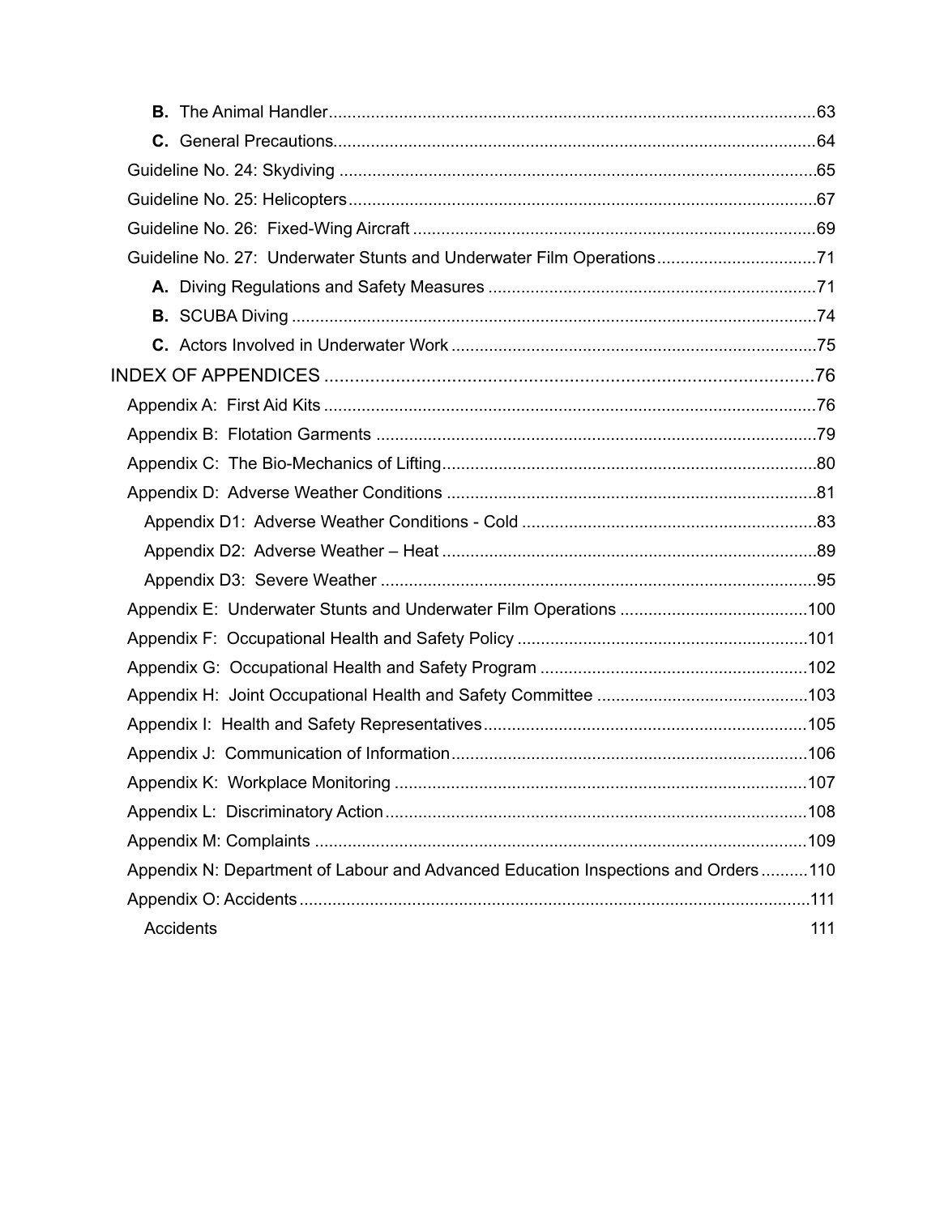**B.** The Animal Handler........................................................................................................63

**C.** General Precautions.......................................................................................................64

Guideline No. 24: Skydiving .....................................................................................................65

Guideline No. 25: Helicopters...................................................................................................67

Guideline No. 26: Fixed-Wing Aircraft .....................................................................................69

Guideline No. 27: Underwater Stunts and Underwater Film Operations..................................71

**A.** Diving Regulations and Safety Measures .....................................................................71

**B.** SCUBA Diving ................................................................................................................74

**C.** Actors Involved in Underwater Work .............................................................................75

INDEX OF APPENDICES ..............................................................................................76

Appendix A: First Aid Kits ........................................................................................................76

Appendix B: Flotation Garments .............................................................................................79

Appendix C: The Bio-Mechanics of Lifting...............................................................................80

Appendix D: Adverse Weather Conditions ...............................................................................81

Appendix D1: Adverse Weather Conditions - Cold ...............................................................83

Appendix D2: Adverse Weather – Heat ................................................................................89

Appendix D3: Severe Weather ............................................................................................95

Appendix E: Underwater Stunts and Underwater Film Operations ........................................100

Appendix F: Occupational Health and Safety Policy ..............................................................101

Appendix G: Occupational Health and Safety Program .........................................................102

Appendix H: Joint Occupational Health and Safety Committee .............................................103

Appendix I: Health and Safety Representatives....................................................................105

Appendix J: Communication of Information............................................................................106

Appendix K: Workplace Monitoring ........................................................................................107

Appendix L: Discriminatory Action..........................................................................................108

Appendix M: Complaints .........................................................................................................109

Appendix N: Department of Labour and Advanced Education Inspections and Orders..........110

Appendix O: Accidents............................................................................................................111

Accidents 111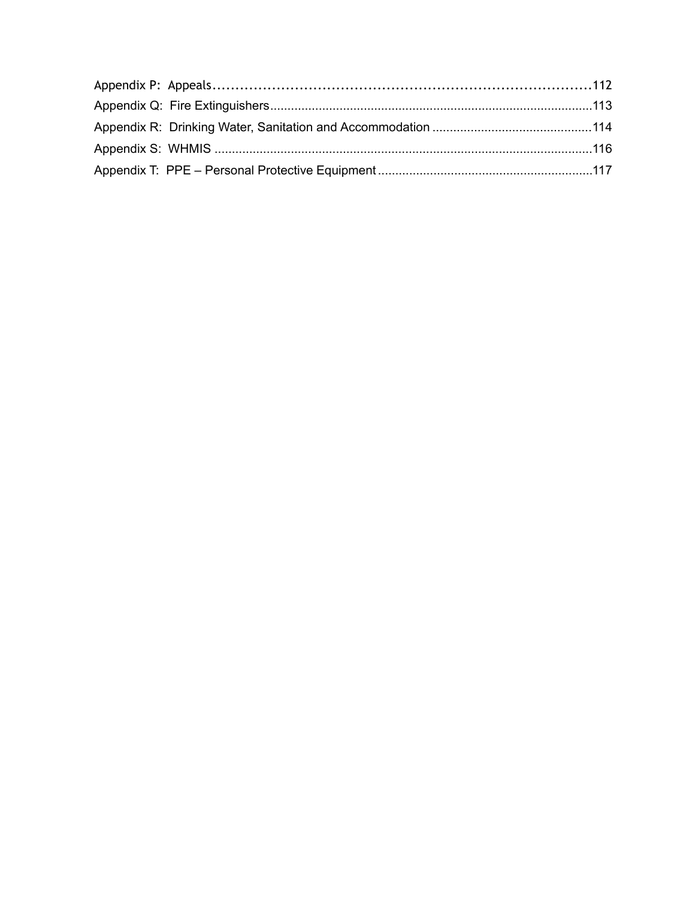Appendix P: Appeals ....................................................................................112
Appendix Q: Fire Extinguishers ....................................................................113
Appendix R: Drinking Water, Sanitation and Accommodation ...........................114
Appendix S: WHMIS .....................................................................................116
Appendix T: PPE – Personal Protective Equipment ...........................................117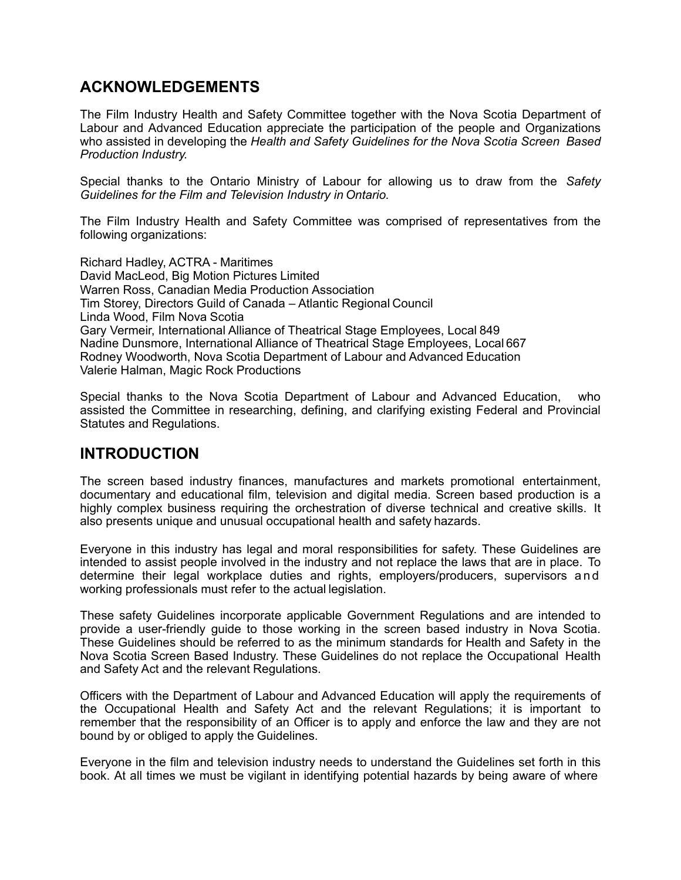## ACKNOWLEDGEMENTS

The Film Industry Health and Safety Committee together with the Nova Scotia Department of Labour and Advanced Education appreciate the participation of the people and Organizations who assisted in developing the *Health and Safety Guidelines for the Nova Scotia Screen Based Production Industry.*

Special thanks to the Ontario Ministry of Labour for allowing us to draw from the *Safety Guidelines for the Film and Television Industry in Ontario.*

The Film Industry Health and Safety Committee was comprised of representatives from the following organizations:

Richard Hadley, ACTRA - Maritimes
David MacLeod, Big Motion Pictures Limited
Warren Ross, Canadian Media Production Association
Tim Storey, Directors Guild of Canada – Atlantic Regional Council
Linda Wood, Film Nova Scotia
Gary Vermeir, International Alliance of Theatrical Stage Employees, Local 849
Nadine Dunsmore, International Alliance of Theatrical Stage Employees, Local 667
Rodney Woodworth, Nova Scotia Department of Labour and Advanced Education
Valerie Halman, Magic Rock Productions

Special thanks to the Nova Scotia Department of Labour and Advanced Education, who assisted the Committee in researching, defining, and clarifying existing Federal and Provincial Statutes and Regulations.

## INTRODUCTION

The screen based industry finances, manufactures and markets promotional entertainment, documentary and educational film, television and digital media. Screen based production is a highly complex business requiring the orchestration of diverse technical and creative skills. It also presents unique and unusual occupational health and safety hazards.

Everyone in this industry has legal and moral responsibilities for safety. These Guidelines are intended to assist people involved in the industry and not replace the laws that are in place. To determine their legal workplace duties and rights, employers/producers, supervisors and working professionals must refer to the actual legislation.

These safety Guidelines incorporate applicable Government Regulations and are intended to provide a user-friendly guide to those working in the screen based industry in Nova Scotia. These Guidelines should be referred to as the minimum standards for Health and Safety in the Nova Scotia Screen Based Industry. These Guidelines do not replace the Occupational Health and Safety Act and the relevant Regulations.

Officers with the Department of Labour and Advanced Education will apply the requirements of the Occupational Health and Safety Act and the relevant Regulations; it is important to remember that the responsibility of an Officer is to apply and enforce the law and they are not bound by or obliged to apply the Guidelines.

Everyone in the film and television industry needs to understand the Guidelines set forth in this book. At all times we must be vigilant in identifying potential hazards by being aware of where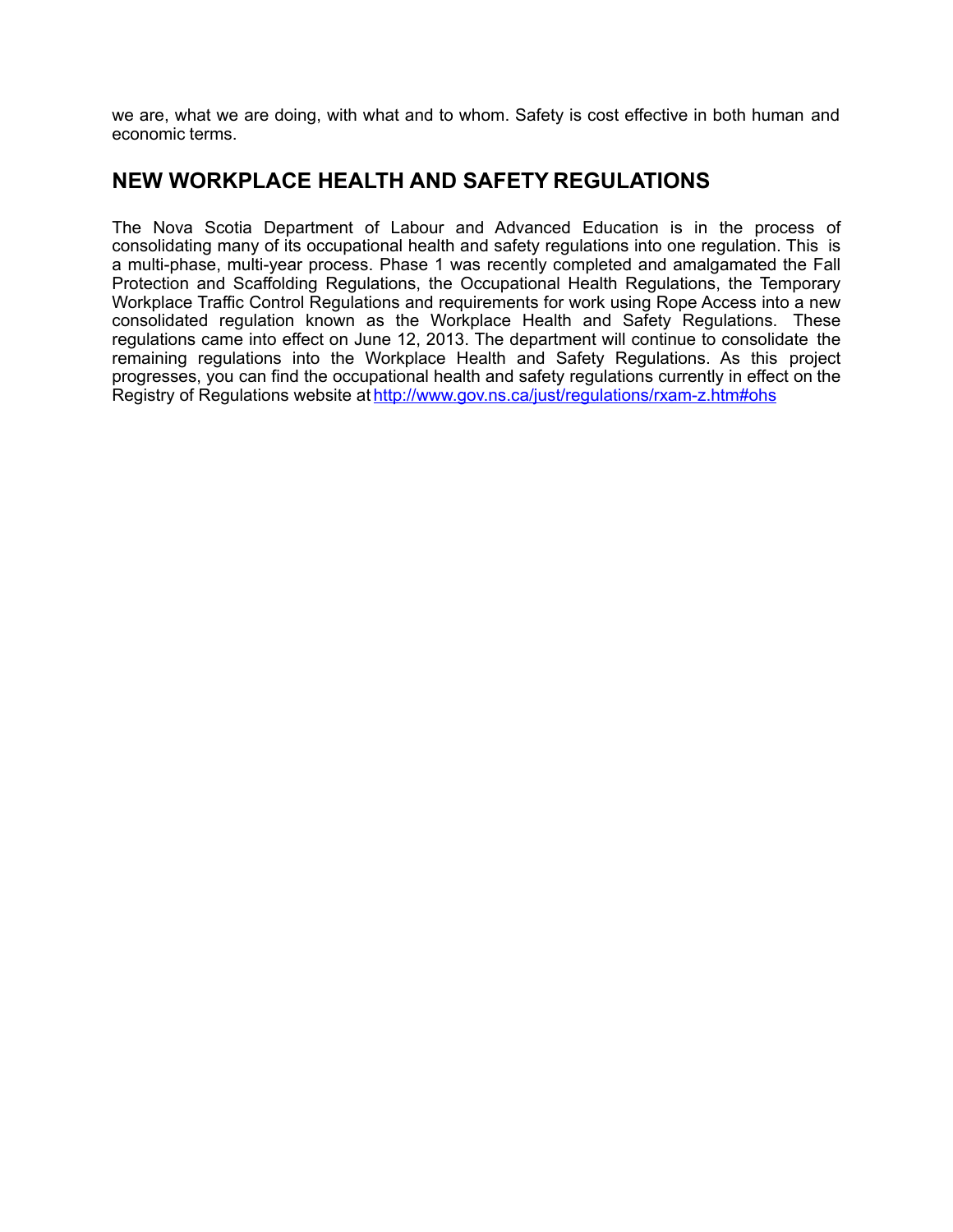we are, what we are doing, with what and to whom. Safety is cost effective in both human and economic terms.

## NEW WORKPLACE HEALTH AND SAFETY REGULATIONS

The Nova Scotia Department of Labour and Advanced Education is in the process of consolidating many of its occupational health and safety regulations into one regulation. This is a multi-phase, multi-year process. Phase 1 was recently completed and amalgamated the Fall Protection and Scaffolding Regulations, the Occupational Health Regulations, the Temporary Workplace Traffic Control Regulations and requirements for work using Rope Access into a new consolidated regulation known as the Workplace Health and Safety Regulations. These regulations came into effect on June 12, 2013. The department will continue to consolidate the remaining regulations into the Workplace Health and Safety Regulations. As this project progresses, you can find the occupational health and safety regulations currently in effect on the Registry of Regulations website at http://www.gov.ns.ca/just/regulations/rxam-z.htm#ohs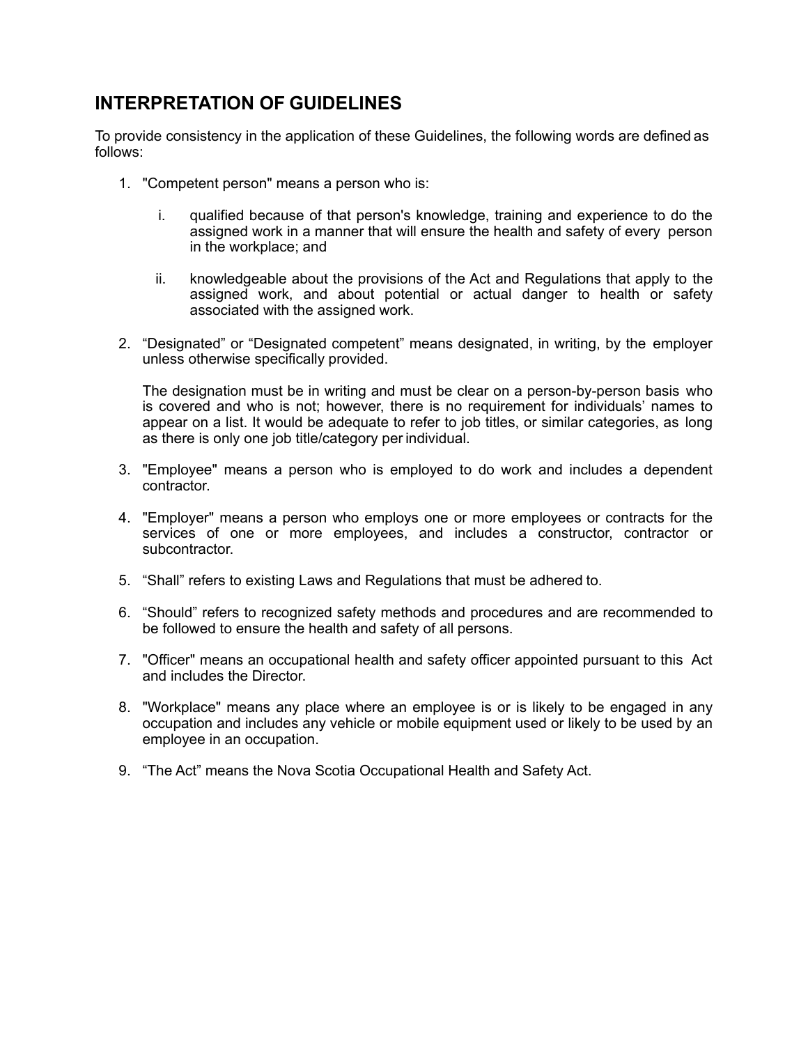## INTERPRETATION OF GUIDELINES

To provide consistency in the application of these Guidelines, the following words are defined as follows:

1. "Competent person" means a person who is:

   i. qualified because of that person's knowledge, training and experience to do the assigned work in a manner that will ensure the health and safety of every person in the workplace; and

   ii. knowledgeable about the provisions of the Act and Regulations that apply to the assigned work, and about potential or actual danger to health or safety associated with the assigned work.

2. "Designated" or "Designated competent" means designated, in writing, by the employer unless otherwise specifically provided.

   The designation must be in writing and must be clear on a person-by-person basis who is covered and who is not; however, there is no requirement for individuals' names to appear on a list. It would be adequate to refer to job titles, or similar categories, as long as there is only one job title/category per individual.

3. "Employee" means a person who is employed to do work and includes a dependent contractor.

4. "Employer" means a person who employs one or more employees or contracts for the services of one or more employees, and includes a constructor, contractor or subcontractor.

5. "Shall" refers to existing Laws and Regulations that must be adhered to.

6. "Should" refers to recognized safety methods and procedures and are recommended to be followed to ensure the health and safety of all persons.

7. "Officer" means an occupational health and safety officer appointed pursuant to this Act and includes the Director.

8. "Workplace" means any place where an employee is or is likely to be engaged in any occupation and includes any vehicle or mobile equipment used or likely to be used by an employee in an occupation.

9. "The Act" means the Nova Scotia Occupational Health and Safety Act.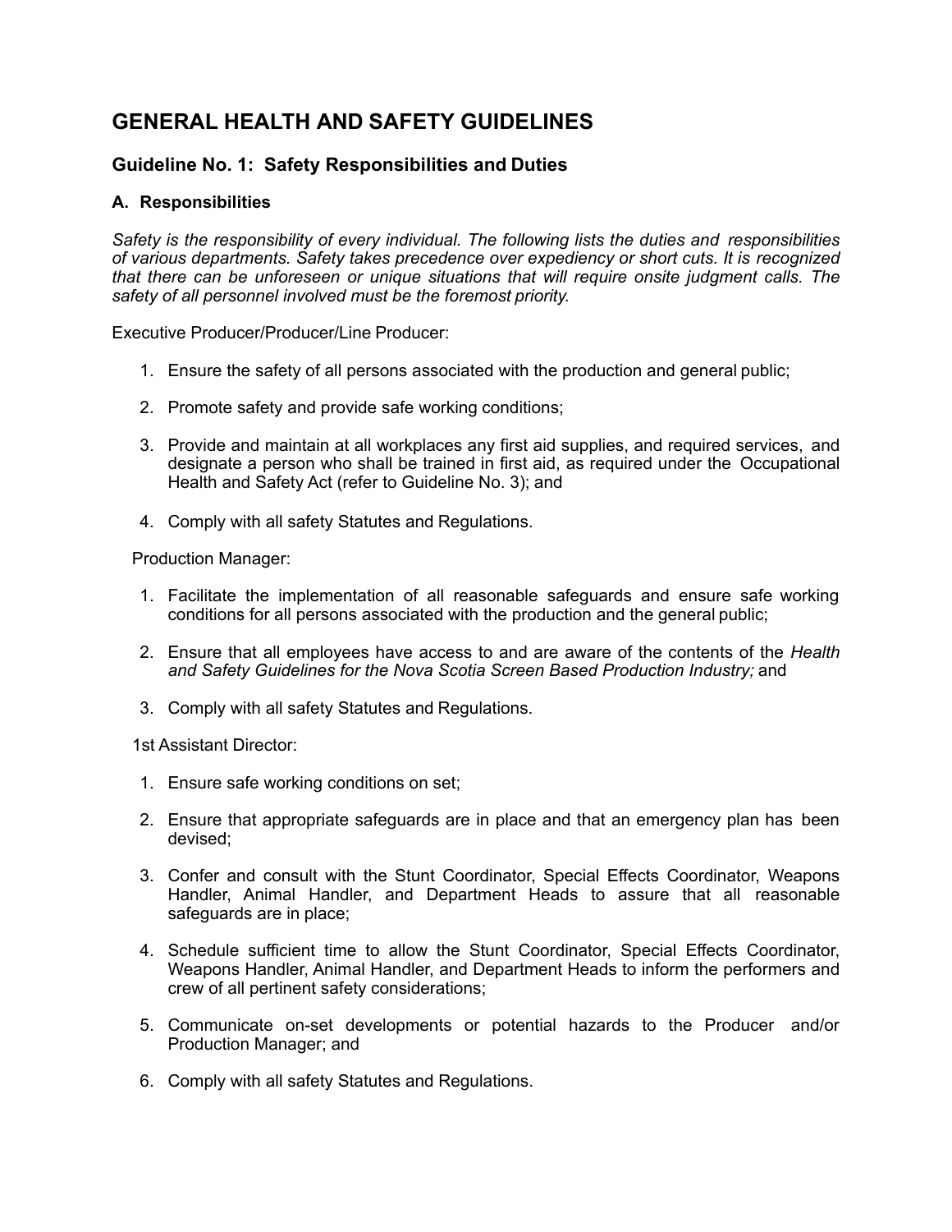# GENERAL HEALTH AND SAFETY GUIDELINES

## Guideline No. 1: Safety Responsibilities and Duties

### A. Responsibilities

*Safety is the responsibility of every individual. The following lists the duties and responsibilities of various departments. Safety takes precedence over expediency or short cuts. It is recognized that there can be unforeseen or unique situations that will require onsite judgment calls. The safety of all personnel involved must be the foremost priority.*

Executive Producer/Producer/Line Producer:

1. Ensure the safety of all persons associated with the production and general public;
2. Promote safety and provide safe working conditions;
3. Provide and maintain at all workplaces any first aid supplies, and required services, and designate a person who shall be trained in first aid, as required under the Occupational Health and Safety Act (refer to Guideline No. 3); and
4. Comply with all safety Statutes and Regulations.

Production Manager:

1. Facilitate the implementation of all reasonable safeguards and ensure safe working conditions for all persons associated with the production and the general public;
2. Ensure that all employees have access to and are aware of the contents of the *Health and Safety Guidelines for the Nova Scotia Screen Based Production Industry;* and
3. Comply with all safety Statutes and Regulations.

1st Assistant Director:

1. Ensure safe working conditions on set;
2. Ensure that appropriate safeguards are in place and that an emergency plan has been devised;
3. Confer and consult with the Stunt Coordinator, Special Effects Coordinator, Weapons Handler, Animal Handler, and Department Heads to assure that all reasonable safeguards are in place;
4. Schedule sufficient time to allow the Stunt Coordinator, Special Effects Coordinator, Weapons Handler, Animal Handler, and Department Heads to inform the performers and crew of all pertinent safety considerations;
5. Communicate on-set developments or potential hazards to the Producer and/or Production Manager; and
6. Comply with all safety Statutes and Regulations.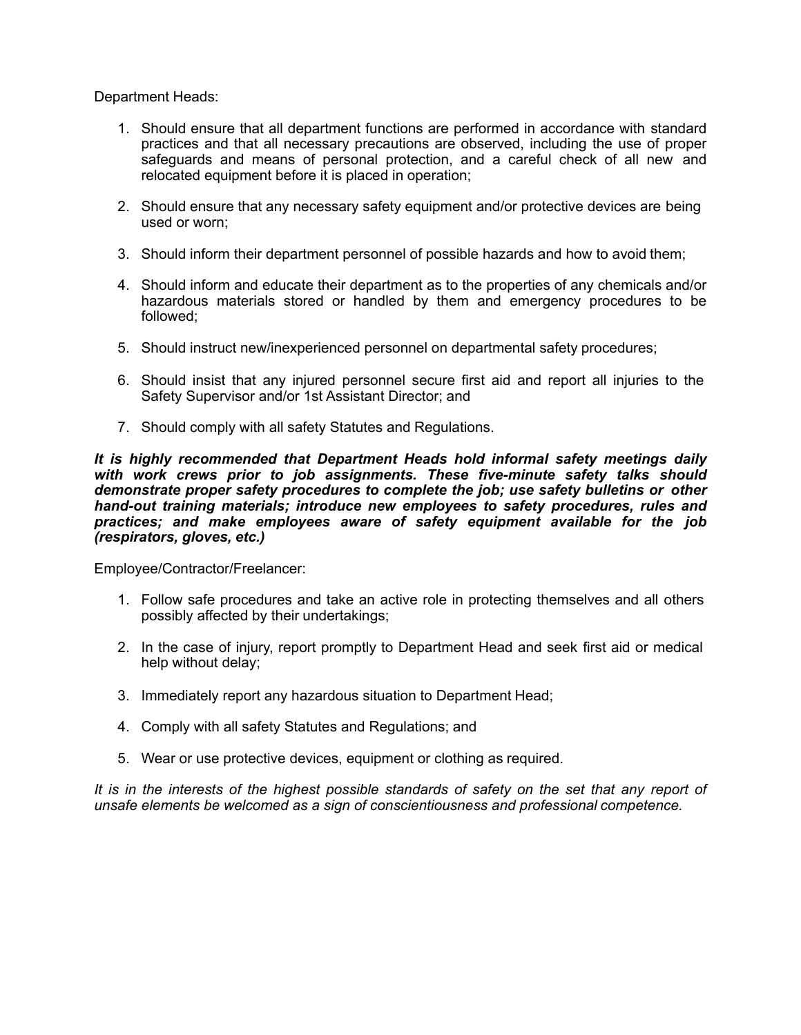Department Heads:

1. Should ensure that all department functions are performed in accordance with standard practices and that all necessary precautions are observed, including the use of proper safeguards and means of personal protection, and a careful check of all new and relocated equipment before it is placed in operation;

2. Should ensure that any necessary safety equipment and/or protective devices are being used or worn;

3. Should inform their department personnel of possible hazards and how to avoid them;

4. Should inform and educate their department as to the properties of any chemicals and/or hazardous materials stored or handled by them and emergency procedures to be followed;

5. Should instruct new/inexperienced personnel on departmental safety procedures;

6. Should insist that any injured personnel secure first aid and report all injuries to the Safety Supervisor and/or 1st Assistant Director; and

7. Should comply with all safety Statutes and Regulations.

***It is highly recommended that Department Heads hold informal safety meetings daily with work crews prior to job assignments. These five-minute safety talks should demonstrate proper safety procedures to complete the job; use safety bulletins or other hand-out training materials; introduce new employees to safety procedures, rules and practices; and make employees aware of safety equipment available for the job (respirators, gloves, etc.)***

Employee/Contractor/Freelancer:

1. Follow safe procedures and take an active role in protecting themselves and all others possibly affected by their undertakings;

2. In the case of injury, report promptly to Department Head and seek first aid or medical help without delay;

3. Immediately report any hazardous situation to Department Head;

4. Comply with all safety Statutes and Regulations; and

5. Wear or use protective devices, equipment or clothing as required.

*It is in the interests of the highest possible standards of safety on the set that any report of unsafe elements be welcomed as a sign of conscientiousness and professional competence.*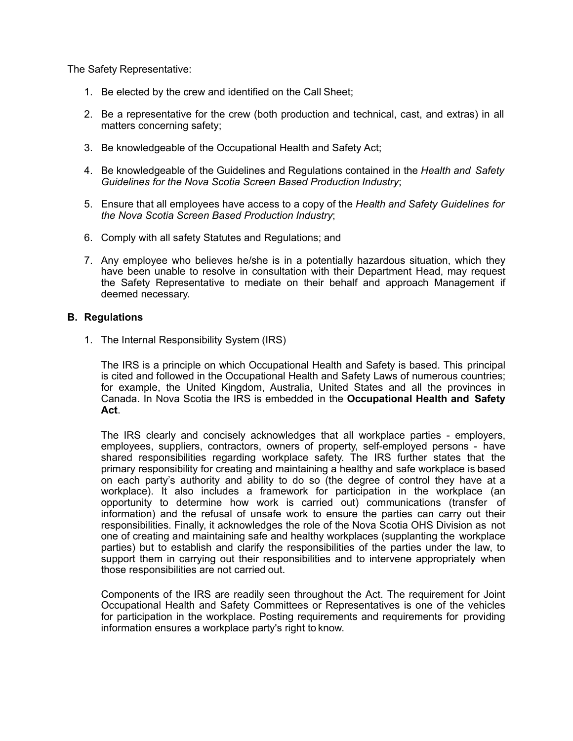The Safety Representative:

1. Be elected by the crew and identified on the Call Sheet;

2. Be a representative for the crew (both production and technical, cast, and extras) in all matters concerning safety;

3. Be knowledgeable of the Occupational Health and Safety Act;

4. Be knowledgeable of the Guidelines and Regulations contained in the *Health and Safety Guidelines for the Nova Scotia Screen Based Production Industry*;

5. Ensure that all employees have access to a copy of the *Health and Safety Guidelines for the Nova Scotia Screen Based Production Industry*;

6. Comply with all safety Statutes and Regulations; and

7. Any employee who believes he/she is in a potentially hazardous situation, which they have been unable to resolve in consultation with their Department Head, may request the Safety Representative to mediate on their behalf and approach Management if deemed necessary.

## B. Regulations

1. The Internal Responsibility System (IRS)

   The IRS is a principle on which Occupational Health and Safety is based. This principal is cited and followed in the Occupational Health and Safety Laws of numerous countries; for example, the United Kingdom, Australia, United States and all the provinces in Canada. In Nova Scotia the IRS is embedded in the **Occupational Health and Safety Act**.

   The IRS clearly and concisely acknowledges that all workplace parties - employers, employees, suppliers, contractors, owners of property, self-employed persons - have shared responsibilities regarding workplace safety. The IRS further states that the primary responsibility for creating and maintaining a healthy and safe workplace is based on each party's authority and ability to do so (the degree of control they have at a workplace). It also includes a framework for participation in the workplace (an opportunity to determine how work is carried out) communications (transfer of information) and the refusal of unsafe work to ensure the parties can carry out their responsibilities. Finally, it acknowledges the role of the Nova Scotia OHS Division as not one of creating and maintaining safe and healthy workplaces (supplanting the workplace parties) but to establish and clarify the responsibilities of the parties under the law, to support them in carrying out their responsibilities and to intervene appropriately when those responsibilities are not carried out.

   Components of the IRS are readily seen throughout the Act. The requirement for Joint Occupational Health and Safety Committees or Representatives is one of the vehicles for participation in the workplace. Posting requirements and requirements for providing information ensures a workplace party's right to know.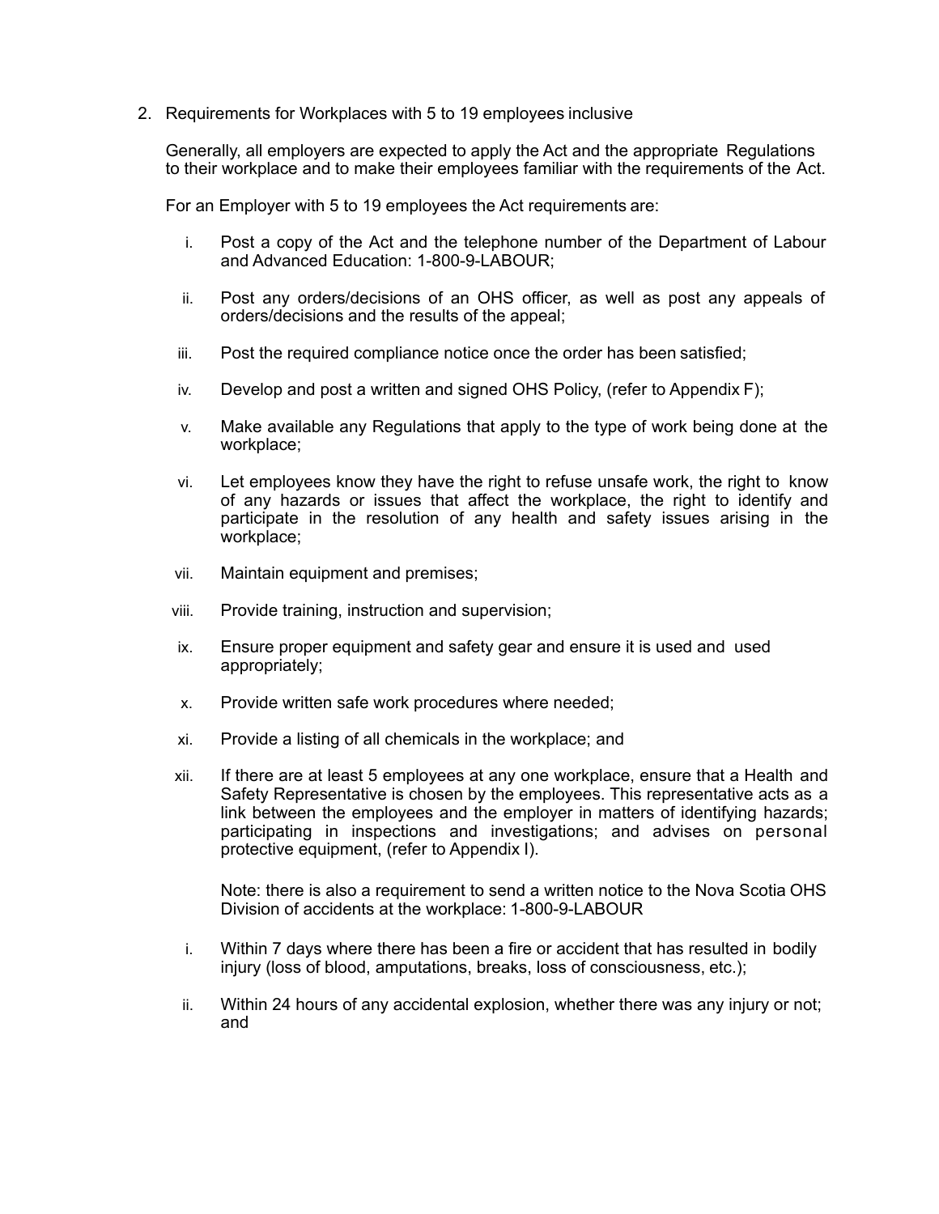2. Requirements for Workplaces with 5 to 19 employees inclusive

   Generally, all employers are expected to apply the Act and the appropriate Regulations to their workplace and to make their employees familiar with the requirements of the Act.

   For an Employer with 5 to 19 employees the Act requirements are:

   i. Post a copy of the Act and the telephone number of the Department of Labour and Advanced Education: 1-800-9-LABOUR;

   ii. Post any orders/decisions of an OHS officer, as well as post any appeals of orders/decisions and the results of the appeal;

   iii. Post the required compliance notice once the order has been satisfied;

   iv. Develop and post a written and signed OHS Policy, (refer to Appendix F);

   v. Make available any Regulations that apply to the type of work being done at the workplace;

   vi. Let employees know they have the right to refuse unsafe work, the right to know of any hazards or issues that affect the workplace, the right to identify and participate in the resolution of any health and safety issues arising in the workplace;

   vii. Maintain equipment and premises;

   viii. Provide training, instruction and supervision;

   ix. Ensure proper equipment and safety gear and ensure it is used and used appropriately;

   x. Provide written safe work procedures where needed;

   xi. Provide a listing of all chemicals in the workplace; and

   xii. If there are at least 5 employees at any one workplace, ensure that a Health and Safety Representative is chosen by the employees. This representative acts as a link between the employees and the employer in matters of identifying hazards; participating in inspections and investigations; and advises on personal protective equipment, (refer to Appendix I).

   Note: there is also a requirement to send a written notice to the Nova Scotia OHS Division of accidents at the workplace: 1-800-9-LABOUR

   i. Within 7 days where there has been a fire or accident that has resulted in bodily injury (loss of blood, amputations, breaks, loss of consciousness, etc.);

   ii. Within 24 hours of any accidental explosion, whether there was any injury or not; and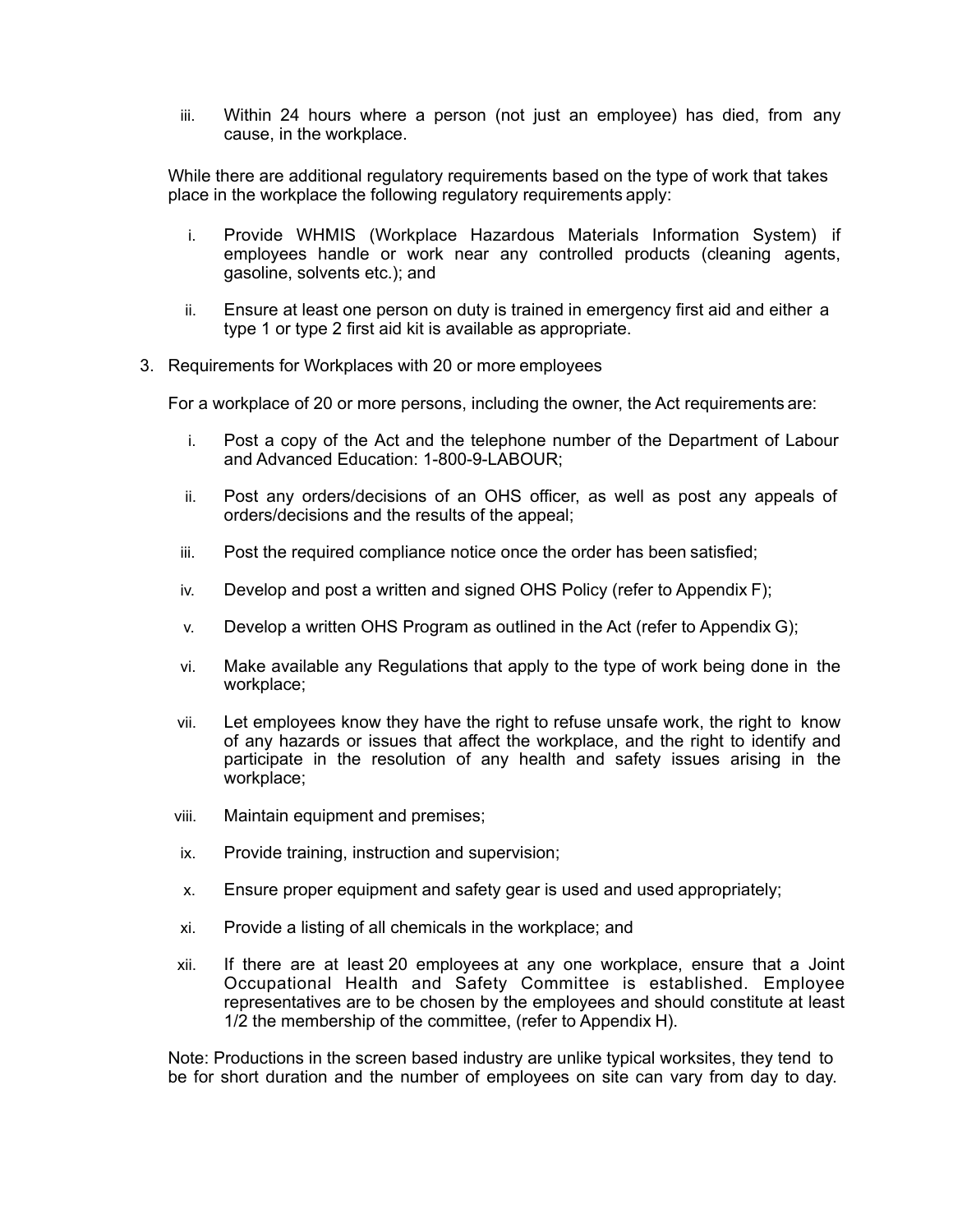iii. Within 24 hours where a person (not just an employee) has died, from any cause, in the workplace.

While there are additional regulatory requirements based on the type of work that takes place in the workplace the following regulatory requirements apply:

i. Provide WHMIS (Workplace Hazardous Materials Information System) if employees handle or work near any controlled products (cleaning agents, gasoline, solvents etc.); and

ii. Ensure at least one person on duty is trained in emergency first aid and either a type 1 or type 2 first aid kit is available as appropriate.

3. Requirements for Workplaces with 20 or more employees

For a workplace of 20 or more persons, including the owner, the Act requirements are:

i. Post a copy of the Act and the telephone number of the Department of Labour and Advanced Education: 1-800-9-LABOUR;

ii. Post any orders/decisions of an OHS officer, as well as post any appeals of orders/decisions and the results of the appeal;

iii. Post the required compliance notice once the order has been satisfied;

iv. Develop and post a written and signed OHS Policy (refer to Appendix F);

v. Develop a written OHS Program as outlined in the Act (refer to Appendix G);

vi. Make available any Regulations that apply to the type of work being done in the workplace;

vii. Let employees know they have the right to refuse unsafe work, the right to know of any hazards or issues that affect the workplace, and the right to identify and participate in the resolution of any health and safety issues arising in the workplace;

viii. Maintain equipment and premises;

ix. Provide training, instruction and supervision;

x. Ensure proper equipment and safety gear is used and used appropriately;

xi. Provide a listing of all chemicals in the workplace; and

xii. If there are at least 20 employees at any one workplace, ensure that a Joint Occupational Health and Safety Committee is established. Employee representatives are to be chosen by the employees and should constitute at least 1/2 the membership of the committee, (refer to Appendix H).

Note: Productions in the screen based industry are unlike typical worksites, they tend to be for short duration and the number of employees on site can vary from day to day.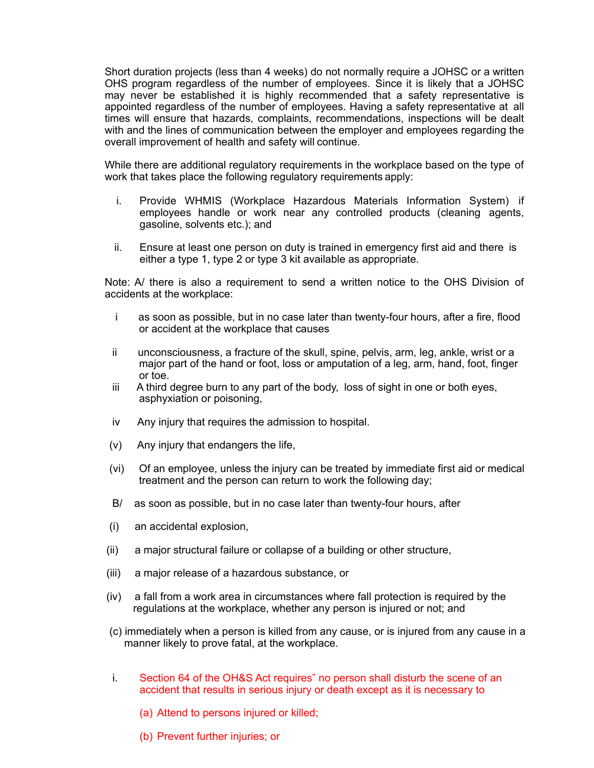Short duration projects (less than 4 weeks) do not normally require a JOHSC or a written OHS program regardless of the number of employees. Since it is likely that a JOHSC may never be established it is highly recommended that a safety representative is appointed regardless of the number of employees. Having a safety representative at all times will ensure that hazards, complaints, recommendations, inspections will be dealt with and the lines of communication between the employer and employees regarding the overall improvement of health and safety will continue.

While there are additional regulatory requirements in the workplace based on the type of work that takes place the following regulatory requirements apply:

i. Provide WHMIS (Workplace Hazardous Materials Information System) if employees handle or work near any controlled products (cleaning agents, gasoline, solvents etc.); and

ii. Ensure at least one person on duty is trained in emergency first aid and there is either a type 1, type 2 or type 3 kit available as appropriate.

Note: A/ there is also a requirement to send a written notice to the OHS Division of accidents at the workplace:

i as soon as possible, but in no case later than twenty-four hours, after a fire, flood or accident at the workplace that causes

ii unconsciousness, a fracture of the skull, spine, pelvis, arm, leg, ankle, wrist or a major part of the hand or foot, loss or amputation of a leg, arm, hand, foot, finger or toe.

iii A third degree burn to any part of the body, loss of sight in one or both eyes, asphyxiation or poisoning,

iv Any injury that requires the admission to hospital.

(v) Any injury that endangers the life,

(vi) Of an employee, unless the injury can be treated by immediate first aid or medical treatment and the person can return to work the following day;

B/ as soon as possible, but in no case later than twenty-four hours, after

(i) an accidental explosion,

(ii) a major structural failure or collapse of a building or other structure,

(iii) a major release of a hazardous substance, or

(iv) a fall from a work area in circumstances where fall protection is required by the regulations at the workplace, whether any person is injured or not; and

(c) immediately when a person is killed from any cause, or is injured from any cause in a manner likely to prove fatal, at the workplace.

i. Section 64 of the OH&S Act requires" no person shall disturb the scene of an accident that results in serious injury or death except as it is necessary to

   (a) Attend to persons injured or killed;

   (b) Prevent further injuries; or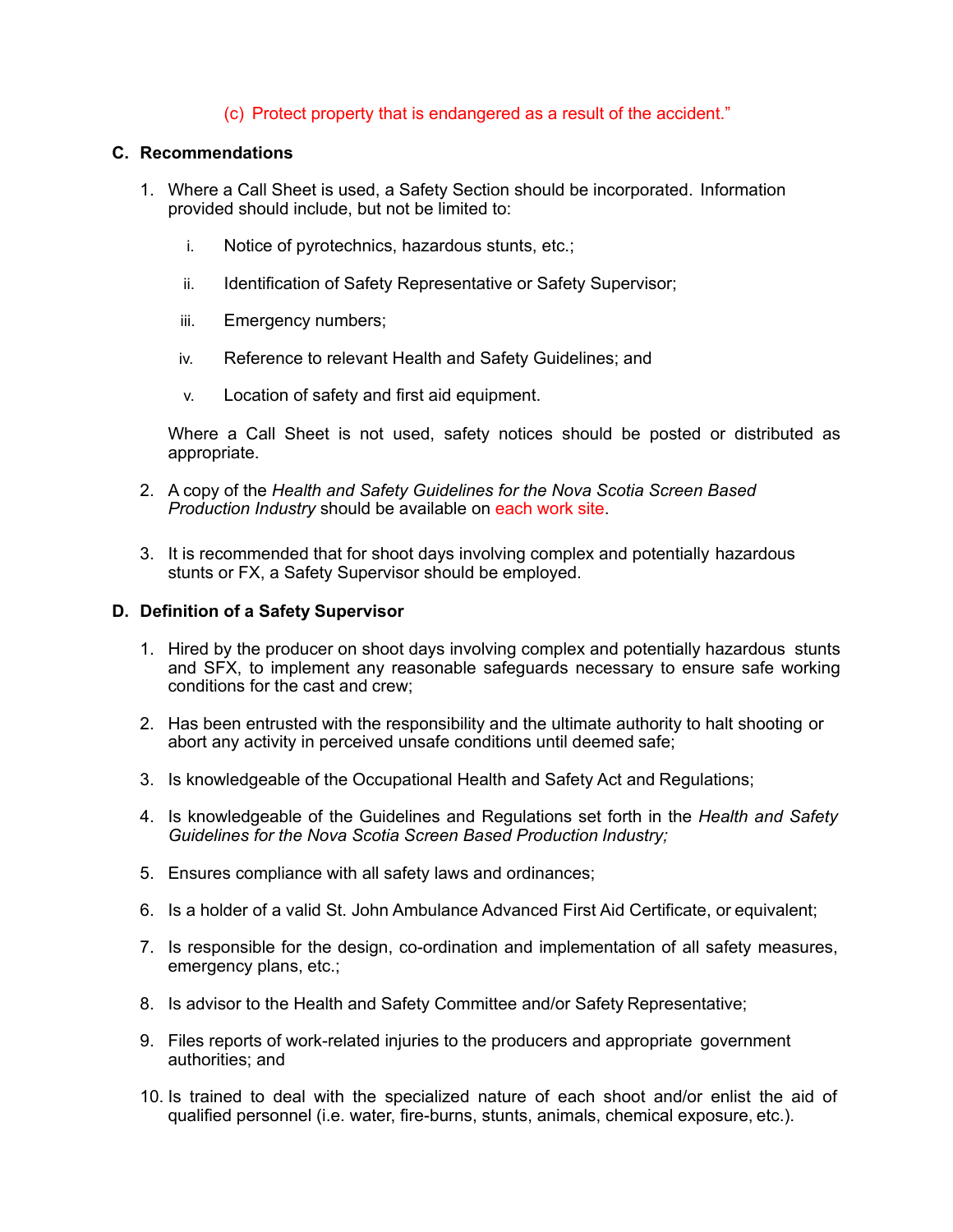(c) Protect property that is endangered as a result of the accident."

## C. Recommendations

1. Where a Call Sheet is used, a Safety Section should be incorporated. Information provided should include, but not be limited to:

   i. Notice of pyrotechnics, hazardous stunts, etc.;

   ii. Identification of Safety Representative or Safety Supervisor;

   iii. Emergency numbers;

   iv. Reference to relevant Health and Safety Guidelines; and

   v. Location of safety and first aid equipment.

   Where a Call Sheet is not used, safety notices should be posted or distributed as appropriate.

2. A copy of the *Health and Safety Guidelines for the Nova Scotia Screen Based Production Industry* should be available on each work site.

3. It is recommended that for shoot days involving complex and potentially hazardous stunts or FX, a Safety Supervisor should be employed.

## D. Definition of a Safety Supervisor

1. Hired by the producer on shoot days involving complex and potentially hazardous stunts and SFX, to implement any reasonable safeguards necessary to ensure safe working conditions for the cast and crew;

2. Has been entrusted with the responsibility and the ultimate authority to halt shooting or abort any activity in perceived unsafe conditions until deemed safe;

3. Is knowledgeable of the Occupational Health and Safety Act and Regulations;

4. Is knowledgeable of the Guidelines and Regulations set forth in the *Health and Safety Guidelines for the Nova Scotia Screen Based Production Industry;*

5. Ensures compliance with all safety laws and ordinances;

6. Is a holder of a valid St. John Ambulance Advanced First Aid Certificate, or equivalent;

7. Is responsible for the design, co-ordination and implementation of all safety measures, emergency plans, etc.;

8. Is advisor to the Health and Safety Committee and/or Safety Representative;

9. Files reports of work-related injuries to the producers and appropriate government authorities; and

10. Is trained to deal with the specialized nature of each shoot and/or enlist the aid of qualified personnel (i.e. water, fire-burns, stunts, animals, chemical exposure, etc.).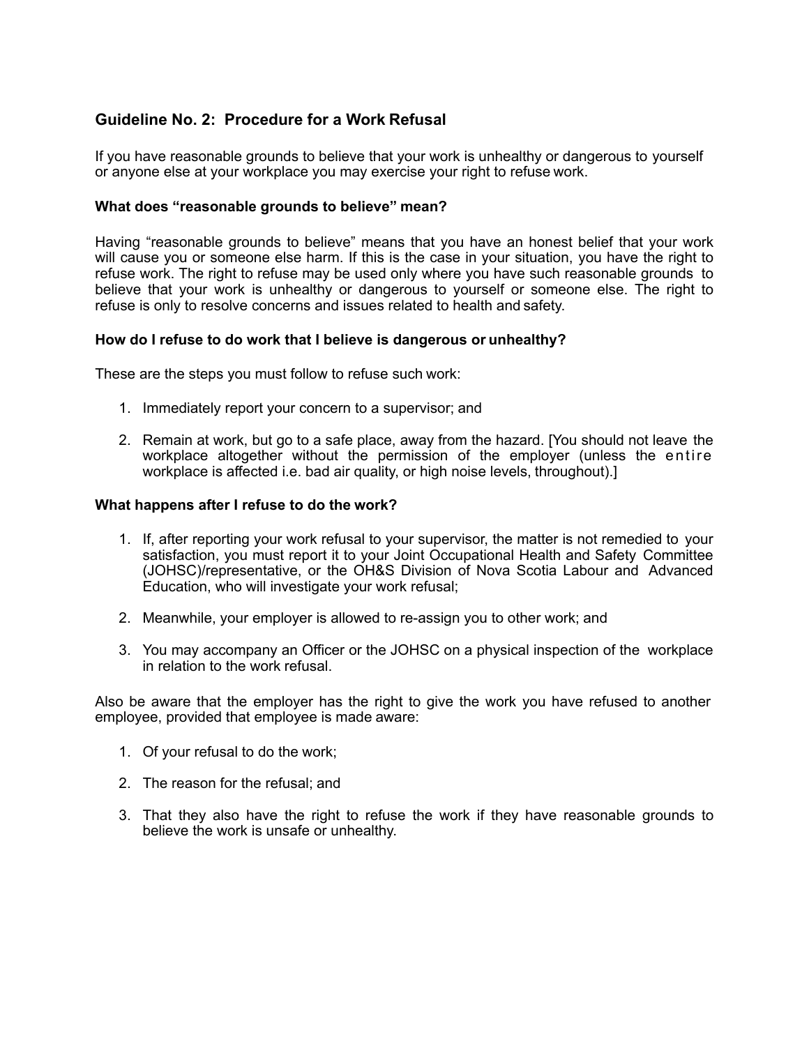## Guideline No. 2: Procedure for a Work Refusal

If you have reasonable grounds to believe that your work is unhealthy or dangerous to yourself or anyone else at your workplace you may exercise your right to refuse work.

### What does "reasonable grounds to believe" mean?

Having "reasonable grounds to believe" means that you have an honest belief that your work will cause you or someone else harm. If this is the case in your situation, you have the right to refuse work. The right to refuse may be used only where you have such reasonable grounds to believe that your work is unhealthy or dangerous to yourself or someone else. The right to refuse is only to resolve concerns and issues related to health and safety.

### How do I refuse to do work that I believe is dangerous or unhealthy?

These are the steps you must follow to refuse such work:

1. Immediately report your concern to a supervisor; and
2. Remain at work, but go to a safe place, away from the hazard. [You should not leave the workplace altogether without the permission of the employer (unless the entire workplace is affected i.e. bad air quality, or high noise levels, throughout).]

### What happens after I refuse to do the work?

1. If, after reporting your work refusal to your supervisor, the matter is not remedied to your satisfaction, you must report it to your Joint Occupational Health and Safety Committee (JOHSC)/representative, or the OH&S Division of Nova Scotia Labour and Advanced Education, who will investigate your work refusal;
2. Meanwhile, your employer is allowed to re-assign you to other work; and
3. You may accompany an Officer or the JOHSC on a physical inspection of the workplace in relation to the work refusal.

Also be aware that the employer has the right to give the work you have refused to another employee, provided that employee is made aware:

1. Of your refusal to do the work;
2. The reason for the refusal; and
3. That they also have the right to refuse the work if they have reasonable grounds to believe the work is unsafe or unhealthy.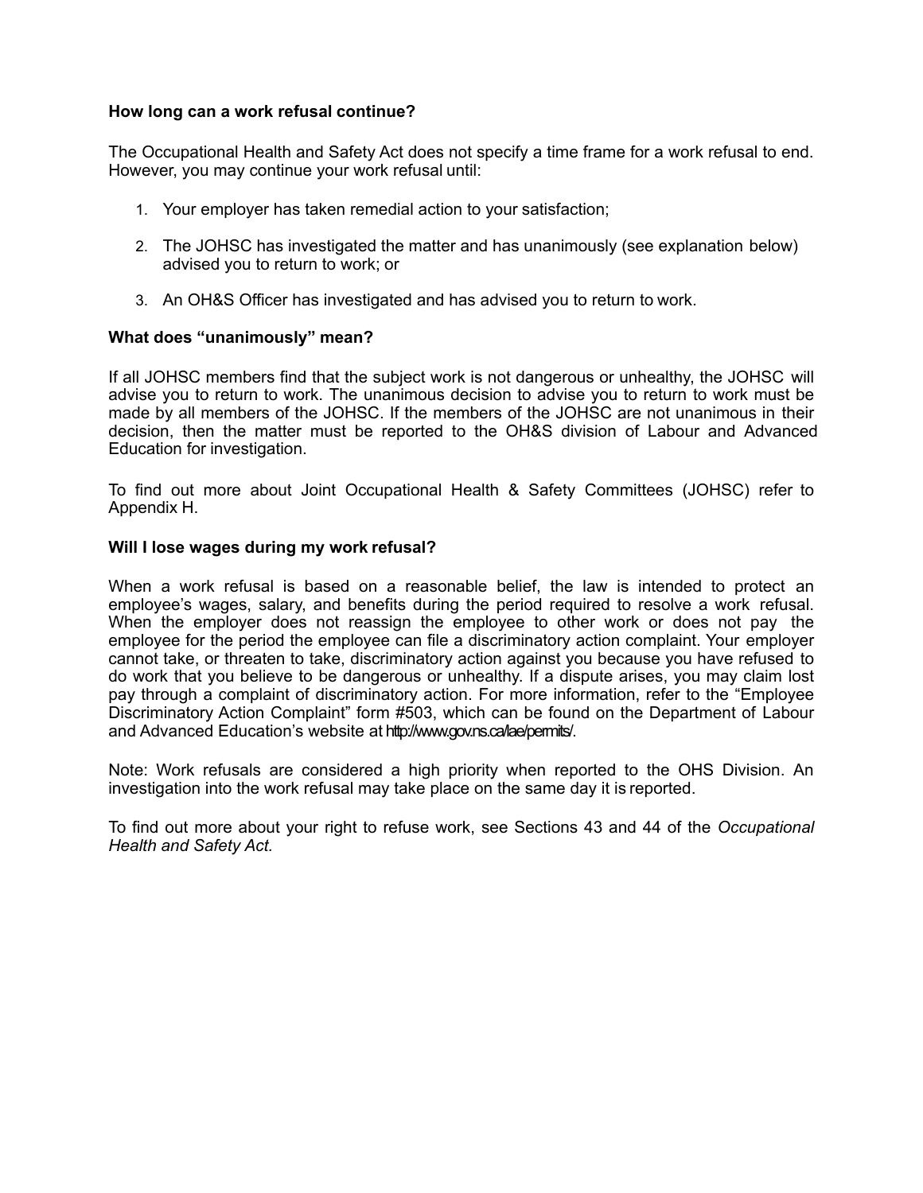**How long can a work refusal continue?**

The Occupational Health and Safety Act does not specify a time frame for a work refusal to end. However, you may continue your work refusal until:

1. Your employer has taken remedial action to your satisfaction;
2. The JOHSC has investigated the matter and has unanimously (see explanation below) advised you to return to work; or
3. An OH&S Officer has investigated and has advised you to return to work.

**What does "unanimously" mean?**

If all JOHSC members find that the subject work is not dangerous or unhealthy, the JOHSC will advise you to return to work. The unanimous decision to advise you to return to work must be made by all members of the JOHSC. If the members of the JOHSC are not unanimous in their decision, then the matter must be reported to the OH&S division of Labour and Advanced Education for investigation.

To find out more about Joint Occupational Health & Safety Committees (JOHSC) refer to Appendix H.

**Will I lose wages during my work refusal?**

When a work refusal is based on a reasonable belief, the law is intended to protect an employee's wages, salary, and benefits during the period required to resolve a work refusal. When the employer does not reassign the employee to other work or does not pay the employee for the period the employee can file a discriminatory action complaint. Your employer cannot take, or threaten to take, discriminatory action against you because you have refused to do work that you believe to be dangerous or unhealthy. If a dispute arises, you may claim lost pay through a complaint of discriminatory action. For more information, refer to the "Employee Discriminatory Action Complaint" form #503, which can be found on the Department of Labour and Advanced Education's website at http://www.gov.ns.ca/lae/permits/.

Note: Work refusals are considered a high priority when reported to the OHS Division. An investigation into the work refusal may take place on the same day it is reported.

To find out more about your right to refuse work, see Sections 43 and 44 of the *Occupational Health and Safety Act*.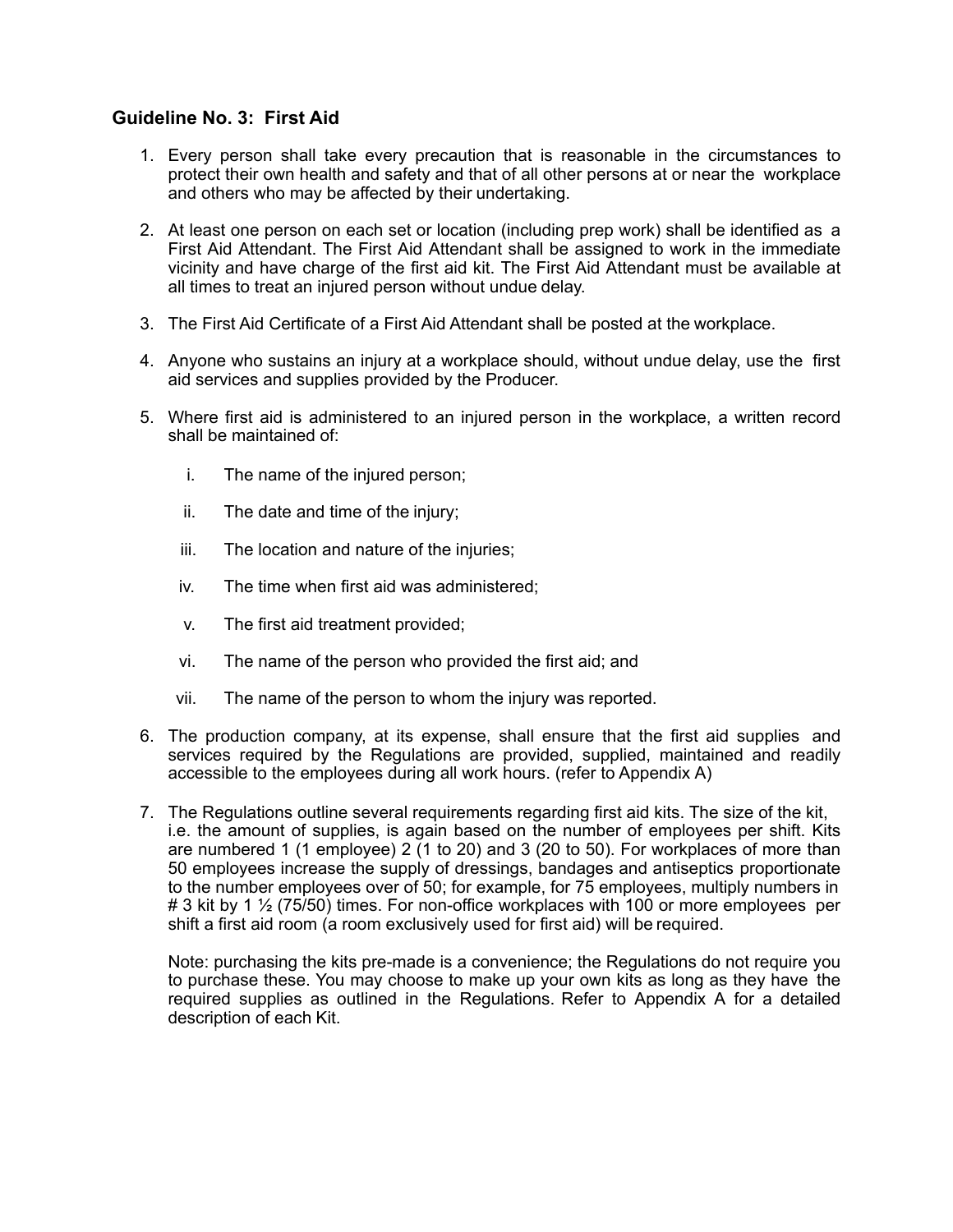## Guideline No. 3: First Aid

1. Every person shall take every precaution that is reasonable in the circumstances to protect their own health and safety and that of all other persons at or near the workplace and others who may be affected by their undertaking.

2. At least one person on each set or location (including prep work) shall be identified as a First Aid Attendant. The First Aid Attendant shall be assigned to work in the immediate vicinity and have charge of the first aid kit. The First Aid Attendant must be available at all times to treat an injured person without undue delay.

3. The First Aid Certificate of a First Aid Attendant shall be posted at the workplace.

4. Anyone who sustains an injury at a workplace should, without undue delay, use the first aid services and supplies provided by the Producer.

5. Where first aid is administered to an injured person in the workplace, a written record shall be maintained of:

   i. The name of the injured person;

   ii. The date and time of the injury;

   iii. The location and nature of the injuries;

   iv. The time when first aid was administered;

   v. The first aid treatment provided;

   vi. The name of the person who provided the first aid; and

   vii. The name of the person to whom the injury was reported.

6. The production company, at its expense, shall ensure that the first aid supplies and services required by the Regulations are provided, supplied, maintained and readily accessible to the employees during all work hours. (refer to Appendix A)

7. The Regulations outline several requirements regarding first aid kits. The size of the kit, i.e. the amount of supplies, is again based on the number of employees per shift. Kits are numbered 1 (1 employee) 2 (1 to 20) and 3 (20 to 50). For workplaces of more than 50 employees increase the supply of dressings, bandages and antiseptics proportionate to the number employees over of 50; for example, for 75 employees, multiply numbers in # 3 kit by 1 ½ (75/50) times. For non-office workplaces with 100 or more employees per shift a first aid room (a room exclusively used for first aid) will be required.

   Note: purchasing the kits pre-made is a convenience; the Regulations do not require you to purchase these. You may choose to make up your own kits as long as they have the required supplies as outlined in the Regulations. Refer to Appendix A for a detailed description of each Kit.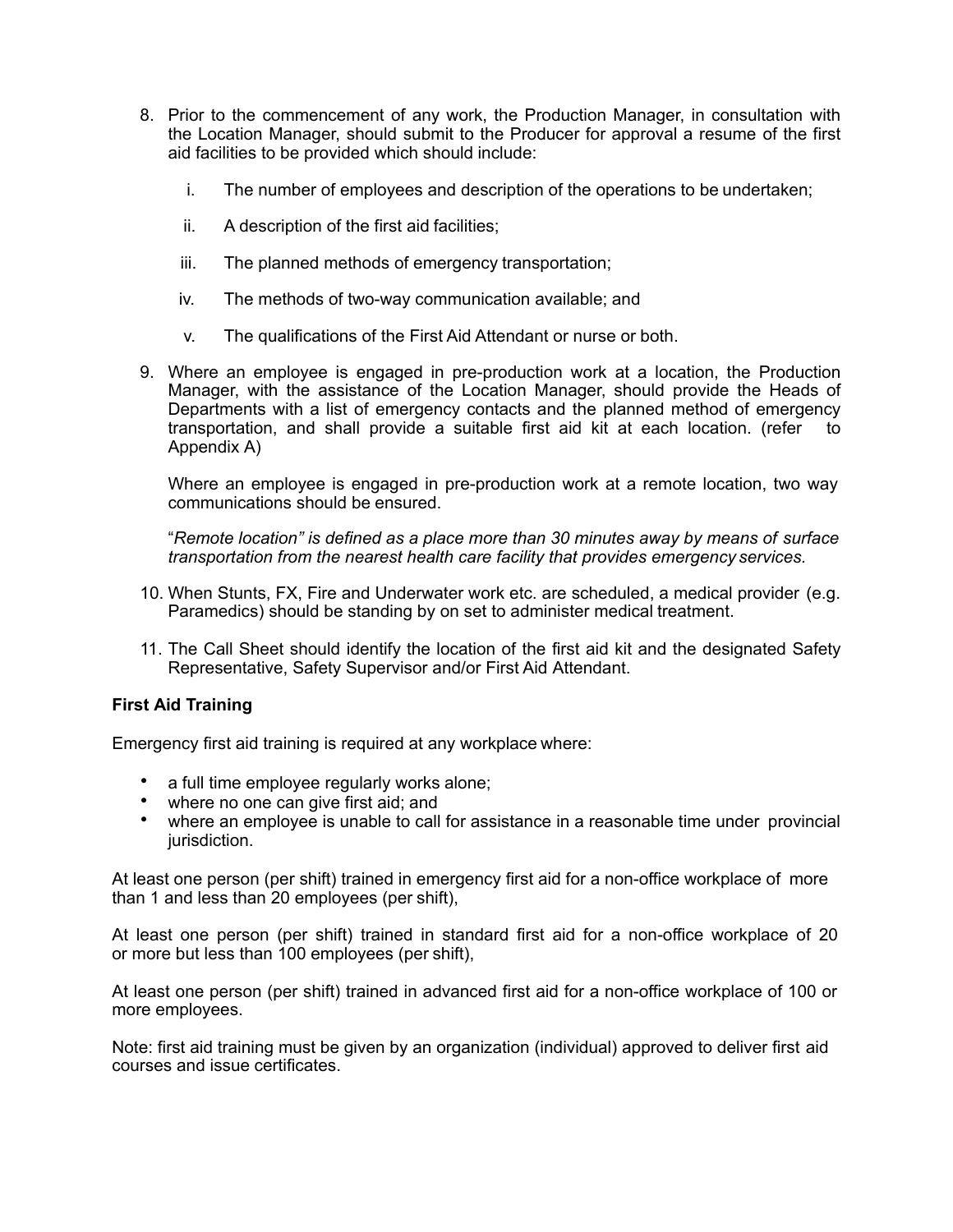8. Prior to the commencement of any work, the Production Manager, in consultation with the Location Manager, should submit to the Producer for approval a resume of the first aid facilities to be provided which should include:

   i. The number of employees and description of the operations to be undertaken;

   ii. A description of the first aid facilities;

   iii. The planned methods of emergency transportation;

   iv. The methods of two-way communication available; and

   v. The qualifications of the First Aid Attendant or nurse or both.

9. Where an employee is engaged in pre-production work at a location, the Production Manager, with the assistance of the Location Manager, should provide the Heads of Departments with a list of emergency contacts and the planned method of emergency transportation, and shall provide a suitable first aid kit at each location. (refer to Appendix A)

   Where an employee is engaged in pre-production work at a remote location, two way communications should be ensured.

   "*Remote location" is defined as a place more than 30 minutes away by means of surface transportation from the nearest health care facility that provides emergency services.*

10. When Stunts, FX, Fire and Underwater work etc. are scheduled, a medical provider (e.g. Paramedics) should be standing by on set to administer medical treatment.

11. The Call Sheet should identify the location of the first aid kit and the designated Safety Representative, Safety Supervisor and/or First Aid Attendant.

**First Aid Training**

Emergency first aid training is required at any workplace where:

- a full time employee regularly works alone;
- where no one can give first aid; and
- where an employee is unable to call for assistance in a reasonable time under provincial jurisdiction.

At least one person (per shift) trained in emergency first aid for a non-office workplace of more than 1 and less than 20 employees (per shift),

At least one person (per shift) trained in standard first aid for a non-office workplace of 20 or more but less than 100 employees (per shift),

At least one person (per shift) trained in advanced first aid for a non-office workplace of 100 or more employees.

Note: first aid training must be given by an organization (individual) approved to deliver first aid courses and issue certificates.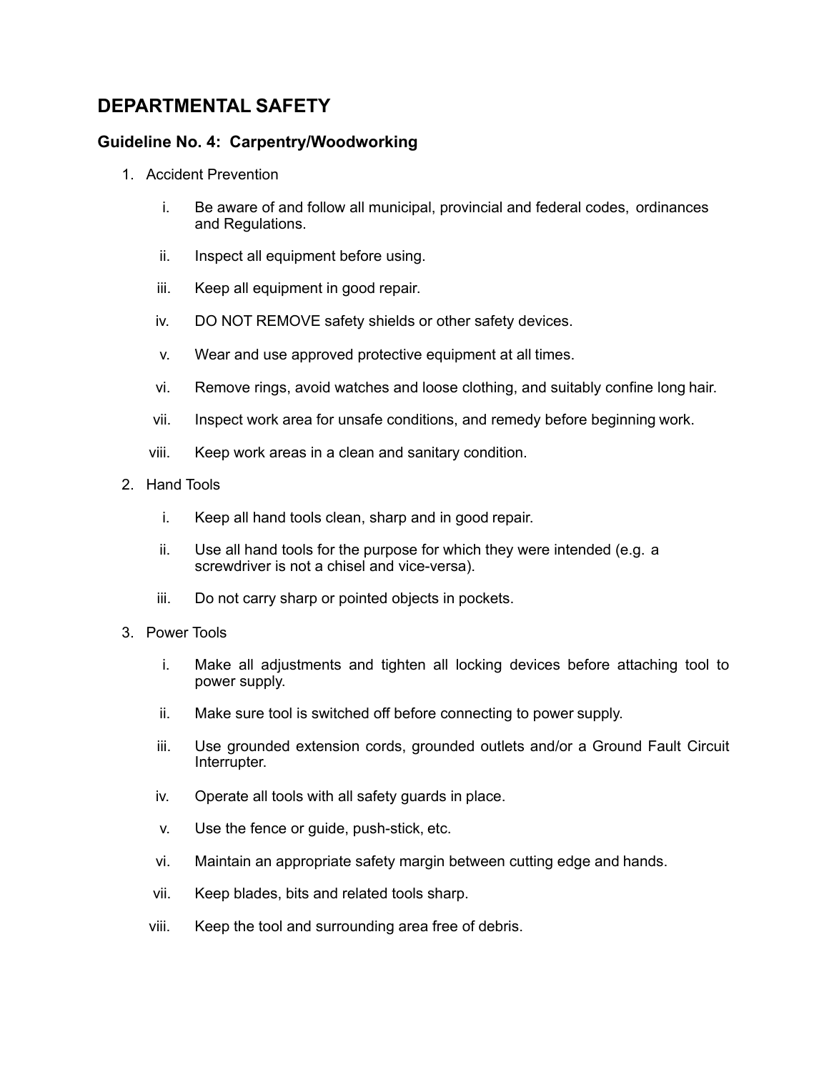## DEPARTMENTAL SAFETY

### Guideline No. 4: Carpentry/Woodworking

1. Accident Prevention

   i. Be aware of and follow all municipal, provincial and federal codes, ordinances and Regulations.

   ii. Inspect all equipment before using.

   iii. Keep all equipment in good repair.

   iv. DO NOT REMOVE safety shields or other safety devices.

   v. Wear and use approved protective equipment at all times.

   vi. Remove rings, avoid watches and loose clothing, and suitably confine long hair.

   vii. Inspect work area for unsafe conditions, and remedy before beginning work.

   viii. Keep work areas in a clean and sanitary condition.

2. Hand Tools

   i. Keep all hand tools clean, sharp and in good repair.

   ii. Use all hand tools for the purpose for which they were intended (e.g. a screwdriver is not a chisel and vice-versa).

   iii. Do not carry sharp or pointed objects in pockets.

3. Power Tools

   i. Make all adjustments and tighten all locking devices before attaching tool to power supply.

   ii. Make sure tool is switched off before connecting to power supply.

   iii. Use grounded extension cords, grounded outlets and/or a Ground Fault Circuit Interrupter.

   iv. Operate all tools with all safety guards in place.

   v. Use the fence or guide, push-stick, etc.

   vi. Maintain an appropriate safety margin between cutting edge and hands.

   vii. Keep blades, bits and related tools sharp.

   viii. Keep the tool and surrounding area free of debris.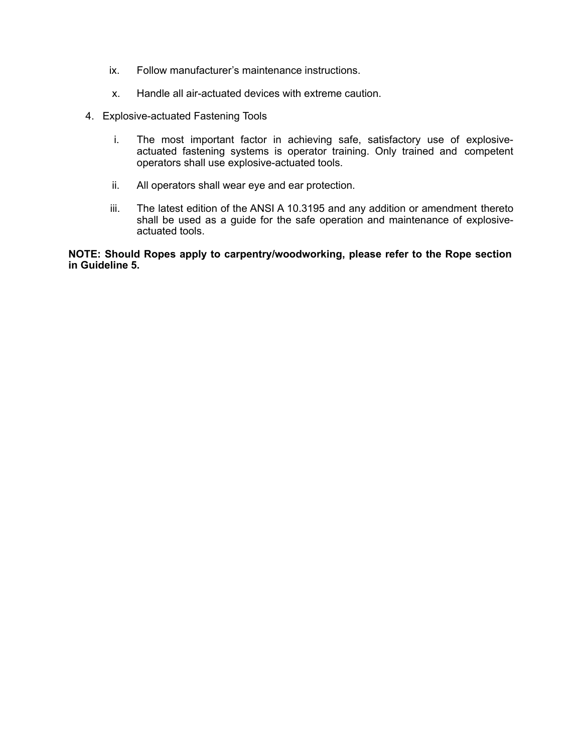ix. Follow manufacturer's maintenance instructions.

x. Handle all air-actuated devices with extreme caution.

4. Explosive-actuated Fastening Tools

   i. The most important factor in achieving safe, satisfactory use of explosive-actuated fastening systems is operator training. Only trained and competent operators shall use explosive-actuated tools.

   ii. All operators shall wear eye and ear protection.

   iii. The latest edition of the ANSI A 10.3195 and any addition or amendment thereto shall be used as a guide for the safe operation and maintenance of explosive-actuated tools.

**NOTE: Should Ropes apply to carpentry/woodworking, please refer to the Rope section in Guideline 5.**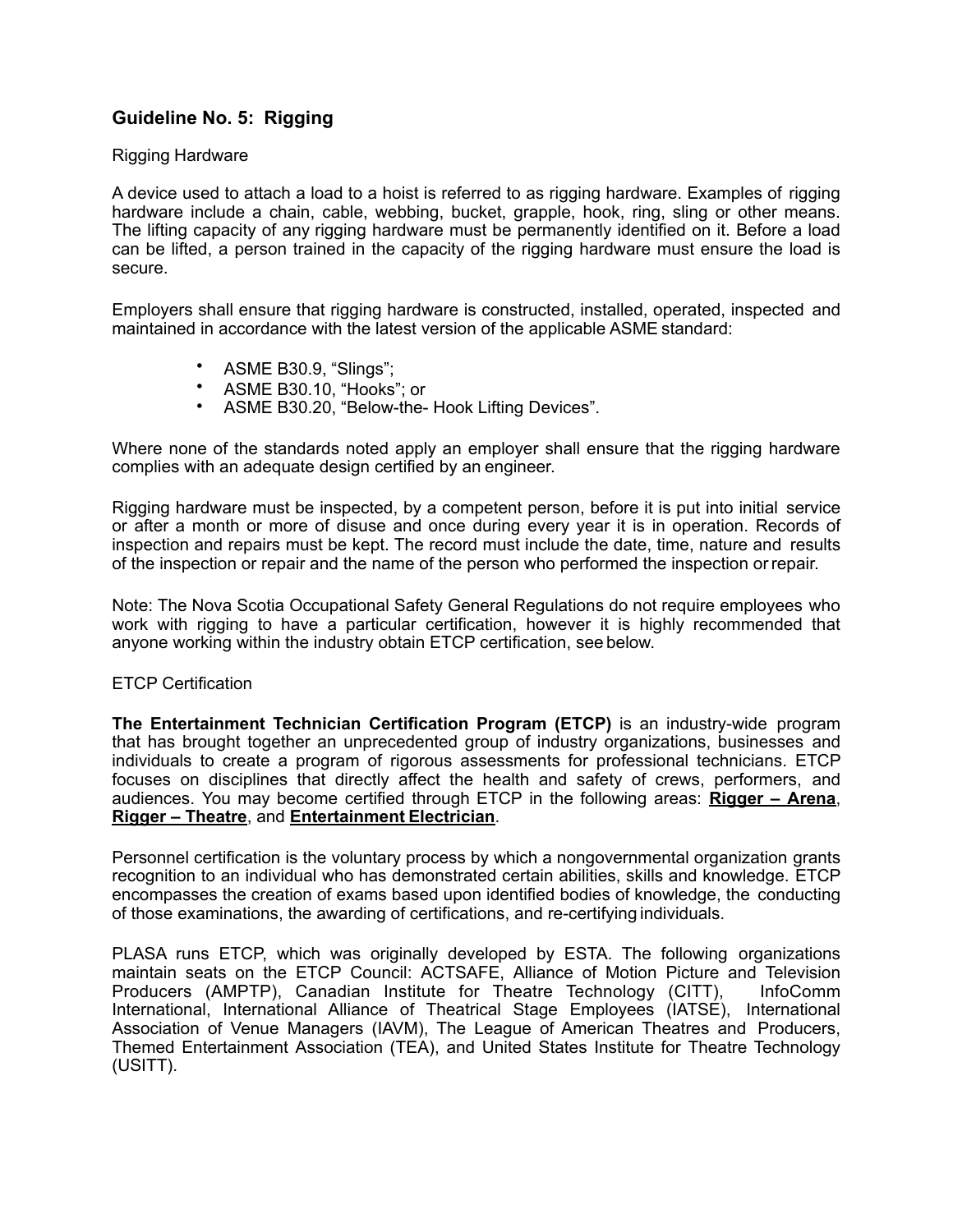## Guideline No. 5: Rigging

### Rigging Hardware

A device used to attach a load to a hoist is referred to as rigging hardware. Examples of rigging hardware include a chain, cable, webbing, bucket, grapple, hook, ring, sling or other means. The lifting capacity of any rigging hardware must be permanently identified on it. Before a load can be lifted, a person trained in the capacity of the rigging hardware must ensure the load is secure.

Employers shall ensure that rigging hardware is constructed, installed, operated, inspected and maintained in accordance with the latest version of the applicable ASME standard:

- ASME B30.9, "Slings";
- ASME B30.10, "Hooks"; or
- ASME B30.20, "Below-the- Hook Lifting Devices".

Where none of the standards noted apply an employer shall ensure that the rigging hardware complies with an adequate design certified by an engineer.

Rigging hardware must be inspected, by a competent person, before it is put into initial service or after a month or more of disuse and once during every year it is in operation. Records of inspection and repairs must be kept. The record must include the date, time, nature and results of the inspection or repair and the name of the person who performed the inspection or repair.

Note: The Nova Scotia Occupational Safety General Regulations do not require employees who work with rigging to have a particular certification, however it is highly recommended that anyone working within the industry obtain ETCP certification, see below.

### ETCP Certification

**The Entertainment Technician Certification Program (ETCP)** is an industry-wide program that has brought together an unprecedented group of industry organizations, businesses and individuals to create a program of rigorous assessments for professional technicians. ETCP focuses on disciplines that directly affect the health and safety of crews, performers, and audiences. You may become certified through ETCP in the following areas: **Rigger – Arena**, **Rigger – Theatre**, and **Entertainment Electrician**.

Personnel certification is the voluntary process by which a nongovernmental organization grants recognition to an individual who has demonstrated certain abilities, skills and knowledge. ETCP encompasses the creation of exams based upon identified bodies of knowledge, the conducting of those examinations, the awarding of certifications, and re-certifying individuals.

PLASA runs ETCP, which was originally developed by ESTA. The following organizations maintain seats on the ETCP Council: ACTSAFE, Alliance of Motion Picture and Television Producers (AMPTP), Canadian Institute for Theatre Technology (CITT), InfoComm International, International Alliance of Theatrical Stage Employees (IATSE), International Association of Venue Managers (IAVM), The League of American Theatres and Producers, Themed Entertainment Association (TEA), and United States Institute for Theatre Technology (USITT).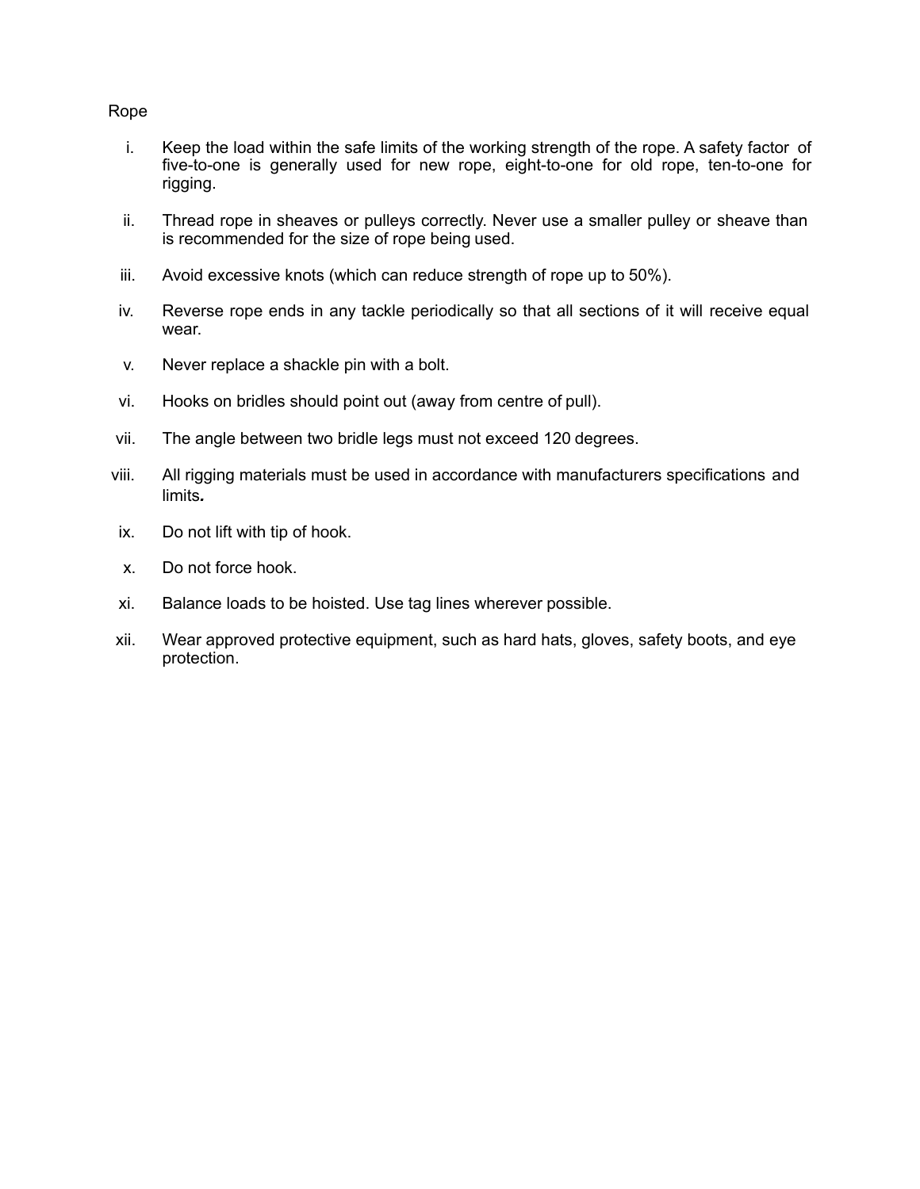Rope

i. Keep the load within the safe limits of the working strength of the rope. A safety factor of five-to-one is generally used for new rope, eight-to-one for old rope, ten-to-one for rigging.

ii. Thread rope in sheaves or pulleys correctly. Never use a smaller pulley or sheave than is recommended for the size of rope being used.

iii. Avoid excessive knots (which can reduce strength of rope up to 50%).

iv. Reverse rope ends in any tackle periodically so that all sections of it will receive equal wear.

v. Never replace a shackle pin with a bolt.

vi. Hooks on bridles should point out (away from centre of pull).

vii. The angle between two bridle legs must not exceed 120 degrees.

viii. All rigging materials must be used in accordance with manufacturers specifications and limits.

ix. Do not lift with tip of hook.

x. Do not force hook.

xi. Balance loads to be hoisted. Use tag lines wherever possible.

xii. Wear approved protective equipment, such as hard hats, gloves, safety boots, and eye protection.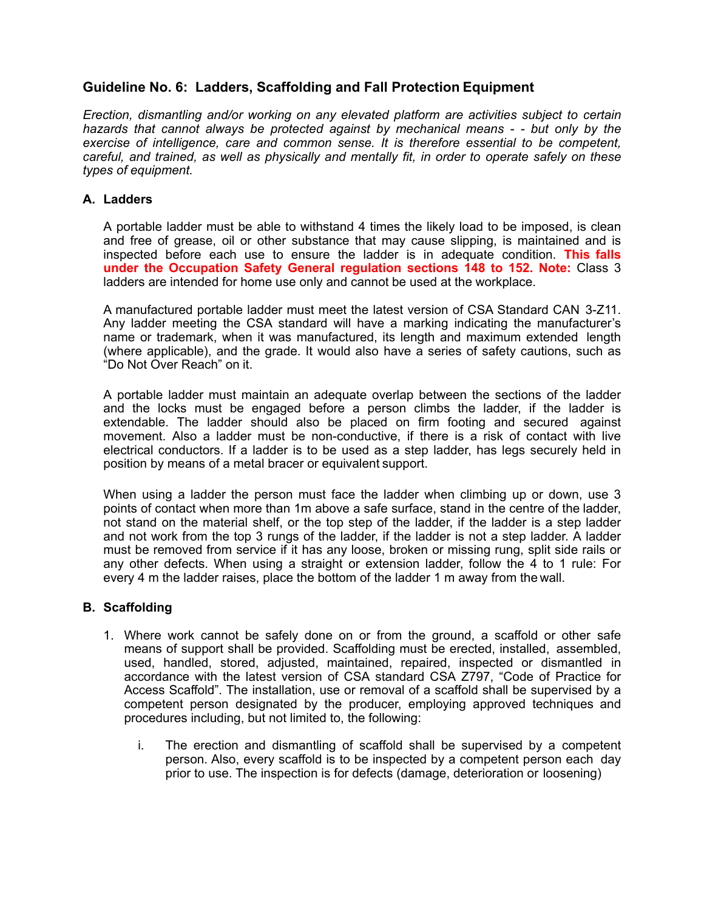## Guideline No. 6: Ladders, Scaffolding and Fall Protection Equipment

*Erection, dismantling and/or working on any elevated platform are activities subject to certain hazards that cannot always be protected against by mechanical means - - but only by the exercise of intelligence, care and common sense. It is therefore essential to be competent, careful, and trained, as well as physically and mentally fit, in order to operate safely on these types of equipment.*

### A. Ladders

A portable ladder must be able to withstand 4 times the likely load to be imposed, is clean and free of grease, oil or other substance that may cause slipping, is maintained and is inspected before each use to ensure the ladder is in adequate condition. **This falls under the Occupation Safety General regulation sections 148 to 152. Note:** Class 3 ladders are intended for home use only and cannot be used at the workplace.

A manufactured portable ladder must meet the latest version of CSA Standard CAN 3-Z11. Any ladder meeting the CSA standard will have a marking indicating the manufacturer's name or trademark, when it was manufactured, its length and maximum extended length (where applicable), and the grade. It would also have a series of safety cautions, such as "Do Not Over Reach" on it.

A portable ladder must maintain an adequate overlap between the sections of the ladder and the locks must be engaged before a person climbs the ladder, if the ladder is extendable. The ladder should also be placed on firm footing and secured against movement. Also a ladder must be non-conductive, if there is a risk of contact with live electrical conductors. If a ladder is to be used as a step ladder, has legs securely held in position by means of a metal bracer or equivalent support.

When using a ladder the person must face the ladder when climbing up or down, use 3 points of contact when more than 1m above a safe surface, stand in the centre of the ladder, not stand on the material shelf, or the top step of the ladder, if the ladder is a step ladder and not work from the top 3 rungs of the ladder, if the ladder is not a step ladder. A ladder must be removed from service if it has any loose, broken or missing rung, split side rails or any other defects. When using a straight or extension ladder, follow the 4 to 1 rule: For every 4 m the ladder raises, place the bottom of the ladder 1 m away from the wall.

### B. Scaffolding

1. Where work cannot be safely done on or from the ground, a scaffold or other safe means of support shall be provided. Scaffolding must be erected, installed, assembled, used, handled, stored, adjusted, maintained, repaired, inspected or dismantled in accordance with the latest version of CSA standard CSA Z797, "Code of Practice for Access Scaffold". The installation, use or removal of a scaffold shall be supervised by a competent person designated by the producer, employing approved techniques and procedures including, but not limited to, the following:

   i. The erection and dismantling of scaffold shall be supervised by a competent person. Also, every scaffold is to be inspected by a competent person each day prior to use. The inspection is for defects (damage, deterioration or loosening)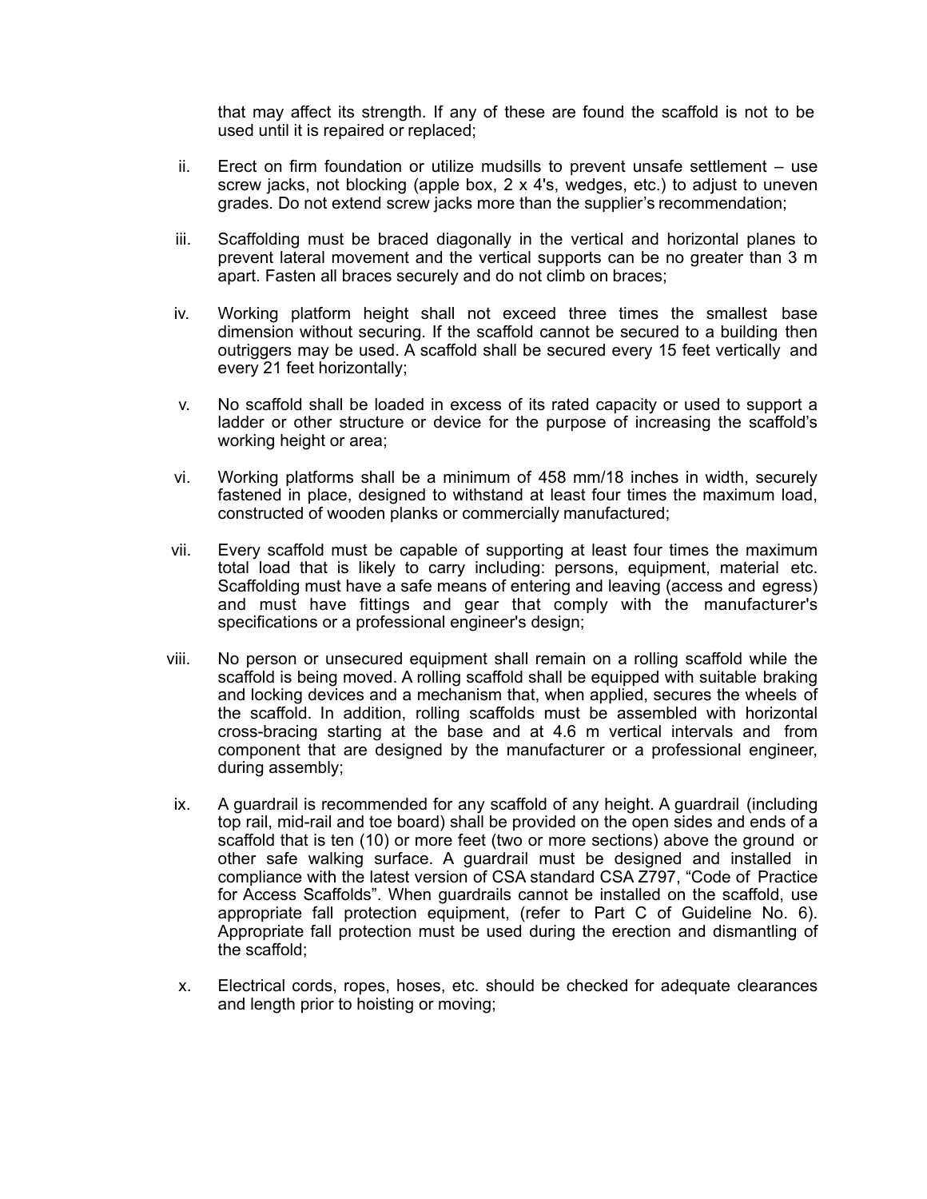that may affect its strength. If any of these are found the scaffold is not to be used until it is repaired or replaced;

ii. Erect on firm foundation or utilize mudsills to prevent unsafe settlement – use screw jacks, not blocking (apple box, 2 x 4's, wedges, etc.) to adjust to uneven grades. Do not extend screw jacks more than the supplier's recommendation;

iii. Scaffolding must be braced diagonally in the vertical and horizontal planes to prevent lateral movement and the vertical supports can be no greater than 3 m apart. Fasten all braces securely and do not climb on braces;

iv. Working platform height shall not exceed three times the smallest base dimension without securing. If the scaffold cannot be secured to a building then outriggers may be used. A scaffold shall be secured every 15 feet vertically and every 21 feet horizontally;

v. No scaffold shall be loaded in excess of its rated capacity or used to support a ladder or other structure or device for the purpose of increasing the scaffold's working height or area;

vi. Working platforms shall be a minimum of 458 mm/18 inches in width, securely fastened in place, designed to withstand at least four times the maximum load, constructed of wooden planks or commercially manufactured;

vii. Every scaffold must be capable of supporting at least four times the maximum total load that is likely to carry including: persons, equipment, material etc. Scaffolding must have a safe means of entering and leaving (access and egress) and must have fittings and gear that comply with the manufacturer's specifications or a professional engineer's design;

viii. No person or unsecured equipment shall remain on a rolling scaffold while the scaffold is being moved. A rolling scaffold shall be equipped with suitable braking and locking devices and a mechanism that, when applied, secures the wheels of the scaffold. In addition, rolling scaffolds must be assembled with horizontal cross-bracing starting at the base and at 4.6 m vertical intervals and from component that are designed by the manufacturer or a professional engineer, during assembly;

ix. A guardrail is recommended for any scaffold of any height. A guardrail (including top rail, mid-rail and toe board) shall be provided on the open sides and ends of a scaffold that is ten (10) or more feet (two or more sections) above the ground or other safe walking surface. A guardrail must be designed and installed in compliance with the latest version of CSA standard CSA Z797, "Code of Practice for Access Scaffolds". When guardrails cannot be installed on the scaffold, use appropriate fall protection equipment, (refer to Part C of Guideline No. 6). Appropriate fall protection must be used during the erection and dismantling of the scaffold;

x. Electrical cords, ropes, hoses, etc. should be checked for adequate clearances and length prior to hoisting or moving;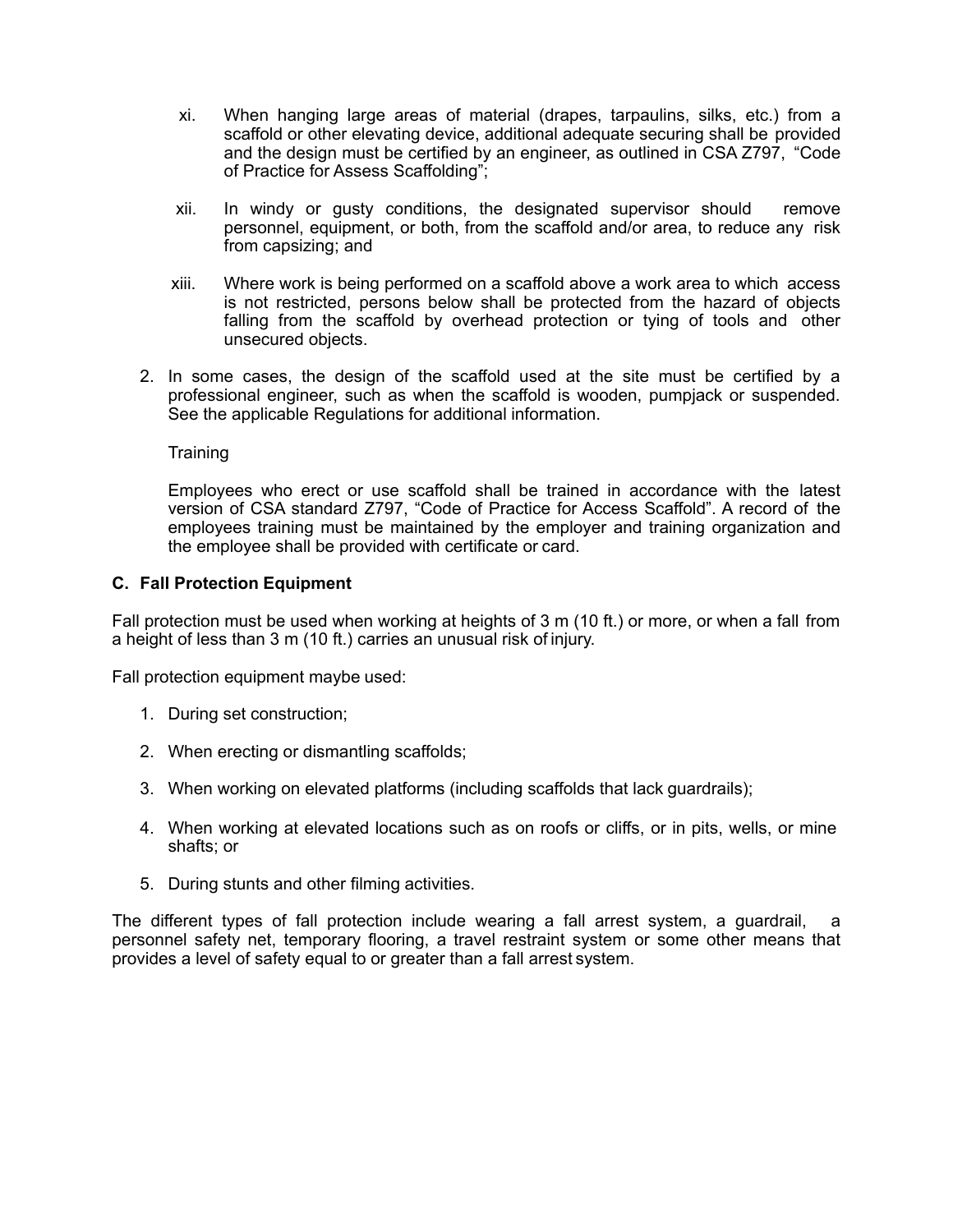xi. When hanging large areas of material (drapes, tarpaulins, silks, etc.) from a scaffold or other elevating device, additional adequate securing shall be provided and the design must be certified by an engineer, as outlined in CSA Z797, "Code of Practice for Assess Scaffolding";

xii. In windy or gusty conditions, the designated supervisor should remove personnel, equipment, or both, from the scaffold and/or area, to reduce any risk from capsizing; and

xiii. Where work is being performed on a scaffold above a work area to which access is not restricted, persons below shall be protected from the hazard of objects falling from the scaffold by overhead protection or tying of tools and other unsecured objects.

2. In some cases, the design of the scaffold used at the site must be certified by a professional engineer, such as when the scaffold is wooden, pumpjack or suspended. See the applicable Regulations for additional information.

   Training

   Employees who erect or use scaffold shall be trained in accordance with the latest version of CSA standard Z797, "Code of Practice for Access Scaffold". A record of the employees training must be maintained by the employer and training organization and the employee shall be provided with certificate or card.

### C. Fall Protection Equipment

Fall protection must be used when working at heights of 3 m (10 ft.) or more, or when a fall from a height of less than 3 m (10 ft.) carries an unusual risk of injury.

Fall protection equipment maybe used:

1. During set construction;
2. When erecting or dismantling scaffolds;
3. When working on elevated platforms (including scaffolds that lack guardrails);
4. When working at elevated locations such as on roofs or cliffs, or in pits, wells, or mine shafts; or
5. During stunts and other filming activities.

The different types of fall protection include wearing a fall arrest system, a guardrail, a personnel safety net, temporary flooring, a travel restraint system or some other means that provides a level of safety equal to or greater than a fall arrest system.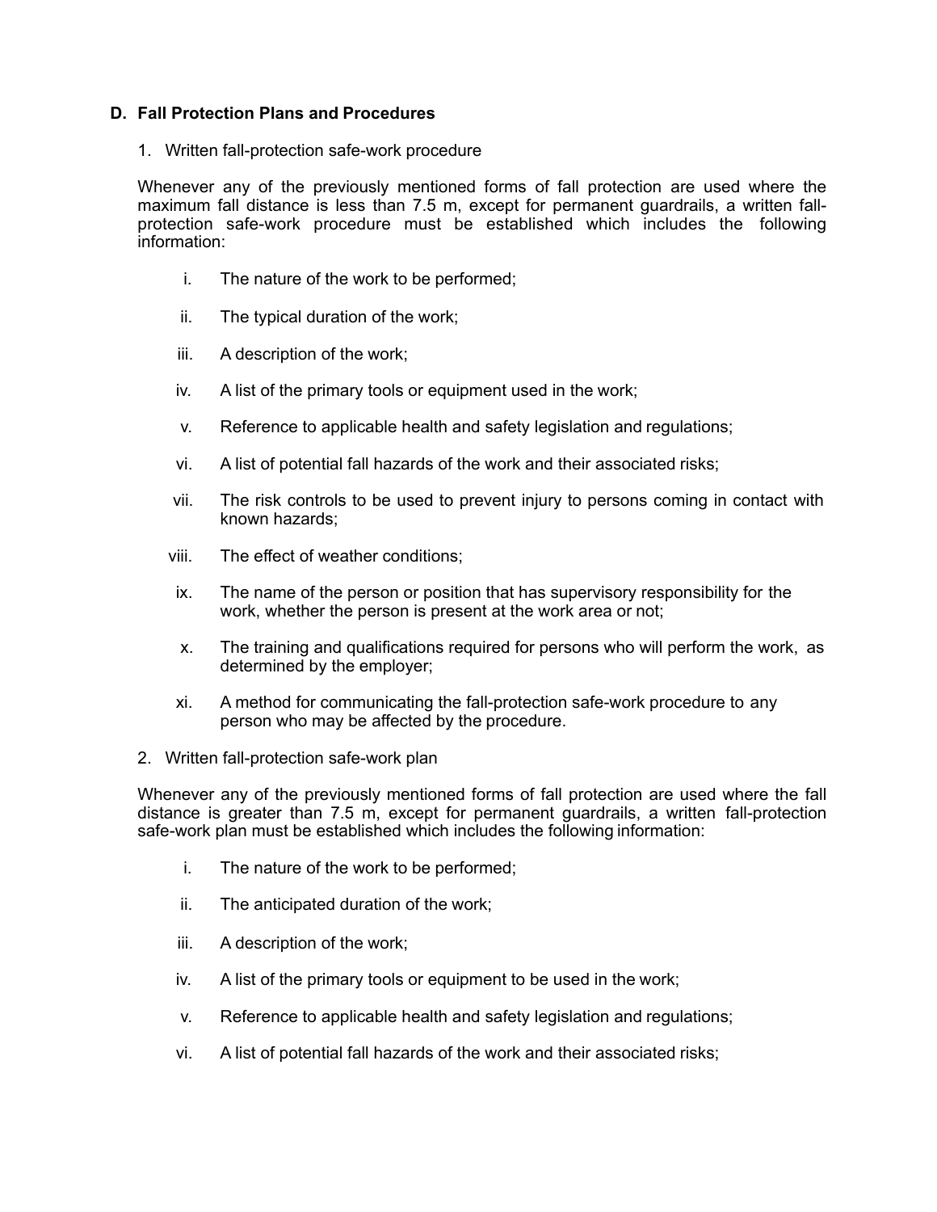## D. Fall Protection Plans and Procedures

1. Written fall-protection safe-work procedure

Whenever any of the previously mentioned forms of fall protection are used where the maximum fall distance is less than 7.5 m, except for permanent guardrails, a written fall-protection safe-work procedure must be established which includes the following information:

i. The nature of the work to be performed;

ii. The typical duration of the work;

iii. A description of the work;

iv. A list of the primary tools or equipment used in the work;

v. Reference to applicable health and safety legislation and regulations;

vi. A list of potential fall hazards of the work and their associated risks;

vii. The risk controls to be used to prevent injury to persons coming in contact with known hazards;

viii. The effect of weather conditions;

ix. The name of the person or position that has supervisory responsibility for the work, whether the person is present at the work area or not;

x. The training and qualifications required for persons who will perform the work, as determined by the employer;

xi. A method for communicating the fall-protection safe-work procedure to any person who may be affected by the procedure.

2. Written fall-protection safe-work plan

Whenever any of the previously mentioned forms of fall protection are used where the fall distance is greater than 7.5 m, except for permanent guardrails, a written fall-protection safe-work plan must be established which includes the following information:

i. The nature of the work to be performed;

ii. The anticipated duration of the work;

iii. A description of the work;

iv. A list of the primary tools or equipment to be used in the work;

v. Reference to applicable health and safety legislation and regulations;

vi. A list of potential fall hazards of the work and their associated risks;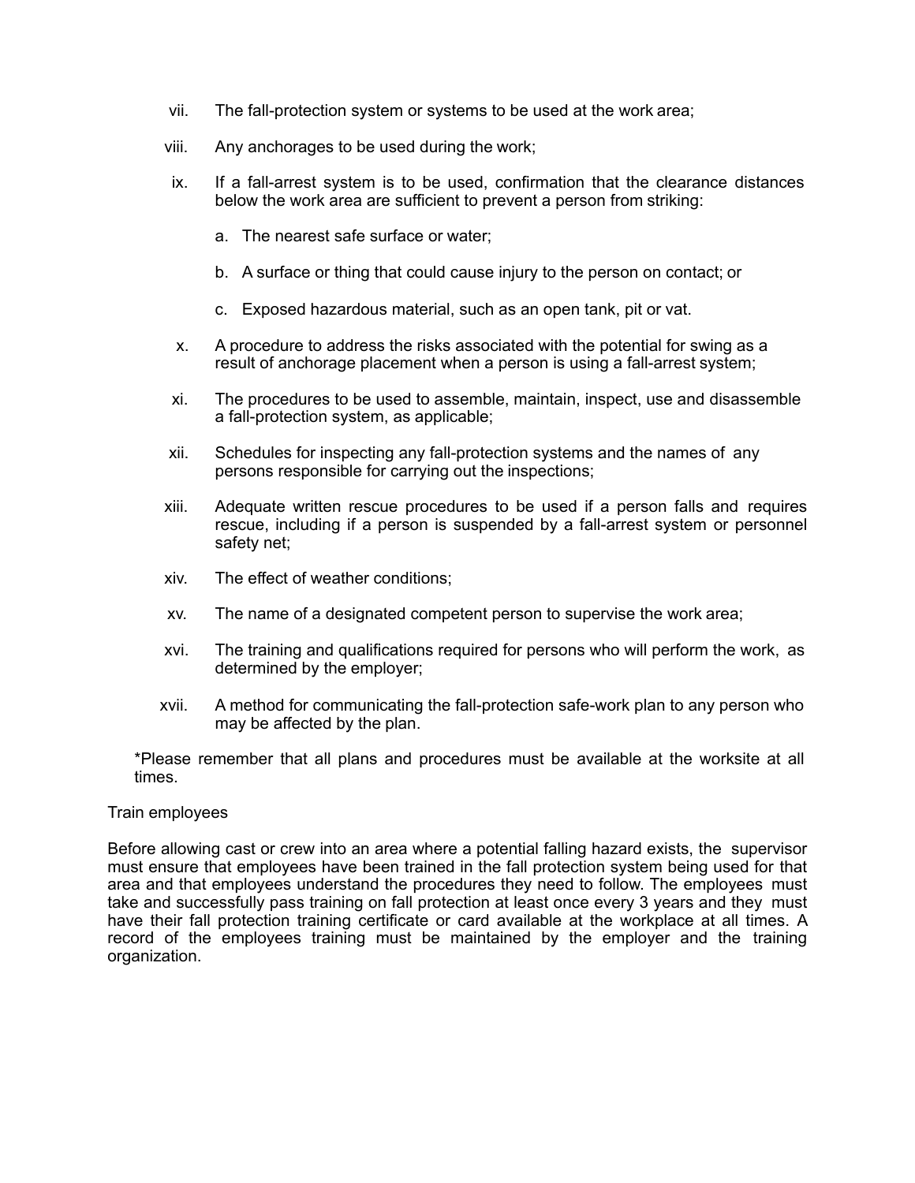vii. The fall-protection system or systems to be used at the work area;

viii. Any anchorages to be used during the work;

ix. If a fall-arrest system is to be used, confirmation that the clearance distances below the work area are sufficient to prevent a person from striking:

   a. The nearest safe surface or water;

   b. A surface or thing that could cause injury to the person on contact; or

   c. Exposed hazardous material, such as an open tank, pit or vat.

x. A procedure to address the risks associated with the potential for swing as a result of anchorage placement when a person is using a fall-arrest system;

xi. The procedures to be used to assemble, maintain, inspect, use and disassemble a fall-protection system, as applicable;

xii. Schedules for inspecting any fall-protection systems and the names of any persons responsible for carrying out the inspections;

xiii. Adequate written rescue procedures to be used if a person falls and requires rescue, including if a person is suspended by a fall-arrest system or personnel safety net;

xiv. The effect of weather conditions;

xv. The name of a designated competent person to supervise the work area;

xvi. The training and qualifications required for persons who will perform the work, as determined by the employer;

xvii. A method for communicating the fall-protection safe-work plan to any person who may be affected by the plan.

*Please remember that all plans and procedures must be available at the worksite at all times.

Train employees

Before allowing cast or crew into an area where a potential falling hazard exists, the supervisor must ensure that employees have been trained in the fall protection system being used for that area and that employees understand the procedures they need to follow. The employees must take and successfully pass training on fall protection at least once every 3 years and they must have their fall protection training certificate or card available at the workplace at all times. A record of the employees training must be maintained by the employer and the training organization.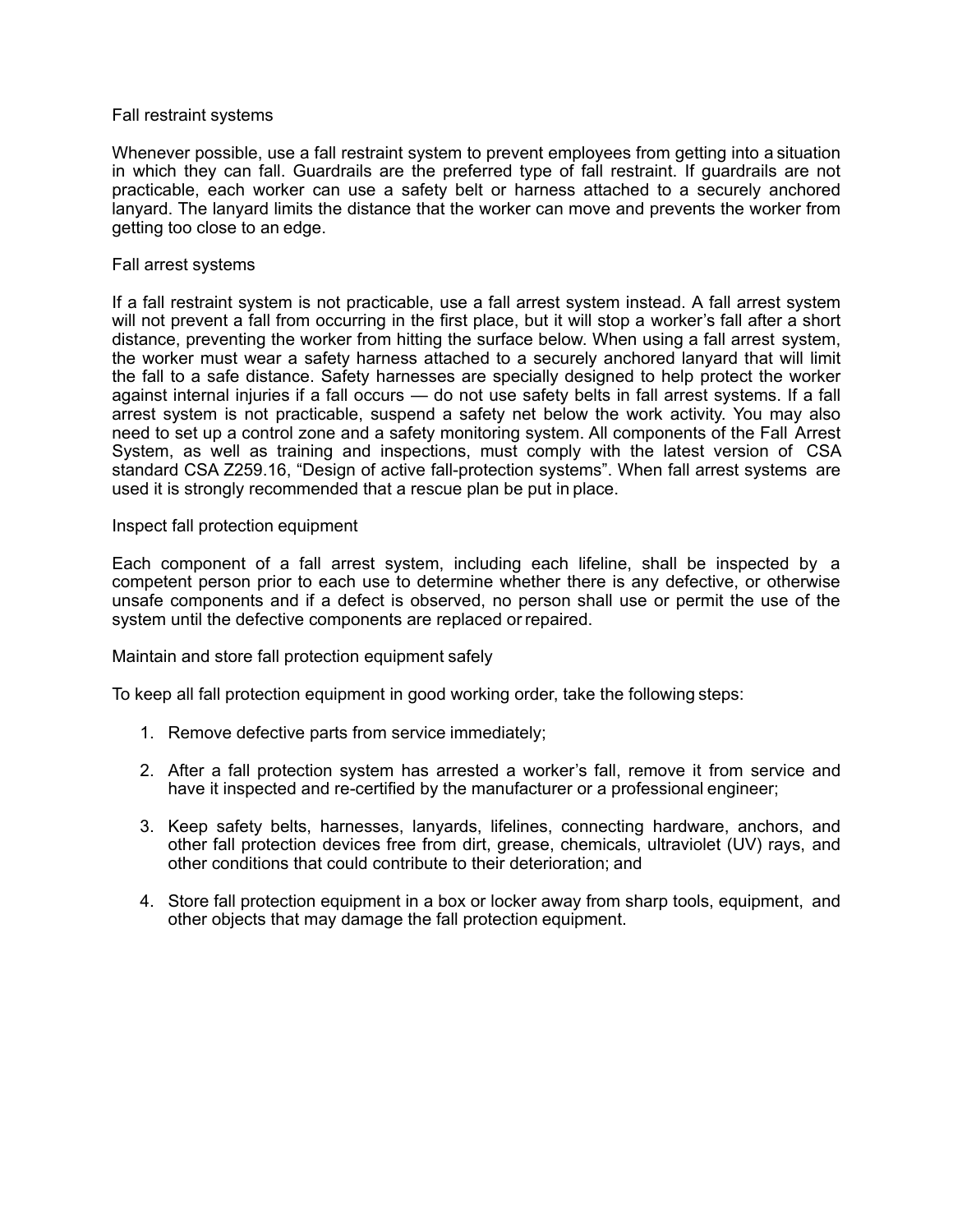## Fall restraint systems

Whenever possible, use a fall restraint system to prevent employees from getting into a situation in which they can fall. Guardrails are the preferred type of fall restraint. If guardrails are not practicable, each worker can use a safety belt or harness attached to a securely anchored lanyard. The lanyard limits the distance that the worker can move and prevents the worker from getting too close to an edge.

## Fall arrest systems

If a fall restraint system is not practicable, use a fall arrest system instead. A fall arrest system will not prevent a fall from occurring in the first place, but it will stop a worker's fall after a short distance, preventing the worker from hitting the surface below. When using a fall arrest system, the worker must wear a safety harness attached to a securely anchored lanyard that will limit the fall to a safe distance. Safety harnesses are specially designed to help protect the worker against internal injuries if a fall occurs — do not use safety belts in fall arrest systems. If a fall arrest system is not practicable, suspend a safety net below the work activity. You may also need to set up a control zone and a safety monitoring system. All components of the Fall Arrest System, as well as training and inspections, must comply with the latest version of CSA standard CSA Z259.16, "Design of active fall-protection systems". When fall arrest systems are used it is strongly recommended that a rescue plan be put in place.

## Inspect fall protection equipment

Each component of a fall arrest system, including each lifeline, shall be inspected by a competent person prior to each use to determine whether there is any defective, or otherwise unsafe components and if a defect is observed, no person shall use or permit the use of the system until the defective components are replaced or repaired.

## Maintain and store fall protection equipment safely

To keep all fall protection equipment in good working order, take the following steps:

1. Remove defective parts from service immediately;
2. After a fall protection system has arrested a worker's fall, remove it from service and have it inspected and re-certified by the manufacturer or a professional engineer;
3. Keep safety belts, harnesses, lanyards, lifelines, connecting hardware, anchors, and other fall protection devices free from dirt, grease, chemicals, ultraviolet (UV) rays, and other conditions that could contribute to their deterioration; and
4. Store fall protection equipment in a box or locker away from sharp tools, equipment, and other objects that may damage the fall protection equipment.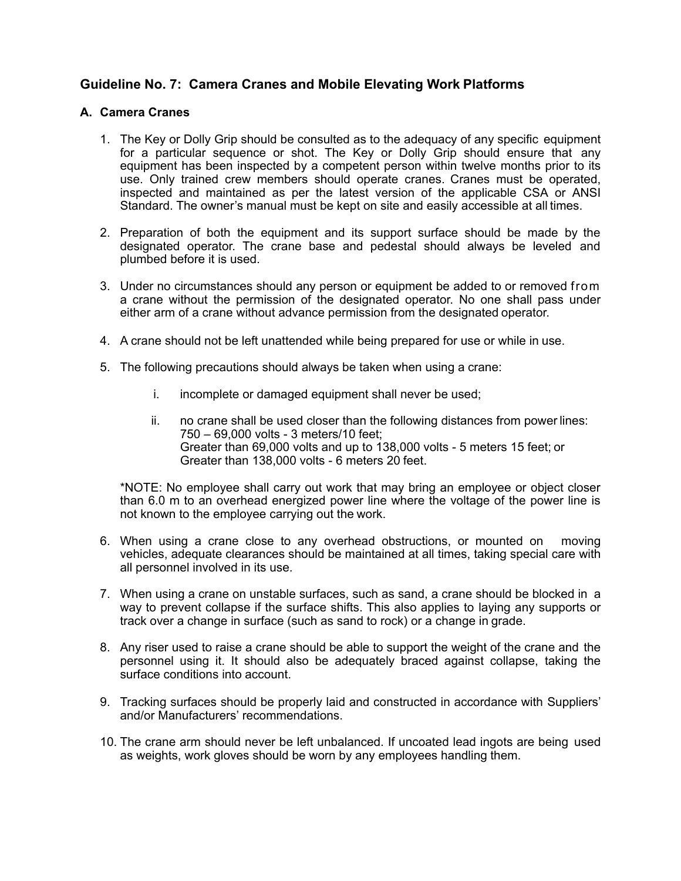## Guideline No. 7: Camera Cranes and Mobile Elevating Work Platforms

### A. Camera Cranes

1. The Key or Dolly Grip should be consulted as to the adequacy of any specific equipment for a particular sequence or shot. The Key or Dolly Grip should ensure that any equipment has been inspected by a competent person within twelve months prior to its use. Only trained crew members should operate cranes. Cranes must be operated, inspected and maintained as per the latest version of the applicable CSA or ANSI Standard. The owner's manual must be kept on site and easily accessible at all times.

2. Preparation of both the equipment and its support surface should be made by the designated operator. The crane base and pedestal should always be leveled and plumbed before it is used.

3. Under no circumstances should any person or equipment be added to or removed from a crane without the permission of the designated operator. No one shall pass under either arm of a crane without advance permission from the designated operator.

4. A crane should not be left unattended while being prepared for use or while in use.

5. The following precautions should always be taken when using a crane:

    i. incomplete or damaged equipment shall never be used;

    ii. no crane shall be used closer than the following distances from power lines:
    750 – 69,000 volts - 3 meters/10 feet;
    Greater than 69,000 volts and up to 138,000 volts - 5 meters 15 feet; or
    Greater than 138,000 volts - 6 meters 20 feet.

    *NOTE: No employee shall carry out work that may bring an employee or object closer than 6.0 m to an overhead energized power line where the voltage of the power line is not known to the employee carrying out the work.

6. When using a crane close to any overhead obstructions, or mounted on moving vehicles, adequate clearances should be maintained at all times, taking special care with all personnel involved in its use.

7. When using a crane on unstable surfaces, such as sand, a crane should be blocked in a way to prevent collapse if the surface shifts. This also applies to laying any supports or track over a change in surface (such as sand to rock) or a change in grade.

8. Any riser used to raise a crane should be able to support the weight of the crane and the personnel using it. It should also be adequately braced against collapse, taking the surface conditions into account.

9. Tracking surfaces should be properly laid and constructed in accordance with Suppliers' and/or Manufacturers' recommendations.

10. The crane arm should never be left unbalanced. If uncoated lead ingots are being used as weights, work gloves should be worn by any employees handling them.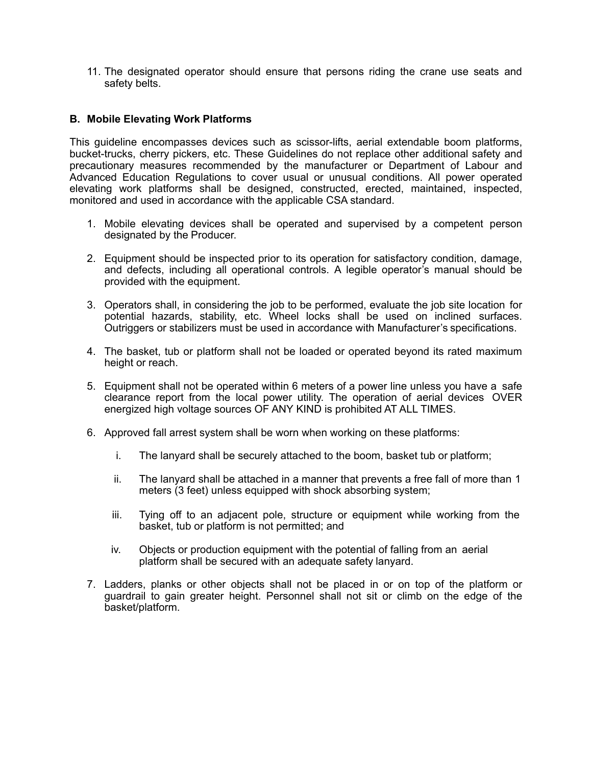11. The designated operator should ensure that persons riding the crane use seats and safety belts.

### B. Mobile Elevating Work Platforms

This guideline encompasses devices such as scissor-lifts, aerial extendable boom platforms, bucket-trucks, cherry pickers, etc. These Guidelines do not replace other additional safety and precautionary measures recommended by the manufacturer or Department of Labour and Advanced Education Regulations to cover usual or unusual conditions. All power operated elevating work platforms shall be designed, constructed, erected, maintained, inspected, monitored and used in accordance with the applicable CSA standard.

1. Mobile elevating devices shall be operated and supervised by a competent person designated by the Producer.

2. Equipment should be inspected prior to its operation for satisfactory condition, damage, and defects, including all operational controls. A legible operator's manual should be provided with the equipment.

3. Operators shall, in considering the job to be performed, evaluate the job site location for potential hazards, stability, etc. Wheel locks shall be used on inclined surfaces. Outriggers or stabilizers must be used in accordance with Manufacturer's specifications.

4. The basket, tub or platform shall not be loaded or operated beyond its rated maximum height or reach.

5. Equipment shall not be operated within 6 meters of a power line unless you have a safe clearance report from the local power utility. The operation of aerial devices OVER energized high voltage sources OF ANY KIND is prohibited AT ALL TIMES.

6. Approved fall arrest system shall be worn when working on these platforms:

   i. The lanyard shall be securely attached to the boom, basket tub or platform;

   ii. The lanyard shall be attached in a manner that prevents a free fall of more than 1 meters (3 feet) unless equipped with shock absorbing system;

   iii. Tying off to an adjacent pole, structure or equipment while working from the basket, tub or platform is not permitted; and

   iv. Objects or production equipment with the potential of falling from an aerial platform shall be secured with an adequate safety lanyard.

7. Ladders, planks or other objects shall not be placed in or on top of the platform or guardrail to gain greater height. Personnel shall not sit or climb on the edge of the basket/platform.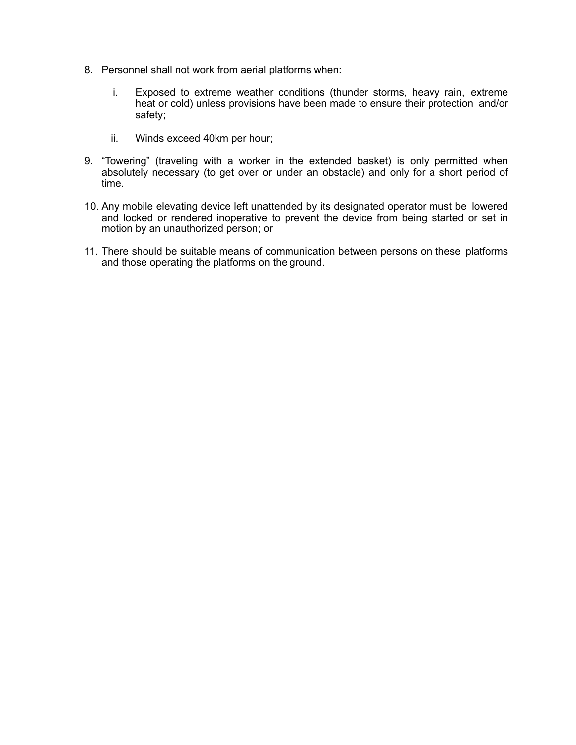8. Personnel shall not work from aerial platforms when:

    i. Exposed to extreme weather conditions (thunder storms, heavy rain, extreme heat or cold) unless provisions have been made to ensure their protection and/or safety;

    ii. Winds exceed 40km per hour;

9. "Towering" (traveling with a worker in the extended basket) is only permitted when absolutely necessary (to get over or under an obstacle) and only for a short period of time.

10. Any mobile elevating device left unattended by its designated operator must be lowered and locked or rendered inoperative to prevent the device from being started or set in motion by an unauthorized person; or

11. There should be suitable means of communication between persons on these platforms and those operating the platforms on the ground.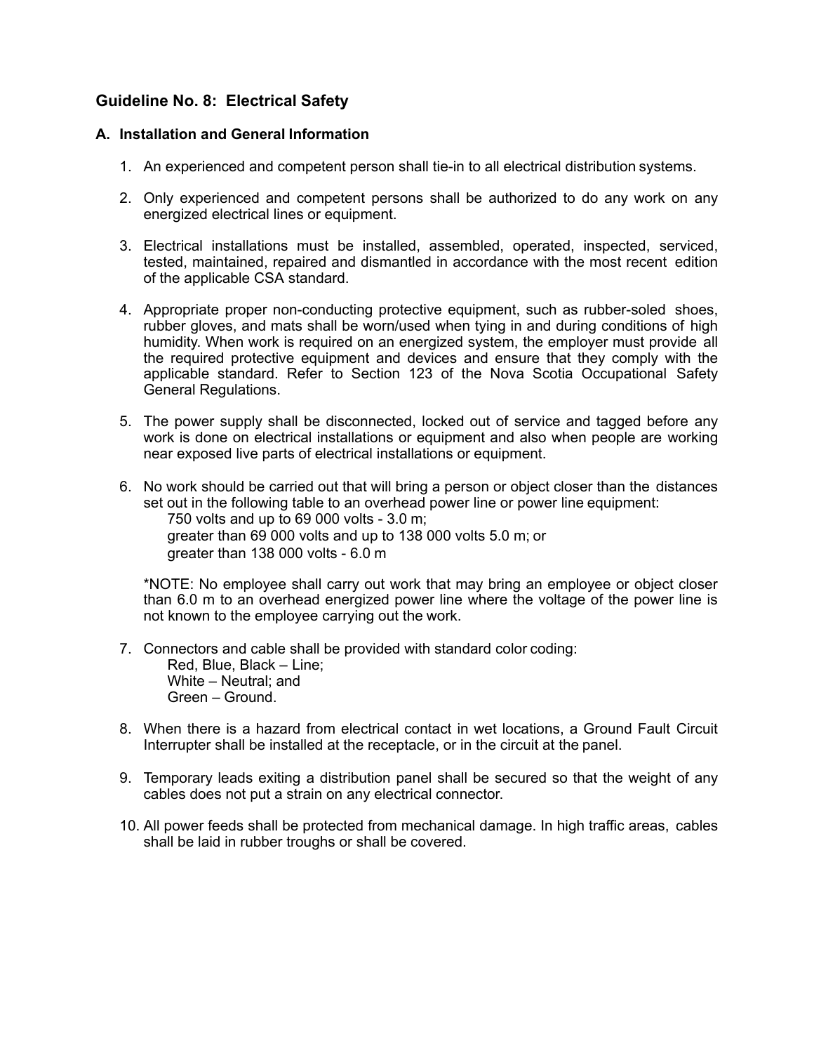## Guideline No. 8: Electrical Safety

### A. Installation and General Information

1. An experienced and competent person shall tie-in to all electrical distribution systems.

2. Only experienced and competent persons shall be authorized to do any work on any energized electrical lines or equipment.

3. Electrical installations must be installed, assembled, operated, inspected, serviced, tested, maintained, repaired and dismantled in accordance with the most recent edition of the applicable CSA standard.

4. Appropriate proper non-conducting protective equipment, such as rubber-soled shoes, rubber gloves, and mats shall be worn/used when tying in and during conditions of high humidity. When work is required on an energized system, the employer must provide all the required protective equipment and devices and ensure that they comply with the applicable standard. Refer to Section 123 of the Nova Scotia Occupational Safety General Regulations.

5. The power supply shall be disconnected, locked out of service and tagged before any work is done on electrical installations or equipment and also when people are working near exposed live parts of electrical installations or equipment.

6. No work should be carried out that will bring a person or object closer than the distances set out in the following table to an overhead power line or power line equipment:
   750 volts and up to 69 000 volts - 3.0 m;
   greater than 69 000 volts and up to 138 000 volts 5.0 m; or
   greater than 138 000 volts - 6.0 m

   *NOTE: No employee shall carry out work that may bring an employee or object closer than 6.0 m to an overhead energized power line where the voltage of the power line is not known to the employee carrying out the work.

7. Connectors and cable shall be provided with standard color coding:
   Red, Blue, Black – Line;
   White – Neutral; and
   Green – Ground.

8. When there is a hazard from electrical contact in wet locations, a Ground Fault Circuit Interrupter shall be installed at the receptacle, or in the circuit at the panel.

9. Temporary leads exiting a distribution panel shall be secured so that the weight of any cables does not put a strain on any electrical connector.

10. All power feeds shall be protected from mechanical damage. In high traffic areas, cables shall be laid in rubber troughs or shall be covered.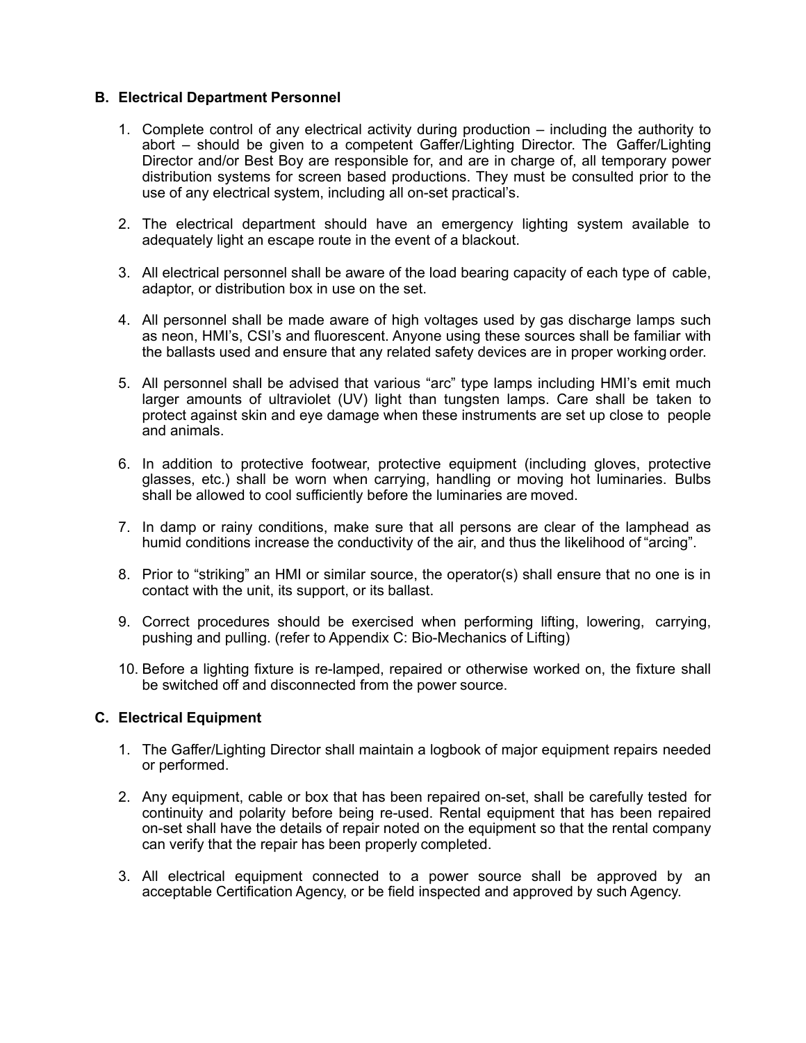**B. Electrical Department Personnel**

1. Complete control of any electrical activity during production – including the authority to abort – should be given to a competent Gaffer/Lighting Director. The Gaffer/Lighting Director and/or Best Boy are responsible for, and are in charge of, all temporary power distribution systems for screen based productions. They must be consulted prior to the use of any electrical system, including all on-set practical's.

2. The electrical department should have an emergency lighting system available to adequately light an escape route in the event of a blackout.

3. All electrical personnel shall be aware of the load bearing capacity of each type of cable, adaptor, or distribution box in use on the set.

4. All personnel shall be made aware of high voltages used by gas discharge lamps such as neon, HMI's, CSI's and fluorescent. Anyone using these sources shall be familiar with the ballasts used and ensure that any related safety devices are in proper working order.

5. All personnel shall be advised that various "arc" type lamps including HMI's emit much larger amounts of ultraviolet (UV) light than tungsten lamps. Care shall be taken to protect against skin and eye damage when these instruments are set up close to people and animals.

6. In addition to protective footwear, protective equipment (including gloves, protective glasses, etc.) shall be worn when carrying, handling or moving hot luminaries. Bulbs shall be allowed to cool sufficiently before the luminaries are moved.

7. In damp or rainy conditions, make sure that all persons are clear of the lamphead as humid conditions increase the conductivity of the air, and thus the likelihood of "arcing".

8. Prior to "striking" an HMI or similar source, the operator(s) shall ensure that no one is in contact with the unit, its support, or its ballast.

9. Correct procedures should be exercised when performing lifting, lowering, carrying, pushing and pulling. (refer to Appendix C: Bio-Mechanics of Lifting)

10. Before a lighting fixture is re-lamped, repaired or otherwise worked on, the fixture shall be switched off and disconnected from the power source.

**C. Electrical Equipment**

1. The Gaffer/Lighting Director shall maintain a logbook of major equipment repairs needed or performed.

2. Any equipment, cable or box that has been repaired on-set, shall be carefully tested for continuity and polarity before being re-used. Rental equipment that has been repaired on-set shall have the details of repair noted on the equipment so that the rental company can verify that the repair has been properly completed.

3. All electrical equipment connected to a power source shall be approved by an acceptable Certification Agency, or be field inspected and approved by such Agency.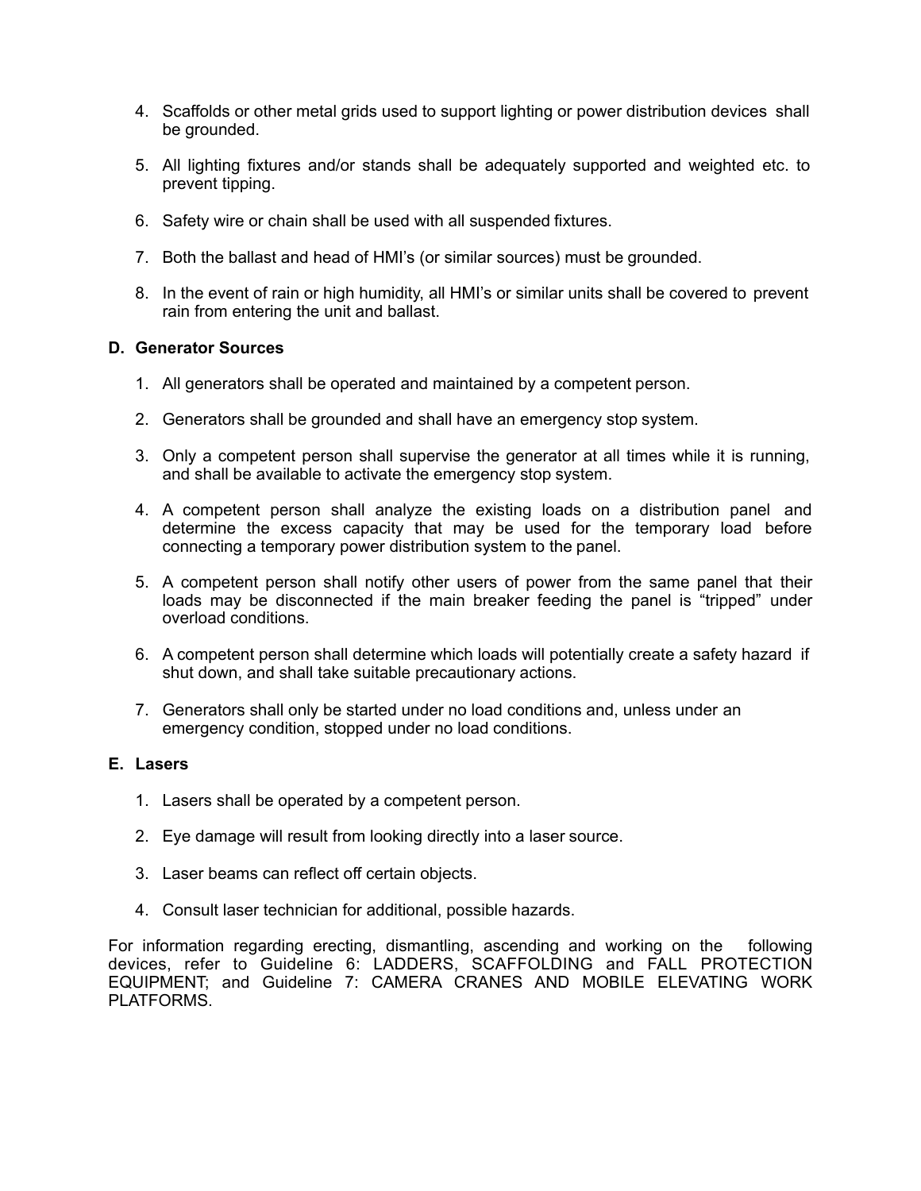4. Scaffolds or other metal grids used to support lighting or power distribution devices shall be grounded.

5. All lighting fixtures and/or stands shall be adequately supported and weighted etc. to prevent tipping.

6. Safety wire or chain shall be used with all suspended fixtures.

7. Both the ballast and head of HMI's (or similar sources) must be grounded.

8. In the event of rain or high humidity, all HMI's or similar units shall be covered to prevent rain from entering the unit and ballast.

### D. Generator Sources

1. All generators shall be operated and maintained by a competent person.

2. Generators shall be grounded and shall have an emergency stop system.

3. Only a competent person shall supervise the generator at all times while it is running, and shall be available to activate the emergency stop system.

4. A competent person shall analyze the existing loads on a distribution panel and determine the excess capacity that may be used for the temporary load before connecting a temporary power distribution system to the panel.

5. A competent person shall notify other users of power from the same panel that their loads may be disconnected if the main breaker feeding the panel is "tripped" under overload conditions.

6. A competent person shall determine which loads will potentially create a safety hazard if shut down, and shall take suitable precautionary actions.

7. Generators shall only be started under no load conditions and, unless under an emergency condition, stopped under no load conditions.

### E. Lasers

1. Lasers shall be operated by a competent person.

2. Eye damage will result from looking directly into a laser source.

3. Laser beams can reflect off certain objects.

4. Consult laser technician for additional, possible hazards.

For information regarding erecting, dismantling, ascending and working on the following devices, refer to Guideline 6: LADDERS, SCAFFOLDING and FALL PROTECTION EQUIPMENT; and Guideline 7: CAMERA CRANES AND MOBILE ELEVATING WORK PLATFORMS.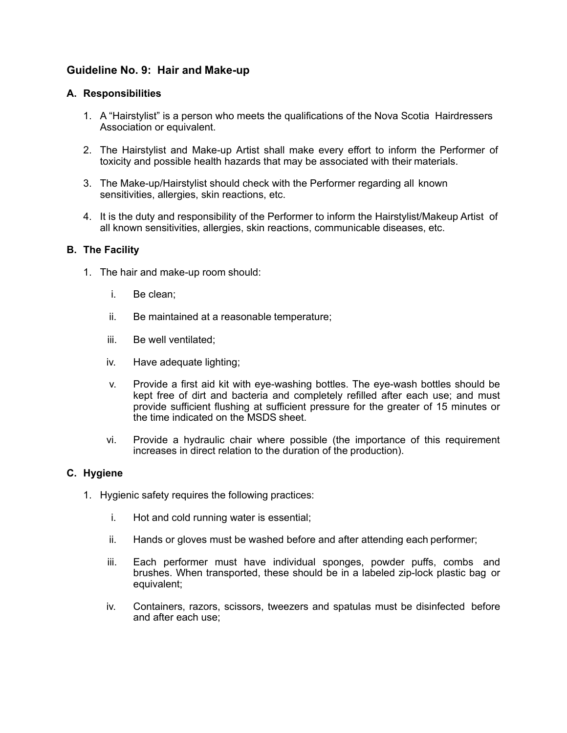## Guideline No. 9: Hair and Make-up

### A. Responsibilities

1. A "Hairstylist" is a person who meets the qualifications of the Nova Scotia Hairdressers Association or equivalent.

2. The Hairstylist and Make-up Artist shall make every effort to inform the Performer of toxicity and possible health hazards that may be associated with their materials.

3. The Make-up/Hairstylist should check with the Performer regarding all known sensitivities, allergies, skin reactions, etc.

4. It is the duty and responsibility of the Performer to inform the Hairstylist/Makeup Artist of all known sensitivities, allergies, skin reactions, communicable diseases, etc.

### B. The Facility

1. The hair and make-up room should:

   i. Be clean;

   ii. Be maintained at a reasonable temperature;

   iii. Be well ventilated;

   iv. Have adequate lighting;

   v. Provide a first aid kit with eye-washing bottles. The eye-wash bottles should be kept free of dirt and bacteria and completely refilled after each use; and must provide sufficient flushing at sufficient pressure for the greater of 15 minutes or the time indicated on the MSDS sheet.

   vi. Provide a hydraulic chair where possible (the importance of this requirement increases in direct relation to the duration of the production).

### C. Hygiene

1. Hygienic safety requires the following practices:

   i. Hot and cold running water is essential;

   ii. Hands or gloves must be washed before and after attending each performer;

   iii. Each performer must have individual sponges, powder puffs, combs and brushes. When transported, these should be in a labeled zip-lock plastic bag or equivalent;

   iv. Containers, razors, scissors, tweezers and spatulas must be disinfected before and after each use;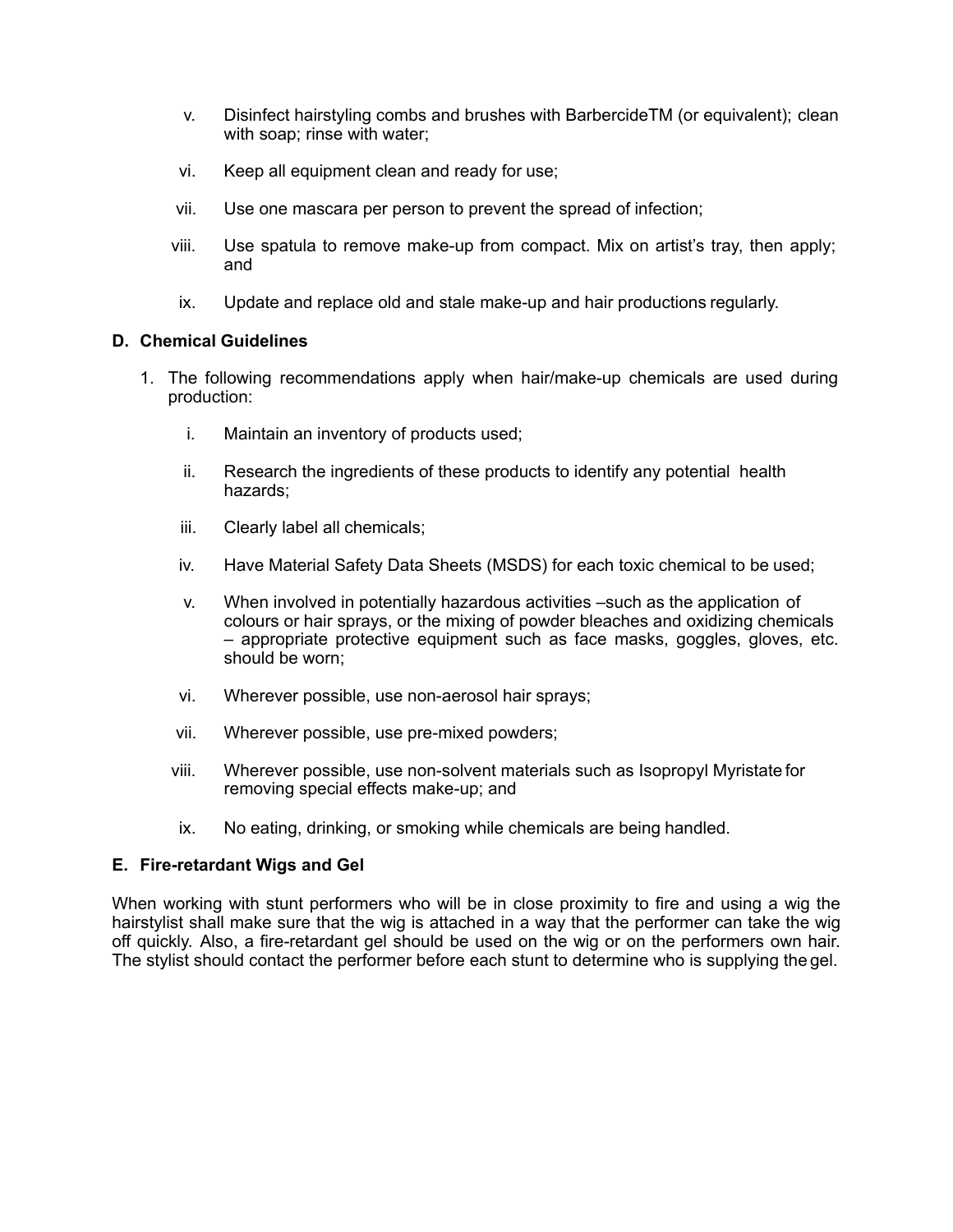v. Disinfect hairstyling combs and brushes with BarbercideTM (or equivalent); clean with soap; rinse with water;

vi. Keep all equipment clean and ready for use;

vii. Use one mascara per person to prevent the spread of infection;

viii. Use spatula to remove make-up from compact. Mix on artist's tray, then apply; and

ix. Update and replace old and stale make-up and hair productions regularly.

**D. Chemical Guidelines**

1. The following recommendations apply when hair/make-up chemicals are used during production:

   i. Maintain an inventory of products used;

   ii. Research the ingredients of these products to identify any potential health hazards;

   iii. Clearly label all chemicals;

   iv. Have Material Safety Data Sheets (MSDS) for each toxic chemical to be used;

   v. When involved in potentially hazardous activities –such as the application of colours or hair sprays, or the mixing of powder bleaches and oxidizing chemicals – appropriate protective equipment such as face masks, goggles, gloves, etc. should be worn;

   vi. Wherever possible, use non-aerosol hair sprays;

   vii. Wherever possible, use pre-mixed powders;

   viii. Wherever possible, use non-solvent materials such as Isopropyl Myristate for removing special effects make-up; and

   ix. No eating, drinking, or smoking while chemicals are being handled.

**E. Fire-retardant Wigs and Gel**

When working with stunt performers who will be in close proximity to fire and using a wig the hairstylist shall make sure that the wig is attached in a way that the performer can take the wig off quickly. Also, a fire-retardant gel should be used on the wig or on the performers own hair. The stylist should contact the performer before each stunt to determine who is supplying the gel.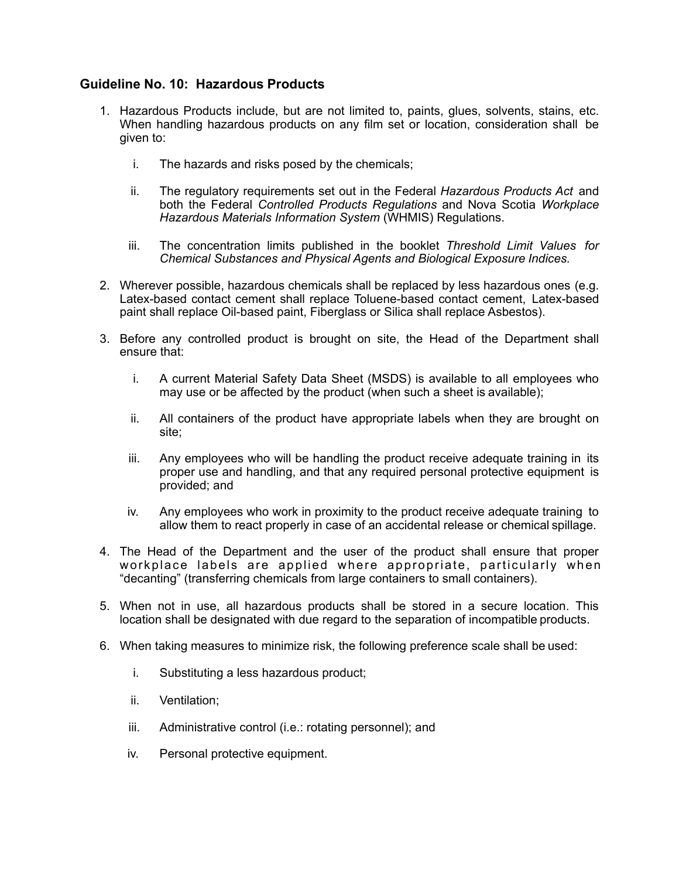### Guideline No. 10: Hazardous Products

1. Hazardous Products include, but are not limited to, paints, glues, solvents, stains, etc. When handling hazardous products on any film set or location, consideration shall be given to:

   i. The hazards and risks posed by the chemicals;

   ii. The regulatory requirements set out in the Federal *Hazardous Products Act* and both the Federal *Controlled Products Regulations* and Nova Scotia *Workplace Hazardous Materials Information System* (WHMIS) Regulations.

   iii. The concentration limits published in the booklet *Threshold Limit Values for Chemical Substances and Physical Agents and Biological Exposure Indices.*

2. Wherever possible, hazardous chemicals shall be replaced by less hazardous ones (e.g. Latex-based contact cement shall replace Toluene-based contact cement, Latex-based paint shall replace Oil-based paint, Fiberglass or Silica shall replace Asbestos).

3. Before any controlled product is brought on site, the Head of the Department shall ensure that:

   i. A current Material Safety Data Sheet (MSDS) is available to all employees who may use or be affected by the product (when such a sheet is available);

   ii. All containers of the product have appropriate labels when they are brought on site;

   iii. Any employees who will be handling the product receive adequate training in its proper use and handling, and that any required personal protective equipment is provided; and

   iv. Any employees who work in proximity to the product receive adequate training to allow them to react properly in case of an accidental release or chemical spillage.

4. The Head of the Department and the user of the product shall ensure that proper workplace labels are applied where appropriate, particularly when "decanting" (transferring chemicals from large containers to small containers).

5. When not in use, all hazardous products shall be stored in a secure location. This location shall be designated with due regard to the separation of incompatible products.

6. When taking measures to minimize risk, the following preference scale shall be used:

   i. Substituting a less hazardous product;

   ii. Ventilation;

   iii. Administrative control (i.e.: rotating personnel); and

   iv. Personal protective equipment.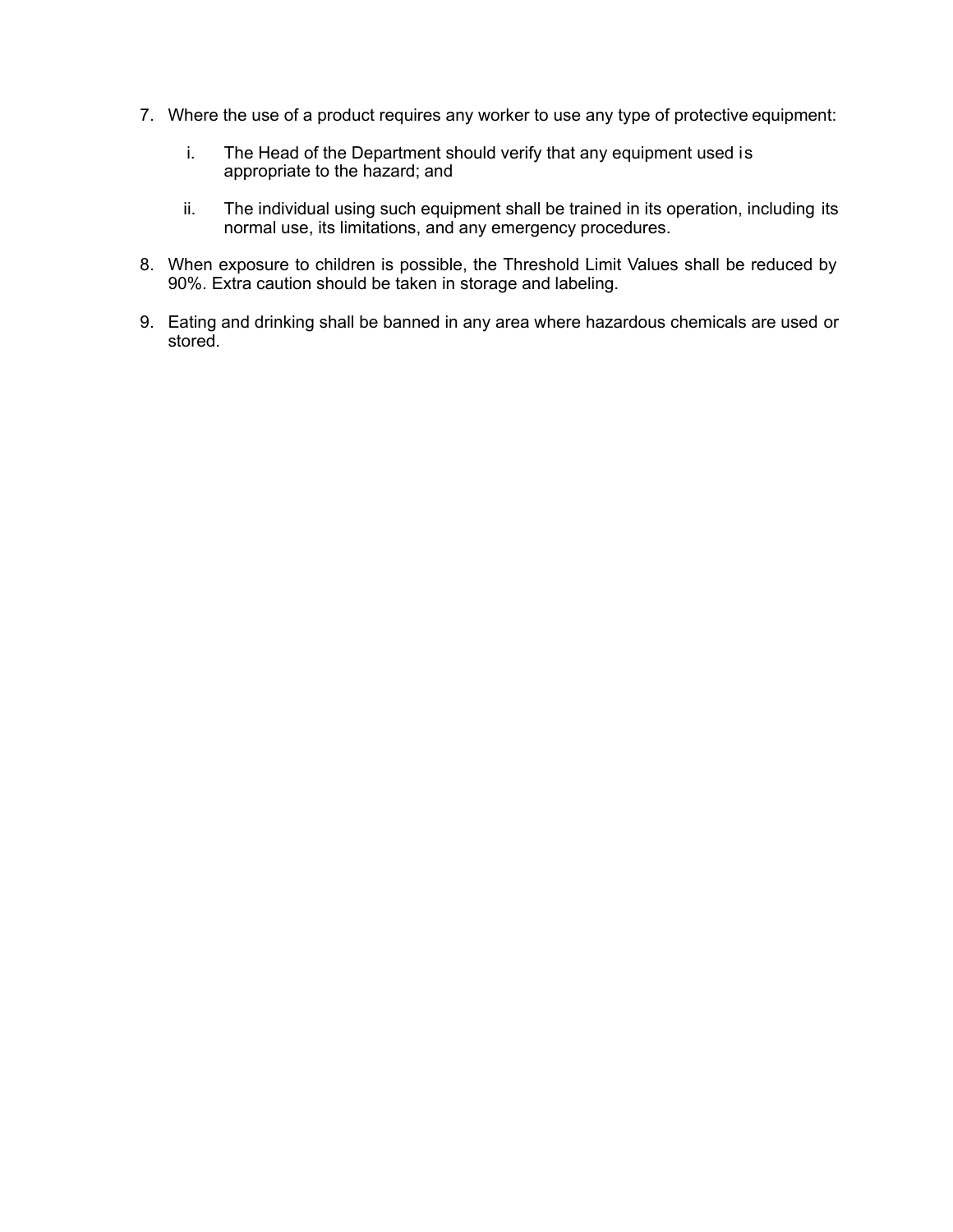7. Where the use of a product requires any worker to use any type of protective equipment:

    i. The Head of the Department should verify that any equipment used is appropriate to the hazard; and

    ii. The individual using such equipment shall be trained in its operation, including its normal use, its limitations, and any emergency procedures.

8. When exposure to children is possible, the Threshold Limit Values shall be reduced by 90%. Extra caution should be taken in storage and labeling.

9. Eating and drinking shall be banned in any area where hazardous chemicals are used or stored.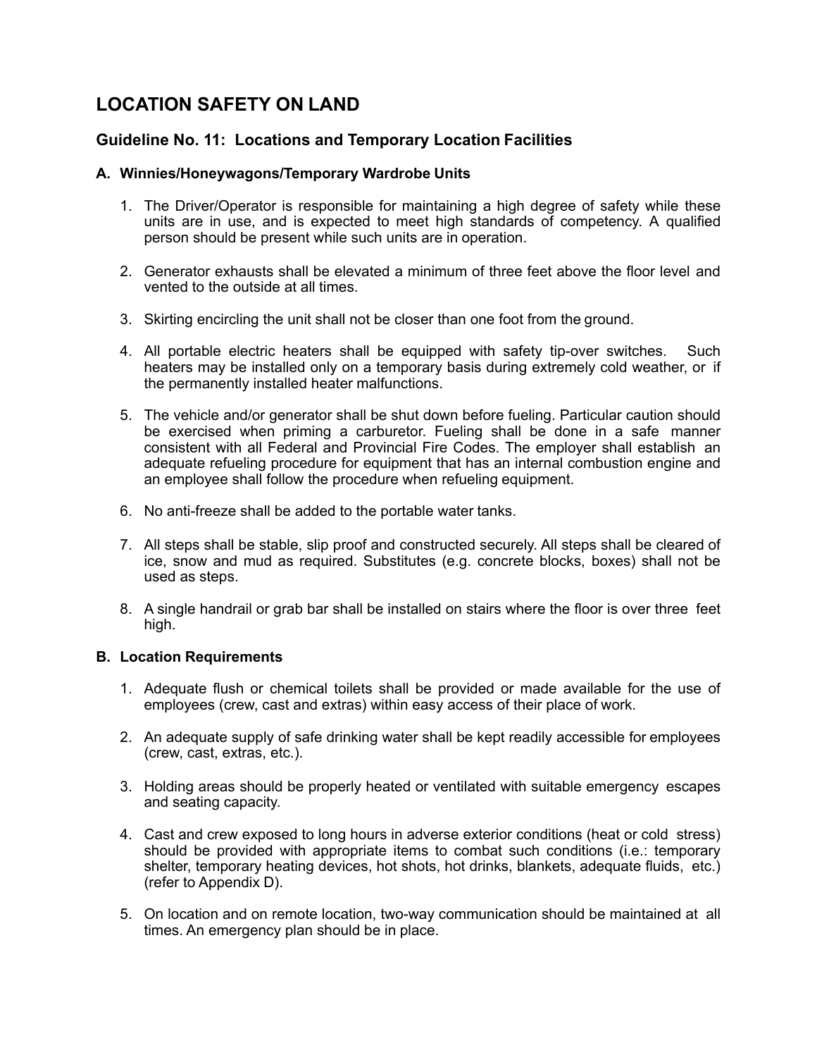# LOCATION SAFETY ON LAND

## Guideline No. 11: Locations and Temporary Location Facilities

### A. Winnies/Honeywagons/Temporary Wardrobe Units

1. The Driver/Operator is responsible for maintaining a high degree of safety while these units are in use, and is expected to meet high standards of competency. A qualified person should be present while such units are in operation.

2. Generator exhausts shall be elevated a minimum of three feet above the floor level and vented to the outside at all times.

3. Skirting encircling the unit shall not be closer than one foot from the ground.

4. All portable electric heaters shall be equipped with safety tip-over switches. Such heaters may be installed only on a temporary basis during extremely cold weather, or if the permanently installed heater malfunctions.

5. The vehicle and/or generator shall be shut down before fueling. Particular caution should be exercised when priming a carburetor. Fueling shall be done in a safe manner consistent with all Federal and Provincial Fire Codes. The employer shall establish an adequate refueling procedure for equipment that has an internal combustion engine and an employee shall follow the procedure when refueling equipment.

6. No anti-freeze shall be added to the portable water tanks.

7. All steps shall be stable, slip proof and constructed securely. All steps shall be cleared of ice, snow and mud as required. Substitutes (e.g. concrete blocks, boxes) shall not be used as steps.

8. A single handrail or grab bar shall be installed on stairs where the floor is over three feet high.

### B. Location Requirements

1. Adequate flush or chemical toilets shall be provided or made available for the use of employees (crew, cast and extras) within easy access of their place of work.

2. An adequate supply of safe drinking water shall be kept readily accessible for employees (crew, cast, extras, etc.).

3. Holding areas should be properly heated or ventilated with suitable emergency escapes and seating capacity.

4. Cast and crew exposed to long hours in adverse exterior conditions (heat or cold stress) should be provided with appropriate items to combat such conditions (i.e.: temporary shelter, temporary heating devices, hot shots, hot drinks, blankets, adequate fluids, etc.) (refer to Appendix D).

5. On location and on remote location, two-way communication should be maintained at all times. An emergency plan should be in place.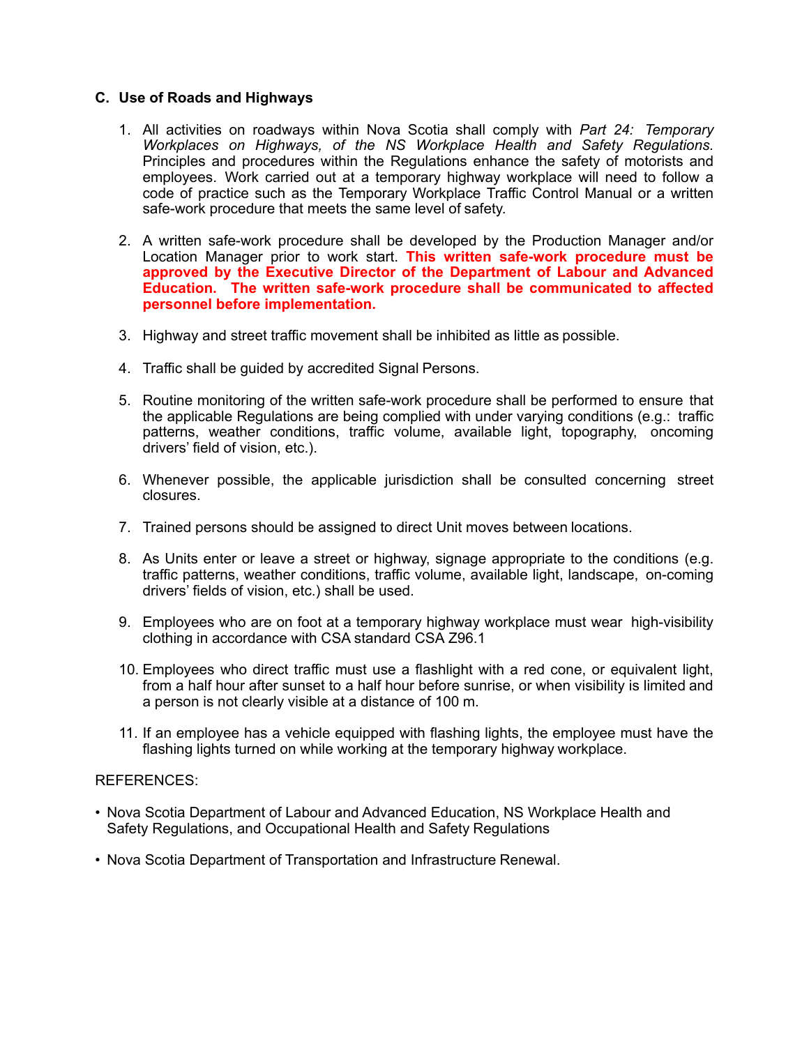### C. Use of Roads and Highways

1. All activities on roadways within Nova Scotia shall comply with *Part 24: Temporary Workplaces on Highways, of the NS Workplace Health and Safety Regulations.* Principles and procedures within the Regulations enhance the safety of motorists and employees. Work carried out at a temporary highway workplace will need to follow a code of practice such as the Temporary Workplace Traffic Control Manual or a written safe-work procedure that meets the same level of safety.

2. A written safe-work procedure shall be developed by the Production Manager and/or Location Manager prior to work start. **This written safe-work procedure must be approved by the Executive Director of the Department of Labour and Advanced Education. The written safe-work procedure shall be communicated to affected personnel before implementation.**

3. Highway and street traffic movement shall be inhibited as little as possible.

4. Traffic shall be guided by accredited Signal Persons.

5. Routine monitoring of the written safe-work procedure shall be performed to ensure that the applicable Regulations are being complied with under varying conditions (e.g.: traffic patterns, weather conditions, traffic volume, available light, topography, oncoming drivers' field of vision, etc.).

6. Whenever possible, the applicable jurisdiction shall be consulted concerning street closures.

7. Trained persons should be assigned to direct Unit moves between locations.

8. As Units enter or leave a street or highway, signage appropriate to the conditions (e.g. traffic patterns, weather conditions, traffic volume, available light, landscape, on-coming drivers' fields of vision, etc.) shall be used.

9. Employees who are on foot at a temporary highway workplace must wear high-visibility clothing in accordance with CSA standard CSA Z96.1

10. Employees who direct traffic must use a flashlight with a red cone, or equivalent light, from a half hour after sunset to a half hour before sunrise, or when visibility is limited and a person is not clearly visible at a distance of 100 m.

11. If an employee has a vehicle equipped with flashing lights, the employee must have the flashing lights turned on while working at the temporary highway workplace.

REFERENCES:

- Nova Scotia Department of Labour and Advanced Education, NS Workplace Health and Safety Regulations, and Occupational Health and Safety Regulations
- Nova Scotia Department of Transportation and Infrastructure Renewal.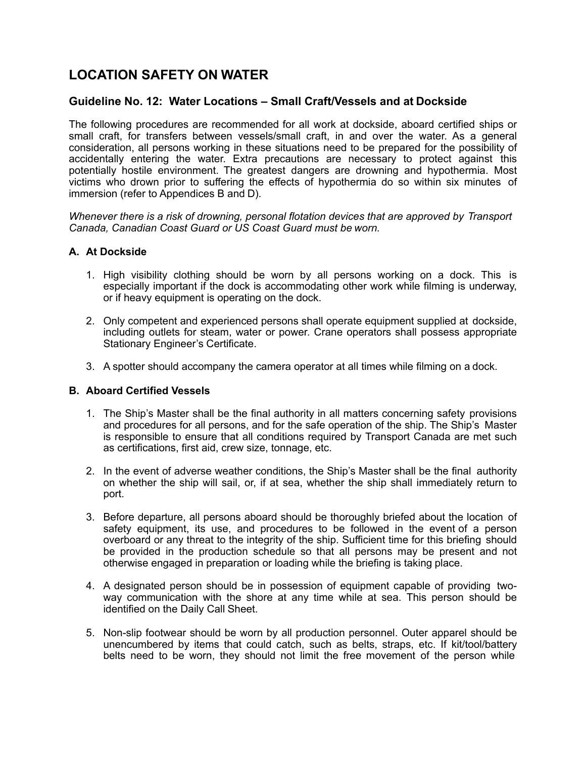# LOCATION SAFETY ON WATER

## Guideline No. 12: Water Locations – Small Craft/Vessels and at Dockside

The following procedures are recommended for all work at dockside, aboard certified ships or small craft, for transfers between vessels/small craft, in and over the water. As a general consideration, all persons working in these situations need to be prepared for the possibility of accidentally entering the water. Extra precautions are necessary to protect against this potentially hostile environment. The greatest dangers are drowning and hypothermia. Most victims who drown prior to suffering the effects of hypothermia do so within six minutes of immersion (refer to Appendices B and D).

*Whenever there is a risk of drowning, personal flotation devices that are approved by Transport Canada, Canadian Coast Guard or US Coast Guard must be worn.*

### A. At Dockside

1. High visibility clothing should be worn by all persons working on a dock. This is especially important if the dock is accommodating other work while filming is underway, or if heavy equipment is operating on the dock.

2. Only competent and experienced persons shall operate equipment supplied at dockside, including outlets for steam, water or power. Crane operators shall possess appropriate Stationary Engineer's Certificate.

3. A spotter should accompany the camera operator at all times while filming on a dock.

### B. Aboard Certified Vessels

1. The Ship's Master shall be the final authority in all matters concerning safety provisions and procedures for all persons, and for the safe operation of the ship. The Ship's Master is responsible to ensure that all conditions required by Transport Canada are met such as certifications, first aid, crew size, tonnage, etc.

2. In the event of adverse weather conditions, the Ship's Master shall be the final authority on whether the ship will sail, or, if at sea, whether the ship shall immediately return to port.

3. Before departure, all persons aboard should be thoroughly briefed about the location of safety equipment, its use, and procedures to be followed in the event of a person overboard or any threat to the integrity of the ship. Sufficient time for this briefing should be provided in the production schedule so that all persons may be present and not otherwise engaged in preparation or loading while the briefing is taking place.

4. A designated person should be in possession of equipment capable of providing two-way communication with the shore at any time while at sea. This person should be identified on the Daily Call Sheet.

5. Non-slip footwear should be worn by all production personnel. Outer apparel should be unencumbered by items that could catch, such as belts, straps, etc. If kit/tool/battery belts need to be worn, they should not limit the free movement of the person while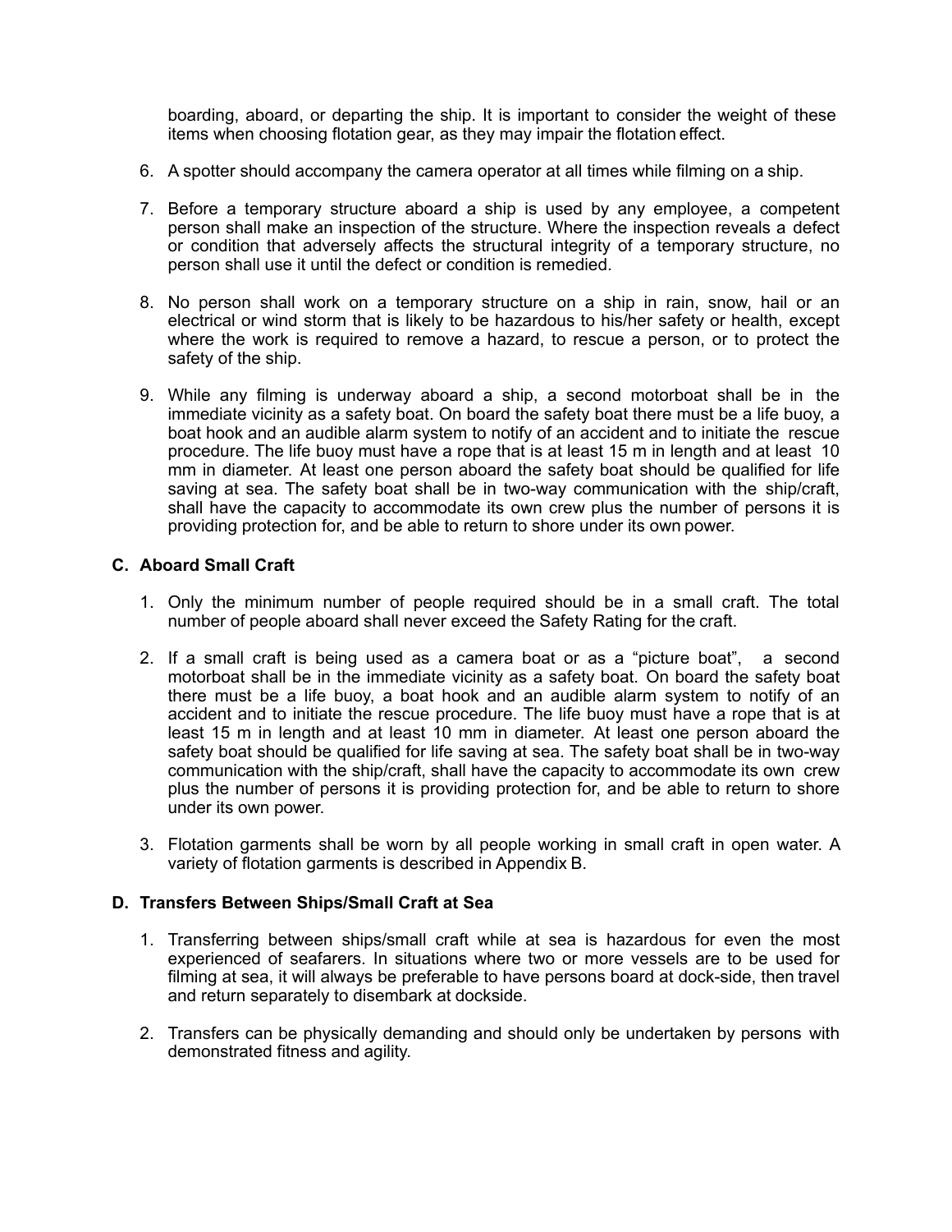boarding, aboard, or departing the ship. It is important to consider the weight of these items when choosing flotation gear, as they may impair the flotation effect.

6. A spotter should accompany the camera operator at all times while filming on a ship.

7. Before a temporary structure aboard a ship is used by any employee, a competent person shall make an inspection of the structure. Where the inspection reveals a defect or condition that adversely affects the structural integrity of a temporary structure, no person shall use it until the defect or condition is remedied.

8. No person shall work on a temporary structure on a ship in rain, snow, hail or an electrical or wind storm that is likely to be hazardous to his/her safety or health, except where the work is required to remove a hazard, to rescue a person, or to protect the safety of the ship.

9. While any filming is underway aboard a ship, a second motorboat shall be in the immediate vicinity as a safety boat. On board the safety boat there must be a life buoy, a boat hook and an audible alarm system to notify of an accident and to initiate the rescue procedure. The life buoy must have a rope that is at least 15 m in length and at least 10 mm in diameter. At least one person aboard the safety boat should be qualified for life saving at sea. The safety boat shall be in two-way communication with the ship/craft, shall have the capacity to accommodate its own crew plus the number of persons it is providing protection for, and be able to return to shore under its own power.

### C. Aboard Small Craft

1. Only the minimum number of people required should be in a small craft. The total number of people aboard shall never exceed the Safety Rating for the craft.

2. If a small craft is being used as a camera boat or as a "picture boat", a second motorboat shall be in the immediate vicinity as a safety boat. On board the safety boat there must be a life buoy, a boat hook and an audible alarm system to notify of an accident and to initiate the rescue procedure. The life buoy must have a rope that is at least 15 m in length and at least 10 mm in diameter. At least one person aboard the safety boat should be qualified for life saving at sea. The safety boat shall be in two-way communication with the ship/craft, shall have the capacity to accommodate its own crew plus the number of persons it is providing protection for, and be able to return to shore under its own power.

3. Flotation garments shall be worn by all people working in small craft in open water. A variety of flotation garments is described in Appendix B.

### D. Transfers Between Ships/Small Craft at Sea

1. Transferring between ships/small craft while at sea is hazardous for even the most experienced of seafarers. In situations where two or more vessels are to be used for filming at sea, it will always be preferable to have persons board at dock-side, then travel and return separately to disembark at dockside.

2. Transfers can be physically demanding and should only be undertaken by persons with demonstrated fitness and agility.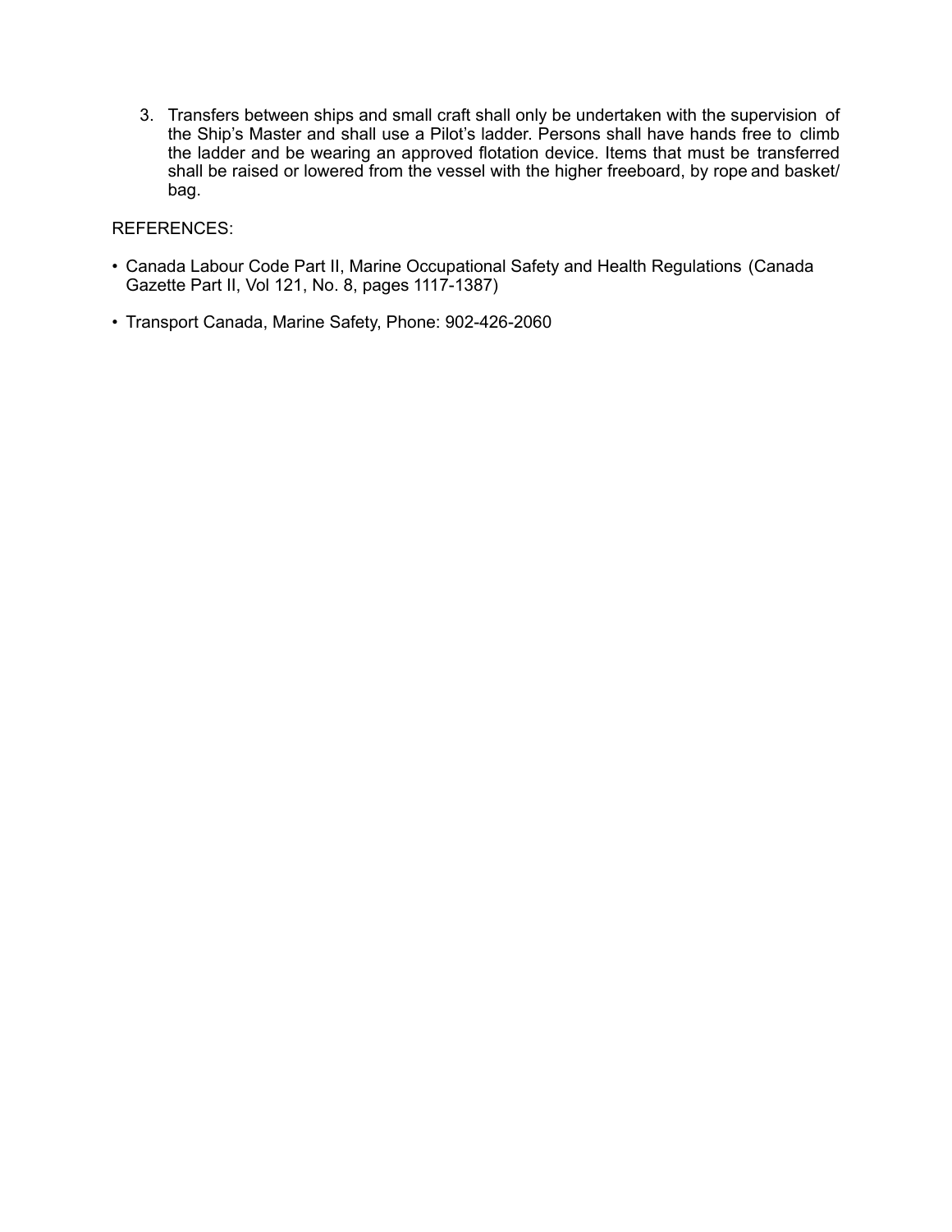3. Transfers between ships and small craft shall only be undertaken with the supervision of the Ship's Master and shall use a Pilot's ladder. Persons shall have hands free to climb the ladder and be wearing an approved flotation device. Items that must be transferred shall be raised or lowered from the vessel with the higher freeboard, by rope and basket/ bag.

REFERENCES:

- Canada Labour Code Part II, Marine Occupational Safety and Health Regulations (Canada Gazette Part II, Vol 121, No. 8, pages 1117-1387)
- Transport Canada, Marine Safety, Phone: 902-426-2060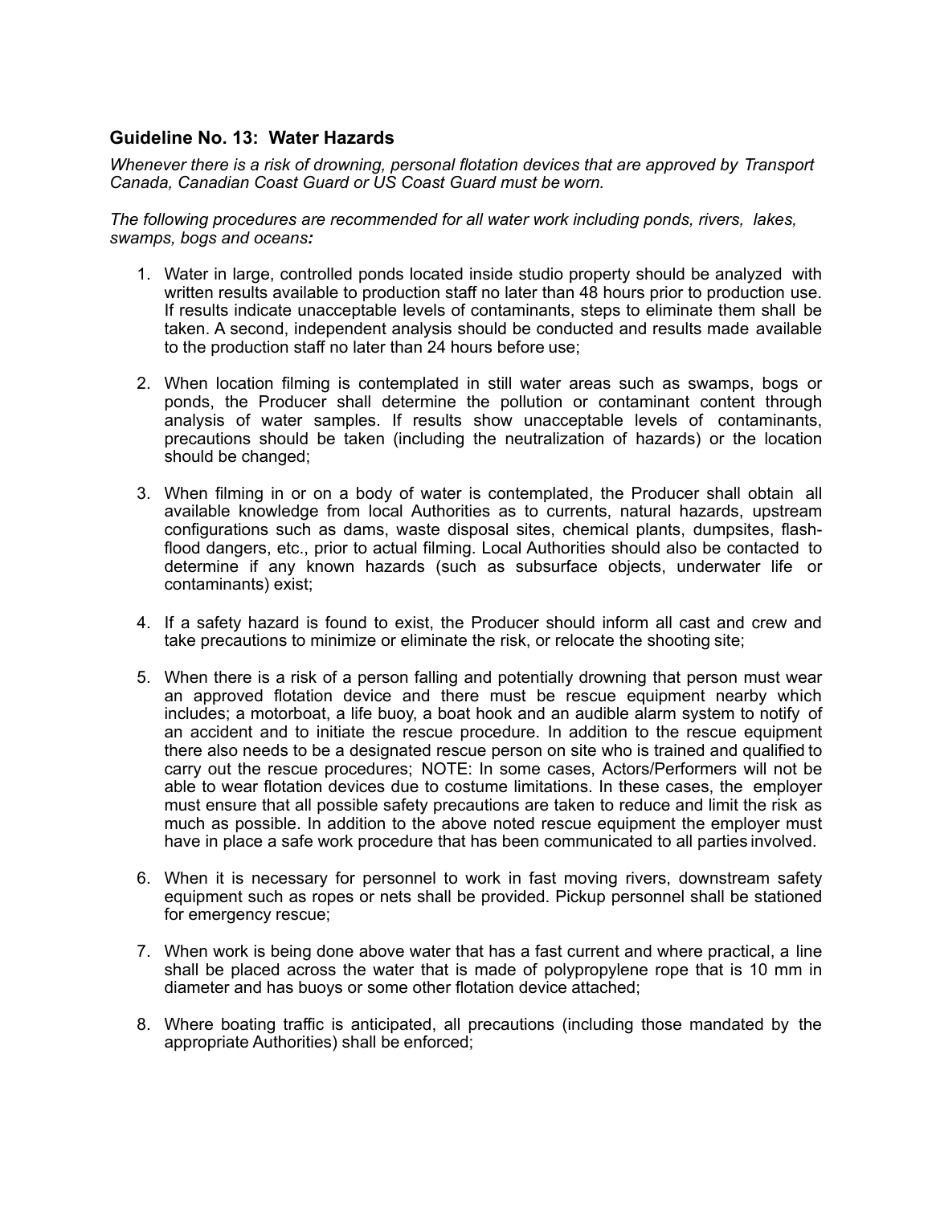### Guideline No. 13: Water Hazards

*Whenever there is a risk of drowning, personal flotation devices that are approved by Transport Canada, Canadian Coast Guard or US Coast Guard must be worn.*

*The following procedures are recommended for all water work including ponds, rivers, lakes, swamps, bogs and oceans:*

1. Water in large, controlled ponds located inside studio property should be analyzed with written results available to production staff no later than 48 hours prior to production use. If results indicate unacceptable levels of contaminants, steps to eliminate them shall be taken. A second, independent analysis should be conducted and results made available to the production staff no later than 24 hours before use;

2. When location filming is contemplated in still water areas such as swamps, bogs or ponds, the Producer shall determine the pollution or contaminant content through analysis of water samples. If results show unacceptable levels of contaminants, precautions should be taken (including the neutralization of hazards) or the location should be changed;

3. When filming in or on a body of water is contemplated, the Producer shall obtain all available knowledge from local Authorities as to currents, natural hazards, upstream configurations such as dams, waste disposal sites, chemical plants, dumpsites, flash-flood dangers, etc., prior to actual filming. Local Authorities should also be contacted to determine if any known hazards (such as subsurface objects, underwater life or contaminants) exist;

4. If a safety hazard is found to exist, the Producer should inform all cast and crew and take precautions to minimize or eliminate the risk, or relocate the shooting site;

5. When there is a risk of a person falling and potentially drowning that person must wear an approved flotation device and there must be rescue equipment nearby which includes; a motorboat, a life buoy, a boat hook and an audible alarm system to notify of an accident and to initiate the rescue procedure. In addition to the rescue equipment there also needs to be a designated rescue person on site who is trained and qualified to carry out the rescue procedures; NOTE: In some cases, Actors/Performers will not be able to wear flotation devices due to costume limitations. In these cases, the employer must ensure that all possible safety precautions are taken to reduce and limit the risk as much as possible. In addition to the above noted rescue equipment the employer must have in place a safe work procedure that has been communicated to all parties involved.

6. When it is necessary for personnel to work in fast moving rivers, downstream safety equipment such as ropes or nets shall be provided. Pickup personnel shall be stationed for emergency rescue;

7. When work is being done above water that has a fast current and where practical, a line shall be placed across the water that is made of polypropylene rope that is 10 mm in diameter and has buoys or some other flotation device attached;

8. Where boating traffic is anticipated, all precautions (including those mandated by the appropriate Authorities) shall be enforced;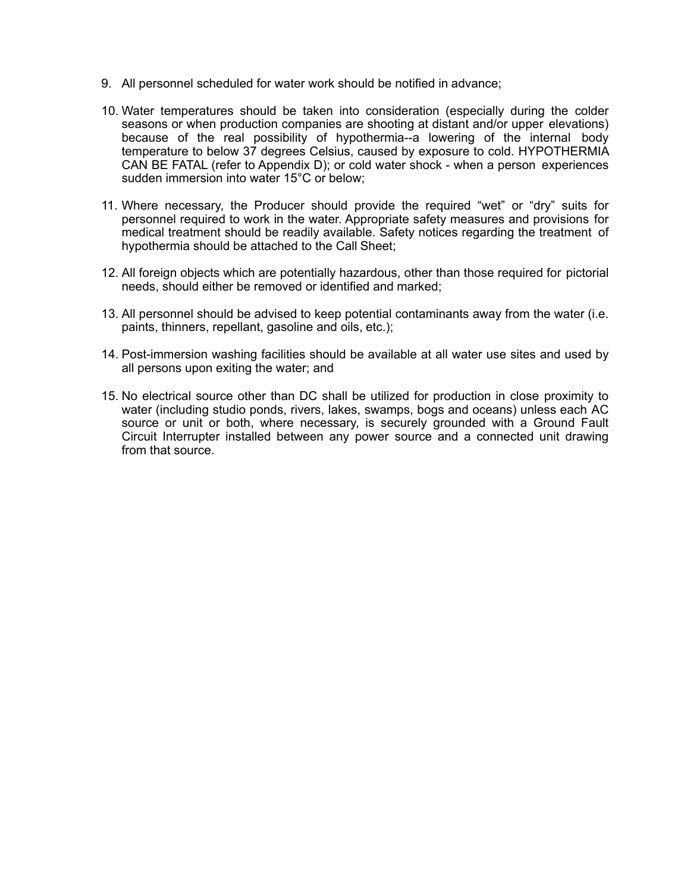9. All personnel scheduled for water work should be notified in advance;

10. Water temperatures should be taken into consideration (especially during the colder seasons or when production companies are shooting at distant and/or upper elevations) because of the real possibility of hypothermia--a lowering of the internal body temperature to below 37 degrees Celsius, caused by exposure to cold. HYPOTHERMIA CAN BE FATAL (refer to Appendix D); or cold water shock - when a person experiences sudden immersion into water 15°C or below;

11. Where necessary, the Producer should provide the required “wet” or “dry” suits for personnel required to work in the water. Appropriate safety measures and provisions for medical treatment should be readily available. Safety notices regarding the treatment of hypothermia should be attached to the Call Sheet;

12. All foreign objects which are potentially hazardous, other than those required for pictorial needs, should either be removed or identified and marked;

13. All personnel should be advised to keep potential contaminants away from the water (i.e. paints, thinners, repellant, gasoline and oils, etc.);

14. Post-immersion washing facilities should be available at all water use sites and used by all persons upon exiting the water; and

15. No electrical source other than DC shall be utilized for production in close proximity to water (including studio ponds, rivers, lakes, swamps, bogs and oceans) unless each AC source or unit or both, where necessary, is securely grounded with a Ground Fault Circuit Interrupter installed between any power source and a connected unit drawing from that source.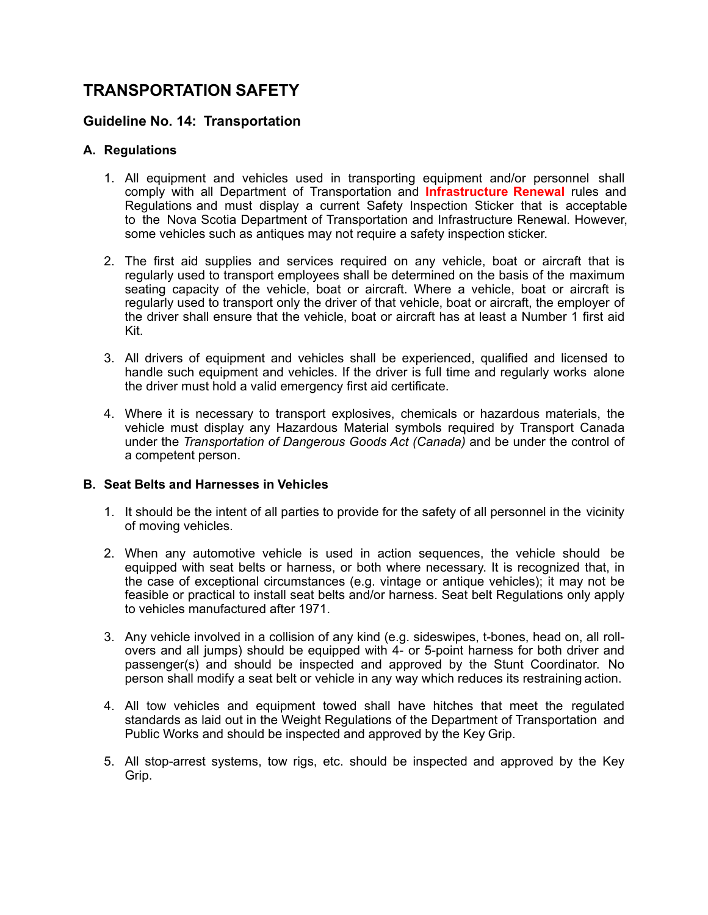# TRANSPORTATION SAFETY

## Guideline No. 14: Transportation

### A. Regulations

1. All equipment and vehicles used in transporting equipment and/or personnel shall comply with all Department of Transportation and **Infrastructure Renewal** rules and Regulations and must display a current Safety Inspection Sticker that is acceptable to the Nova Scotia Department of Transportation and Infrastructure Renewal. However, some vehicles such as antiques may not require a safety inspection sticker.

2. The first aid supplies and services required on any vehicle, boat or aircraft that is regularly used to transport employees shall be determined on the basis of the maximum seating capacity of the vehicle, boat or aircraft. Where a vehicle, boat or aircraft is regularly used to transport only the driver of that vehicle, boat or aircraft, the employer of the driver shall ensure that the vehicle, boat or aircraft has at least a Number 1 first aid Kit.

3. All drivers of equipment and vehicles shall be experienced, qualified and licensed to handle such equipment and vehicles. If the driver is full time and regularly works alone the driver must hold a valid emergency first aid certificate.

4. Where it is necessary to transport explosives, chemicals or hazardous materials, the vehicle must display any Hazardous Material symbols required by Transport Canada under the *Transportation of Dangerous Goods Act (Canada)* and be under the control of a competent person.

### B. Seat Belts and Harnesses in Vehicles

1. It should be the intent of all parties to provide for the safety of all personnel in the vicinity of moving vehicles.

2. When any automotive vehicle is used in action sequences, the vehicle should be equipped with seat belts or harness, or both where necessary. It is recognized that, in the case of exceptional circumstances (e.g. vintage or antique vehicles); it may not be feasible or practical to install seat belts and/or harness. Seat belt Regulations only apply to vehicles manufactured after 1971.

3. Any vehicle involved in a collision of any kind (e.g. sideswipes, t-bones, head on, all roll-overs and all jumps) should be equipped with 4- or 5-point harness for both driver and passenger(s) and should be inspected and approved by the Stunt Coordinator. No person shall modify a seat belt or vehicle in any way which reduces its restraining action.

4. All tow vehicles and equipment towed shall have hitches that meet the regulated standards as laid out in the Weight Regulations of the Department of Transportation and Public Works and should be inspected and approved by the Key Grip.

5. All stop-arrest systems, tow rigs, etc. should be inspected and approved by the Key Grip.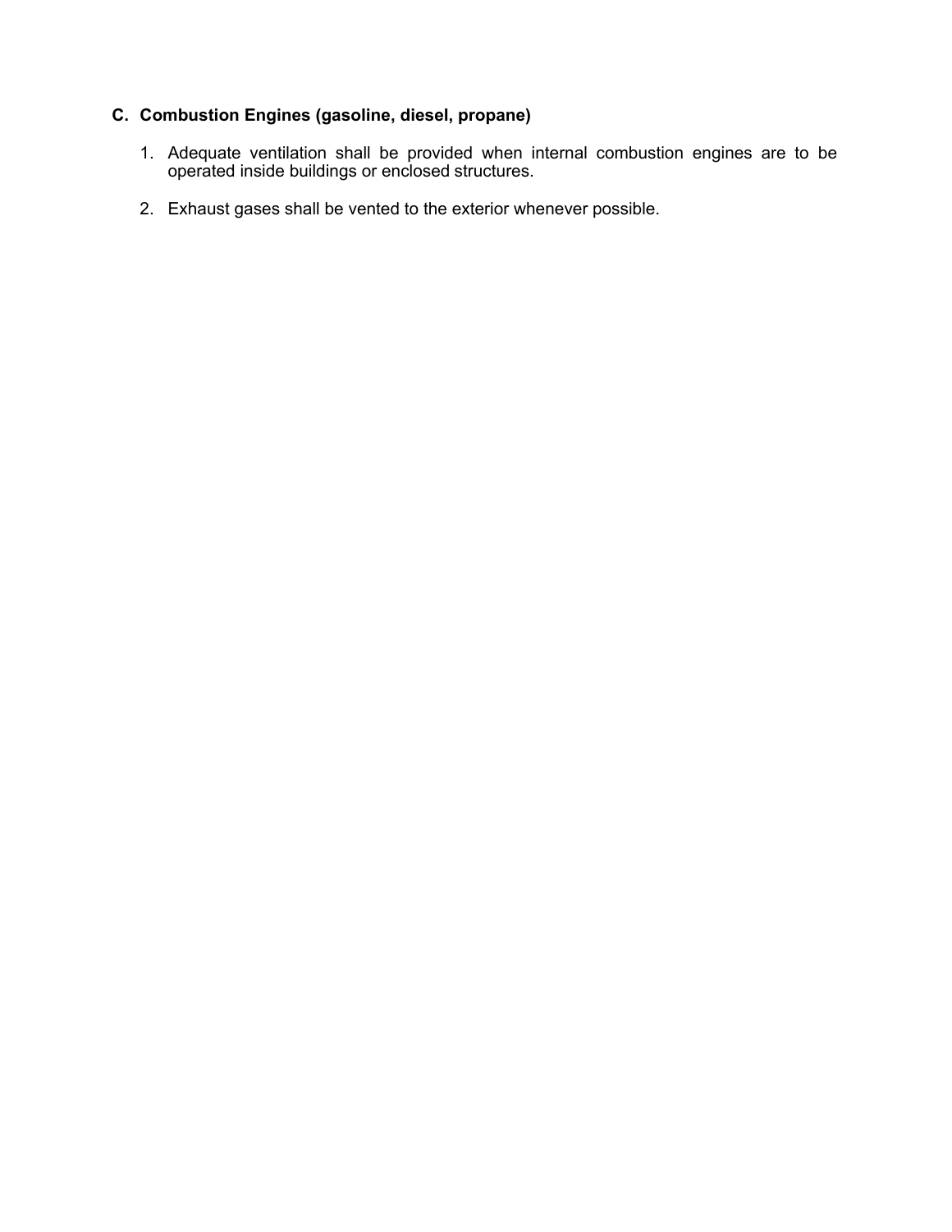**C. Combustion Engines (gasoline, diesel, propane)**

1. Adequate ventilation shall be provided when internal combustion engines are to be operated inside buildings or enclosed structures.

2. Exhaust gases shall be vented to the exterior whenever possible.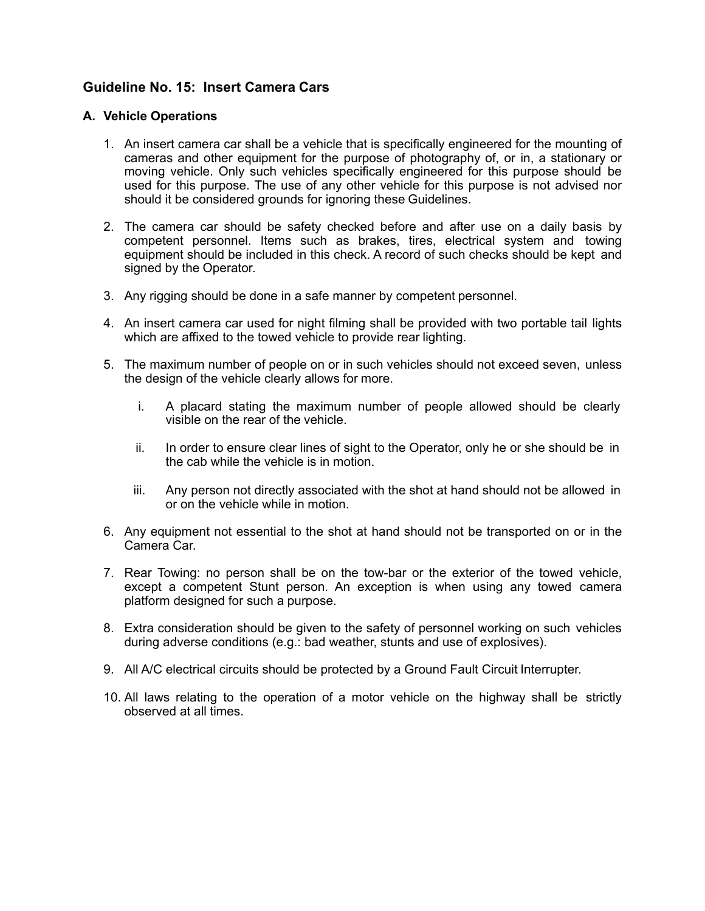## Guideline No. 15: Insert Camera Cars

### A. Vehicle Operations

1. An insert camera car shall be a vehicle that is specifically engineered for the mounting of cameras and other equipment for the purpose of photography of, or in, a stationary or moving vehicle. Only such vehicles specifically engineered for this purpose should be used for this purpose. The use of any other vehicle for this purpose is not advised nor should it be considered grounds for ignoring these Guidelines.

2. The camera car should be safety checked before and after use on a daily basis by competent personnel. Items such as brakes, tires, electrical system and towing equipment should be included in this check. A record of such checks should be kept and signed by the Operator.

3. Any rigging should be done in a safe manner by competent personnel.

4. An insert camera car used for night filming shall be provided with two portable tail lights which are affixed to the towed vehicle to provide rear lighting.

5. The maximum number of people on or in such vehicles should not exceed seven, unless the design of the vehicle clearly allows for more.

   i. A placard stating the maximum number of people allowed should be clearly visible on the rear of the vehicle.

   ii. In order to ensure clear lines of sight to the Operator, only he or she should be in the cab while the vehicle is in motion.

   iii. Any person not directly associated with the shot at hand should not be allowed in or on the vehicle while in motion.

6. Any equipment not essential to the shot at hand should not be transported on or in the Camera Car.

7. Rear Towing: no person shall be on the tow-bar or the exterior of the towed vehicle, except a competent Stunt person. An exception is when using any towed camera platform designed for such a purpose.

8. Extra consideration should be given to the safety of personnel working on such vehicles during adverse conditions (e.g.: bad weather, stunts and use of explosives).

9. All A/C electrical circuits should be protected by a Ground Fault Circuit Interrupter.

10. All laws relating to the operation of a motor vehicle on the highway shall be strictly observed at all times.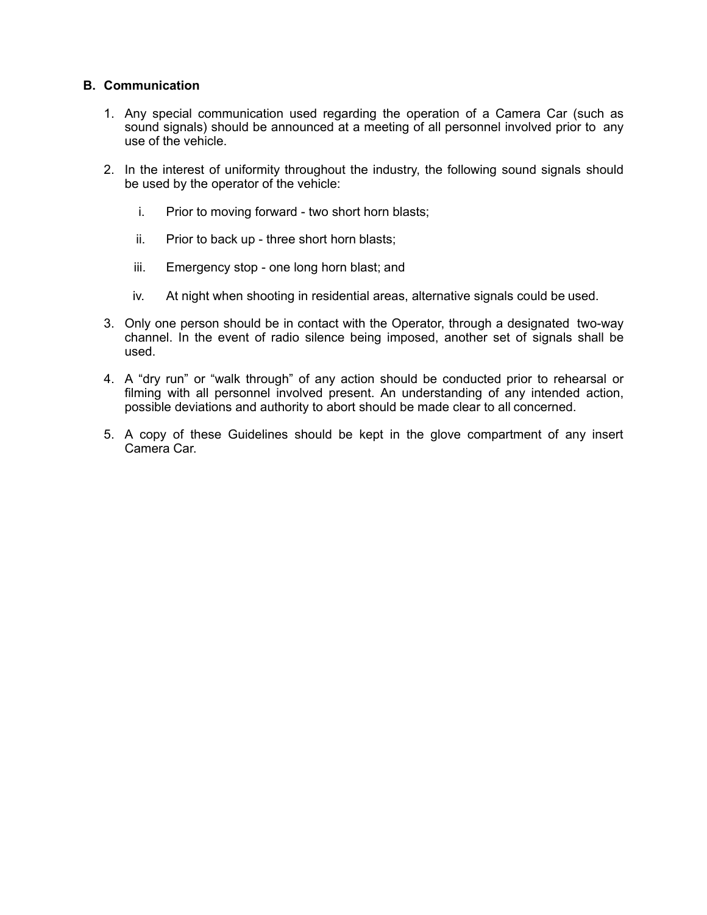### B. Communication

1. Any special communication used regarding the operation of a Camera Car (such as sound signals) should be announced at a meeting of all personnel involved prior to any use of the vehicle.

2. In the interest of uniformity throughout the industry, the following sound signals should be used by the operator of the vehicle:

   i. Prior to moving forward - two short horn blasts;

   ii. Prior to back up - three short horn blasts;

   iii. Emergency stop - one long horn blast; and

   iv. At night when shooting in residential areas, alternative signals could be used.

3. Only one person should be in contact with the Operator, through a designated two-way channel. In the event of radio silence being imposed, another set of signals shall be used.

4. A “dry run” or “walk through” of any action should be conducted prior to rehearsal or filming with all personnel involved present. An understanding of any intended action, possible deviations and authority to abort should be made clear to all concerned.

5. A copy of these Guidelines should be kept in the glove compartment of any insert Camera Car.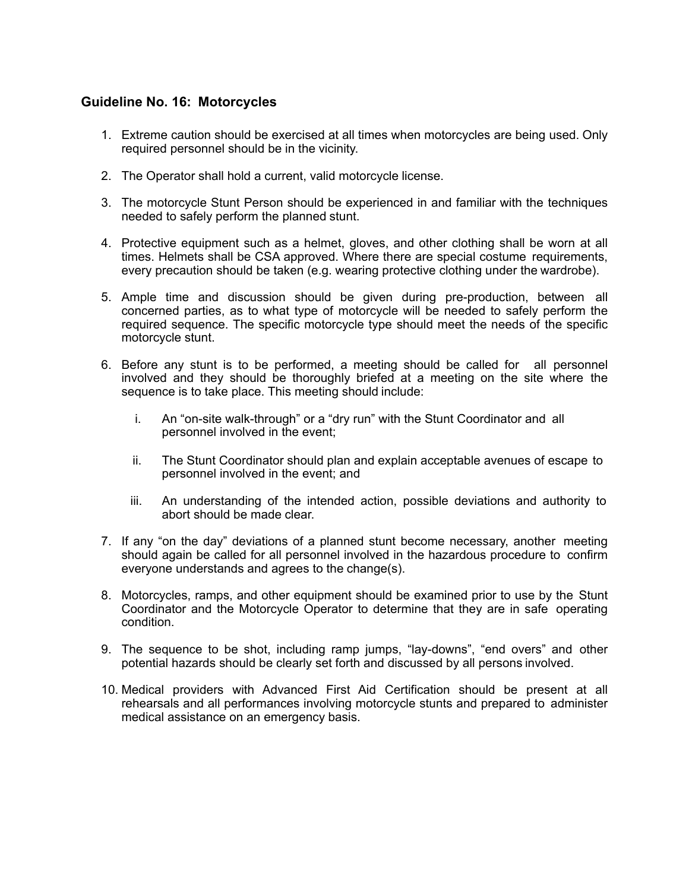### Guideline No. 16: Motorcycles

1. Extreme caution should be exercised at all times when motorcycles are being used. Only required personnel should be in the vicinity.

2. The Operator shall hold a current, valid motorcycle license.

3. The motorcycle Stunt Person should be experienced in and familiar with the techniques needed to safely perform the planned stunt.

4. Protective equipment such as a helmet, gloves, and other clothing shall be worn at all times. Helmets shall be CSA approved. Where there are special costume requirements, every precaution should be taken (e.g. wearing protective clothing under the wardrobe).

5. Ample time and discussion should be given during pre-production, between all concerned parties, as to what type of motorcycle will be needed to safely perform the required sequence. The specific motorcycle type should meet the needs of the specific motorcycle stunt.

6. Before any stunt is to be performed, a meeting should be called for all personnel involved and they should be thoroughly briefed at a meeting on the site where the sequence is to take place. This meeting should include:

   i. An "on-site walk-through" or a "dry run" with the Stunt Coordinator and all personnel involved in the event;

   ii. The Stunt Coordinator should plan and explain acceptable avenues of escape to personnel involved in the event; and

   iii. An understanding of the intended action, possible deviations and authority to abort should be made clear.

7. If any "on the day" deviations of a planned stunt become necessary, another meeting should again be called for all personnel involved in the hazardous procedure to confirm everyone understands and agrees to the change(s).

8. Motorcycles, ramps, and other equipment should be examined prior to use by the Stunt Coordinator and the Motorcycle Operator to determine that they are in safe operating condition.

9. The sequence to be shot, including ramp jumps, "lay-downs", "end overs" and other potential hazards should be clearly set forth and discussed by all persons involved.

10. Medical providers with Advanced First Aid Certification should be present at all rehearsals and all performances involving motorcycle stunts and prepared to administer medical assistance on an emergency basis.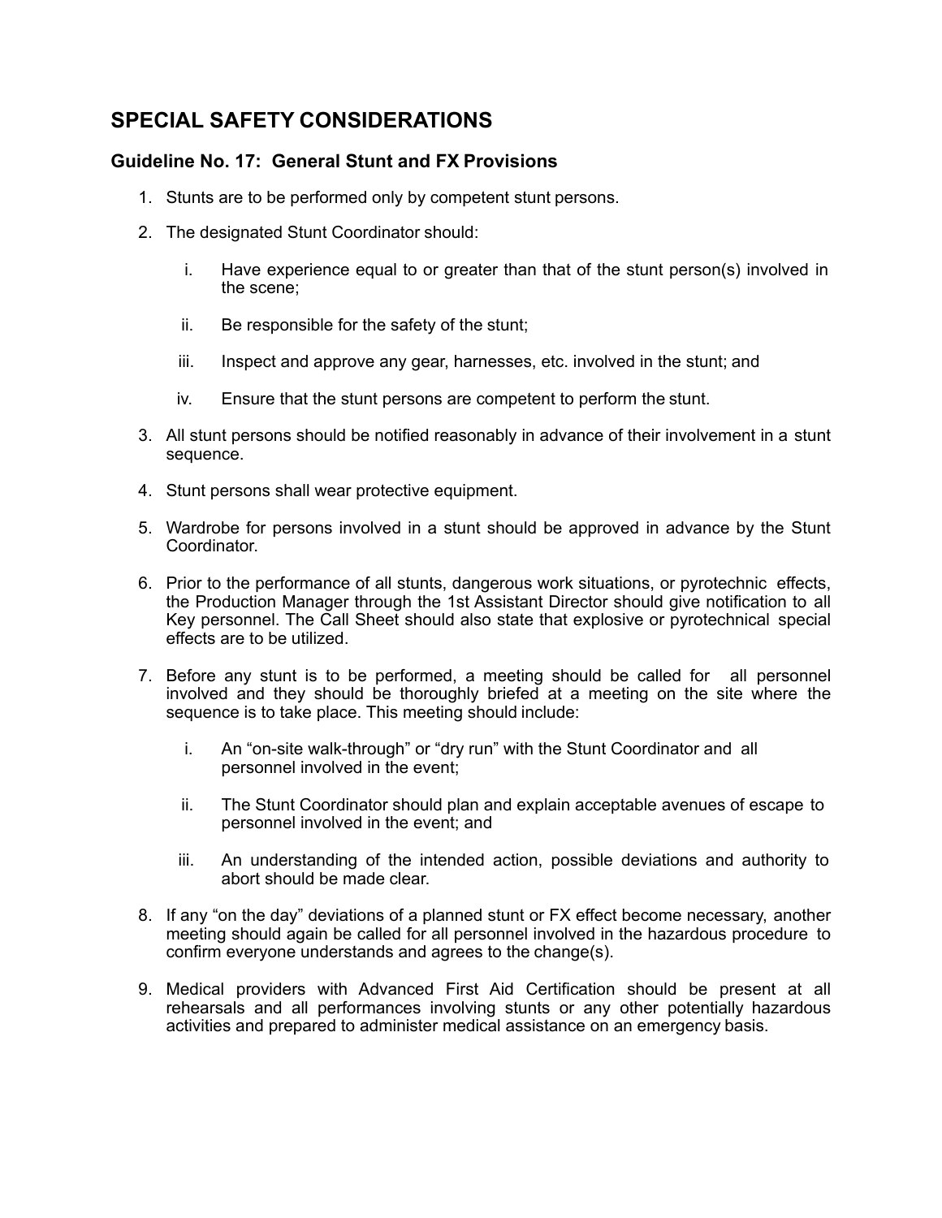## SPECIAL SAFETY CONSIDERATIONS

### Guideline No. 17: General Stunt and FX Provisions

1. Stunts are to be performed only by competent stunt persons.
2. The designated Stunt Coordinator should:
   - i. Have experience equal to or greater than that of the stunt person(s) involved in the scene;
   - ii. Be responsible for the safety of the stunt;
   - iii. Inspect and approve any gear, harnesses, etc. involved in the stunt; and
   - iv. Ensure that the stunt persons are competent to perform the stunt.
3. All stunt persons should be notified reasonably in advance of their involvement in a stunt sequence.
4. Stunt persons shall wear protective equipment.
5. Wardrobe for persons involved in a stunt should be approved in advance by the Stunt Coordinator.
6. Prior to the performance of all stunts, dangerous work situations, or pyrotechnic effects, the Production Manager through the 1st Assistant Director should give notification to all Key personnel. The Call Sheet should also state that explosive or pyrotechnical special effects are to be utilized.
7. Before any stunt is to be performed, a meeting should be called for all personnel involved and they should be thoroughly briefed at a meeting on the site where the sequence is to take place. This meeting should include:
   - i. An "on-site walk-through" or "dry run" with the Stunt Coordinator and all personnel involved in the event;
   - ii. The Stunt Coordinator should plan and explain acceptable avenues of escape to personnel involved in the event; and
   - iii. An understanding of the intended action, possible deviations and authority to abort should be made clear.
8. If any "on the day" deviations of a planned stunt or FX effect become necessary, another meeting should again be called for all personnel involved in the hazardous procedure to confirm everyone understands and agrees to the change(s).
9. Medical providers with Advanced First Aid Certification should be present at all rehearsals and all performances involving stunts or any other potentially hazardous activities and prepared to administer medical assistance on an emergency basis.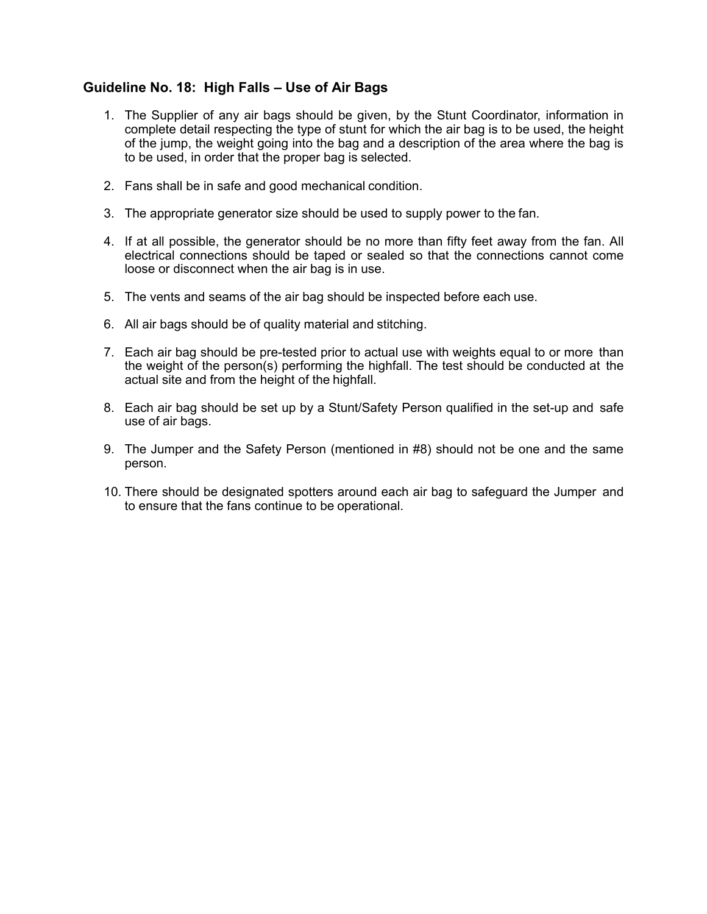## Guideline No. 18: High Falls – Use of Air Bags

1. The Supplier of any air bags should be given, by the Stunt Coordinator, information in complete detail respecting the type of stunt for which the air bag is to be used, the height of the jump, the weight going into the bag and a description of the area where the bag is to be used, in order that the proper bag is selected.

2. Fans shall be in safe and good mechanical condition.

3. The appropriate generator size should be used to supply power to the fan.

4. If at all possible, the generator should be no more than fifty feet away from the fan. All electrical connections should be taped or sealed so that the connections cannot come loose or disconnect when the air bag is in use.

5. The vents and seams of the air bag should be inspected before each use.

6. All air bags should be of quality material and stitching.

7. Each air bag should be pre-tested prior to actual use with weights equal to or more than the weight of the person(s) performing the highfall. The test should be conducted at the actual site and from the height of the highfall.

8. Each air bag should be set up by a Stunt/Safety Person qualified in the set-up and safe use of air bags.

9. The Jumper and the Safety Person (mentioned in #8) should not be one and the same person.

10. There should be designated spotters around each air bag to safeguard the Jumper and to ensure that the fans continue to be operational.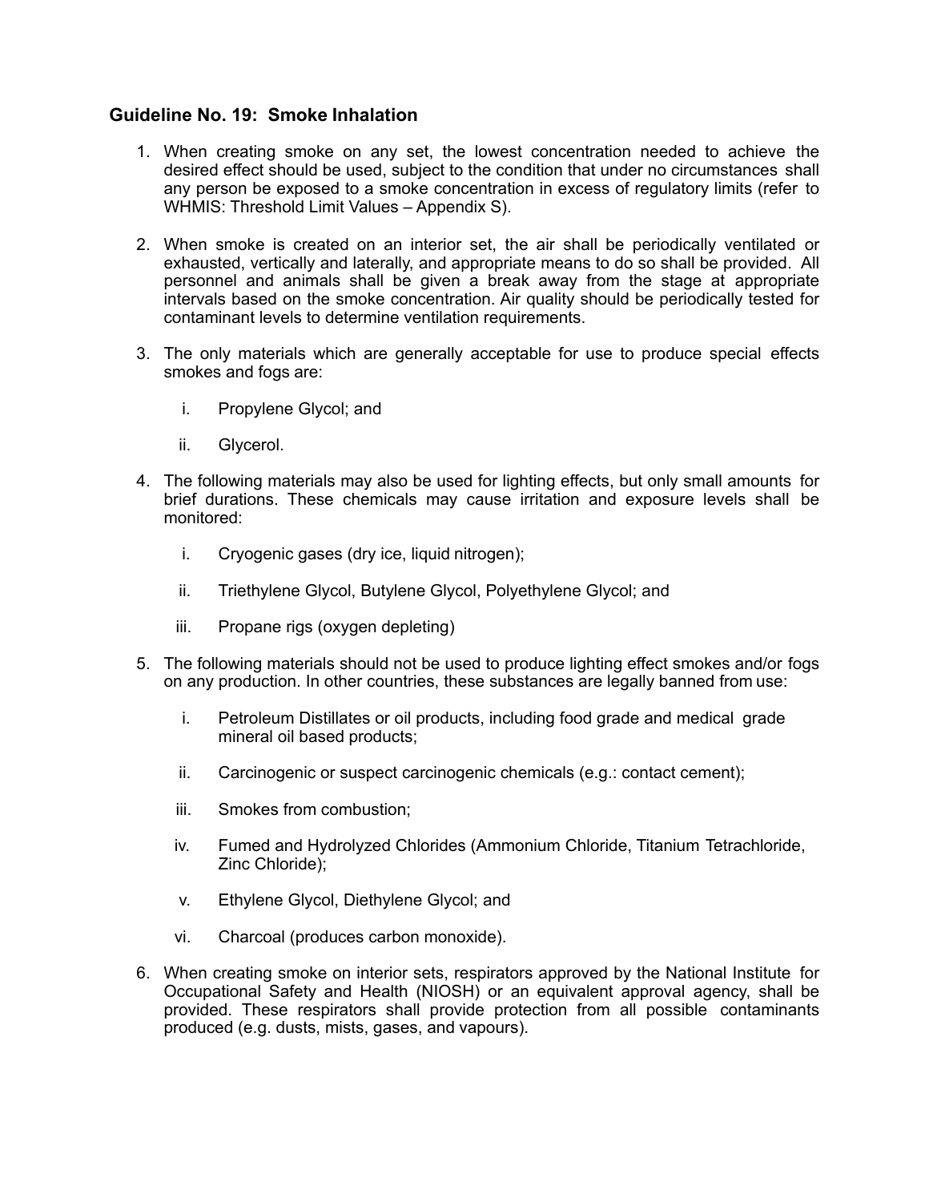### Guideline No. 19: Smoke Inhalation

1. When creating smoke on any set, the lowest concentration needed to achieve the desired effect should be used, subject to the condition that under no circumstances shall any person be exposed to a smoke concentration in excess of regulatory limits (refer to WHMIS: Threshold Limit Values – Appendix S).

2. When smoke is created on an interior set, the air shall be periodically ventilated or exhausted, vertically and laterally, and appropriate means to do so shall be provided. All personnel and animals shall be given a break away from the stage at appropriate intervals based on the smoke concentration. Air quality should be periodically tested for contaminant levels to determine ventilation requirements.

3. The only materials which are generally acceptable for use to produce special effects smokes and fogs are:

   i. Propylene Glycol; and

   ii. Glycerol.

4. The following materials may also be used for lighting effects, but only small amounts for brief durations. These chemicals may cause irritation and exposure levels shall be monitored:

   i. Cryogenic gases (dry ice, liquid nitrogen);

   ii. Triethylene Glycol, Butylene Glycol, Polyethylene Glycol; and

   iii. Propane rigs (oxygen depleting)

5. The following materials should not be used to produce lighting effect smokes and/or fogs on any production. In other countries, these substances are legally banned from use:

   i. Petroleum Distillates or oil products, including food grade and medical grade mineral oil based products;

   ii. Carcinogenic or suspect carcinogenic chemicals (e.g.: contact cement);

   iii. Smokes from combustion;

   iv. Fumed and Hydrolyzed Chlorides (Ammonium Chloride, Titanium Tetrachloride, Zinc Chloride);

   v. Ethylene Glycol, Diethylene Glycol; and

   vi. Charcoal (produces carbon monoxide).

6. When creating smoke on interior sets, respirators approved by the National Institute for Occupational Safety and Health (NIOSH) or an equivalent approval agency, shall be provided. These respirators shall provide protection from all possible contaminants produced (e.g. dusts, mists, gases, and vapours).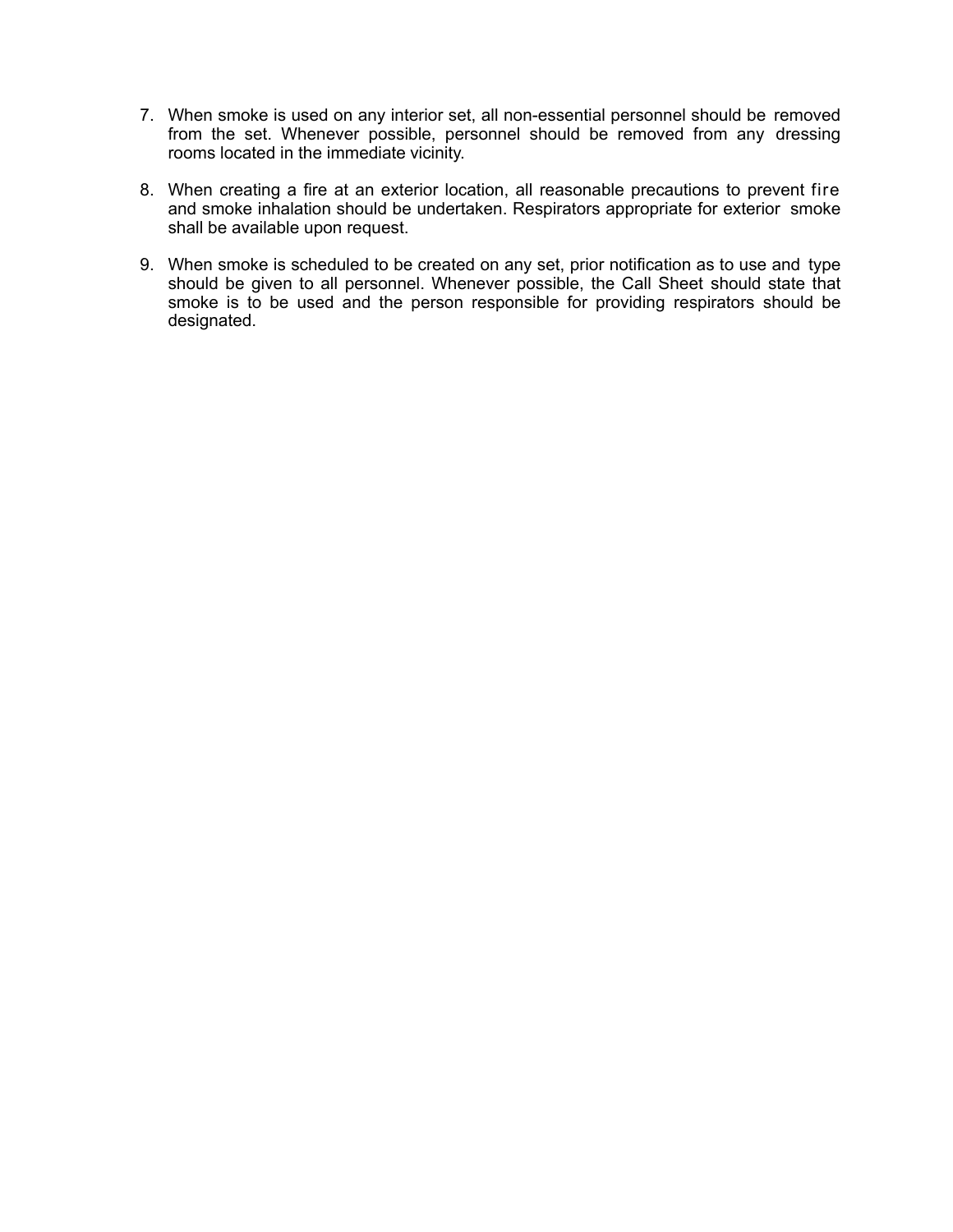7. When smoke is used on any interior set, all non-essential personnel should be removed from the set. Whenever possible, personnel should be removed from any dressing rooms located in the immediate vicinity.

8. When creating a fire at an exterior location, all reasonable precautions to prevent fire and smoke inhalation should be undertaken. Respirators appropriate for exterior smoke shall be available upon request.

9. When smoke is scheduled to be created on any set, prior notification as to use and type should be given to all personnel. Whenever possible, the Call Sheet should state that smoke is to be used and the person responsible for providing respirators should be designated.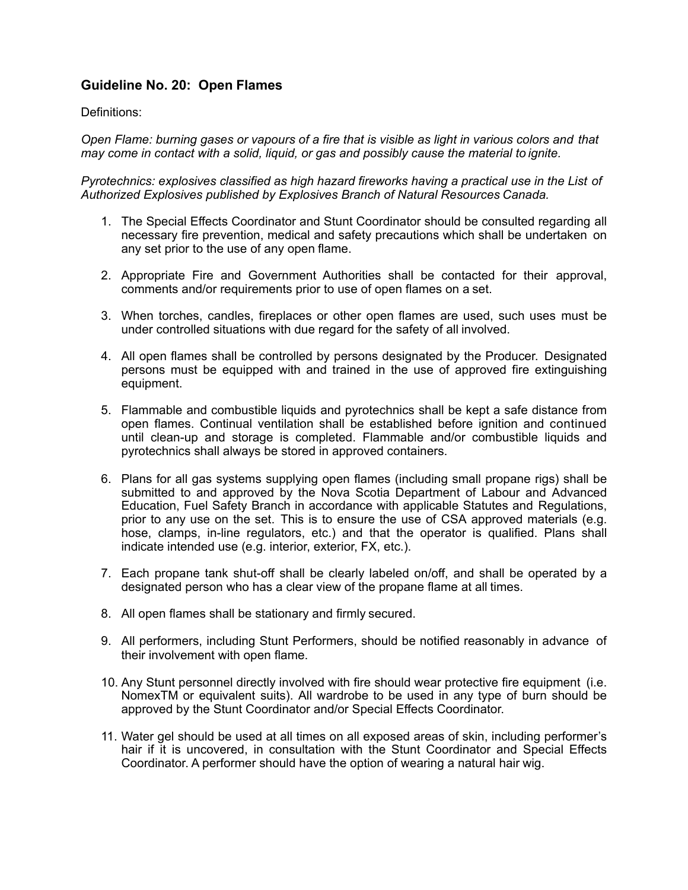## Guideline No. 20: Open Flames

Definitions:

*Open Flame: burning gases or vapours of a fire that is visible as light in various colors and that may come in contact with a solid, liquid, or gas and possibly cause the material to ignite.*

*Pyrotechnics: explosives classified as high hazard fireworks having a practical use in the List of Authorized Explosives published by Explosives Branch of Natural Resources Canada.*

1. The Special Effects Coordinator and Stunt Coordinator should be consulted regarding all necessary fire prevention, medical and safety precautions which shall be undertaken on any set prior to the use of any open flame.

2. Appropriate Fire and Government Authorities shall be contacted for their approval, comments and/or requirements prior to use of open flames on a set.

3. When torches, candles, fireplaces or other open flames are used, such uses must be under controlled situations with due regard for the safety of all involved.

4. All open flames shall be controlled by persons designated by the Producer. Designated persons must be equipped with and trained in the use of approved fire extinguishing equipment.

5. Flammable and combustible liquids and pyrotechnics shall be kept a safe distance from open flames. Continual ventilation shall be established before ignition and continued until clean-up and storage is completed. Flammable and/or combustible liquids and pyrotechnics shall always be stored in approved containers.

6. Plans for all gas systems supplying open flames (including small propane rigs) shall be submitted to and approved by the Nova Scotia Department of Labour and Advanced Education, Fuel Safety Branch in accordance with applicable Statutes and Regulations, prior to any use on the set. This is to ensure the use of CSA approved materials (e.g. hose, clamps, in-line regulators, etc.) and that the operator is qualified. Plans shall indicate intended use (e.g. interior, exterior, FX, etc.).

7. Each propane tank shut-off shall be clearly labeled on/off, and shall be operated by a designated person who has a clear view of the propane flame at all times.

8. All open flames shall be stationary and firmly secured.

9. All performers, including Stunt Performers, should be notified reasonably in advance of their involvement with open flame.

10. Any Stunt personnel directly involved with fire should wear protective fire equipment (i.e. NomexTM or equivalent suits). All wardrobe to be used in any type of burn should be approved by the Stunt Coordinator and/or Special Effects Coordinator.

11. Water gel should be used at all times on all exposed areas of skin, including performer's hair if it is uncovered, in consultation with the Stunt Coordinator and Special Effects Coordinator. A performer should have the option of wearing a natural hair wig.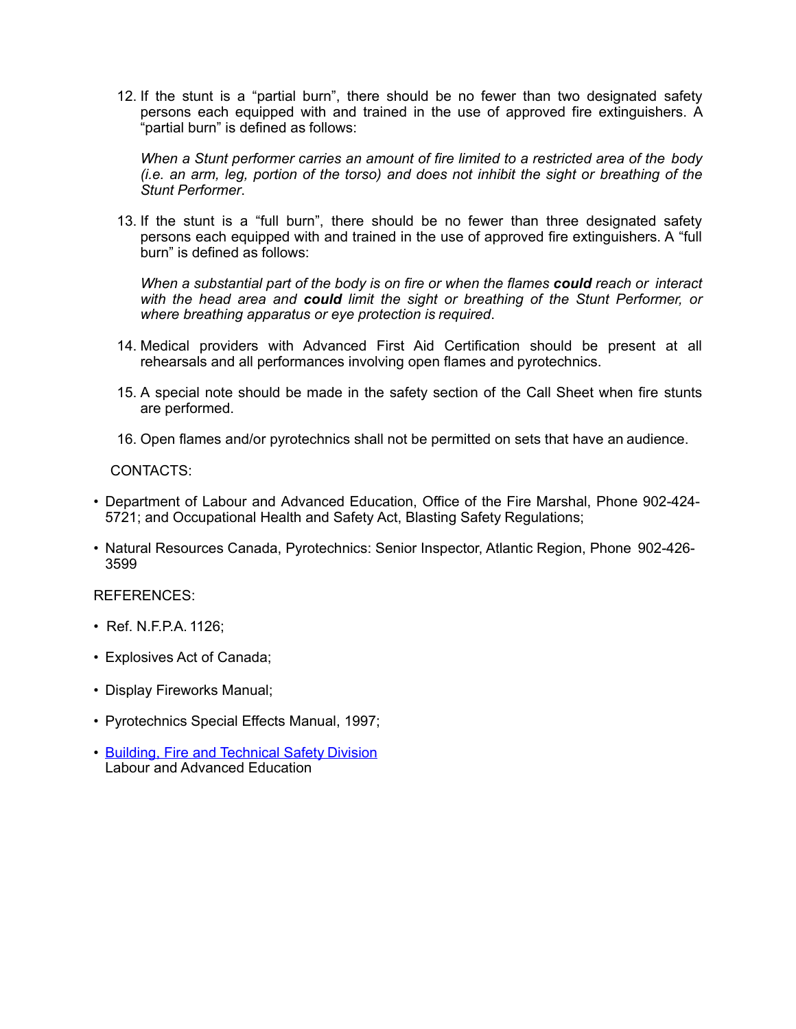12. If the stunt is a “partial burn”, there should be no fewer than two designated safety persons each equipped with and trained in the use of approved fire extinguishers. A “partial burn” is defined as follows:

    *When a Stunt performer carries an amount of fire limited to a restricted area of the body (i.e. an arm, leg, portion of the torso) and does not inhibit the sight or breathing of the Stunt Performer*.

13. If the stunt is a “full burn”, there should be no fewer than three designated safety persons each equipped with and trained in the use of approved fire extinguishers. A “full burn” is defined as follows:

    *When a substantial part of the body is on fire or when the flames **could** reach or interact with the head area and **could** limit the sight or breathing of the Stunt Performer, or where breathing apparatus or eye protection is required*.

14. Medical providers with Advanced First Aid Certification should be present at all rehearsals and all performances involving open flames and pyrotechnics.

15. A special note should be made in the safety section of the Call Sheet when fire stunts are performed.

16. Open flames and/or pyrotechnics shall not be permitted on sets that have an audience.

CONTACTS:

- Department of Labour and Advanced Education, Office of the Fire Marshal, Phone 902-424-5721; and Occupational Health and Safety Act, Blasting Safety Regulations;
- Natural Resources Canada, Pyrotechnics: Senior Inspector, Atlantic Region, Phone 902-426-3599

REFERENCES:

- Ref. N.F.P.A. 1126;
- Explosives Act of Canada;
- Display Fireworks Manual;
- Pyrotechnics Special Effects Manual, 1997;
- Building, Fire and Technical Safety Division
  Labour and Advanced Education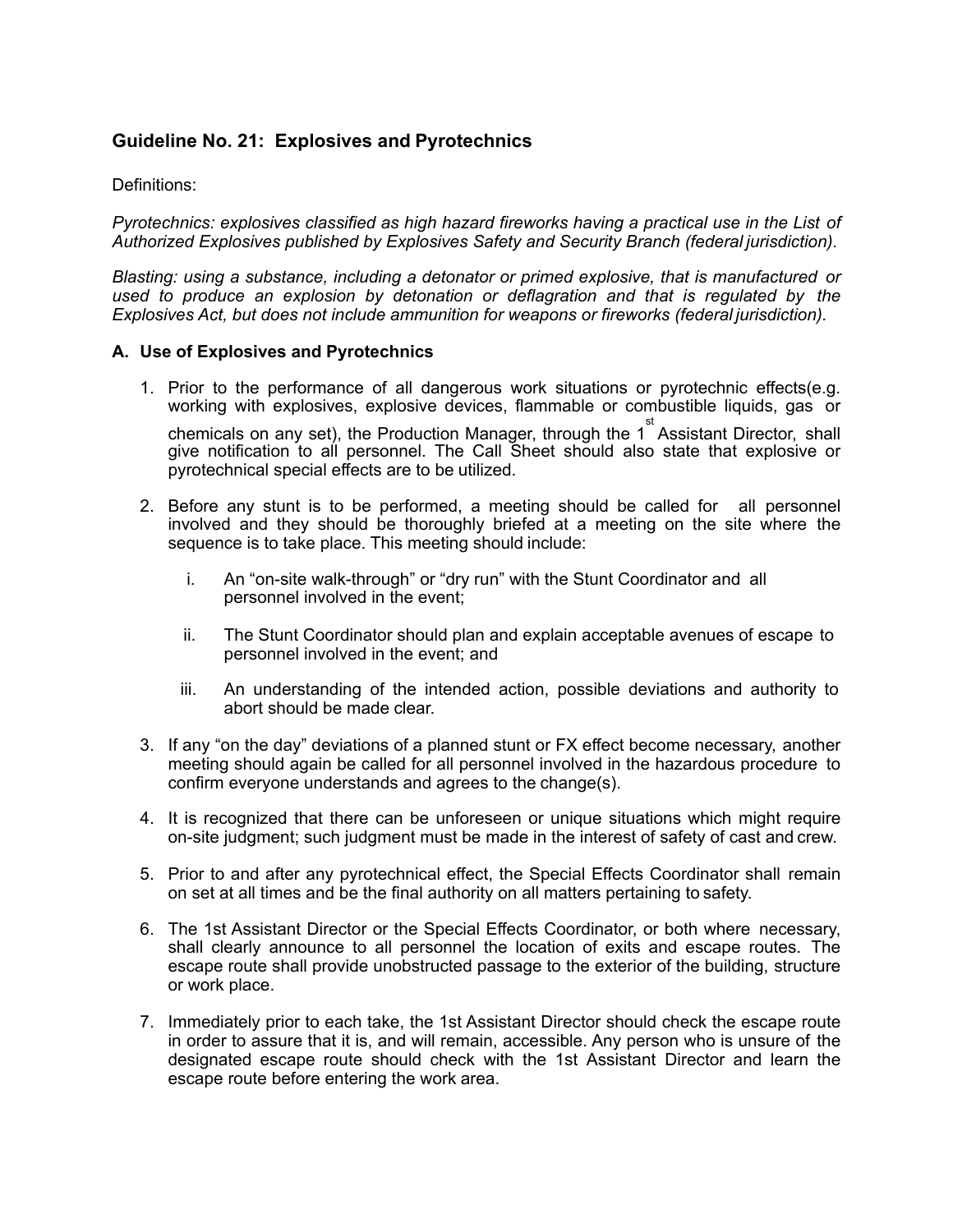## Guideline No. 21: Explosives and Pyrotechnics

Definitions:

*Pyrotechnics: explosives classified as high hazard fireworks having a practical use in the List of Authorized Explosives published by Explosives Safety and Security Branch (federal jurisdiction).*

*Blasting: using a substance, including a detonator or primed explosive, that is manufactured or used to produce an explosion by detonation or deflagration and that is regulated by the Explosives Act, but does not include ammunition for weapons or fireworks (federal jurisdiction).*

### A. Use of Explosives and Pyrotechnics

1. Prior to the performance of all dangerous work situations or pyrotechnic effects(e.g. working with explosives, explosive devices, flammable or combustible liquids, gas or chemicals on any set), the Production Manager, through the 1st Assistant Director, shall give notification to all personnel. The Call Sheet should also state that explosive or pyrotechnical special effects are to be utilized.

2. Before any stunt is to be performed, a meeting should be called for all personnel involved and they should be thoroughly briefed at a meeting on the site where the sequence is to take place. This meeting should include:

   i. An "on-site walk-through" or "dry run" with the Stunt Coordinator and all personnel involved in the event;

   ii. The Stunt Coordinator should plan and explain acceptable avenues of escape to personnel involved in the event; and

   iii. An understanding of the intended action, possible deviations and authority to abort should be made clear.

3. If any "on the day" deviations of a planned stunt or FX effect become necessary, another meeting should again be called for all personnel involved in the hazardous procedure to confirm everyone understands and agrees to the change(s).

4. It is recognized that there can be unforeseen or unique situations which might require on-site judgment; such judgment must be made in the interest of safety of cast and crew.

5. Prior to and after any pyrotechnical effect, the Special Effects Coordinator shall remain on set at all times and be the final authority on all matters pertaining to safety.

6. The 1st Assistant Director or the Special Effects Coordinator, or both where necessary, shall clearly announce to all personnel the location of exits and escape routes. The escape route shall provide unobstructed passage to the exterior of the building, structure or work place.

7. Immediately prior to each take, the 1st Assistant Director should check the escape route in order to assure that it is, and will remain, accessible. Any person who is unsure of the designated escape route should check with the 1st Assistant Director and learn the escape route before entering the work area.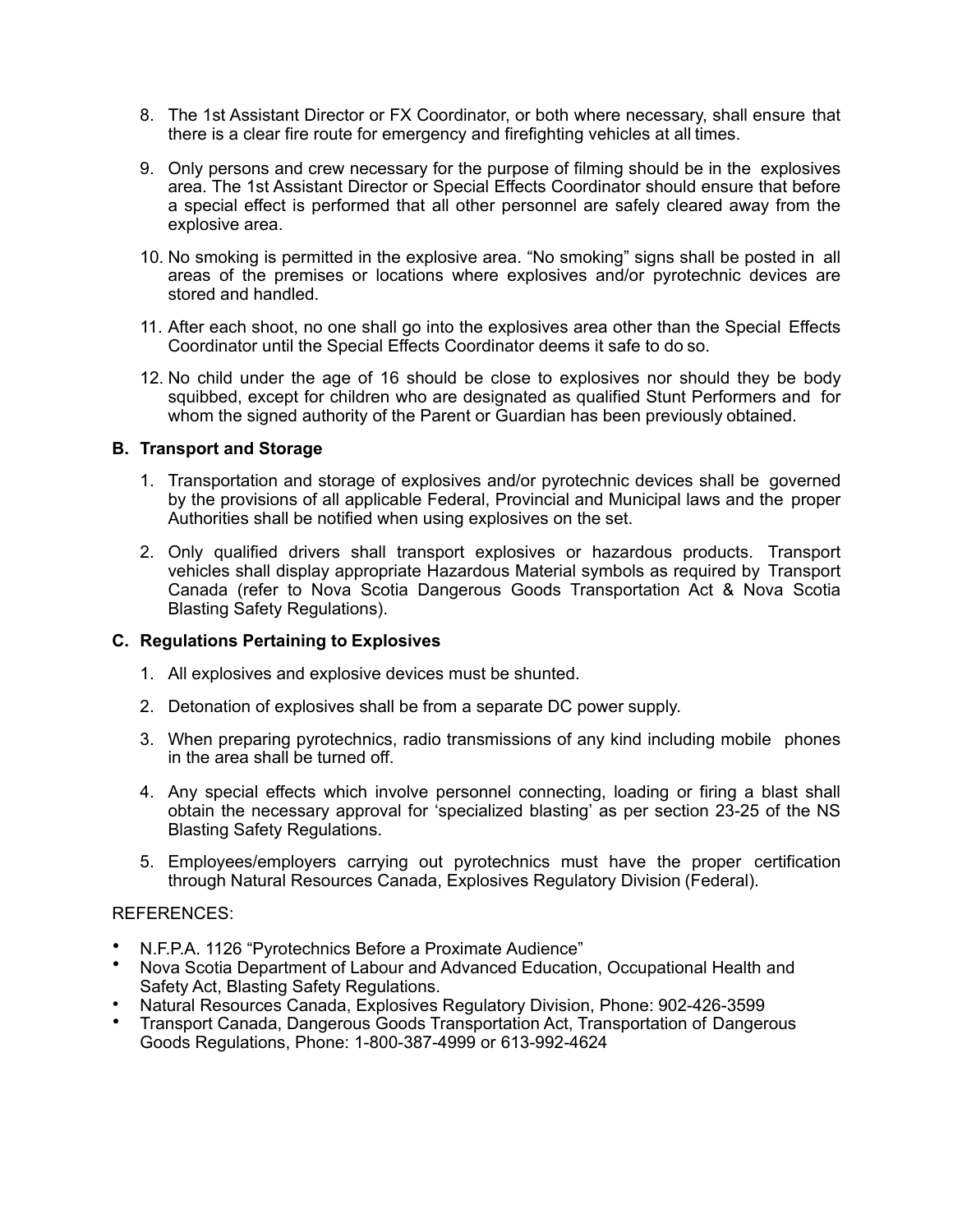8. The 1st Assistant Director or FX Coordinator, or both where necessary, shall ensure that there is a clear fire route for emergency and firefighting vehicles at all times.

9. Only persons and crew necessary for the purpose of filming should be in the explosives area. The 1st Assistant Director or Special Effects Coordinator should ensure that before a special effect is performed that all other personnel are safely cleared away from the explosive area.

10. No smoking is permitted in the explosive area. "No smoking" signs shall be posted in all areas of the premises or locations where explosives and/or pyrotechnic devices are stored and handled.

11. After each shoot, no one shall go into the explosives area other than the Special Effects Coordinator until the Special Effects Coordinator deems it safe to do so.

12. No child under the age of 16 should be close to explosives nor should they be body squibbed, except for children who are designated as qualified Stunt Performers and for whom the signed authority of the Parent or Guardian has been previously obtained.

### B. Transport and Storage

1. Transportation and storage of explosives and/or pyrotechnic devices shall be governed by the provisions of all applicable Federal, Provincial and Municipal laws and the proper Authorities shall be notified when using explosives on the set.

2. Only qualified drivers shall transport explosives or hazardous products. Transport vehicles shall display appropriate Hazardous Material symbols as required by Transport Canada (refer to Nova Scotia Dangerous Goods Transportation Act & Nova Scotia Blasting Safety Regulations).

### C. Regulations Pertaining to Explosives

1. All explosives and explosive devices must be shunted.

2. Detonation of explosives shall be from a separate DC power supply.

3. When preparing pyrotechnics, radio transmissions of any kind including mobile phones in the area shall be turned off.

4. Any special effects which involve personnel connecting, loading or firing a blast shall obtain the necessary approval for 'specialized blasting' as per section 23-25 of the NS Blasting Safety Regulations.

5. Employees/employers carrying out pyrotechnics must have the proper certification through Natural Resources Canada, Explosives Regulatory Division (Federal).

REFERENCES:

- N.F.P.A. 1126 "Pyrotechnics Before a Proximate Audience"
- Nova Scotia Department of Labour and Advanced Education, Occupational Health and Safety Act, Blasting Safety Regulations.
- Natural Resources Canada, Explosives Regulatory Division, Phone: 902-426-3599
- Transport Canada, Dangerous Goods Transportation Act, Transportation of Dangerous Goods Regulations, Phone: 1-800-387-4999 or 613-992-4624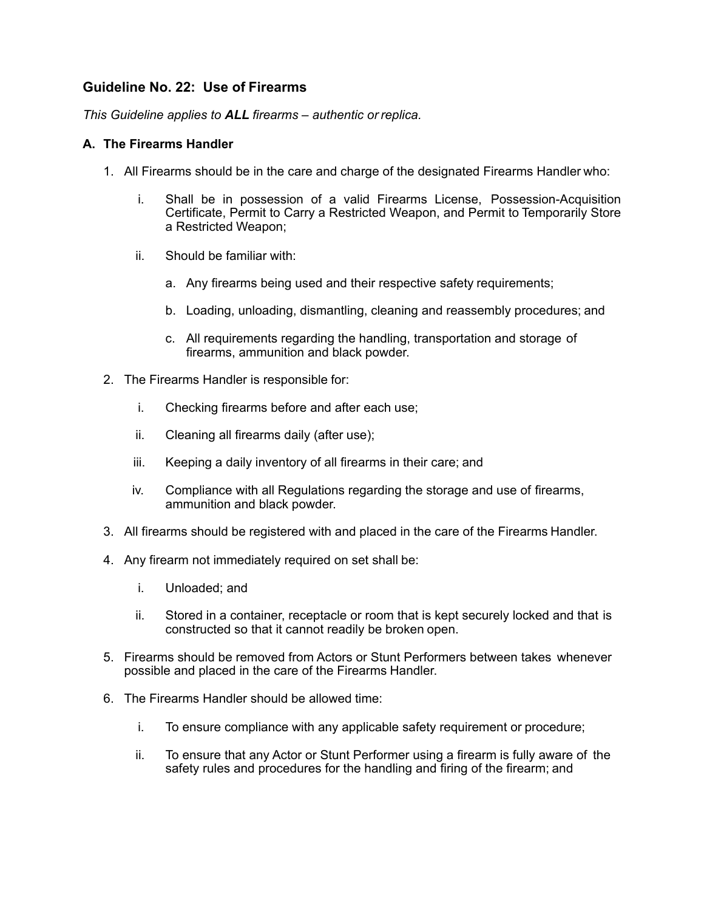## Guideline No. 22: Use of Firearms

*This Guideline applies to **ALL** firearms – authentic or replica.*

### A. The Firearms Handler

1. All Firearms should be in the care and charge of the designated Firearms Handler who:

   i. Shall be in possession of a valid Firearms License, Possession-Acquisition Certificate, Permit to Carry a Restricted Weapon, and Permit to Temporarily Store a Restricted Weapon;

   ii. Should be familiar with:

      a. Any firearms being used and their respective safety requirements;

      b. Loading, unloading, dismantling, cleaning and reassembly procedures; and

      c. All requirements regarding the handling, transportation and storage of firearms, ammunition and black powder.

2. The Firearms Handler is responsible for:

   i. Checking firearms before and after each use;

   ii. Cleaning all firearms daily (after use);

   iii. Keeping a daily inventory of all firearms in their care; and

   iv. Compliance with all Regulations regarding the storage and use of firearms, ammunition and black powder.

3. All firearms should be registered with and placed in the care of the Firearms Handler.

4. Any firearm not immediately required on set shall be:

   i. Unloaded; and

   ii. Stored in a container, receptacle or room that is kept securely locked and that is constructed so that it cannot readily be broken open.

5. Firearms should be removed from Actors or Stunt Performers between takes whenever possible and placed in the care of the Firearms Handler.

6. The Firearms Handler should be allowed time:

   i. To ensure compliance with any applicable safety requirement or procedure;

   ii. To ensure that any Actor or Stunt Performer using a firearm is fully aware of the safety rules and procedures for the handling and firing of the firearm; and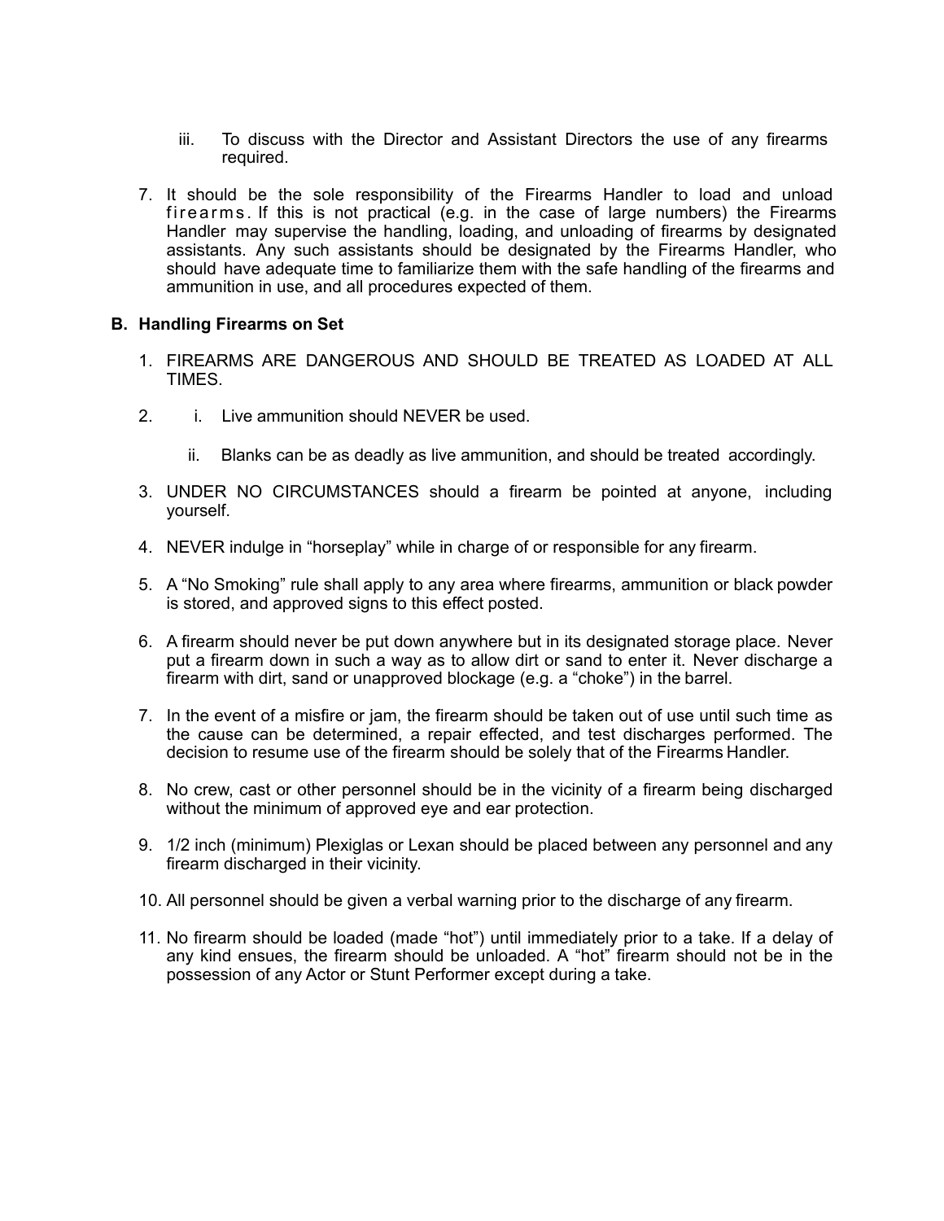iii. To discuss with the Director and Assistant Directors the use of any firearms required.

7. It should be the sole responsibility of the Firearms Handler to load and unload firearms. If this is not practical (e.g. in the case of large numbers) the Firearms Handler may supervise the handling, loading, and unloading of firearms by designated assistants. Any such assistants should be designated by the Firearms Handler, who should have adequate time to familiarize them with the safe handling of the firearms and ammunition in use, and all procedures expected of them.

**B. Handling Firearms on Set**

1. FIREARMS ARE DANGEROUS AND SHOULD BE TREATED AS LOADED AT ALL TIMES.

2. i. Live ammunition should NEVER be used.

   ii. Blanks can be as deadly as live ammunition, and should be treated accordingly.

3. UNDER NO CIRCUMSTANCES should a firearm be pointed at anyone, including yourself.

4. NEVER indulge in "horseplay" while in charge of or responsible for any firearm.

5. A "No Smoking" rule shall apply to any area where firearms, ammunition or black powder is stored, and approved signs to this effect posted.

6. A firearm should never be put down anywhere but in its designated storage place. Never put a firearm down in such a way as to allow dirt or sand to enter it. Never discharge a firearm with dirt, sand or unapproved blockage (e.g. a "choke") in the barrel.

7. In the event of a misfire or jam, the firearm should be taken out of use until such time as the cause can be determined, a repair effected, and test discharges performed. The decision to resume use of the firearm should be solely that of the Firearms Handler.

8. No crew, cast or other personnel should be in the vicinity of a firearm being discharged without the minimum of approved eye and ear protection.

9. 1/2 inch (minimum) Plexiglas or Lexan should be placed between any personnel and any firearm discharged in their vicinity.

10. All personnel should be given a verbal warning prior to the discharge of any firearm.

11. No firearm should be loaded (made "hot") until immediately prior to a take. If a delay of any kind ensues, the firearm should be unloaded. A "hot" firearm should not be in the possession of any Actor or Stunt Performer except during a take.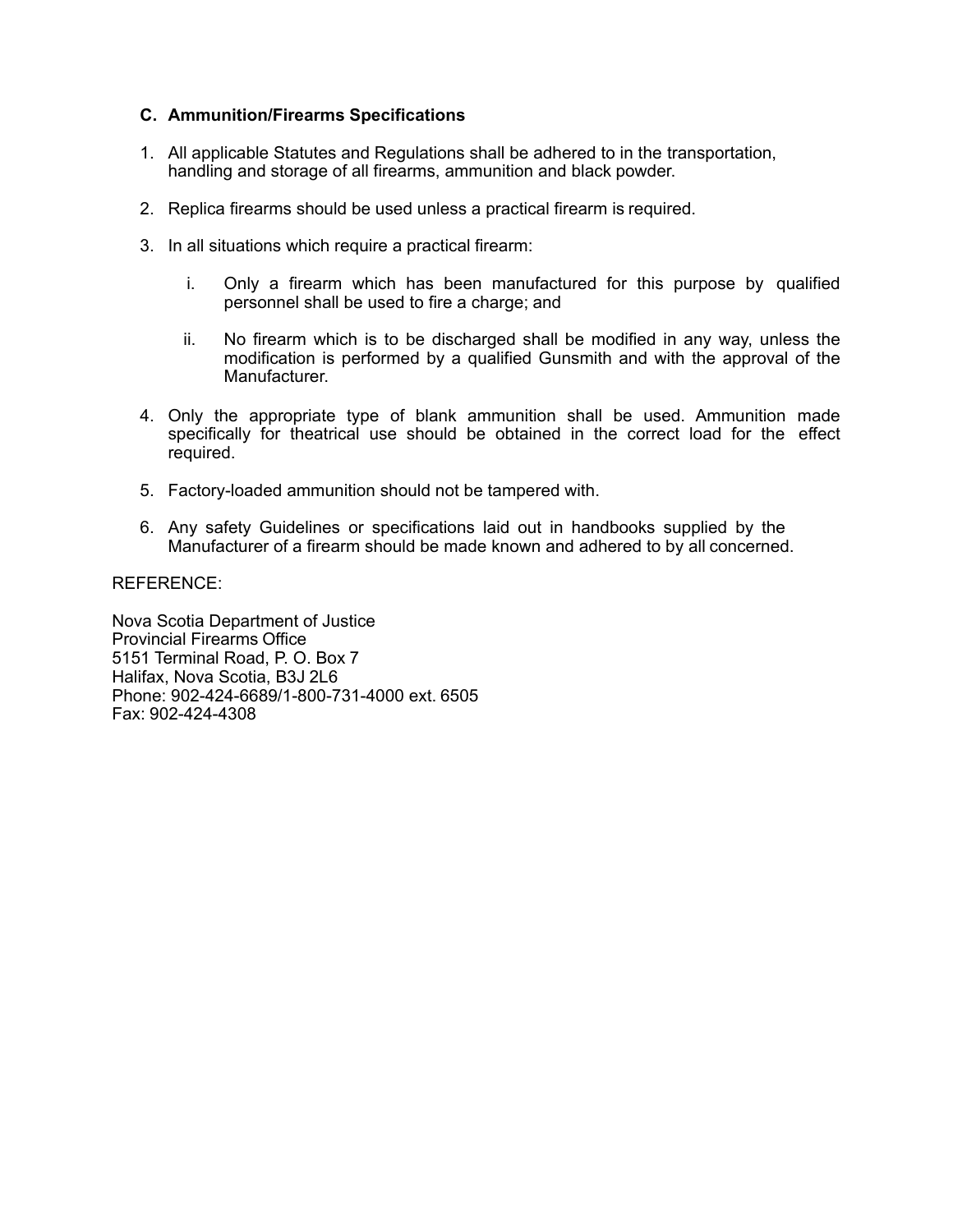### C. Ammunition/Firearms Specifications

1. All applicable Statutes and Regulations shall be adhered to in the transportation, handling and storage of all firearms, ammunition and black powder.

2. Replica firearms should be used unless a practical firearm is required.

3. In all situations which require a practical firearm:

   i. Only a firearm which has been manufactured for this purpose by qualified personnel shall be used to fire a charge; and

   ii. No firearm which is to be discharged shall be modified in any way, unless the modification is performed by a qualified Gunsmith and with the approval of the Manufacturer.

4. Only the appropriate type of blank ammunition shall be used. Ammunition made specifically for theatrical use should be obtained in the correct load for the effect required.

5. Factory-loaded ammunition should not be tampered with.

6. Any safety Guidelines or specifications laid out in handbooks supplied by the Manufacturer of a firearm should be made known and adhered to by all concerned.

REFERENCE:

Nova Scotia Department of Justice
Provincial Firearms Office
5151 Terminal Road, P. O. Box 7
Halifax, Nova Scotia, B3J 2L6
Phone: 902-424-6689/1-800-731-4000 ext. 6505
Fax: 902-424-4308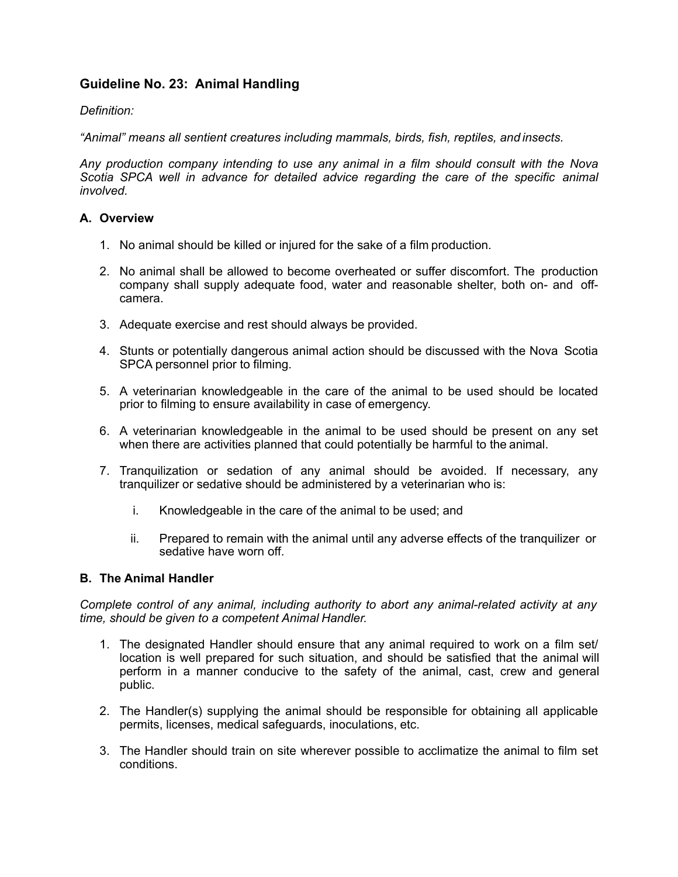## Guideline No. 23: Animal Handling

*Definition:*

*"Animal" means all sentient creatures including mammals, birds, fish, reptiles, and insects.*

*Any production company intending to use any animal in a film should consult with the Nova Scotia SPCA well in advance for detailed advice regarding the care of the specific animal involved.*

### A. Overview

1. No animal should be killed or injured for the sake of a film production.

2. No animal shall be allowed to become overheated or suffer discomfort. The production company shall supply adequate food, water and reasonable shelter, both on- and off-camera.

3. Adequate exercise and rest should always be provided.

4. Stunts or potentially dangerous animal action should be discussed with the Nova Scotia SPCA personnel prior to filming.

5. A veterinarian knowledgeable in the care of the animal to be used should be located prior to filming to ensure availability in case of emergency.

6. A veterinarian knowledgeable in the animal to be used should be present on any set when there are activities planned that could potentially be harmful to the animal.

7. Tranquilization or sedation of any animal should be avoided. If necessary, any tranquilizer or sedative should be administered by a veterinarian who is:

   i. Knowledgeable in the care of the animal to be used; and

   ii. Prepared to remain with the animal until any adverse effects of the tranquilizer or sedative have worn off.

### B. The Animal Handler

*Complete control of any animal, including authority to abort any animal-related activity at any time, should be given to a competent Animal Handler.*

1. The designated Handler should ensure that any animal required to work on a film set/location is well prepared for such situation, and should be satisfied that the animal will perform in a manner conducive to the safety of the animal, cast, crew and general public.

2. The Handler(s) supplying the animal should be responsible for obtaining all applicable permits, licenses, medical safeguards, inoculations, etc.

3. The Handler should train on site wherever possible to acclimatize the animal to film set conditions.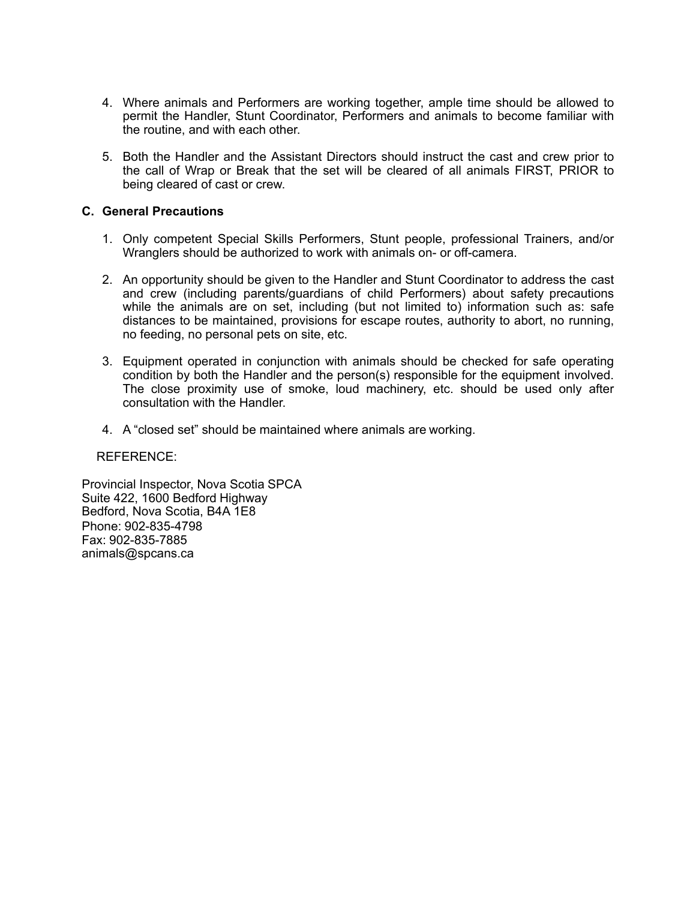4. Where animals and Performers are working together, ample time should be allowed to permit the Handler, Stunt Coordinator, Performers and animals to become familiar with the routine, and with each other.

5. Both the Handler and the Assistant Directors should instruct the cast and crew prior to the call of Wrap or Break that the set will be cleared of all animals FIRST, PRIOR to being cleared of cast or crew.

### C. General Precautions

1. Only competent Special Skills Performers, Stunt people, professional Trainers, and/or Wranglers should be authorized to work with animals on- or off-camera.

2. An opportunity should be given to the Handler and Stunt Coordinator to address the cast and crew (including parents/guardians of child Performers) about safety precautions while the animals are on set, including (but not limited to) information such as: safe distances to be maintained, provisions for escape routes, authority to abort, no running, no feeding, no personal pets on site, etc.

3. Equipment operated in conjunction with animals should be checked for safe operating condition by both the Handler and the person(s) responsible for the equipment involved. The close proximity use of smoke, loud machinery, etc. should be used only after consultation with the Handler.

4. A "closed set" should be maintained where animals are working.

REFERENCE:

Provincial Inspector, Nova Scotia SPCA
Suite 422, 1600 Bedford Highway
Bedford, Nova Scotia, B4A 1E8
Phone: 902-835-4798
Fax: 902-835-7885
animals@spcans.ca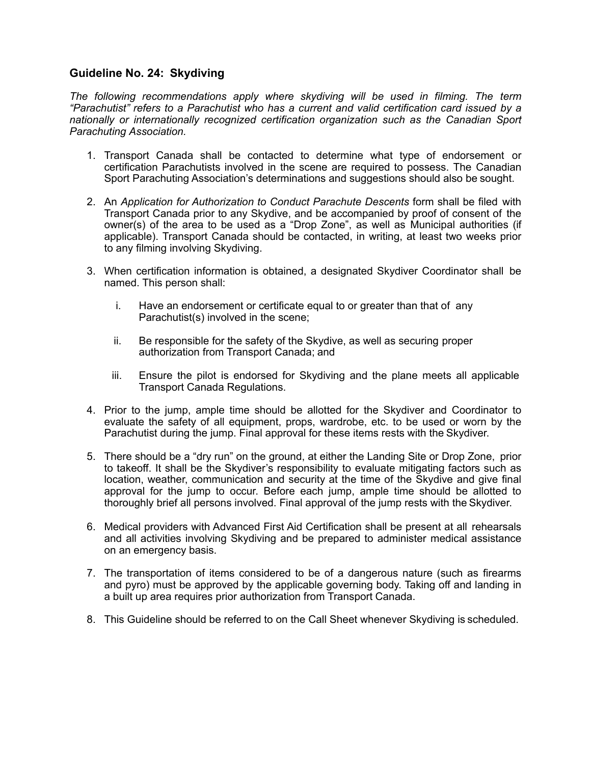### Guideline No. 24: Skydiving

*The following recommendations apply where skydiving will be used in filming. The term "Parachutist" refers to a Parachutist who has a current and valid certification card issued by a nationally or internationally recognized certification organization such as the Canadian Sport Parachuting Association.*

1. Transport Canada shall be contacted to determine what type of endorsement or certification Parachutists involved in the scene are required to possess. The Canadian Sport Parachuting Association's determinations and suggestions should also be sought.

2. An *Application for Authorization to Conduct Parachute Descents* form shall be filed with Transport Canada prior to any Skydive, and be accompanied by proof of consent of the owner(s) of the area to be used as a "Drop Zone", as well as Municipal authorities (if applicable). Transport Canada should be contacted, in writing, at least two weeks prior to any filming involving Skydiving.

3. When certification information is obtained, a designated Skydiver Coordinator shall be named. This person shall:

   i. Have an endorsement or certificate equal to or greater than that of any Parachutist(s) involved in the scene;

   ii. Be responsible for the safety of the Skydive, as well as securing proper authorization from Transport Canada; and

   iii. Ensure the pilot is endorsed for Skydiving and the plane meets all applicable Transport Canada Regulations.

4. Prior to the jump, ample time should be allotted for the Skydiver and Coordinator to evaluate the safety of all equipment, props, wardrobe, etc. to be used or worn by the Parachutist during the jump. Final approval for these items rests with the Skydiver.

5. There should be a "dry run" on the ground, at either the Landing Site or Drop Zone, prior to takeoff. It shall be the Skydiver's responsibility to evaluate mitigating factors such as location, weather, communication and security at the time of the Skydive and give final approval for the jump to occur. Before each jump, ample time should be allotted to thoroughly brief all persons involved. Final approval of the jump rests with the Skydiver.

6. Medical providers with Advanced First Aid Certification shall be present at all rehearsals and all activities involving Skydiving and be prepared to administer medical assistance on an emergency basis.

7. The transportation of items considered to be of a dangerous nature (such as firearms and pyro) must be approved by the applicable governing body. Taking off and landing in a built up area requires prior authorization from Transport Canada.

8. This Guideline should be referred to on the Call Sheet whenever Skydiving is scheduled.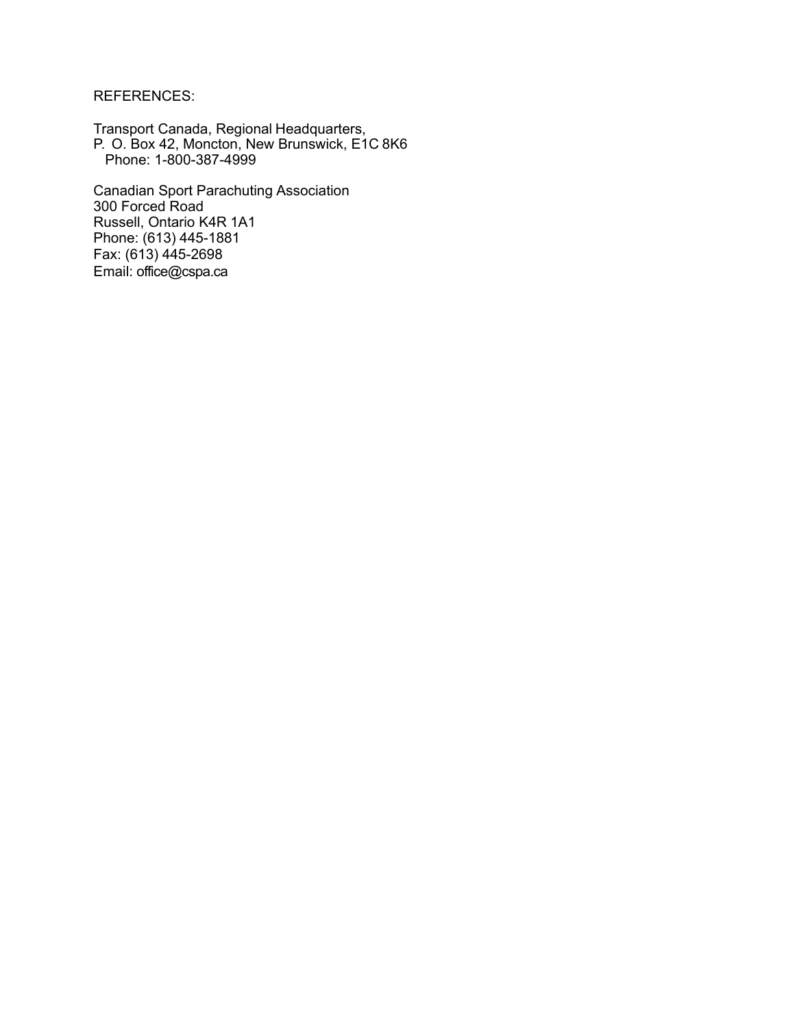REFERENCES:

Transport Canada, Regional Headquarters,
P. O. Box 42, Moncton, New Brunswick, E1C 8K6
Phone: 1-800-387-4999

Canadian Sport Parachuting Association
300 Forced Road
Russell, Ontario K4R 1A1
Phone: (613) 445-1881
Fax: (613) 445-2698
Email: office@cspa.ca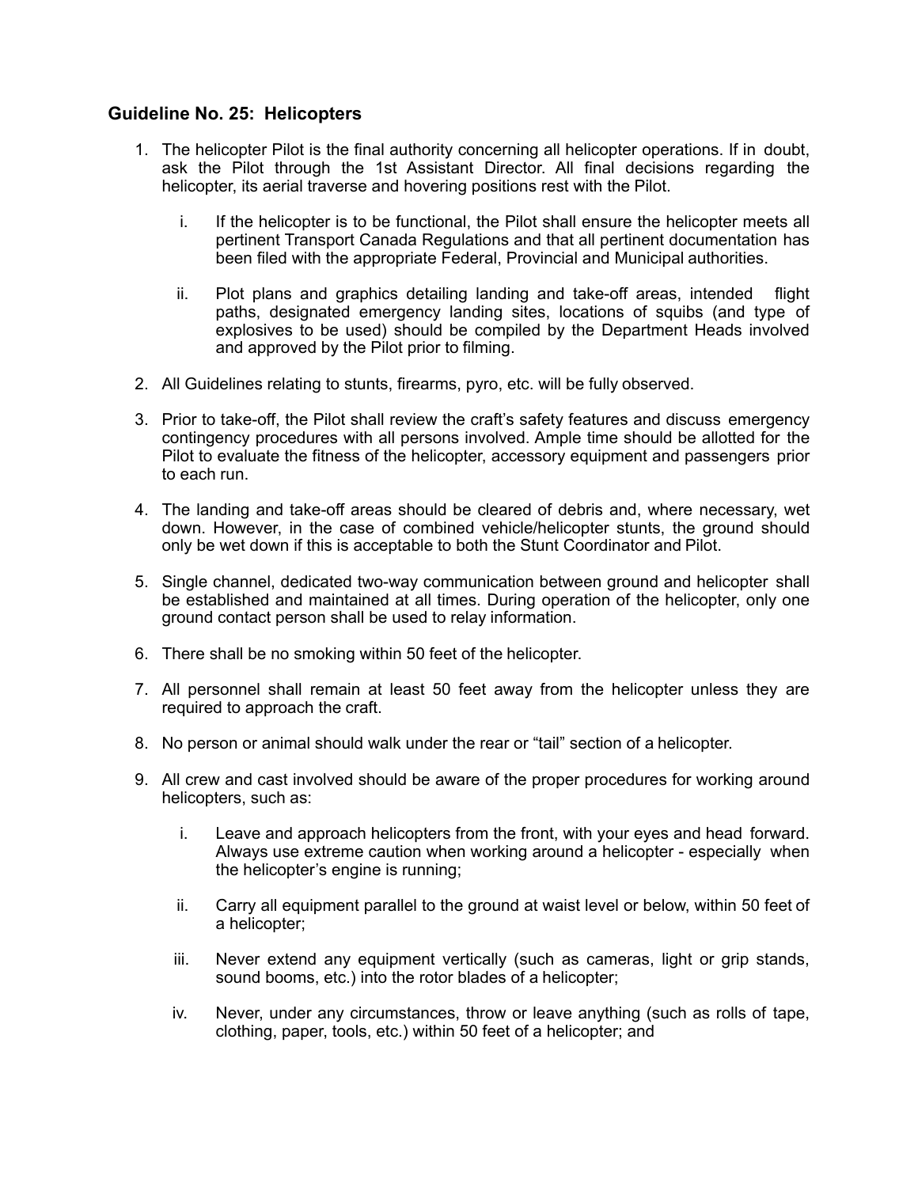### Guideline No. 25: Helicopters

1. The helicopter Pilot is the final authority concerning all helicopter operations. If in doubt, ask the Pilot through the 1st Assistant Director. All final decisions regarding the helicopter, its aerial traverse and hovering positions rest with the Pilot.

   i. If the helicopter is to be functional, the Pilot shall ensure the helicopter meets all pertinent Transport Canada Regulations and that all pertinent documentation has been filed with the appropriate Federal, Provincial and Municipal authorities.

   ii. Plot plans and graphics detailing landing and take-off areas, intended flight paths, designated emergency landing sites, locations of squibs (and type of explosives to be used) should be compiled by the Department Heads involved and approved by the Pilot prior to filming.

2. All Guidelines relating to stunts, firearms, pyro, etc. will be fully observed.

3. Prior to take-off, the Pilot shall review the craft's safety features and discuss emergency contingency procedures with all persons involved. Ample time should be allotted for the Pilot to evaluate the fitness of the helicopter, accessory equipment and passengers prior to each run.

4. The landing and take-off areas should be cleared of debris and, where necessary, wet down. However, in the case of combined vehicle/helicopter stunts, the ground should only be wet down if this is acceptable to both the Stunt Coordinator and Pilot.

5. Single channel, dedicated two-way communication between ground and helicopter shall be established and maintained at all times. During operation of the helicopter, only one ground contact person shall be used to relay information.

6. There shall be no smoking within 50 feet of the helicopter.

7. All personnel shall remain at least 50 feet away from the helicopter unless they are required to approach the craft.

8. No person or animal should walk under the rear or "tail" section of a helicopter.

9. All crew and cast involved should be aware of the proper procedures for working around helicopters, such as:

   i. Leave and approach helicopters from the front, with your eyes and head forward. Always use extreme caution when working around a helicopter - especially when the helicopter's engine is running;

   ii. Carry all equipment parallel to the ground at waist level or below, within 50 feet of a helicopter;

   iii. Never extend any equipment vertically (such as cameras, light or grip stands, sound booms, etc.) into the rotor blades of a helicopter;

   iv. Never, under any circumstances, throw or leave anything (such as rolls of tape, clothing, paper, tools, etc.) within 50 feet of a helicopter; and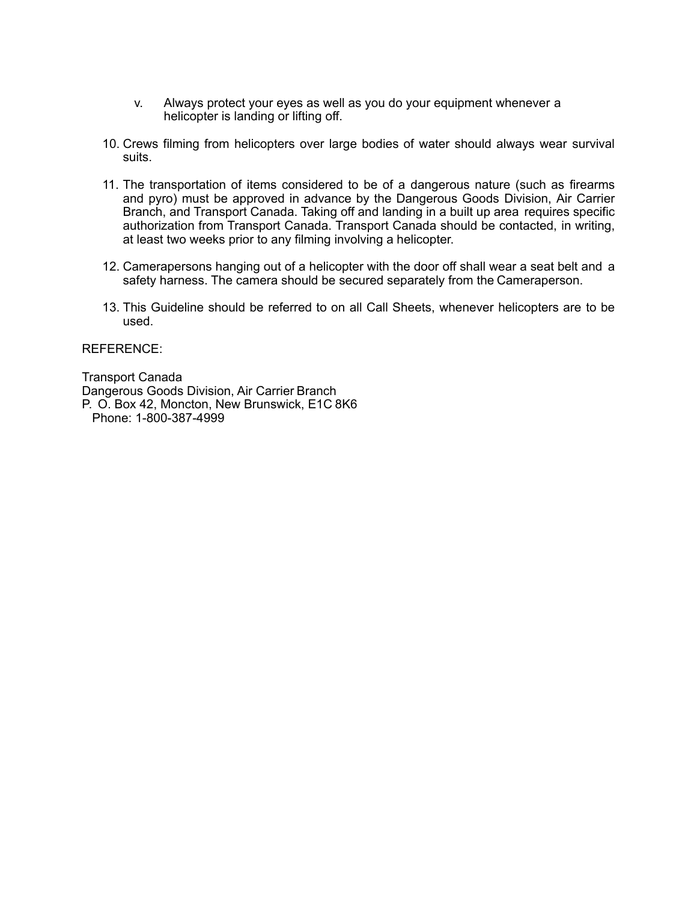v. Always protect your eyes as well as you do your equipment whenever a helicopter is landing or lifting off.

10. Crews filming from helicopters over large bodies of water should always wear survival suits.

11. The transportation of items considered to be of a dangerous nature (such as firearms and pyro) must be approved in advance by the Dangerous Goods Division, Air Carrier Branch, and Transport Canada. Taking off and landing in a built up area requires specific authorization from Transport Canada. Transport Canada should be contacted, in writing, at least two weeks prior to any filming involving a helicopter.

12. Camerapersons hanging out of a helicopter with the door off shall wear a seat belt and a safety harness. The camera should be secured separately from the Cameraperson.

13. This Guideline should be referred to on all Call Sheets, whenever helicopters are to be used.

REFERENCE:

Transport Canada
Dangerous Goods Division, Air Carrier Branch
P. O. Box 42, Moncton, New Brunswick, E1C 8K6
Phone: 1-800-387-4999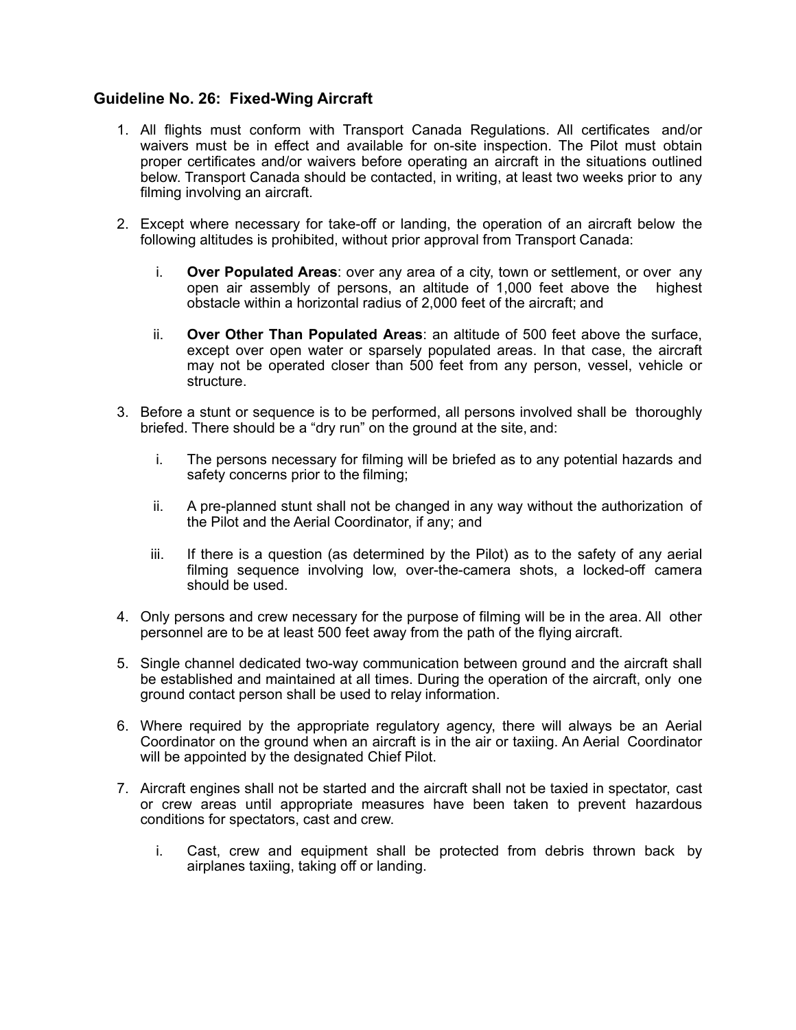## Guideline No. 26: Fixed-Wing Aircraft

1. All flights must conform with Transport Canada Regulations. All certificates and/or waivers must be in effect and available for on-site inspection. The Pilot must obtain proper certificates and/or waivers before operating an aircraft in the situations outlined below. Transport Canada should be contacted, in writing, at least two weeks prior to any filming involving an aircraft.

2. Except where necessary for take-off or landing, the operation of an aircraft below the following altitudes is prohibited, without prior approval from Transport Canada:

   i. **Over Populated Areas**: over any area of a city, town or settlement, or over any open air assembly of persons, an altitude of 1,000 feet above the highest obstacle within a horizontal radius of 2,000 feet of the aircraft; and

   ii. **Over Other Than Populated Areas**: an altitude of 500 feet above the surface, except over open water or sparsely populated areas. In that case, the aircraft may not be operated closer than 500 feet from any person, vessel, vehicle or structure.

3. Before a stunt or sequence is to be performed, all persons involved shall be thoroughly briefed. There should be a "dry run" on the ground at the site, and:

   i. The persons necessary for filming will be briefed as to any potential hazards and safety concerns prior to the filming;

   ii. A pre-planned stunt shall not be changed in any way without the authorization of the Pilot and the Aerial Coordinator, if any; and

   iii. If there is a question (as determined by the Pilot) as to the safety of any aerial filming sequence involving low, over-the-camera shots, a locked-off camera should be used.

4. Only persons and crew necessary for the purpose of filming will be in the area. All other personnel are to be at least 500 feet away from the path of the flying aircraft.

5. Single channel dedicated two-way communication between ground and the aircraft shall be established and maintained at all times. During the operation of the aircraft, only one ground contact person shall be used to relay information.

6. Where required by the appropriate regulatory agency, there will always be an Aerial Coordinator on the ground when an aircraft is in the air or taxiing. An Aerial Coordinator will be appointed by the designated Chief Pilot.

7. Aircraft engines shall not be started and the aircraft shall not be taxied in spectator, cast or crew areas until appropriate measures have been taken to prevent hazardous conditions for spectators, cast and crew.

   i. Cast, crew and equipment shall be protected from debris thrown back by airplanes taxiing, taking off or landing.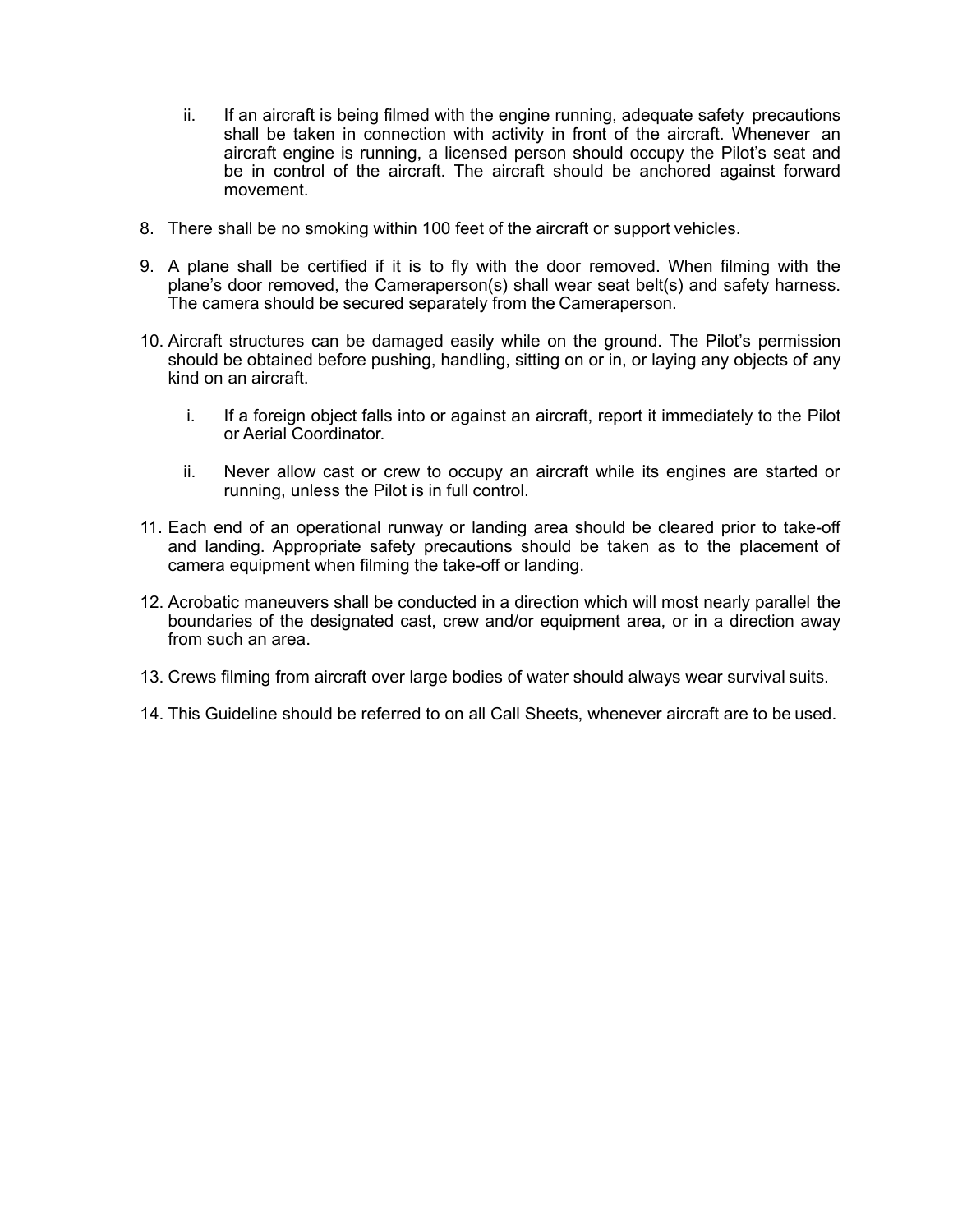ii. If an aircraft is being filmed with the engine running, adequate safety precautions shall be taken in connection with activity in front of the aircraft. Whenever an aircraft engine is running, a licensed person should occupy the Pilot's seat and be in control of the aircraft. The aircraft should be anchored against forward movement.

8. There shall be no smoking within 100 feet of the aircraft or support vehicles.

9. A plane shall be certified if it is to fly with the door removed. When filming with the plane's door removed, the Cameraperson(s) shall wear seat belt(s) and safety harness. The camera should be secured separately from the Cameraperson.

10. Aircraft structures can be damaged easily while on the ground. The Pilot's permission should be obtained before pushing, handling, sitting on or in, or laying any objects of any kind on an aircraft.

    i. If a foreign object falls into or against an aircraft, report it immediately to the Pilot or Aerial Coordinator.

    ii. Never allow cast or crew to occupy an aircraft while its engines are started or running, unless the Pilot is in full control.

11. Each end of an operational runway or landing area should be cleared prior to take-off and landing. Appropriate safety precautions should be taken as to the placement of camera equipment when filming the take-off or landing.

12. Acrobatic maneuvers shall be conducted in a direction which will most nearly parallel the boundaries of the designated cast, crew and/or equipment area, or in a direction away from such an area.

13. Crews filming from aircraft over large bodies of water should always wear survival suits.

14. This Guideline should be referred to on all Call Sheets, whenever aircraft are to be used.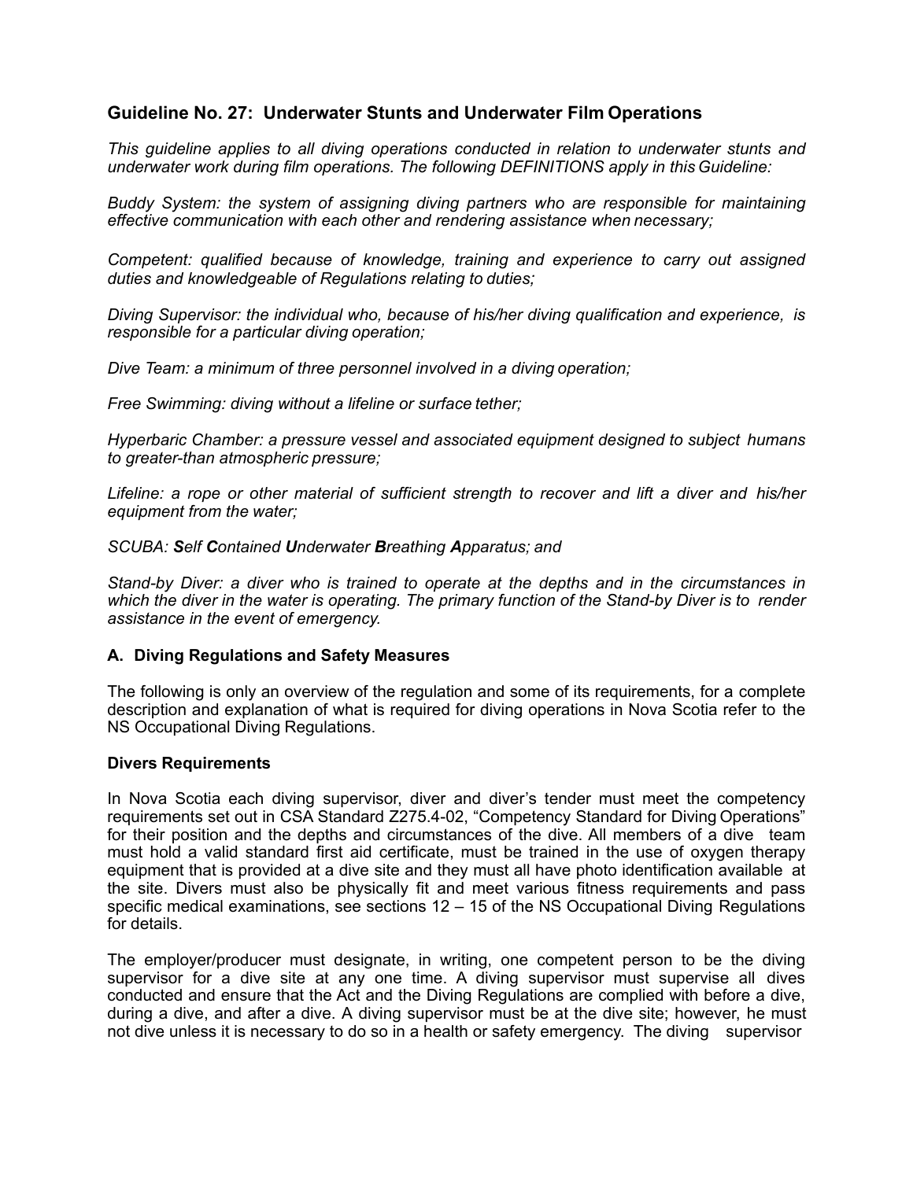## Guideline No. 27: Underwater Stunts and Underwater Film Operations

*This guideline applies to all diving operations conducted in relation to underwater stunts and underwater work during film operations. The following DEFINITIONS apply in this Guideline:*

*Buddy System: the system of assigning diving partners who are responsible for maintaining effective communication with each other and rendering assistance when necessary;*

*Competent: qualified because of knowledge, training and experience to carry out assigned duties and knowledgeable of Regulations relating to duties;*

*Diving Supervisor: the individual who, because of his/her diving qualification and experience, is responsible for a particular diving operation;*

*Dive Team: a minimum of three personnel involved in a diving operation;*

*Free Swimming: diving without a lifeline or surface tether;*

*Hyperbaric Chamber: a pressure vessel and associated equipment designed to subject humans to greater-than atmospheric pressure;*

*Lifeline: a rope or other material of sufficient strength to recover and lift a diver and his/her equipment from the water;*

*SCUBA: **S**elf **C**ontained **U**nderwater **B**reathing **A**pparatus; and*

*Stand-by Diver: a diver who is trained to operate at the depths and in the circumstances in which the diver in the water is operating. The primary function of the Stand-by Diver is to render assistance in the event of emergency.*

### A. Diving Regulations and Safety Measures

The following is only an overview of the regulation and some of its requirements, for a complete description and explanation of what is required for diving operations in Nova Scotia refer to the NS Occupational Diving Regulations.

#### Divers Requirements

In Nova Scotia each diving supervisor, diver and diver's tender must meet the competency requirements set out in CSA Standard Z275.4-02, "Competency Standard for Diving Operations" for their position and the depths and circumstances of the dive. All members of a dive team must hold a valid standard first aid certificate, must be trained in the use of oxygen therapy equipment that is provided at a dive site and they must all have photo identification available at the site. Divers must also be physically fit and meet various fitness requirements and pass specific medical examinations, see sections 12 – 15 of the NS Occupational Diving Regulations for details.

The employer/producer must designate, in writing, one competent person to be the diving supervisor for a dive site at any one time. A diving supervisor must supervise all dives conducted and ensure that the Act and the Diving Regulations are complied with before a dive, during a dive, and after a dive. A diving supervisor must be at the dive site; however, he must not dive unless it is necessary to do so in a health or safety emergency. The diving supervisor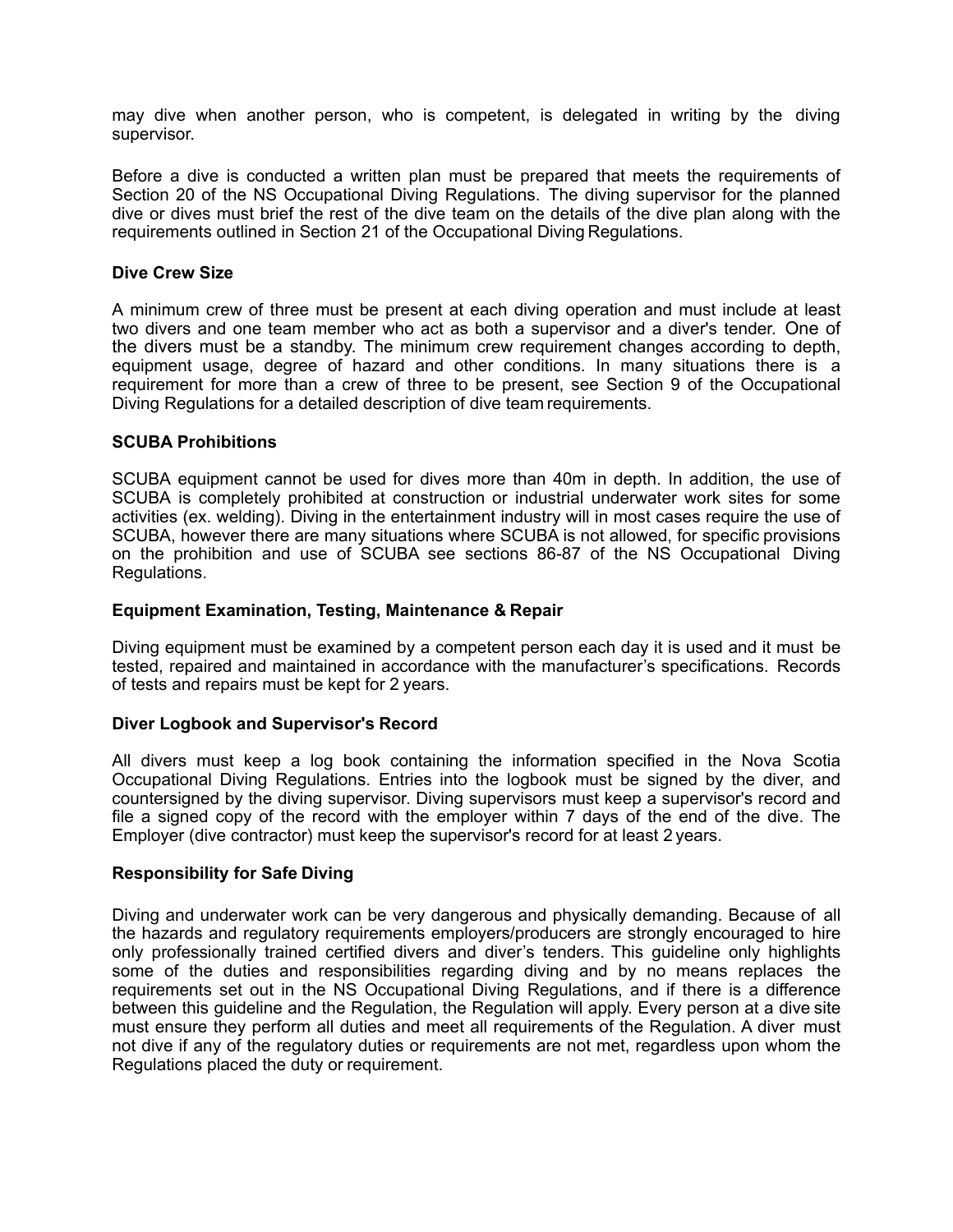may dive when another person, who is competent, is delegated in writing by the diving supervisor.

Before a dive is conducted a written plan must be prepared that meets the requirements of Section 20 of the NS Occupational Diving Regulations. The diving supervisor for the planned dive or dives must brief the rest of the dive team on the details of the dive plan along with the requirements outlined in Section 21 of the Occupational Diving Regulations.

**Dive Crew Size**

A minimum crew of three must be present at each diving operation and must include at least two divers and one team member who act as both a supervisor and a diver's tender. One of the divers must be a standby. The minimum crew requirement changes according to depth, equipment usage, degree of hazard and other conditions. In many situations there is a requirement for more than a crew of three to be present, see Section 9 of the Occupational Diving Regulations for a detailed description of dive team requirements.

**SCUBA Prohibitions**

SCUBA equipment cannot be used for dives more than 40m in depth. In addition, the use of SCUBA is completely prohibited at construction or industrial underwater work sites for some activities (ex. welding). Diving in the entertainment industry will in most cases require the use of SCUBA, however there are many situations where SCUBA is not allowed, for specific provisions on the prohibition and use of SCUBA see sections 86-87 of the NS Occupational Diving Regulations.

**Equipment Examination, Testing, Maintenance & Repair**

Diving equipment must be examined by a competent person each day it is used and it must be tested, repaired and maintained in accordance with the manufacturer's specifications. Records of tests and repairs must be kept for 2 years.

**Diver Logbook and Supervisor's Record**

All divers must keep a log book containing the information specified in the Nova Scotia Occupational Diving Regulations. Entries into the logbook must be signed by the diver, and countersigned by the diving supervisor. Diving supervisors must keep a supervisor's record and file a signed copy of the record with the employer within 7 days of the end of the dive. The Employer (dive contractor) must keep the supervisor's record for at least 2 years.

**Responsibility for Safe Diving**

Diving and underwater work can be very dangerous and physically demanding. Because of all the hazards and regulatory requirements employers/producers are strongly encouraged to hire only professionally trained certified divers and diver's tenders. This guideline only highlights some of the duties and responsibilities regarding diving and by no means replaces the requirements set out in the NS Occupational Diving Regulations, and if there is a difference between this guideline and the Regulation, the Regulation will apply. Every person at a dive site must ensure they perform all duties and meet all requirements of the Regulation. A diver must not dive if any of the regulatory duties or requirements are not met, regardless upon whom the Regulations placed the duty or requirement.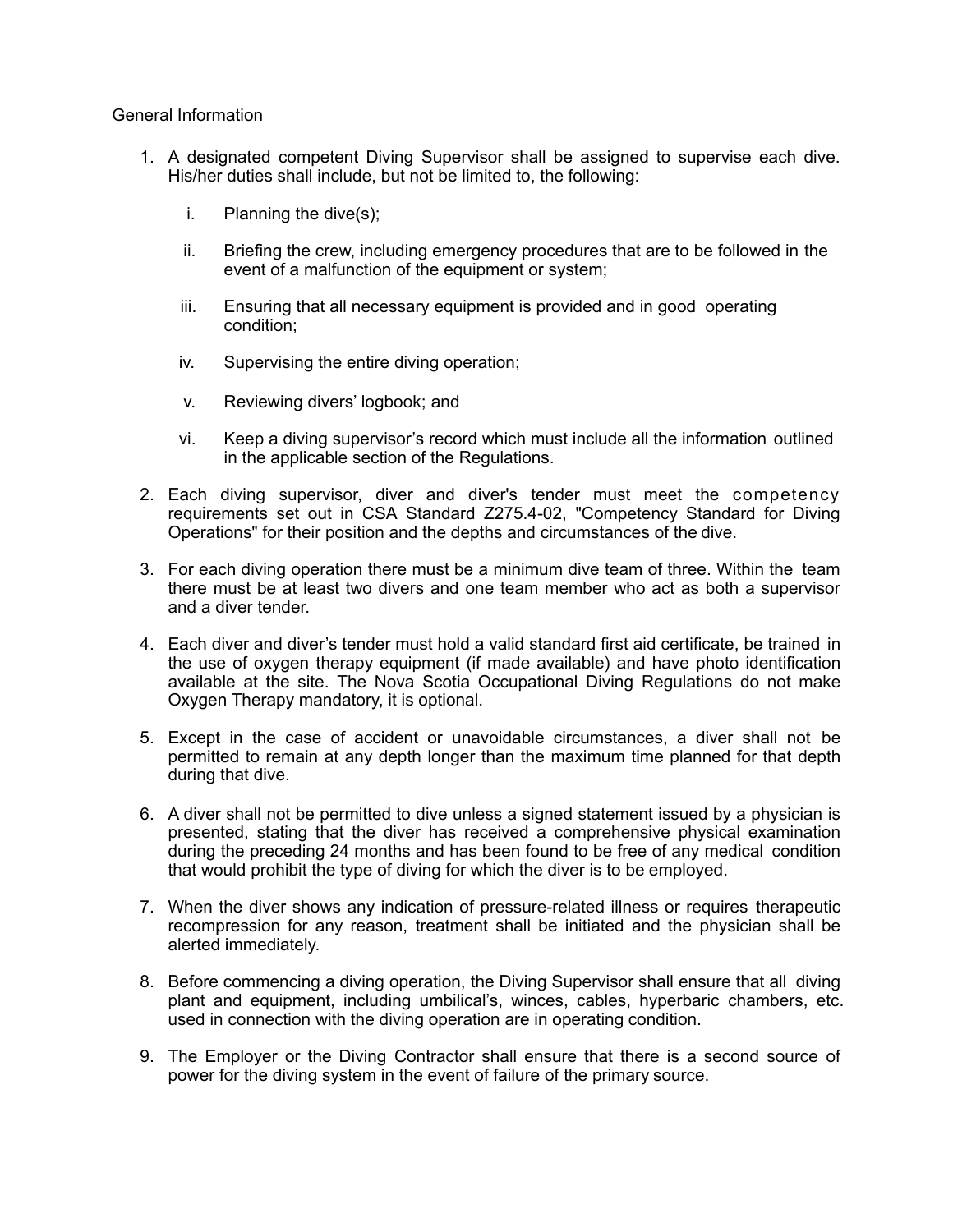General Information

1. A designated competent Diving Supervisor shall be assigned to supervise each dive. His/her duties shall include, but not be limited to, the following:

   i. Planning the dive(s);

   ii. Briefing the crew, including emergency procedures that are to be followed in the event of a malfunction of the equipment or system;

   iii. Ensuring that all necessary equipment is provided and in good operating condition;

   iv. Supervising the entire diving operation;

   v. Reviewing divers' logbook; and

   vi. Keep a diving supervisor's record which must include all the information outlined in the applicable section of the Regulations.

2. Each diving supervisor, diver and diver's tender must meet the competency requirements set out in CSA Standard Z275.4-02, "Competency Standard for Diving Operations" for their position and the depths and circumstances of the dive.

3. For each diving operation there must be a minimum dive team of three. Within the team there must be at least two divers and one team member who act as both a supervisor and a diver tender.

4. Each diver and diver's tender must hold a valid standard first aid certificate, be trained in the use of oxygen therapy equipment (if made available) and have photo identification available at the site. The Nova Scotia Occupational Diving Regulations do not make Oxygen Therapy mandatory, it is optional.

5. Except in the case of accident or unavoidable circumstances, a diver shall not be permitted to remain at any depth longer than the maximum time planned for that depth during that dive.

6. A diver shall not be permitted to dive unless a signed statement issued by a physician is presented, stating that the diver has received a comprehensive physical examination during the preceding 24 months and has been found to be free of any medical condition that would prohibit the type of diving for which the diver is to be employed.

7. When the diver shows any indication of pressure-related illness or requires therapeutic recompression for any reason, treatment shall be initiated and the physician shall be alerted immediately.

8. Before commencing a diving operation, the Diving Supervisor shall ensure that all diving plant and equipment, including umbilical's, winces, cables, hyperbaric chambers, etc. used in connection with the diving operation are in operating condition.

9. The Employer or the Diving Contractor shall ensure that there is a second source of power for the diving system in the event of failure of the primary source.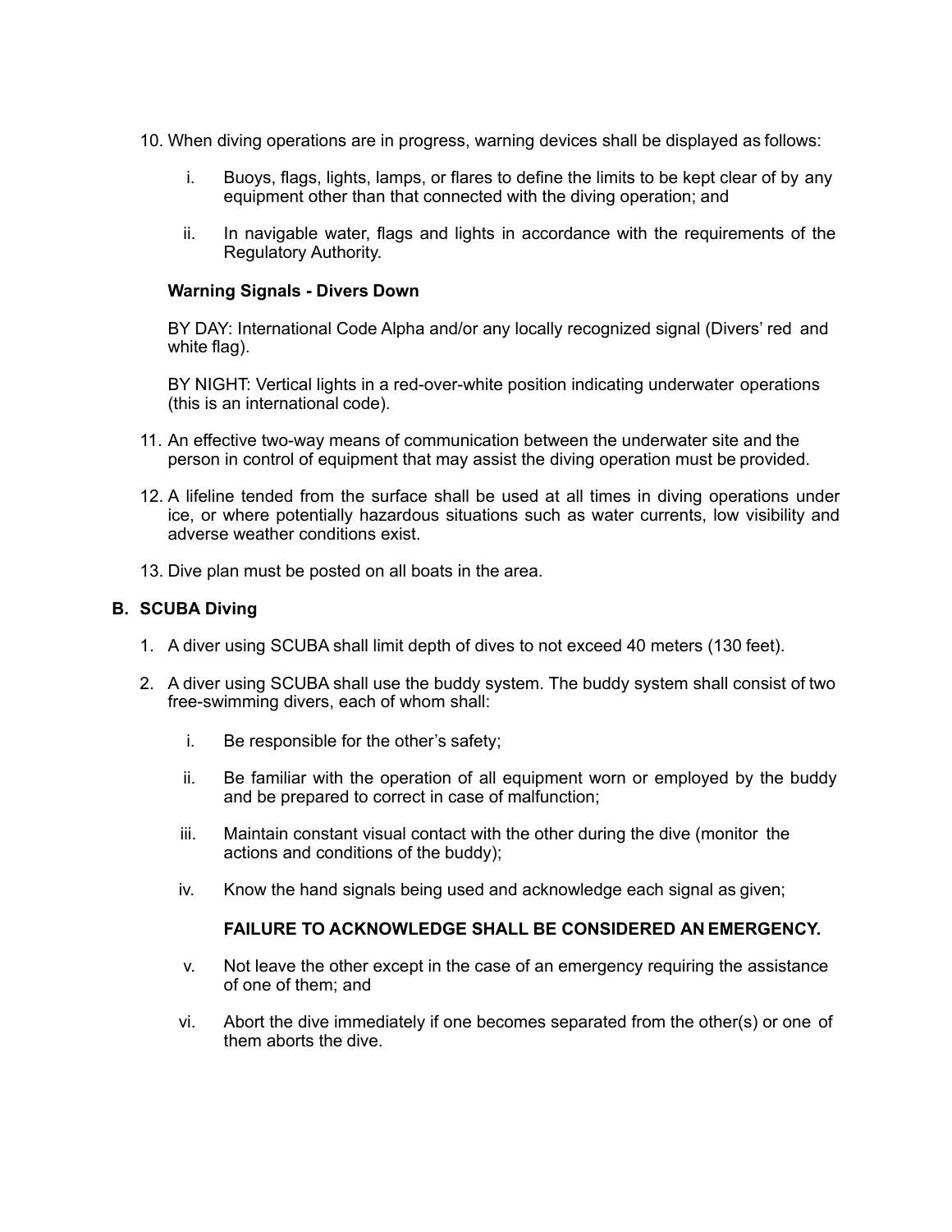10. When diving operations are in progress, warning devices shall be displayed as follows:

    i. Buoys, flags, lights, lamps, or flares to define the limits to be kept clear of by any equipment other than that connected with the diving operation; and

    ii. In navigable water, flags and lights in accordance with the requirements of the Regulatory Authority.

    **Warning Signals - Divers Down**

    BY DAY: International Code Alpha and/or any locally recognized signal (Divers' red and white flag).

    BY NIGHT: Vertical lights in a red-over-white position indicating underwater operations (this is an international code).

11. An effective two-way means of communication between the underwater site and the person in control of equipment that may assist the diving operation must be provided.

12. A lifeline tended from the surface shall be used at all times in diving operations under ice, or where potentially hazardous situations such as water currents, low visibility and adverse weather conditions exist.

13. Dive plan must be posted on all boats in the area.

### B. SCUBA Diving

1. A diver using SCUBA shall limit depth of dives to not exceed 40 meters (130 feet).

2. A diver using SCUBA shall use the buddy system. The buddy system shall consist of two free-swimming divers, each of whom shall:

    i. Be responsible for the other's safety;

    ii. Be familiar with the operation of all equipment worn or employed by the buddy and be prepared to correct in case of malfunction;

    iii. Maintain constant visual contact with the other during the dive (monitor the actions and conditions of the buddy);

    iv. Know the hand signals being used and acknowledge each signal as given;

        **FAILURE TO ACKNOWLEDGE SHALL BE CONSIDERED AN EMERGENCY.**

    v. Not leave the other except in the case of an emergency requiring the assistance of one of them; and

    vi. Abort the dive immediately if one becomes separated from the other(s) or one of them aborts the dive.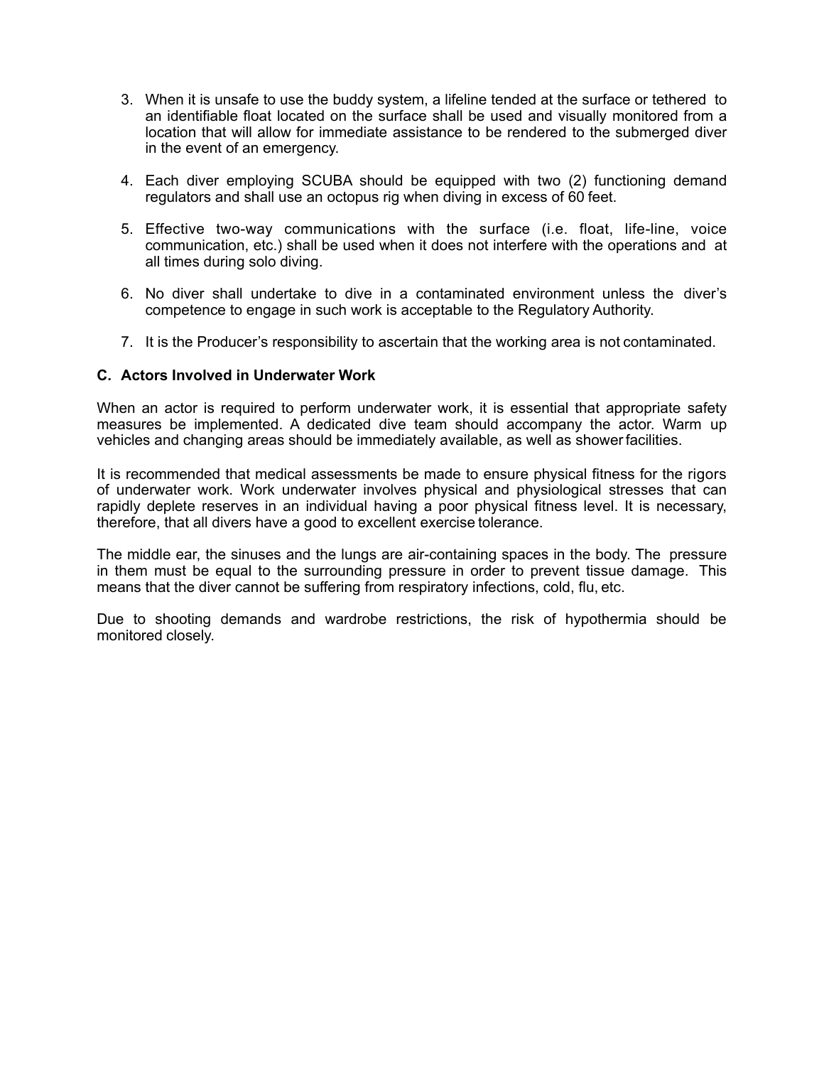3. When it is unsafe to use the buddy system, a lifeline tended at the surface or tethered to an identifiable float located on the surface shall be used and visually monitored from a location that will allow for immediate assistance to be rendered to the submerged diver in the event of an emergency.

4. Each diver employing SCUBA should be equipped with two (2) functioning demand regulators and shall use an octopus rig when diving in excess of 60 feet.

5. Effective two-way communications with the surface (i.e. float, life-line, voice communication, etc.) shall be used when it does not interfere with the operations and at all times during solo diving.

6. No diver shall undertake to dive in a contaminated environment unless the diver's competence to engage in such work is acceptable to the Regulatory Authority.

7. It is the Producer's responsibility to ascertain that the working area is not contaminated.

### C. Actors Involved in Underwater Work

When an actor is required to perform underwater work, it is essential that appropriate safety measures be implemented. A dedicated dive team should accompany the actor. Warm up vehicles and changing areas should be immediately available, as well as shower facilities.

It is recommended that medical assessments be made to ensure physical fitness for the rigors of underwater work. Work underwater involves physical and physiological stresses that can rapidly deplete reserves in an individual having a poor physical fitness level. It is necessary, therefore, that all divers have a good to excellent exercise tolerance.

The middle ear, the sinuses and the lungs are air-containing spaces in the body. The pressure in them must be equal to the surrounding pressure in order to prevent tissue damage. This means that the diver cannot be suffering from respiratory infections, cold, flu, etc.

Due to shooting demands and wardrobe restrictions, the risk of hypothermia should be monitored closely.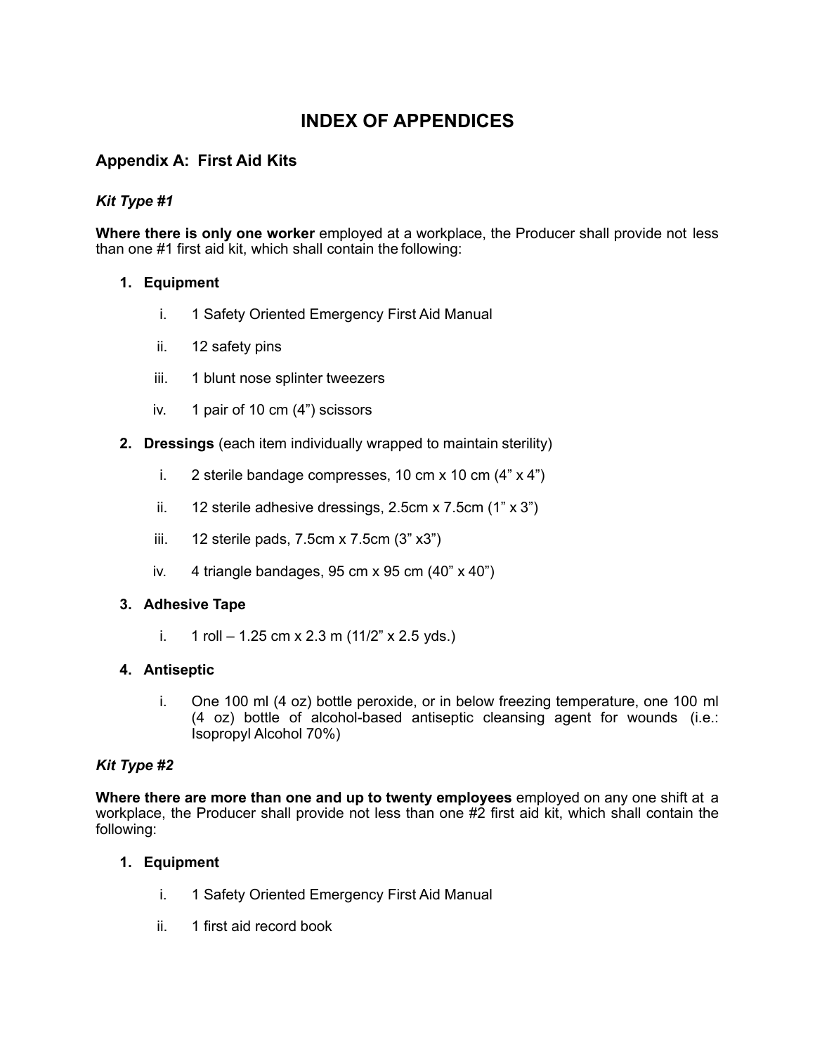# INDEX OF APPENDICES

## Appendix A: First Aid Kits

### *Kit Type #1*

**Where there is only one worker** employed at a workplace, the Producer shall provide not less than one #1 first aid kit, which shall contain the following:

1. **Equipment**

    i. 1 Safety Oriented Emergency First Aid Manual

    ii. 12 safety pins

    iii. 1 blunt nose splinter tweezers

    iv. 1 pair of 10 cm (4") scissors

2. **Dressings** (each item individually wrapped to maintain sterility)

    i. 2 sterile bandage compresses, 10 cm x 10 cm (4" x 4")

    ii. 12 sterile adhesive dressings, 2.5cm x 7.5cm (1" x 3")

    iii. 12 sterile pads, 7.5cm x 7.5cm (3" x3")

    iv. 4 triangle bandages, 95 cm x 95 cm (40" x 40")

3. **Adhesive Tape**

    i. 1 roll – 1.25 cm x 2.3 m (11/2" x 2.5 yds.)

4. **Antiseptic**

    i. One 100 ml (4 oz) bottle peroxide, or in below freezing temperature, one 100 ml (4 oz) bottle of alcohol-based antiseptic cleansing agent for wounds (i.e.: Isopropyl Alcohol 70%)

### *Kit Type #2*

**Where there are more than one and up to twenty employees** employed on any one shift at a workplace, the Producer shall provide not less than one #2 first aid kit, which shall contain the following:

1. **Equipment**

    i. 1 Safety Oriented Emergency First Aid Manual

    ii. 1 first aid record book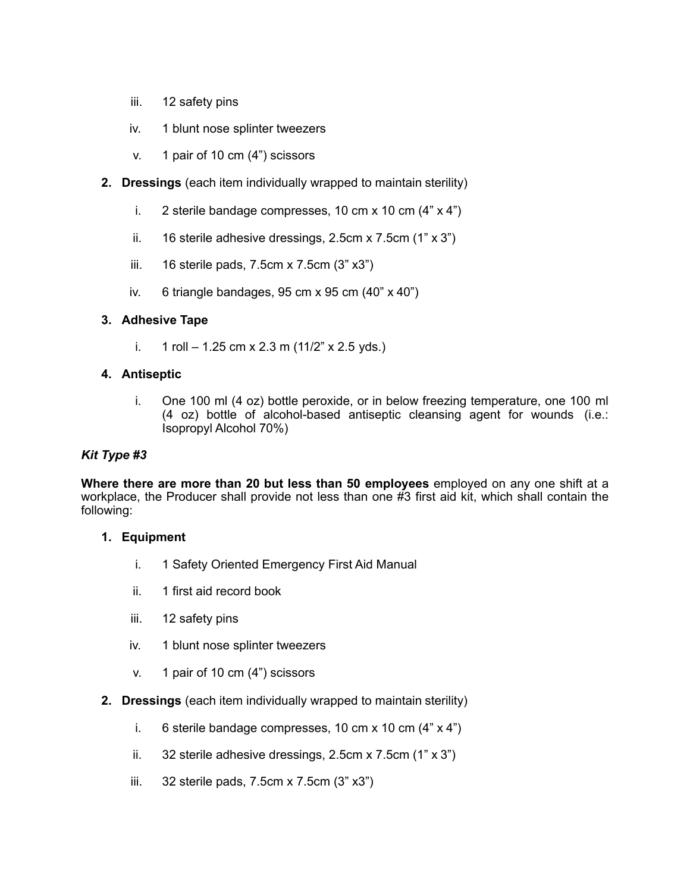iii. 12 safety pins

iv. 1 blunt nose splinter tweezers

v. 1 pair of 10 cm (4") scissors

2. **Dressings** (each item individually wrapped to maintain sterility)

   i. 2 sterile bandage compresses, 10 cm x 10 cm (4" x 4")

   ii. 16 sterile adhesive dressings, 2.5cm x 7.5cm (1" x 3")

   iii. 16 sterile pads, 7.5cm x 7.5cm (3" x3")

   iv. 6 triangle bandages, 95 cm x 95 cm (40" x 40")

3. **Adhesive Tape**

   i. 1 roll – 1.25 cm x 2.3 m (11/2" x 2.5 yds.)

4. **Antiseptic**

   i. One 100 ml (4 oz) bottle peroxide, or in below freezing temperature, one 100 ml (4 oz) bottle of alcohol-based antiseptic cleansing agent for wounds (i.e.: Isopropyl Alcohol 70%)

***Kit Type #3***

**Where there are more than 20 but less than 50 employees** employed on any one shift at a workplace, the Producer shall provide not less than one #3 first aid kit, which shall contain the following:

1. **Equipment**

   i. 1 Safety Oriented Emergency First Aid Manual

   ii. 1 first aid record book

   iii. 12 safety pins

   iv. 1 blunt nose splinter tweezers

   v. 1 pair of 10 cm (4") scissors

2. **Dressings** (each item individually wrapped to maintain sterility)

   i. 6 sterile bandage compresses, 10 cm x 10 cm (4" x 4")

   ii. 32 sterile adhesive dressings, 2.5cm x 7.5cm (1" x 3")

   iii. 32 sterile pads, 7.5cm x 7.5cm (3" x3")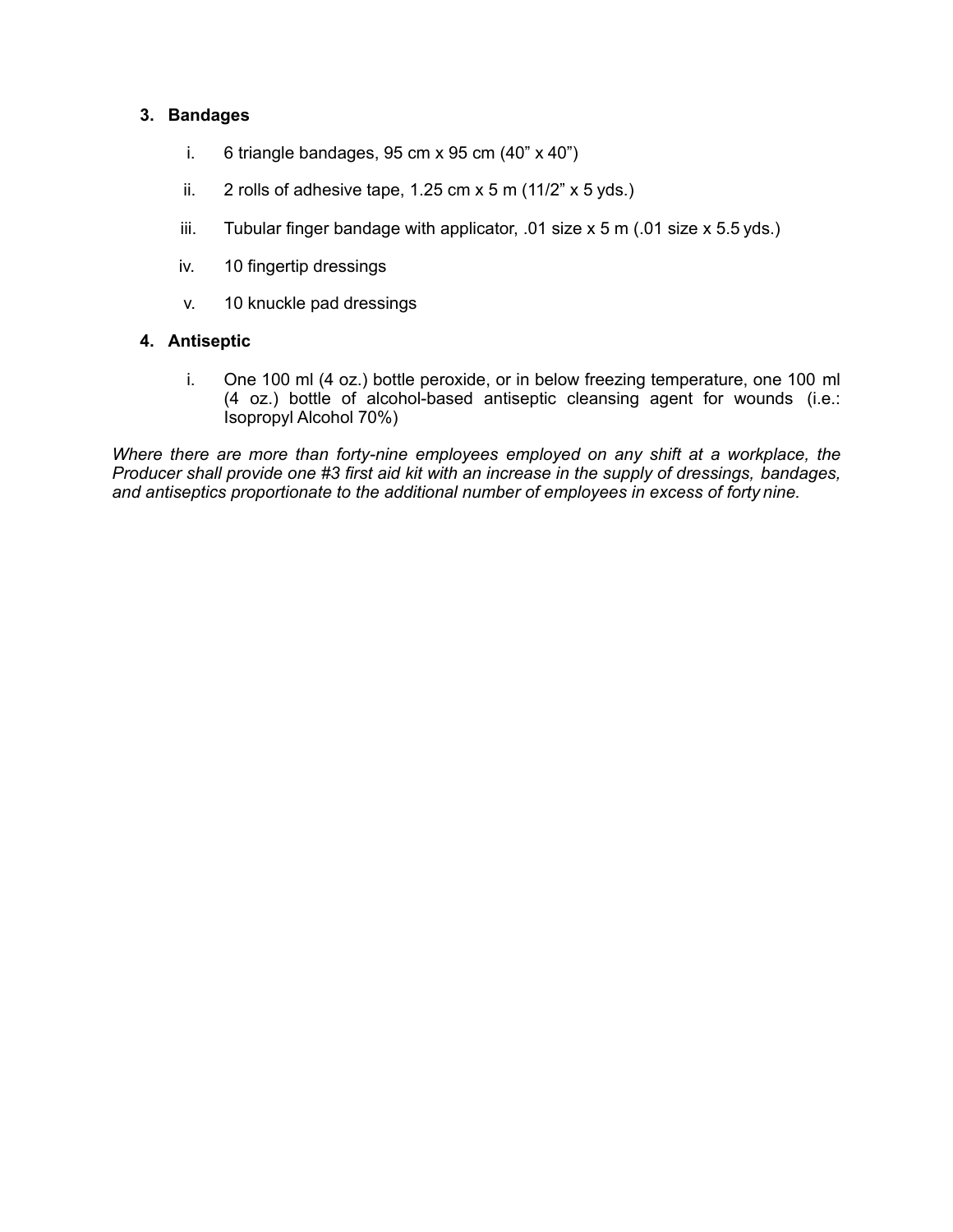3. **Bandages**

    i. 6 triangle bandages, 95 cm x 95 cm (40" x 40")

    ii. 2 rolls of adhesive tape, 1.25 cm x 5 m (11/2" x 5 yds.)

    iii. Tubular finger bandage with applicator, .01 size x 5 m (.01 size x 5.5 yds.)

    iv. 10 fingertip dressings

    v. 10 knuckle pad dressings

4. **Antiseptic**

    i. One 100 ml (4 oz.) bottle peroxide, or in below freezing temperature, one 100 ml (4 oz.) bottle of alcohol-based antiseptic cleansing agent for wounds (i.e.: Isopropyl Alcohol 70%)

*Where there are more than forty-nine employees employed on any shift at a workplace, the Producer shall provide one #3 first aid kit with an increase in the supply of dressings, bandages, and antiseptics proportionate to the additional number of employees in excess of forty nine.*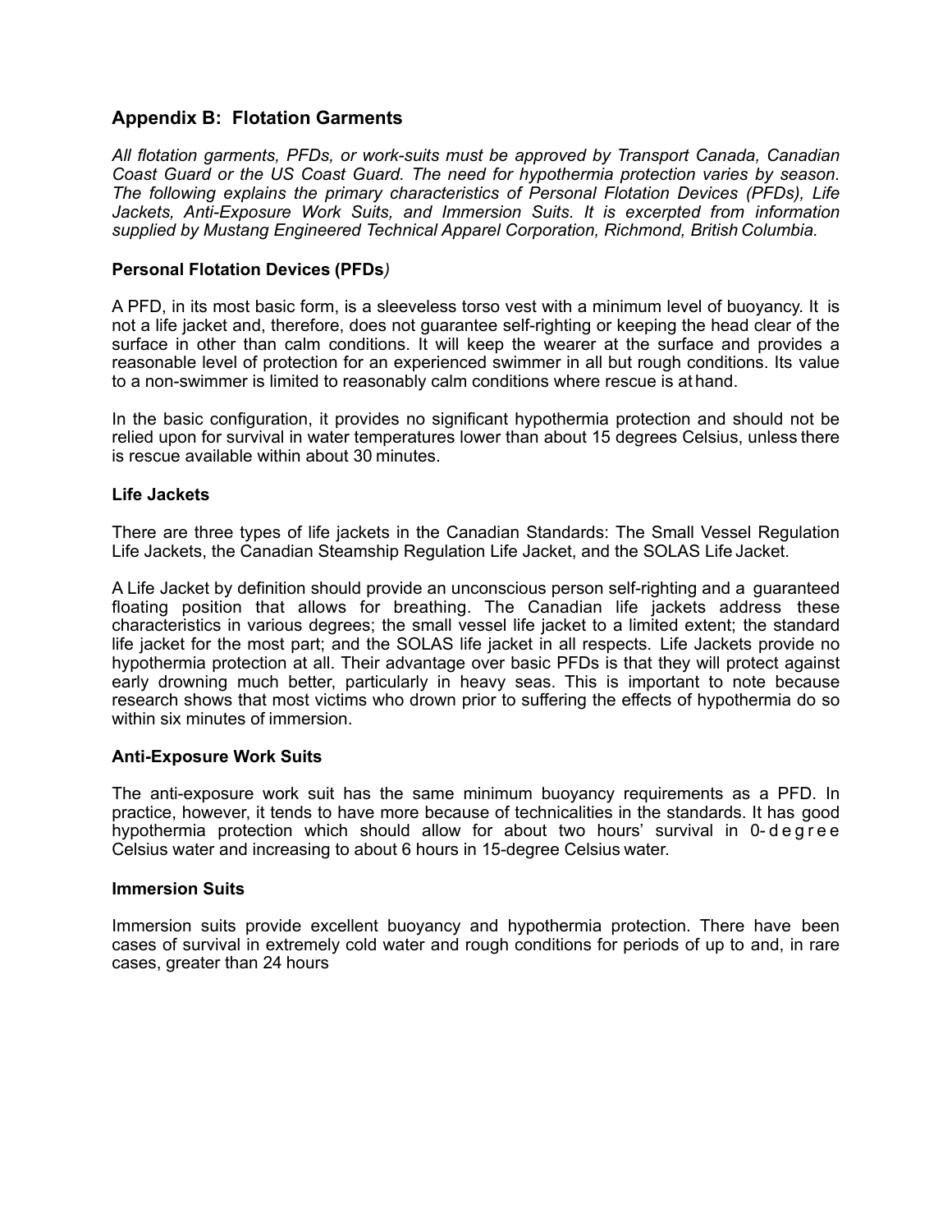## Appendix B: Flotation Garments

*All flotation garments, PFDs, or work-suits must be approved by Transport Canada, Canadian Coast Guard or the US Coast Guard. The need for hypothermia protection varies by season. The following explains the primary characteristics of Personal Flotation Devices (PFDs), Life Jackets, Anti-Exposure Work Suits, and Immersion Suits. It is excerpted from information supplied by Mustang Engineered Technical Apparel Corporation, Richmond, British Columbia.*

### Personal Flotation Devices (PFDs)

A PFD, in its most basic form, is a sleeveless torso vest with a minimum level of buoyancy. It is not a life jacket and, therefore, does not guarantee self-righting or keeping the head clear of the surface in other than calm conditions. It will keep the wearer at the surface and provides a reasonable level of protection for an experienced swimmer in all but rough conditions. Its value to a non-swimmer is limited to reasonably calm conditions where rescue is at hand.

In the basic configuration, it provides no significant hypothermia protection and should not be relied upon for survival in water temperatures lower than about 15 degrees Celsius, unless there is rescue available within about 30 minutes.

### Life Jackets

There are three types of life jackets in the Canadian Standards: The Small Vessel Regulation Life Jackets, the Canadian Steamship Regulation Life Jacket, and the SOLAS Life Jacket.

A Life Jacket by definition should provide an unconscious person self-righting and a guaranteed floating position that allows for breathing. The Canadian life jackets address these characteristics in various degrees; the small vessel life jacket to a limited extent; the standard life jacket for the most part; and the SOLAS life jacket in all respects. Life Jackets provide no hypothermia protection at all. Their advantage over basic PFDs is that they will protect against early drowning much better, particularly in heavy seas. This is important to note because research shows that most victims who drown prior to suffering the effects of hypothermia do so within six minutes of immersion.

### Anti-Exposure Work Suits

The anti-exposure work suit has the same minimum buoyancy requirements as a PFD. In practice, however, it tends to have more because of technicalities in the standards. It has good hypothermia protection which should allow for about two hours' survival in 0-degree Celsius water and increasing to about 6 hours in 15-degree Celsius water.

### Immersion Suits

Immersion suits provide excellent buoyancy and hypothermia protection. There have been cases of survival in extremely cold water and rough conditions for periods of up to and, in rare cases, greater than 24 hours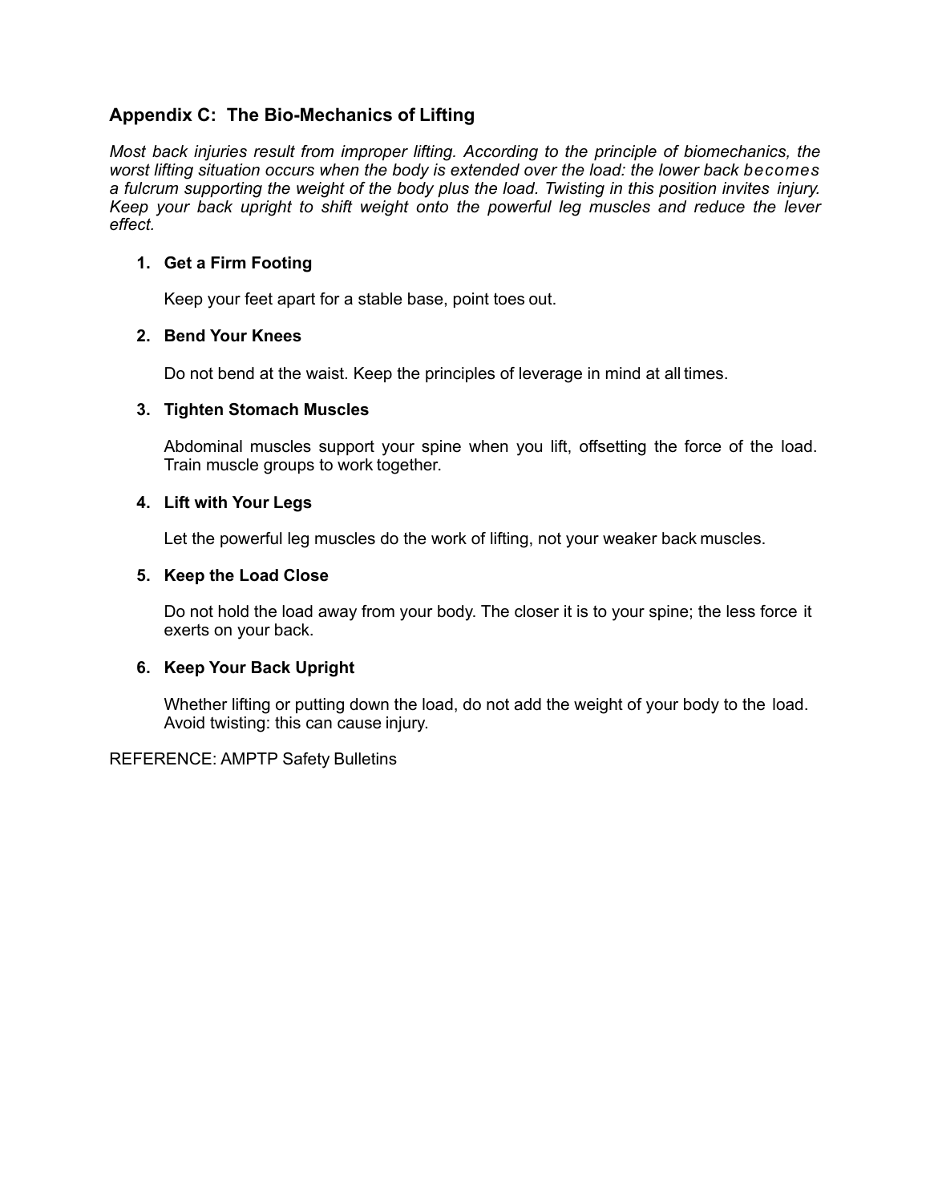## Appendix C: The Bio-Mechanics of Lifting

*Most back injuries result from improper lifting. According to the principle of biomechanics, the worst lifting situation occurs when the body is extended over the load: the lower back becomes a fulcrum supporting the weight of the body plus the load. Twisting in this position invites injury. Keep your back upright to shift weight onto the powerful leg muscles and reduce the lever effect.*

1. **Get a Firm Footing**

   Keep your feet apart for a stable base, point toes out.

2. **Bend Your Knees**

   Do not bend at the waist. Keep the principles of leverage in mind at all times.

3. **Tighten Stomach Muscles**

   Abdominal muscles support your spine when you lift, offsetting the force of the load. Train muscle groups to work together.

4. **Lift with Your Legs**

   Let the powerful leg muscles do the work of lifting, not your weaker back muscles.

5. **Keep the Load Close**

   Do not hold the load away from your body. The closer it is to your spine; the less force it exerts on your back.

6. **Keep Your Back Upright**

   Whether lifting or putting down the load, do not add the weight of your body to the load. Avoid twisting: this can cause injury.

REFERENCE: AMPTP Safety Bulletins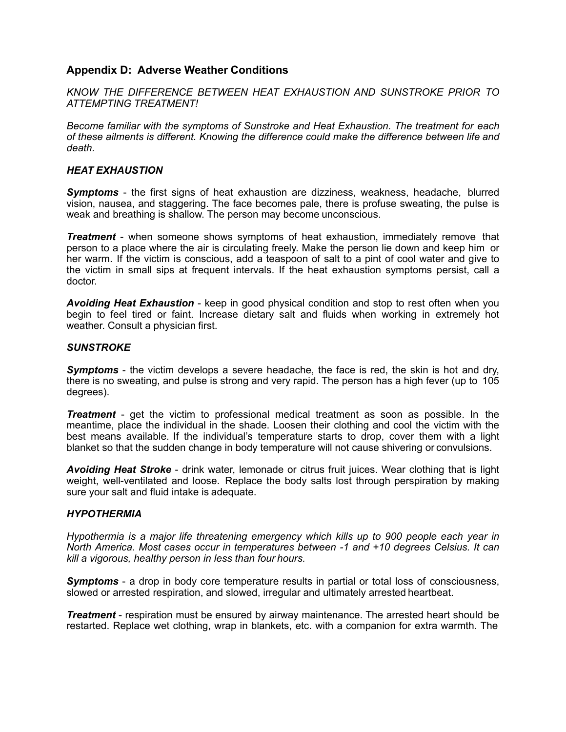## Appendix D: Adverse Weather Conditions

*KNOW THE DIFFERENCE BETWEEN HEAT EXHAUSTION AND SUNSTROKE PRIOR TO ATTEMPTING TREATMENT!*

*Become familiar with the symptoms of Sunstroke and Heat Exhaustion. The treatment for each of these ailments is different. Knowing the difference could make the difference between life and death.*

### *HEAT EXHAUSTION*

***Symptoms*** - the first signs of heat exhaustion are dizziness, weakness, headache, blurred vision, nausea, and staggering. The face becomes pale, there is profuse sweating, the pulse is weak and breathing is shallow. The person may become unconscious.

***Treatment*** - when someone shows symptoms of heat exhaustion, immediately remove that person to a place where the air is circulating freely. Make the person lie down and keep him or her warm. If the victim is conscious, add a teaspoon of salt to a pint of cool water and give to the victim in small sips at frequent intervals. If the heat exhaustion symptoms persist, call a doctor.

***Avoiding Heat Exhaustion*** - keep in good physical condition and stop to rest often when you begin to feel tired or faint. Increase dietary salt and fluids when working in extremely hot weather. Consult a physician first.

### *SUNSTROKE*

***Symptoms*** - the victim develops a severe headache, the face is red, the skin is hot and dry, there is no sweating, and pulse is strong and very rapid. The person has a high fever (up to 105 degrees).

***Treatment*** - get the victim to professional medical treatment as soon as possible. In the meantime, place the individual in the shade. Loosen their clothing and cool the victim with the best means available. If the individual's temperature starts to drop, cover them with a light blanket so that the sudden change in body temperature will not cause shivering or convulsions.

***Avoiding Heat Stroke*** - drink water, lemonade or citrus fruit juices. Wear clothing that is light weight, well-ventilated and loose. Replace the body salts lost through perspiration by making sure your salt and fluid intake is adequate.

### *HYPOTHERMIA*

*Hypothermia is a major life threatening emergency which kills up to 900 people each year in North America. Most cases occur in temperatures between -1 and +10 degrees Celsius. It can kill a vigorous, healthy person in less than four hours.*

***Symptoms*** - a drop in body core temperature results in partial or total loss of consciousness, slowed or arrested respiration, and slowed, irregular and ultimately arrested heartbeat.

***Treatment*** - respiration must be ensured by airway maintenance. The arrested heart should be restarted. Replace wet clothing, wrap in blankets, etc. with a companion for extra warmth. The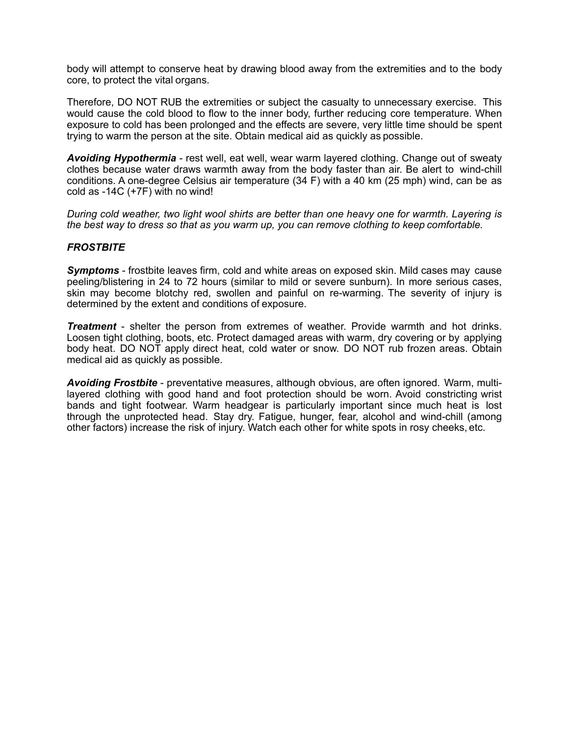body will attempt to conserve heat by drawing blood away from the extremities and to the body core, to protect the vital organs.

Therefore, DO NOT RUB the extremities or subject the casualty to unnecessary exercise. This would cause the cold blood to flow to the inner body, further reducing core temperature. When exposure to cold has been prolonged and the effects are severe, very little time should be spent trying to warm the person at the site. Obtain medical aid as quickly as possible.

***Avoiding Hypothermia*** - rest well, eat well, wear warm layered clothing. Change out of sweaty clothes because water draws warmth away from the body faster than air. Be alert to wind-chill conditions. A one-degree Celsius air temperature (34 F) with a 40 km (25 mph) wind, can be as cold as -14C (+7F) with no wind!

*During cold weather, two light wool shirts are better than one heavy one for warmth. Layering is the best way to dress so that as you warm up, you can remove clothing to keep comfortable.*

### *FROSTBITE*

***Symptoms*** - frostbite leaves firm, cold and white areas on exposed skin. Mild cases may cause peeling/blistering in 24 to 72 hours (similar to mild or severe sunburn). In more serious cases, skin may become blotchy red, swollen and painful on re-warming. The severity of injury is determined by the extent and conditions of exposure.

***Treatment*** - shelter the person from extremes of weather. Provide warmth and hot drinks. Loosen tight clothing, boots, etc. Protect damaged areas with warm, dry covering or by applying body heat. DO NOT apply direct heat, cold water or snow. DO NOT rub frozen areas. Obtain medical aid as quickly as possible.

***Avoiding Frostbite*** - preventative measures, although obvious, are often ignored. Warm, multi-layered clothing with good hand and foot protection should be worn. Avoid constricting wrist bands and tight footwear. Warm headgear is particularly important since much heat is lost through the unprotected head. Stay dry. Fatigue, hunger, fear, alcohol and wind-chill (among other factors) increase the risk of injury. Watch each other for white spots in rosy cheeks, etc.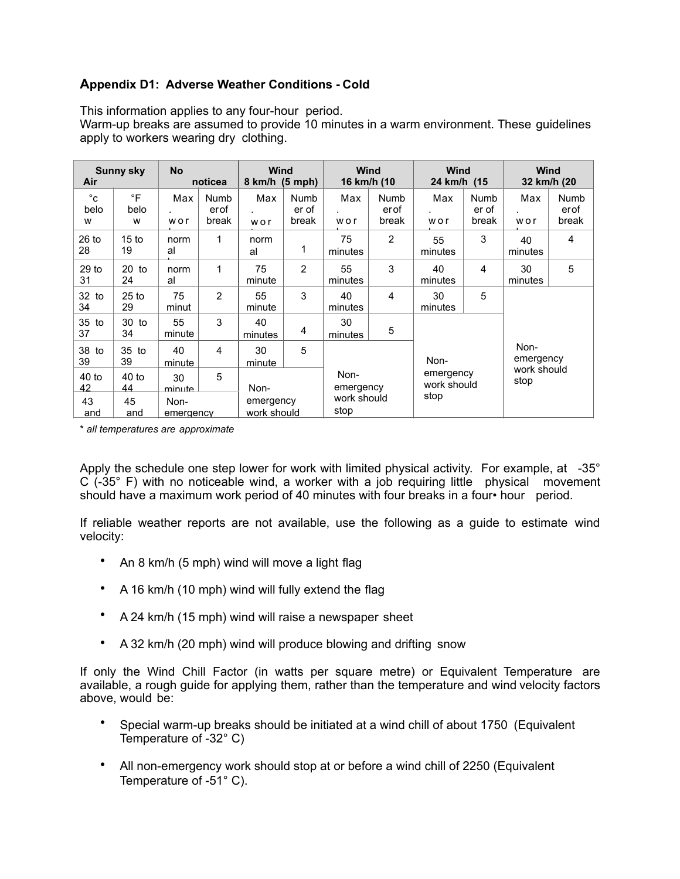**Appendix D1: Adverse Weather Conditions - Cold**

This information applies to any four-hour period.
Warm-up breaks are assumed to provide 10 minutes in a warm environment. These guidelines apply to workers wearing dry clothing.

| Sunny sky Air | | No noticea | | Wind 8 km/h (5 mph) | | Wind 16 km/h (10 | | Wind 24 km/h (15 | | Wind 32 km/h (20 | |
|---|---|---|---|---|---|---|---|---|---|---|---|
| °c below | °F below | Max. wor | Numb erof break | Max. wor | Numb er of break | Max. wor | Numb erof break | Max. wor | Numb er of break | Max. wor | Numb erof break |
| 26 to 28 | 15 to 19 | normal | 1 | normal | 1 | 75 minutes | 2 | 55 minutes | 3 | 40 minutes | 4 |
| 29 to 31 | 20 to 24 | normal | 1 | 75 minute | 2 | 55 minutes | 3 | 40 minutes | 4 | 30 minutes | 5 |
| 32 to 34 | 25 to 29 | 75 minut | 2 | 55 minute | 3 | 40 minutes | 4 | 30 minutes | 5 | Non-emergency work should stop | |
| 35 to 37 | 30 to 34 | 55 minute | 3 | 40 minutes | 4 | 30 minutes | 5 | Non-emergency work should stop | | | |
| 38 to 39 | 35 to 39 | 40 minute | 4 | 30 minute | 5 | Non-emergency work should stop | | | | | |
| 40 to 42 | 40 to 44 | 30 minute | 5 | Non-emergency work should | | | | | | | |
| 43 and | 45 and | Non-emergency | | | | | | | | | |

* *all temperatures are approximate*

Apply the schedule one step lower for work with limited physical activity. For example, at -35° C (-35° F) with no noticeable wind, a worker with a job requiring little physical movement should have a maximum work period of 40 minutes with four breaks in a four• hour period.

If reliable weather reports are not available, use the following as a guide to estimate wind velocity:

- An 8 km/h (5 mph) wind will move a light flag
- A 16 km/h (10 mph) wind will fully extend the flag
- A 24 km/h (15 mph) wind will raise a newspaper sheet
- A 32 km/h (20 mph) wind will produce blowing and drifting snow

If only the Wind Chill Factor (in watts per square metre) or Equivalent Temperature are available, a rough guide for applying them, rather than the temperature and wind velocity factors above, would be:

- Special warm-up breaks should be initiated at a wind chill of about 1750 (Equivalent Temperature of -32° C)
- All non-emergency work should stop at or before a wind chill of 2250 (Equivalent Temperature of -51° C).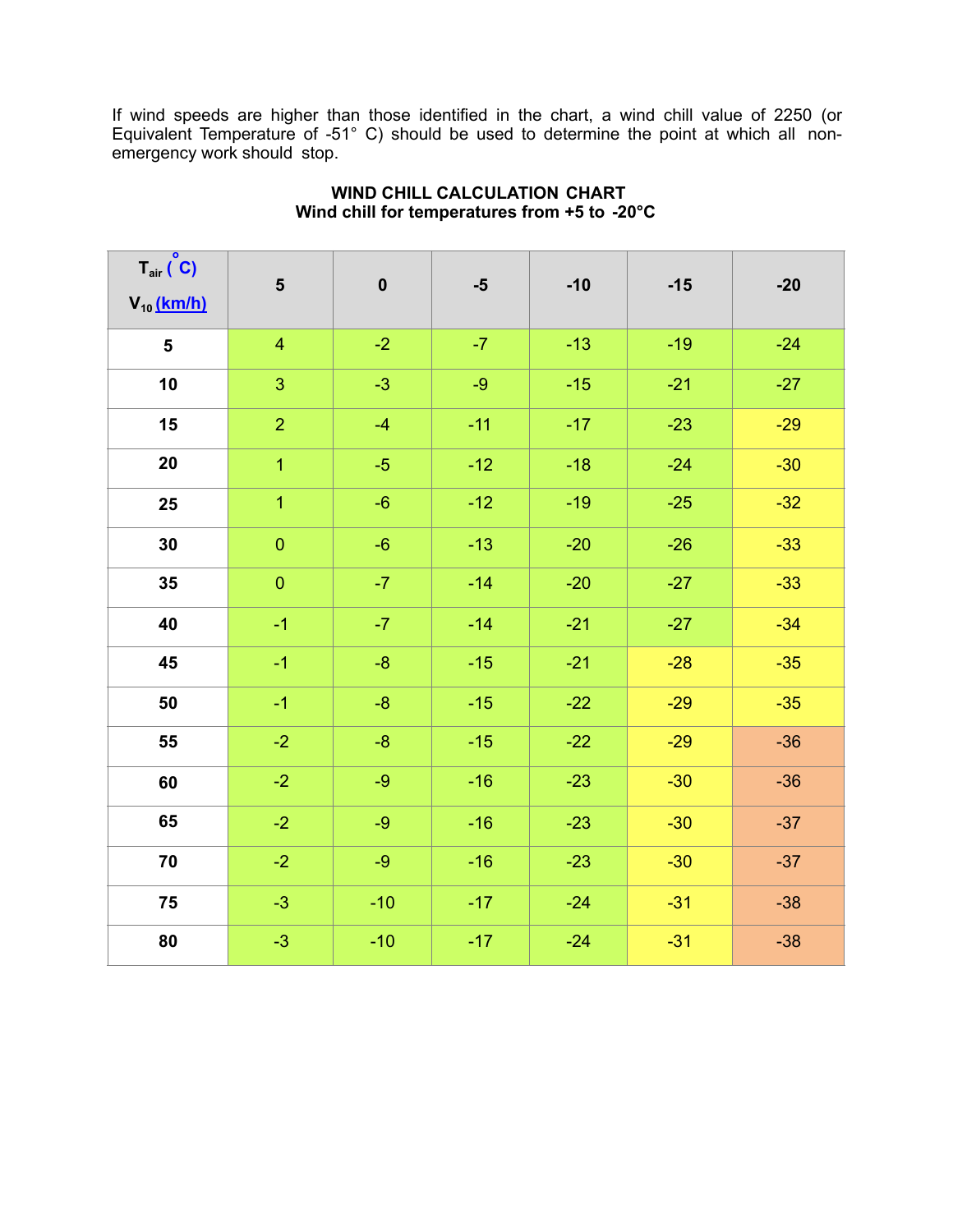If wind speeds are higher than those identified in the chart, a wind chill value of 2250 (or Equivalent Temperature of -51° C) should be used to determine the point at which all non-emergency work should stop.

**WIND CHILL CALCULATION CHART**
**Wind chill for temperatures from +5 to -20°C**

| $T_{air}$ (°C) / $V_{10}$ (km/h) | 5 | 0 | -5 | -10 | -15 | -20 |
|---|---|---|---|---|---|---|
| **5** | 4 | -2 | -7 | -13 | -19 | -24 |
| **10** | 3 | -3 | -9 | -15 | -21 | -27 |
| **15** | 2 | -4 | -11 | -17 | -23 | -29 |
| **20** | 1 | -5 | -12 | -18 | -24 | -30 |
| **25** | 1 | -6 | -12 | -19 | -25 | -32 |
| **30** | 0 | -6 | -13 | -20 | -26 | -33 |
| **35** | 0 | -7 | -14 | -20 | -27 | -33 |
| **40** | -1 | -7 | -14 | -21 | -27 | -34 |
| **45** | -1 | -8 | -15 | -21 | -28 | -35 |
| **50** | -1 | -8 | -15 | -22 | -29 | -35 |
| **55** | -2 | -8 | -15 | -22 | -29 | -36 |
| **60** | -2 | -9 | -16 | -23 | -30 | -36 |
| **65** | -2 | -9 | -16 | -23 | -30 | -37 |
| **70** | -2 | -9 | -16 | -23 | -30 | -37 |
| **75** | -3 | -10 | -17 | -24 | -31 | -38 |
| **80** | -3 | -10 | -17 | -24 | -31 | -38 |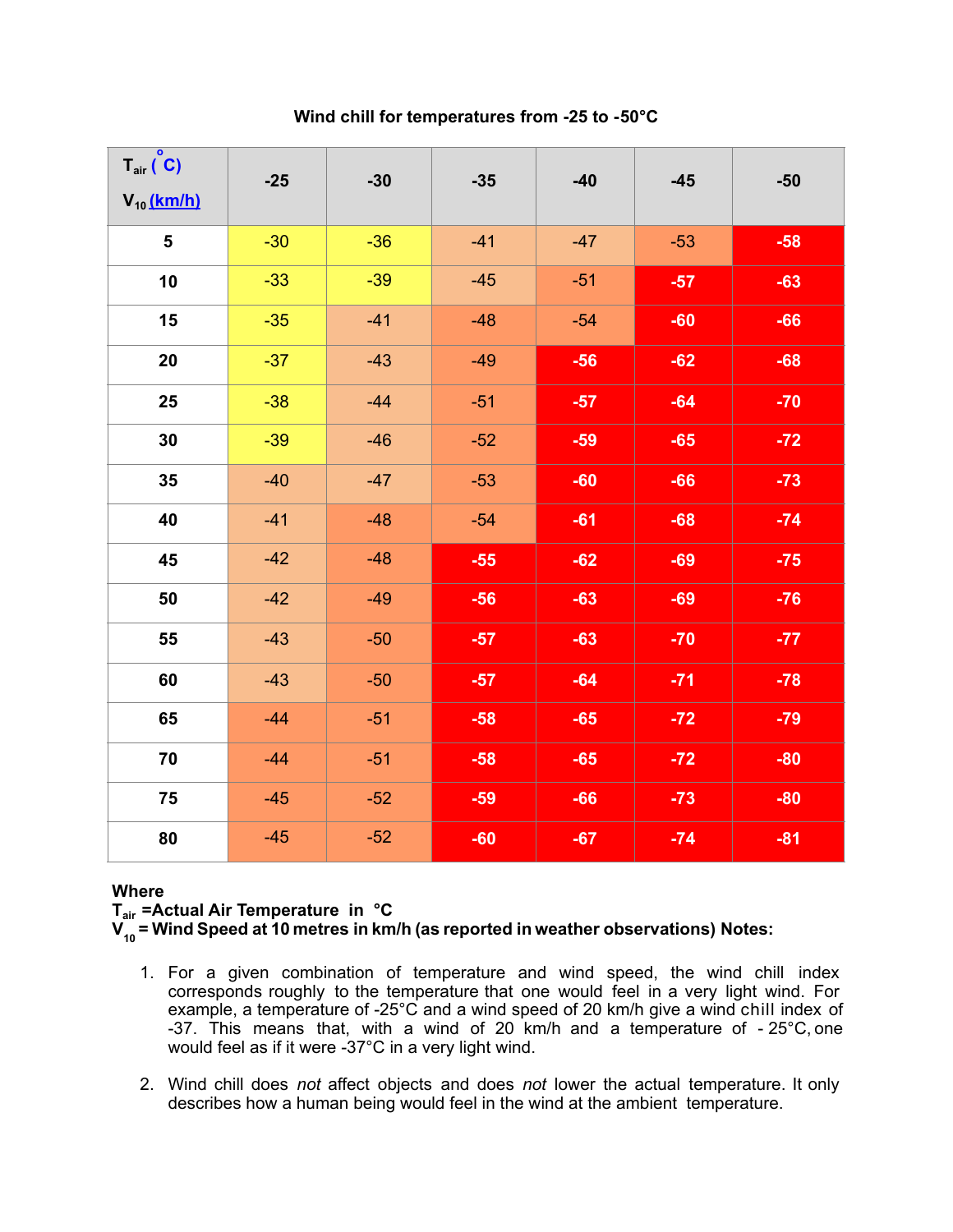**Wind chill for temperatures from -25 to -50°C**

| $T_{air}$ (°C) $V_{10}$ (km/h) | -25 | -30 | -35 | -40 | -45 | -50 |
|---|---|---|---|---|---|---|
| **5** | -30 | -36 | -41 | -47 | -53 | **-58** |
| **10** | -33 | -39 | -45 | -51 | **-57** | **-63** |
| **15** | -35 | -41 | -48 | -54 | **-60** | **-66** |
| **20** | -37 | -43 | -49 | **-56** | **-62** | **-68** |
| **25** | -38 | -44 | -51 | **-57** | **-64** | **-70** |
| **30** | -39 | -46 | -52 | **-59** | **-65** | **-72** |
| **35** | -40 | -47 | -53 | **-60** | **-66** | **-73** |
| **40** | -41 | -48 | -54 | **-61** | **-68** | **-74** |
| **45** | -42 | -48 | **-55** | **-62** | **-69** | **-75** |
| **50** | -42 | -49 | **-56** | **-63** | **-69** | **-76** |
| **55** | -43 | -50 | **-57** | **-63** | **-70** | **-77** |
| **60** | -43 | -50 | **-57** | **-64** | **-71** | **-78** |
| **65** | -44 | -51 | **-58** | **-65** | **-72** | **-79** |
| **70** | -44 | -51 | **-58** | **-65** | **-72** | **-80** |
| **75** | -45 | -52 | **-59** | **-66** | **-73** | **-80** |
| **80** | -45 | -52 | **-60** | **-67** | **-74** | **-81** |

**Where**
**$T_{air}$ =Actual Air Temperature in °C**
**$V_{10}$ = Wind Speed at 10 metres in km/h (as reported in weather observations) Notes:**

1. For a given combination of temperature and wind speed, the wind chill index corresponds roughly to the temperature that one would feel in a very light wind. For example, a temperature of -25°C and a wind speed of 20 km/h give a wind chill index of -37. This means that, with a wind of 20 km/h and a temperature of - 25°C, one would feel as if it were -37°C in a very light wind.

2. Wind chill does *not* affect objects and does *not* lower the actual temperature. It only describes how a human being would feel in the wind at the ambient temperature.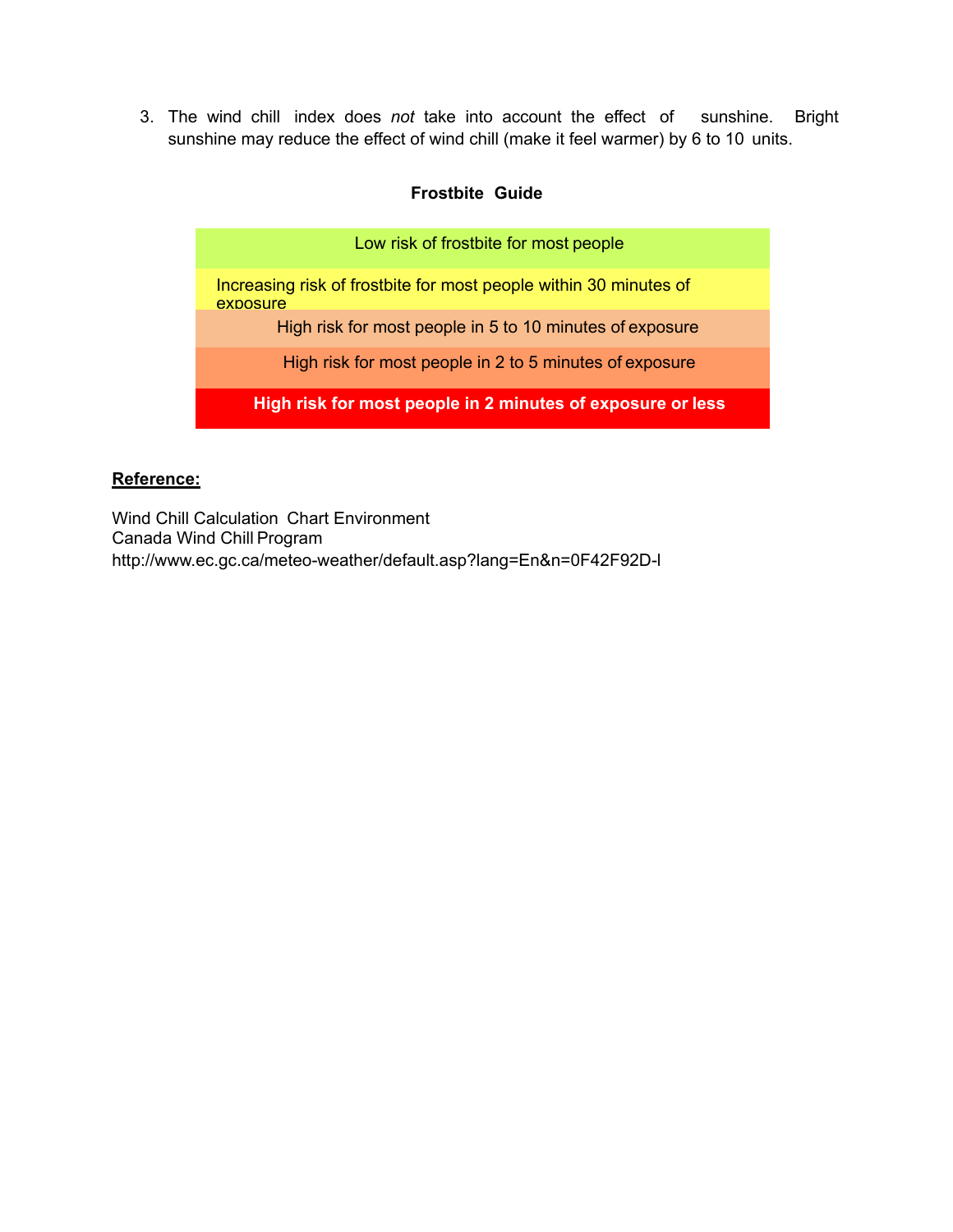3. The wind chill index does *not* take into account the effect of sunshine. Bright sunshine may reduce the effect of wind chill (make it feel warmer) by 6 to 10 units.

**Frostbite Guide**

| Frostbite Guide |
| --- |
| Low risk of frostbite for most people |
| Increasing risk of frostbite for most people within 30 minutes of exposure |
| High risk for most people in 5 to 10 minutes of exposure |
| High risk for most people in 2 to 5 minutes of exposure |
| **High risk for most people in 2 minutes of exposure or less** |

**Reference:**

Wind Chill Calculation Chart Environment
Canada Wind Chill Program
http://www.ec.gc.ca/meteo-weather/default.asp?lang=En&n=0F42F92D-l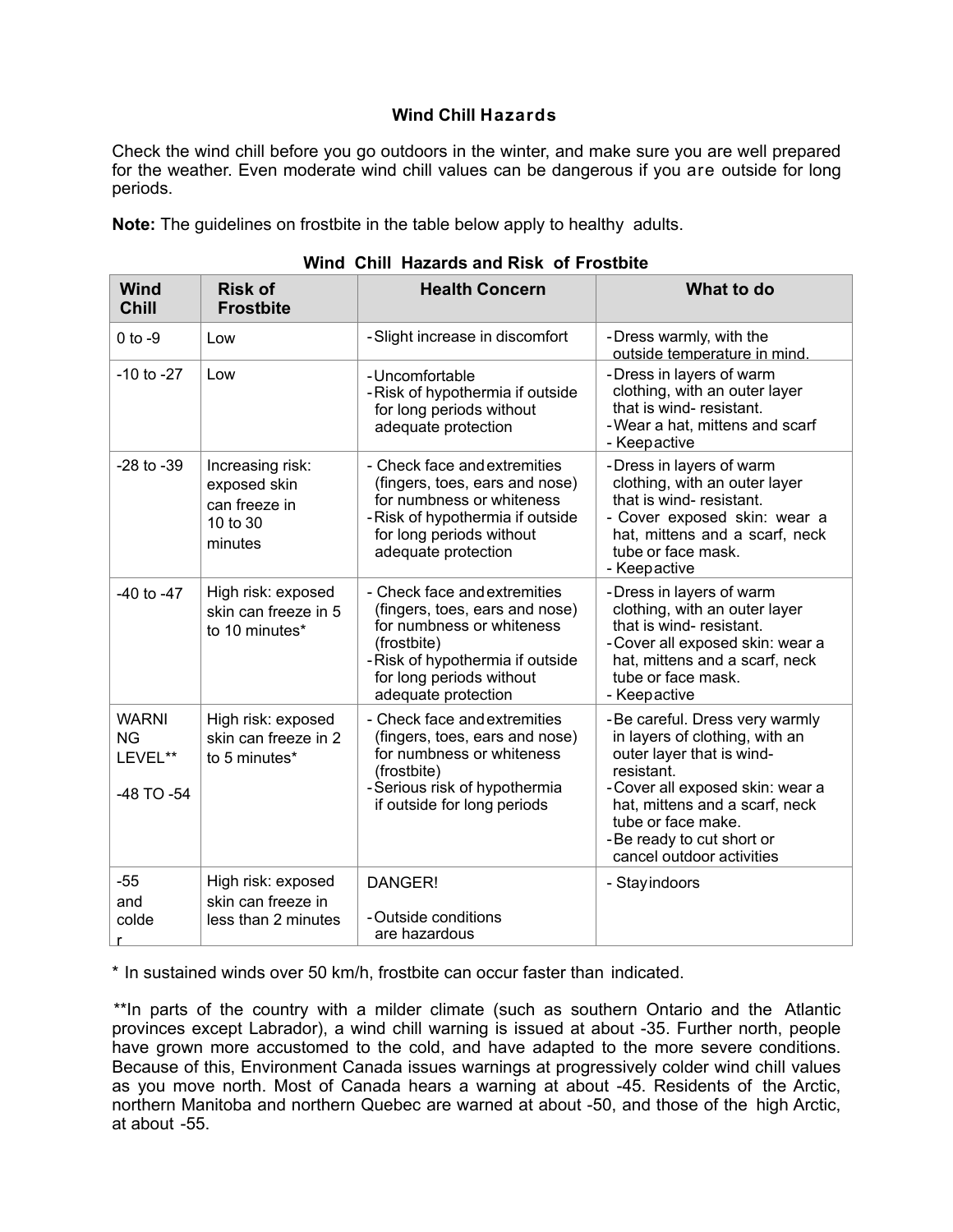# Wind Chill Hazards

Check the wind chill before you go outdoors in the winter, and make sure you are well prepared for the weather. Even moderate wind chill values can be dangerous if you are outside for long periods.

**Note:** The guidelines on frostbite in the table below apply to healthy adults.

**Wind Chill Hazards and Risk of Frostbite**

| Wind Chill | Risk of Frostbite | Health Concern | What to do |
|---|---|---|---|
| 0 to -9 | Low | - Slight increase in discomfort | - Dress warmly, with the outside temperature in mind. |
| -10 to -27 | Low | - Uncomfortable<br>- Risk of hypothermia if outside for long periods without adequate protection | - Dress in layers of warm clothing, with an outer layer that is wind- resistant.<br>- Wear a hat, mittens and scarf<br>- Keep active |
| -28 to -39 | Increasing risk: exposed skin can freeze in 10 to 30 minutes | - Check face and extremities (fingers, toes, ears and nose) for numbness or whiteness<br>- Risk of hypothermia if outside for long periods without adequate protection | - Dress in layers of warm clothing, with an outer layer that is wind- resistant.<br>- Cover exposed skin: wear a hat, mittens and a scarf, neck tube or face mask.<br>- Keep active |
| -40 to -47 | High risk: exposed skin can freeze in 5 to 10 minutes* | - Check face and extremities (fingers, toes, ears and nose) for numbness or whiteness (frostbite)<br>- Risk of hypothermia if outside for long periods without adequate protection | - Dress in layers of warm clothing, with an outer layer that is wind- resistant.<br>- Cover all exposed skin: wear a hat, mittens and a scarf, neck tube or face mask.<br>- Keep active |
| WARNING LEVEL**<br><br>-48 TO -54 | High risk: exposed skin can freeze in 2 to 5 minutes* | - Check face and extremities (fingers, toes, ears and nose) for numbness or whiteness (frostbite)<br>- Serious risk of hypothermia if outside for long periods | - Be careful. Dress very warmly in layers of clothing, with an outer layer that is wind- resistant.<br>- Cover all exposed skin: wear a hat, mittens and a scarf, neck tube or face make.<br>- Be ready to cut short or cancel outdoor activities |
| -55 and colder | High risk: exposed skin can freeze in less than 2 minutes | DANGER!<br><br>- Outside conditions are hazardous | - Stay indoors |

* In sustained winds over 50 km/h, frostbite can occur faster than indicated.

**In parts of the country with a milder climate (such as southern Ontario and the Atlantic provinces except Labrador), a wind chill warning is issued at about -35. Further north, people have grown more accustomed to the cold, and have adapted to the more severe conditions. Because of this, Environment Canada issues warnings at progressively colder wind chill values as you move north. Most of Canada hears a warning at about -45. Residents of the Arctic, northern Manitoba and northern Quebec are warned at about -50, and those of the high Arctic, at about -55.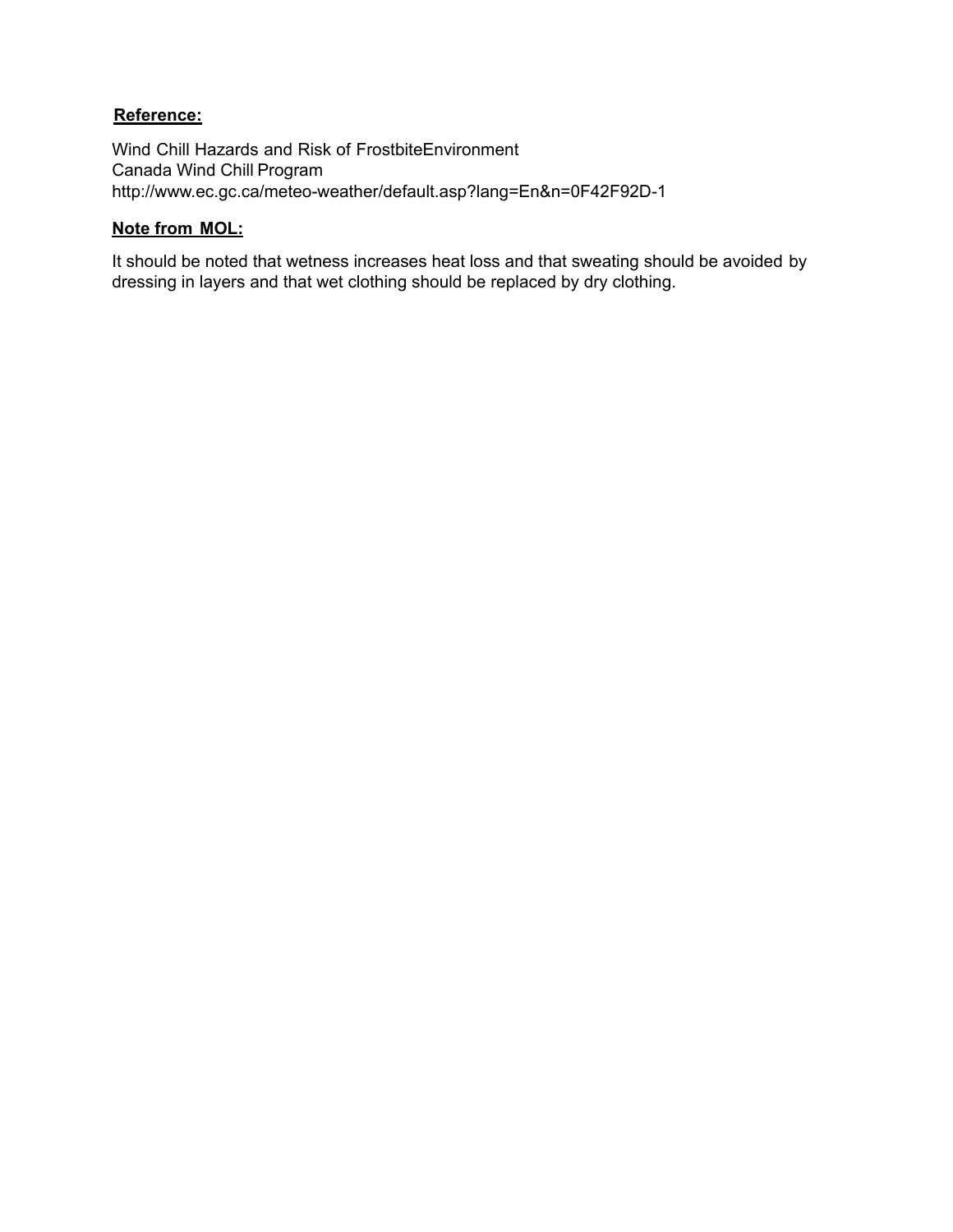**Reference:**

Wind Chill Hazards and Risk of FrostbiteEnvironment
Canada Wind Chill Program
http://www.ec.gc.ca/meteo-weather/default.asp?lang=En&n=0F42F92D-1

**Note from MOL:**

It should be noted that wetness increases heat loss and that sweating should be avoided by dressing in layers and that wet clothing should be replaced by dry clothing.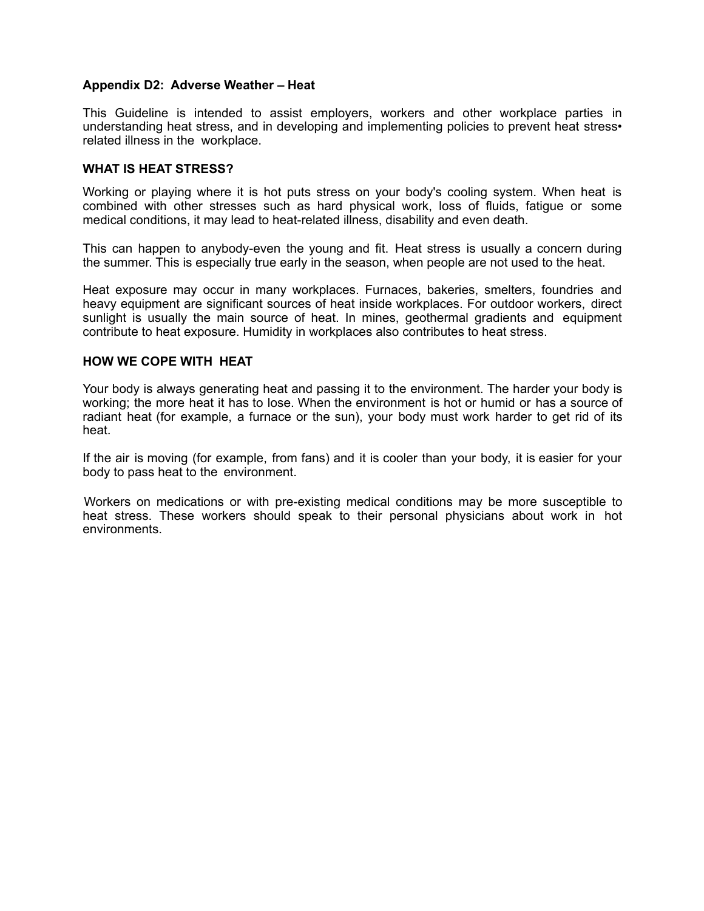**Appendix D2: Adverse Weather – Heat**

This Guideline is intended to assist employers, workers and other workplace parties in understanding heat stress, and in developing and implementing policies to prevent heat stress• related illness in the workplace.

**WHAT IS HEAT STRESS?**

Working or playing where it is hot puts stress on your body's cooling system. When heat is combined with other stresses such as hard physical work, loss of fluids, fatigue or some medical conditions, it may lead to heat-related illness, disability and even death.

This can happen to anybody-even the young and fit. Heat stress is usually a concern during the summer. This is especially true early in the season, when people are not used to the heat.

Heat exposure may occur in many workplaces. Furnaces, bakeries, smelters, foundries and heavy equipment are significant sources of heat inside workplaces. For outdoor workers, direct sunlight is usually the main source of heat. In mines, geothermal gradients and equipment contribute to heat exposure. Humidity in workplaces also contributes to heat stress.

**HOW WE COPE WITH HEAT**

Your body is always generating heat and passing it to the environment. The harder your body is working; the more heat it has to lose. When the environment is hot or humid or has a source of radiant heat (for example, a furnace or the sun), your body must work harder to get rid of its heat.

If the air is moving (for example, from fans) and it is cooler than your body, it is easier for your body to pass heat to the environment.

Workers on medications or with pre-existing medical conditions may be more susceptible to heat stress. These workers should speak to their personal physicians about work in hot environments.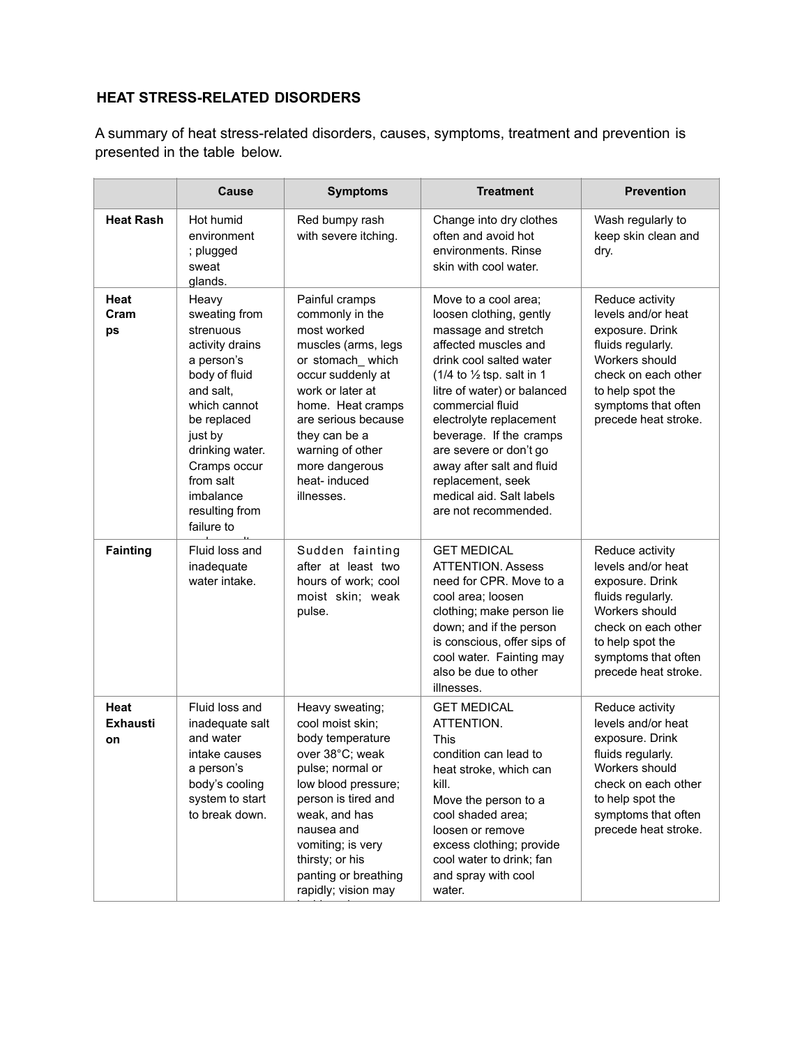## HEAT STRESS-RELATED DISORDERS

A summary of heat stress-related disorders, causes, symptoms, treatment and prevention is presented in the table below.

| | Cause | Symptoms | Treatment | Prevention |
|---|---|---|---|---|
| **Heat Rash** | Hot humid environment ; plugged sweat glands. | Red bumpy rash with severe itching. | Change into dry clothes often and avoid hot environments. Rinse skin with cool water. | Wash regularly to keep skin clean and dry. |
| **Heat Cramps** | Heavy sweating from strenuous activity drains a person's body of fluid and salt, which cannot be replaced just by drinking water. Cramps occur from salt imbalance resulting from failure to | Painful cramps commonly in the most worked muscles (arms, legs or stomach_ which occur suddenly at work or later at home. Heat cramps are serious because they can be a warning of other more dangerous heat- induced illnesses. | Move to a cool area; loosen clothing, gently massage and stretch affected muscles and drink cool salted water (1/4 to ½ tsp. salt in 1 litre of water) or balanced commercial fluid electrolyte replacement beverage. If the cramps are severe or don't go away after salt and fluid replacement, seek medical aid. Salt labels are not recommended. | Reduce activity levels and/or heat exposure. Drink fluids regularly. Workers should check on each other to help spot the symptoms that often precede heat stroke. |
| **Fainting** | Fluid loss and inadequate water intake. | Sudden fainting after at least two hours of work; cool moist skin; weak pulse. | GET MEDICAL ATTENTION. Assess need for CPR. Move to a cool area; loosen clothing; make person lie down; and if the person is conscious, offer sips of cool water. Fainting may also be due to other illnesses. | Reduce activity levels and/or heat exposure. Drink fluids regularly. Workers should check on each other to help spot the symptoms that often precede heat stroke. |
| **Heat Exhaustion** | Fluid loss and inadequate salt and water intake causes a person's body's cooling system to start to break down. | Heavy sweating; cool moist skin; body temperature over 38°C; weak pulse; normal or low blood pressure; person is tired and weak, and has nausea and vomiting; is very thirsty; or his panting or breathing rapidly; vision may | GET MEDICAL ATTENTION. This condition can lead to heat stroke, which can kill. Move the person to a cool shaded area; loosen or remove excess clothing; provide cool water to drink; fan and spray with cool water. | Reduce activity levels and/or heat exposure. Drink fluids regularly. Workers should check on each other to help spot the symptoms that often precede heat stroke. |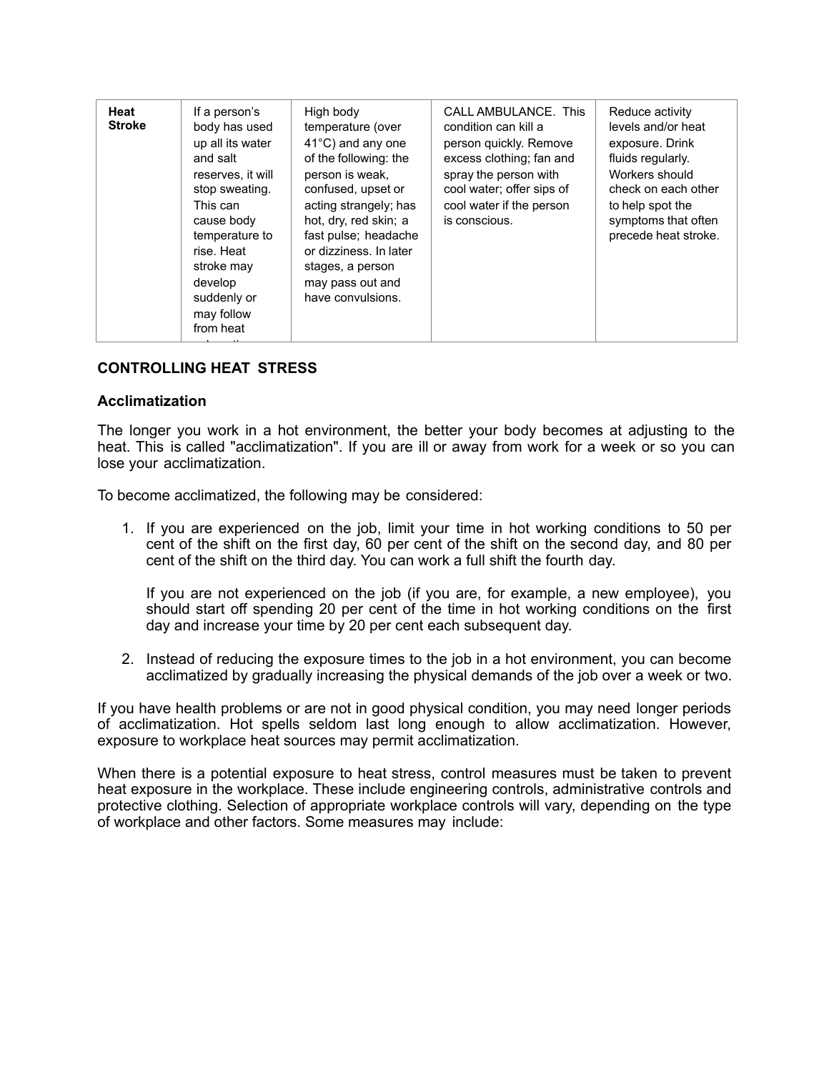| Heat Stroke | If a person's body has used up all its water and salt reserves, it will stop sweating. This can cause body temperature to rise. Heat stroke may develop suddenly or may follow from heat | High body temperature (over 41°C) and any one of the following: the person is weak, confused, upset or acting strangely; has hot, dry, red skin; a fast pulse; headache or dizziness. In later stages, a person may pass out and have convulsions. | CALL AMBULANCE. This condition can kill a person quickly. Remove excess clothing; fan and spray the person with cool water; offer sips of cool water if the person is conscious. | Reduce activity levels and/or heat exposure. Drink fluids regularly. Workers should check on each other to help spot the symptoms that often precede heat stroke. |
|---|---|---|---|---|

## CONTROLLING HEAT STRESS

### Acclimatization

The longer you work in a hot environment, the better your body becomes at adjusting to the heat. This is called "acclimatization". If you are ill or away from work for a week or so you can lose your acclimatization.

To become acclimatized, the following may be considered:

1. If you are experienced on the job, limit your time in hot working conditions to 50 per cent of the shift on the first day, 60 per cent of the shift on the second day, and 80 per cent of the shift on the third day. You can work a full shift the fourth day.

   If you are not experienced on the job (if you are, for example, a new employee), you should start off spending 20 per cent of the time in hot working conditions on the first day and increase your time by 20 per cent each subsequent day.

2. Instead of reducing the exposure times to the job in a hot environment, you can become acclimatized by gradually increasing the physical demands of the job over a week or two.

If you have health problems or are not in good physical condition, you may need longer periods of acclimatization. Hot spells seldom last long enough to allow acclimatization. However, exposure to workplace heat sources may permit acclimatization.

When there is a potential exposure to heat stress, control measures must be taken to prevent heat exposure in the workplace. These include engineering controls, administrative controls and protective clothing. Selection of appropriate workplace controls will vary, depending on the type of workplace and other factors. Some measures may include: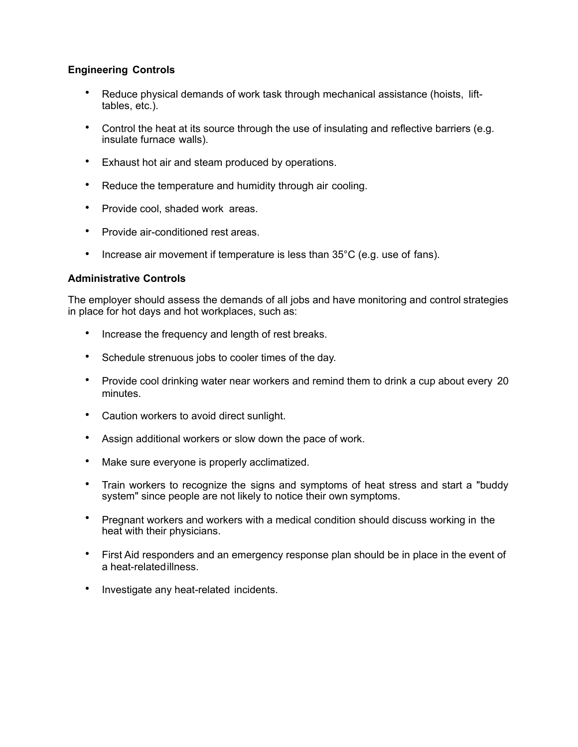**Engineering Controls**

- Reduce physical demands of work task through mechanical assistance (hoists, lift-tables, etc.).
- Control the heat at its source through the use of insulating and reflective barriers (e.g. insulate furnace walls).
- Exhaust hot air and steam produced by operations.
- Reduce the temperature and humidity through air cooling.
- Provide cool, shaded work areas.
- Provide air-conditioned rest areas.
- Increase air movement if temperature is less than 35°C (e.g. use of fans).

**Administrative Controls**

The employer should assess the demands of all jobs and have monitoring and control strategies in place for hot days and hot workplaces, such as:

- Increase the frequency and length of rest breaks.
- Schedule strenuous jobs to cooler times of the day.
- Provide cool drinking water near workers and remind them to drink a cup about every 20 minutes.
- Caution workers to avoid direct sunlight.
- Assign additional workers or slow down the pace of work.
- Make sure everyone is properly acclimatized.
- Train workers to recognize the signs and symptoms of heat stress and start a "buddy system" since people are not likely to notice their own symptoms.
- Pregnant workers and workers with a medical condition should discuss working in the heat with their physicians.
- First Aid responders and an emergency response plan should be in place in the event of a heat-related illness.
- Investigate any heat-related incidents.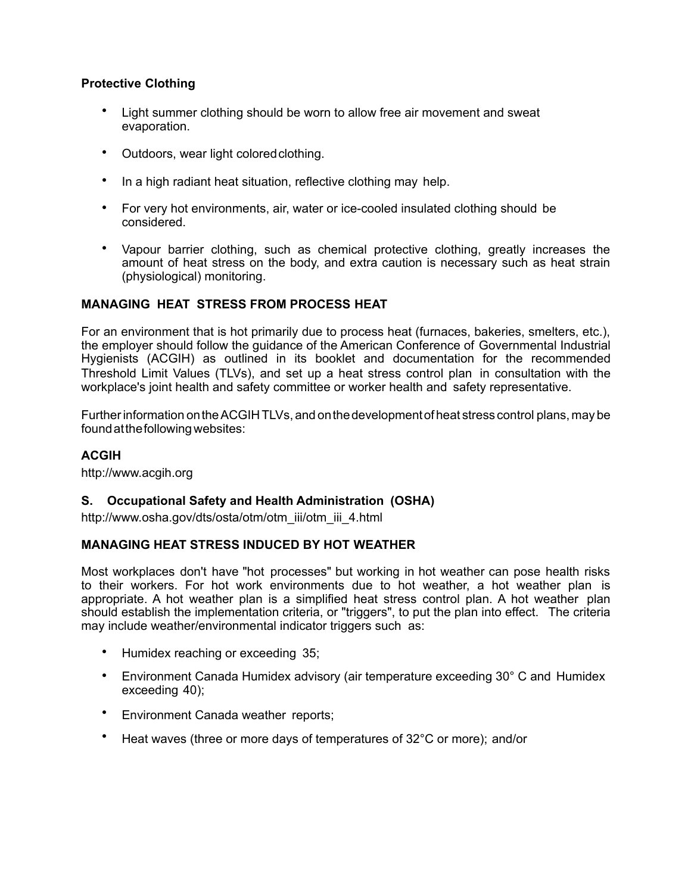**Protective Clothing**

- Light summer clothing should be worn to allow free air movement and sweat evaporation.
- Outdoors, wear light colored clothing.
- In a high radiant heat situation, reflective clothing may help.
- For very hot environments, air, water or ice-cooled insulated clothing should be considered.
- Vapour barrier clothing, such as chemical protective clothing, greatly increases the amount of heat stress on the body, and extra caution is necessary such as heat strain (physiological) monitoring.

**MANAGING HEAT STRESS FROM PROCESS HEAT**

For an environment that is hot primarily due to process heat (furnaces, bakeries, smelters, etc.), the employer should follow the guidance of the American Conference of Governmental Industrial Hygienists (ACGIH) as outlined in its booklet and documentation for the recommended Threshold Limit Values (TLVs), and set up a heat stress control plan in consultation with the workplace's joint health and safety committee or worker health and safety representative.

Further information on the ACGIH TLVs, and on the development of heat stress control plans, may be found at the following websites:

**ACGIH**

http://www.acgih.org

**S. Occupational Safety and Health Administration (OSHA)**

http://www.osha.gov/dts/osta/otm/otm_iii/otm_iii_4.html

**MANAGING HEAT STRESS INDUCED BY HOT WEATHER**

Most workplaces don't have "hot processes" but working in hot weather can pose health risks to their workers. For hot work environments due to hot weather, a hot weather plan is appropriate. A hot weather plan is a simplified heat stress control plan. A hot weather plan should establish the implementation criteria, or "triggers", to put the plan into effect. The criteria may include weather/environmental indicator triggers such as:

- Humidex reaching or exceeding 35;
- Environment Canada Humidex advisory (air temperature exceeding 30° C and Humidex exceeding 40);
- Environment Canada weather reports;
- Heat waves (three or more days of temperatures of 32°C or more); and/or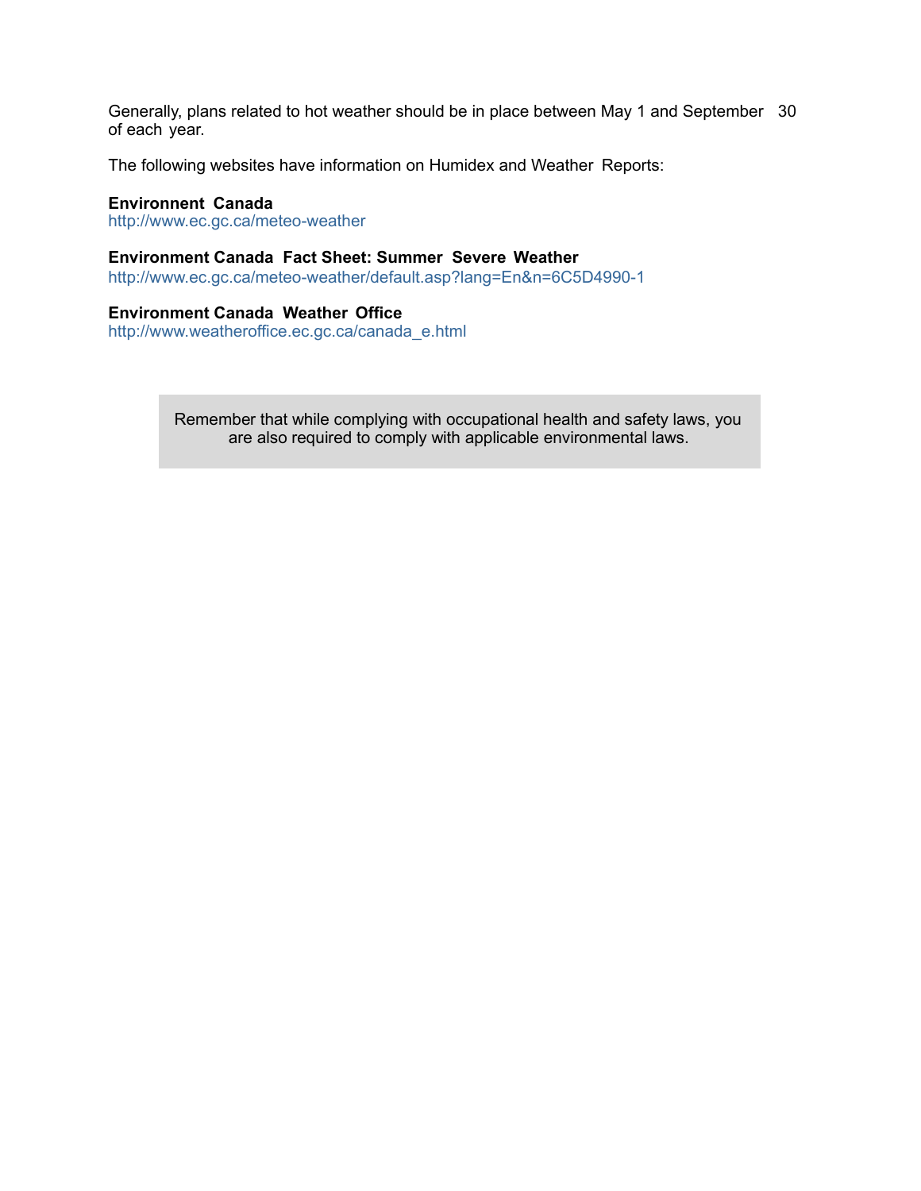Generally, plans related to hot weather should be in place between May 1 and September 30 of each year.

The following websites have information on Humidex and Weather Reports:

**Environnent Canada**
http://www.ec.gc.ca/meteo-weather

**Environment Canada Fact Sheet: Summer Severe Weather**
http://www.ec.gc.ca/meteo-weather/default.asp?lang=En&n=6C5D4990-1

**Environment Canada Weather Office**
http://www.weatheroffice.ec.gc.ca/canada_e.html

> Remember that while complying with occupational health and safety laws, you are also required to comply with applicable environmental laws.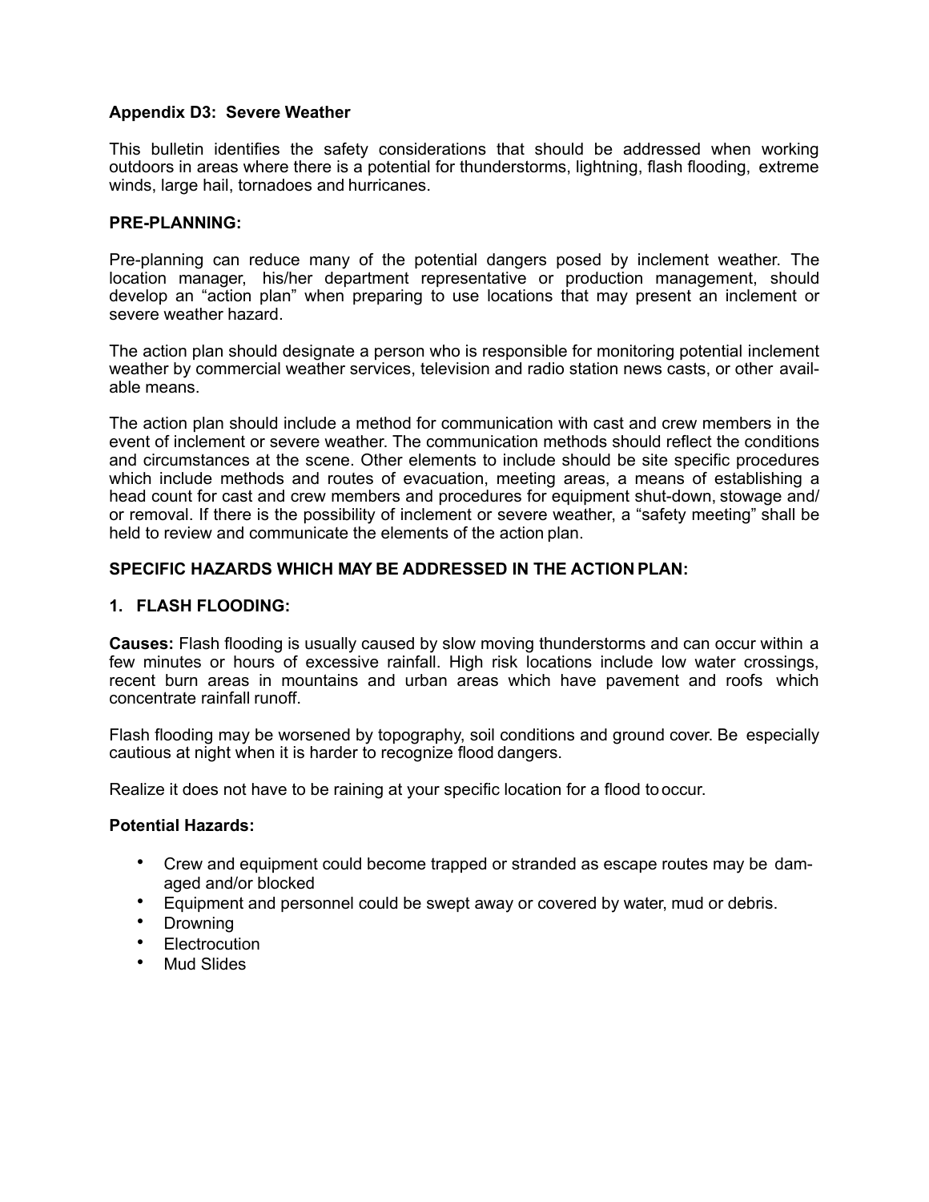## Appendix D3: Severe Weather

This bulletin identifies the safety considerations that should be addressed when working outdoors in areas where there is a potential for thunderstorms, lightning, flash flooding, extreme winds, large hail, tornadoes and hurricanes.

### PRE-PLANNING:

Pre-planning can reduce many of the potential dangers posed by inclement weather. The location manager, his/her department representative or production management, should develop an "action plan" when preparing to use locations that may present an inclement or severe weather hazard.

The action plan should designate a person who is responsible for monitoring potential inclement weather by commercial weather services, television and radio station news casts, or other available means.

The action plan should include a method for communication with cast and crew members in the event of inclement or severe weather. The communication methods should reflect the conditions and circumstances at the scene. Other elements to include should be site specific procedures which include methods and routes of evacuation, meeting areas, a means of establishing a head count for cast and crew members and procedures for equipment shut-down, stowage and/or removal. If there is the possibility of inclement or severe weather, a "safety meeting" shall be held to review and communicate the elements of the action plan.

### SPECIFIC HAZARDS WHICH MAY BE ADDRESSED IN THE ACTION PLAN:

### 1. FLASH FLOODING:

**Causes:** Flash flooding is usually caused by slow moving thunderstorms and can occur within a few minutes or hours of excessive rainfall. High risk locations include low water crossings, recent burn areas in mountains and urban areas which have pavement and roofs which concentrate rainfall runoff.

Flash flooding may be worsened by topography, soil conditions and ground cover. Be especially cautious at night when it is harder to recognize flood dangers.

Realize it does not have to be raining at your specific location for a flood to occur.

**Potential Hazards:**

- Crew and equipment could become trapped or stranded as escape routes may be damaged and/or blocked
- Equipment and personnel could be swept away or covered by water, mud or debris.
- Drowning
- Electrocution
- Mud Slides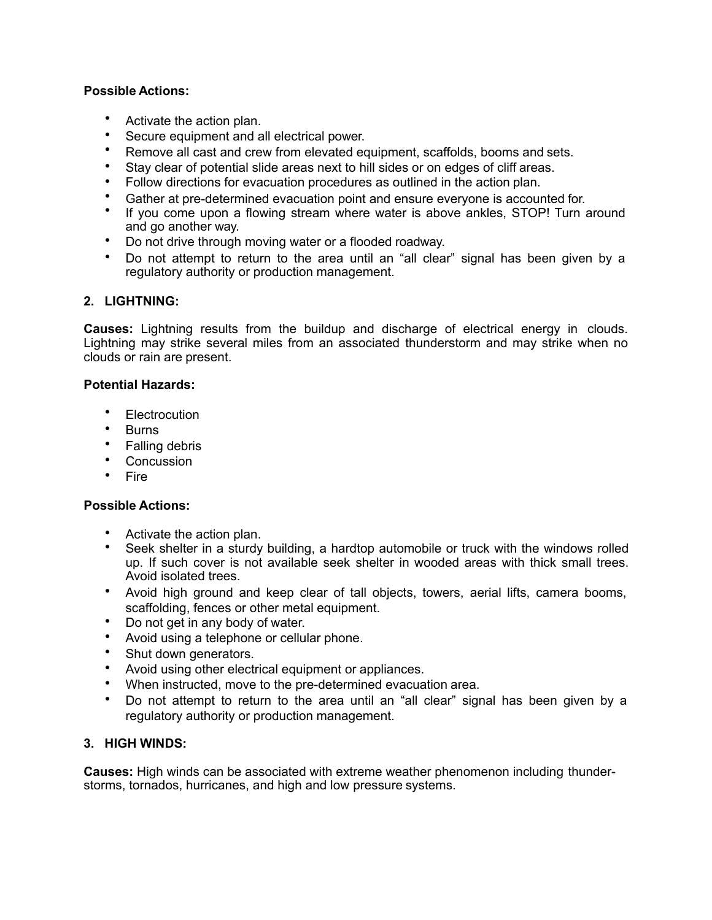**Possible Actions:**

- Activate the action plan.
- Secure equipment and all electrical power.
- Remove all cast and crew from elevated equipment, scaffolds, booms and sets.
- Stay clear of potential slide areas next to hill sides or on edges of cliff areas.
- Follow directions for evacuation procedures as outlined in the action plan.
- Gather at pre-determined evacuation point and ensure everyone is accounted for.
- If you come upon a flowing stream where water is above ankles, STOP! Turn around and go another way.
- Do not drive through moving water or a flooded roadway.
- Do not attempt to return to the area until an "all clear" signal has been given by a regulatory authority or production management.

## 2. LIGHTNING:

**Causes:** Lightning results from the buildup and discharge of electrical energy in clouds. Lightning may strike several miles from an associated thunderstorm and may strike when no clouds or rain are present.

**Potential Hazards:**

- Electrocution
- Burns
- Falling debris
- Concussion
- Fire

**Possible Actions:**

- Activate the action plan.
- Seek shelter in a sturdy building, a hardtop automobile or truck with the windows rolled up. If such cover is not available seek shelter in wooded areas with thick small trees. Avoid isolated trees.
- Avoid high ground and keep clear of tall objects, towers, aerial lifts, camera booms, scaffolding, fences or other metal equipment.
- Do not get in any body of water.
- Avoid using a telephone or cellular phone.
- Shut down generators.
- Avoid using other electrical equipment or appliances.
- When instructed, move to the pre-determined evacuation area.
- Do not attempt to return to the area until an "all clear" signal has been given by a regulatory authority or production management.

## 3. HIGH WINDS:

**Causes:** High winds can be associated with extreme weather phenomenon including thunder-storms, tornados, hurricanes, and high and low pressure systems.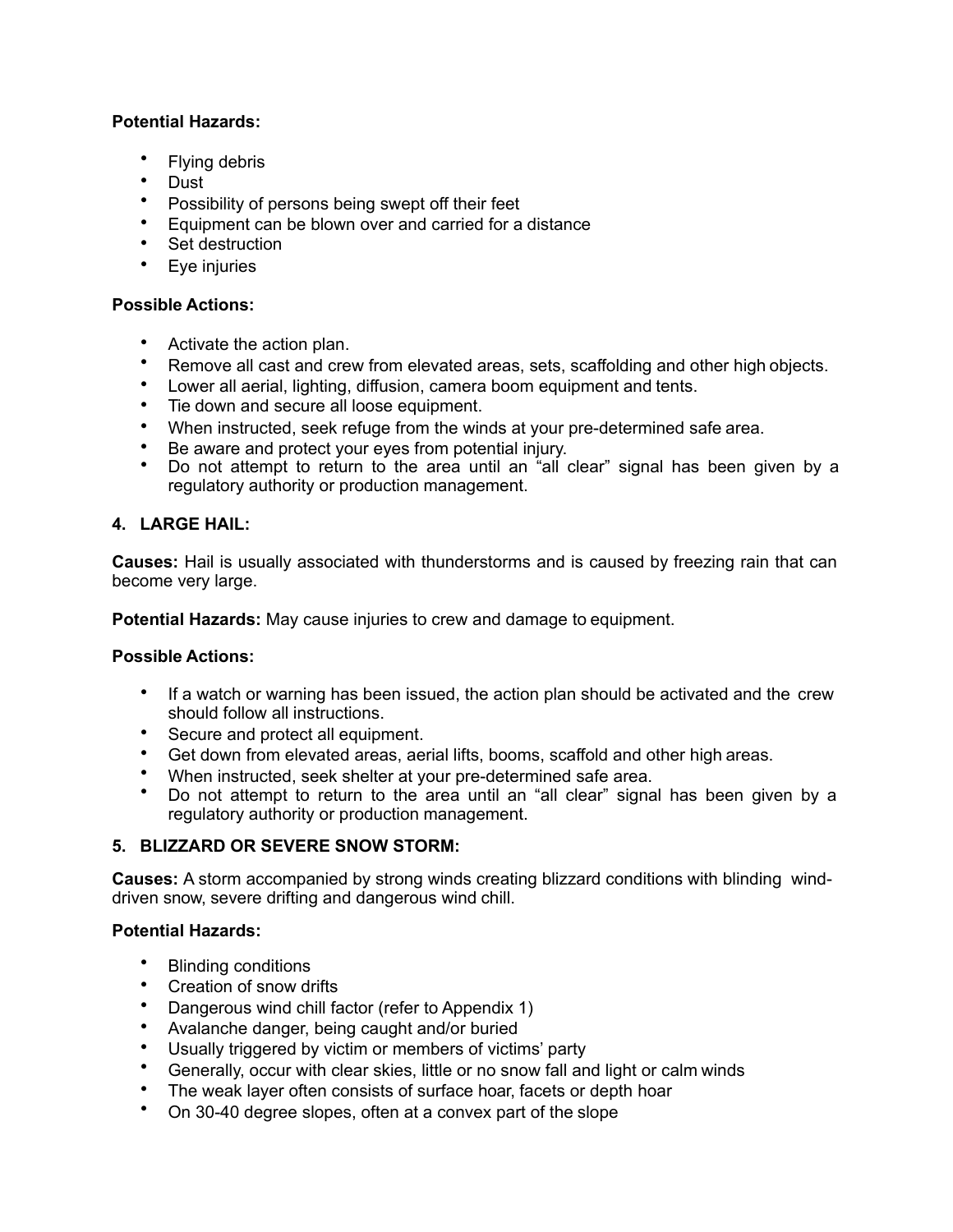**Potential Hazards:**

- Flying debris
- Dust
- Possibility of persons being swept off their feet
- Equipment can be blown over and carried for a distance
- Set destruction
- Eye injuries

**Possible Actions:**

- Activate the action plan.
- Remove all cast and crew from elevated areas, sets, scaffolding and other high objects.
- Lower all aerial, lighting, diffusion, camera boom equipment and tents.
- Tie down and secure all loose equipment.
- When instructed, seek refuge from the winds at your pre-determined safe area.
- Be aware and protect your eyes from potential injury.
- Do not attempt to return to the area until an "all clear" signal has been given by a regulatory authority or production management.

**4. LARGE HAIL:**

**Causes:** Hail is usually associated with thunderstorms and is caused by freezing rain that can become very large.

**Potential Hazards:** May cause injuries to crew and damage to equipment.

**Possible Actions:**

- If a watch or warning has been issued, the action plan should be activated and the crew should follow all instructions.
- Secure and protect all equipment.
- Get down from elevated areas, aerial lifts, booms, scaffold and other high areas.
- When instructed, seek shelter at your pre-determined safe area.
- Do not attempt to return to the area until an "all clear" signal has been given by a regulatory authority or production management.

**5. BLIZZARD OR SEVERE SNOW STORM:**

**Causes:** A storm accompanied by strong winds creating blizzard conditions with blinding wind-driven snow, severe drifting and dangerous wind chill.

**Potential Hazards:**

- Blinding conditions
- Creation of snow drifts
- Dangerous wind chill factor (refer to Appendix 1)
- Avalanche danger, being caught and/or buried
- Usually triggered by victim or members of victims' party
- Generally, occur with clear skies, little or no snow fall and light or calm winds
- The weak layer often consists of surface hoar, facets or depth hoar
- On 30-40 degree slopes, often at a convex part of the slope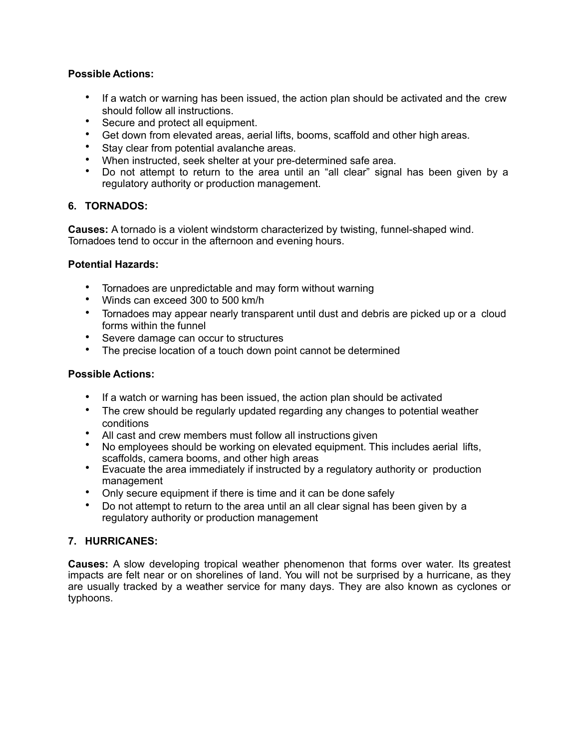**Possible Actions:**

- If a watch or warning has been issued, the action plan should be activated and the crew should follow all instructions.
- Secure and protect all equipment.
- Get down from elevated areas, aerial lifts, booms, scaffold and other high areas.
- Stay clear from potential avalanche areas.
- When instructed, seek shelter at your pre-determined safe area.
- Do not attempt to return to the area until an "all clear" signal has been given by a regulatory authority or production management.

## 6. TORNADOS:

**Causes:** A tornado is a violent windstorm characterized by twisting, funnel-shaped wind. Tornadoes tend to occur in the afternoon and evening hours.

**Potential Hazards:**

- Tornadoes are unpredictable and may form without warning
- Winds can exceed 300 to 500 km/h
- Tornadoes may appear nearly transparent until dust and debris are picked up or a cloud forms within the funnel
- Severe damage can occur to structures
- The precise location of a touch down point cannot be determined

**Possible Actions:**

- If a watch or warning has been issued, the action plan should be activated
- The crew should be regularly updated regarding any changes to potential weather conditions
- All cast and crew members must follow all instructions given
- No employees should be working on elevated equipment. This includes aerial lifts, scaffolds, camera booms, and other high areas
- Evacuate the area immediately if instructed by a regulatory authority or production management
- Only secure equipment if there is time and it can be done safely
- Do not attempt to return to the area until an all clear signal has been given by a regulatory authority or production management

## 7. HURRICANES:

**Causes:** A slow developing tropical weather phenomenon that forms over water. Its greatest impacts are felt near or on shorelines of land. You will not be surprised by a hurricane, as they are usually tracked by a weather service for many days. They are also known as cyclones or typhoons.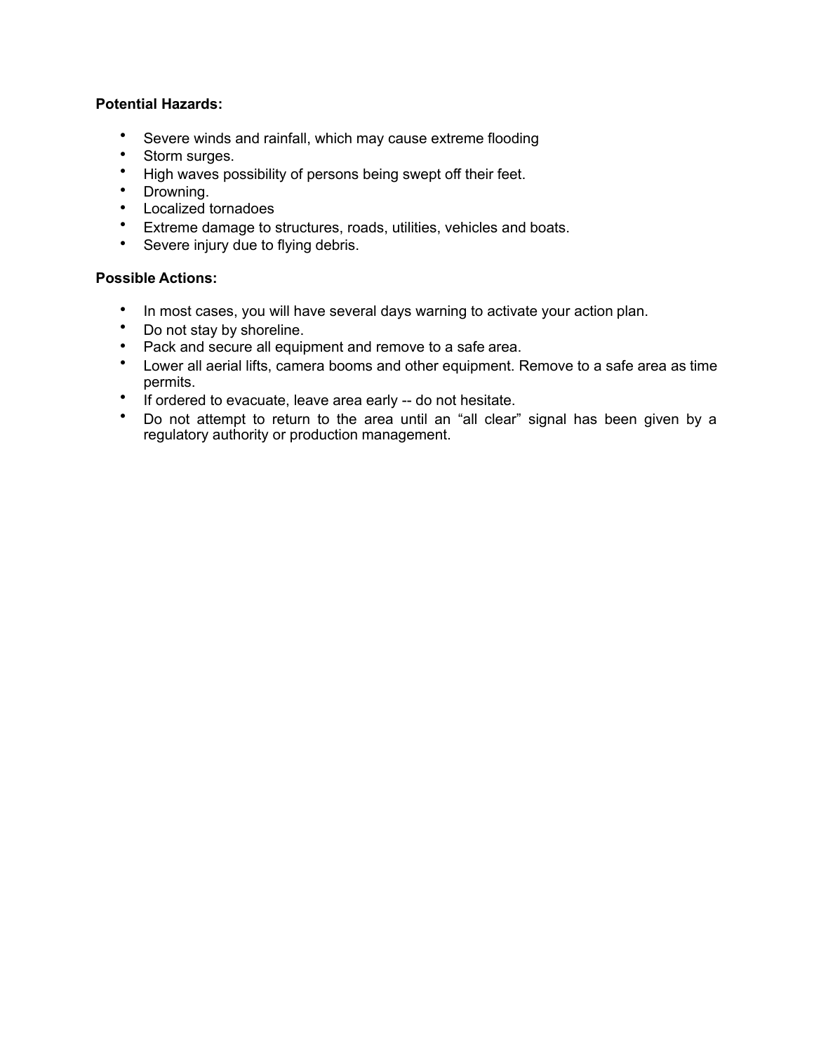**Potential Hazards:**

- Severe winds and rainfall, which may cause extreme flooding
- Storm surges.
- High waves possibility of persons being swept off their feet.
- Drowning.
- Localized tornadoes
- Extreme damage to structures, roads, utilities, vehicles and boats.
- Severe injury due to flying debris.

**Possible Actions:**

- In most cases, you will have several days warning to activate your action plan.
- Do not stay by shoreline.
- Pack and secure all equipment and remove to a safe area.
- Lower all aerial lifts, camera booms and other equipment. Remove to a safe area as time permits.
- If ordered to evacuate, leave area early -- do not hesitate.
- Do not attempt to return to the area until an “all clear” signal has been given by a regulatory authority or production management.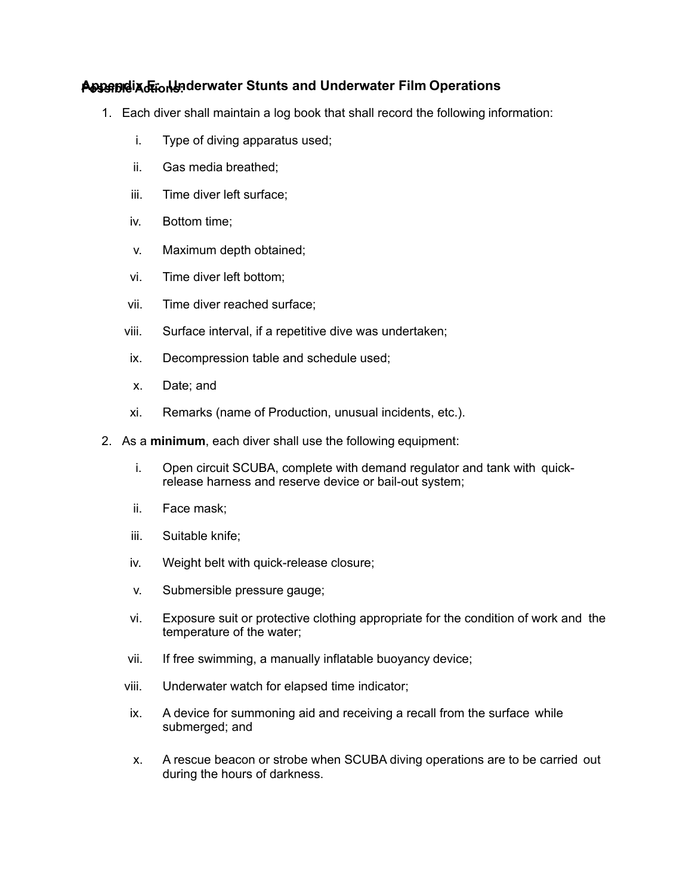## Appendix E: Underwater Stunts and Underwater Film Operations

**Possible Actions:**

1. Each diver shall maintain a log book that shall record the following information:
   - i. Type of diving apparatus used;
   - ii. Gas media breathed;
   - iii. Time diver left surface;
   - iv. Bottom time;
   - v. Maximum depth obtained;
   - vi. Time diver left bottom;
   - vii. Time diver reached surface;
   - viii. Surface interval, if a repetitive dive was undertaken;
   - ix. Decompression table and schedule used;
   - x. Date; and
   - xi. Remarks (name of Production, unusual incidents, etc.).
2. As a **minimum**, each diver shall use the following equipment:
   - i. Open circuit SCUBA, complete with demand regulator and tank with quick-release harness and reserve device or bail-out system;
   - ii. Face mask;
   - iii. Suitable knife;
   - iv. Weight belt with quick-release closure;
   - v. Submersible pressure gauge;
   - vi. Exposure suit or protective clothing appropriate for the condition of work and the temperature of the water;
   - vii. If free swimming, a manually inflatable buoyancy device;
   - viii. Underwater watch for elapsed time indicator;
   - ix. A device for summoning aid and receiving a recall from the surface while submerged; and
   - x. A rescue beacon or strobe when SCUBA diving operations are to be carried out during the hours of darkness.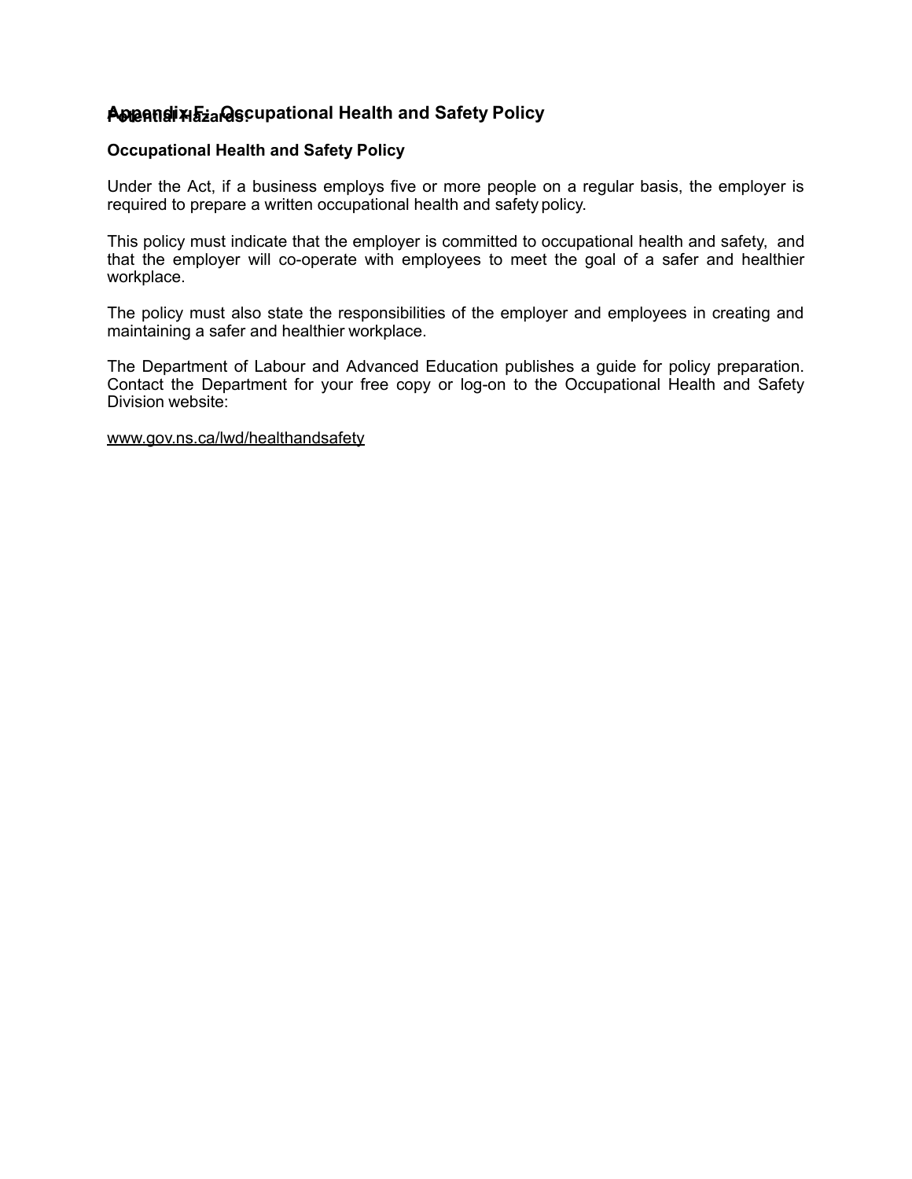## Appendix F: Occupational Health and Safety Policy

**Potential Hazards:**

**Occupational Health and Safety Policy**

Under the Act, if a business employs five or more people on a regular basis, the employer is required to prepare a written occupational health and safety policy.

This policy must indicate that the employer is committed to occupational health and safety, and that the employer will co-operate with employees to meet the goal of a safer and healthier workplace.

The policy must also state the responsibilities of the employer and employees in creating and maintaining a safer and healthier workplace.

The Department of Labour and Advanced Education publishes a guide for policy preparation. Contact the Department for your free copy or log-on to the Occupational Health and Safety Division website:

www.gov.ns.ca/lwd/healthandsafety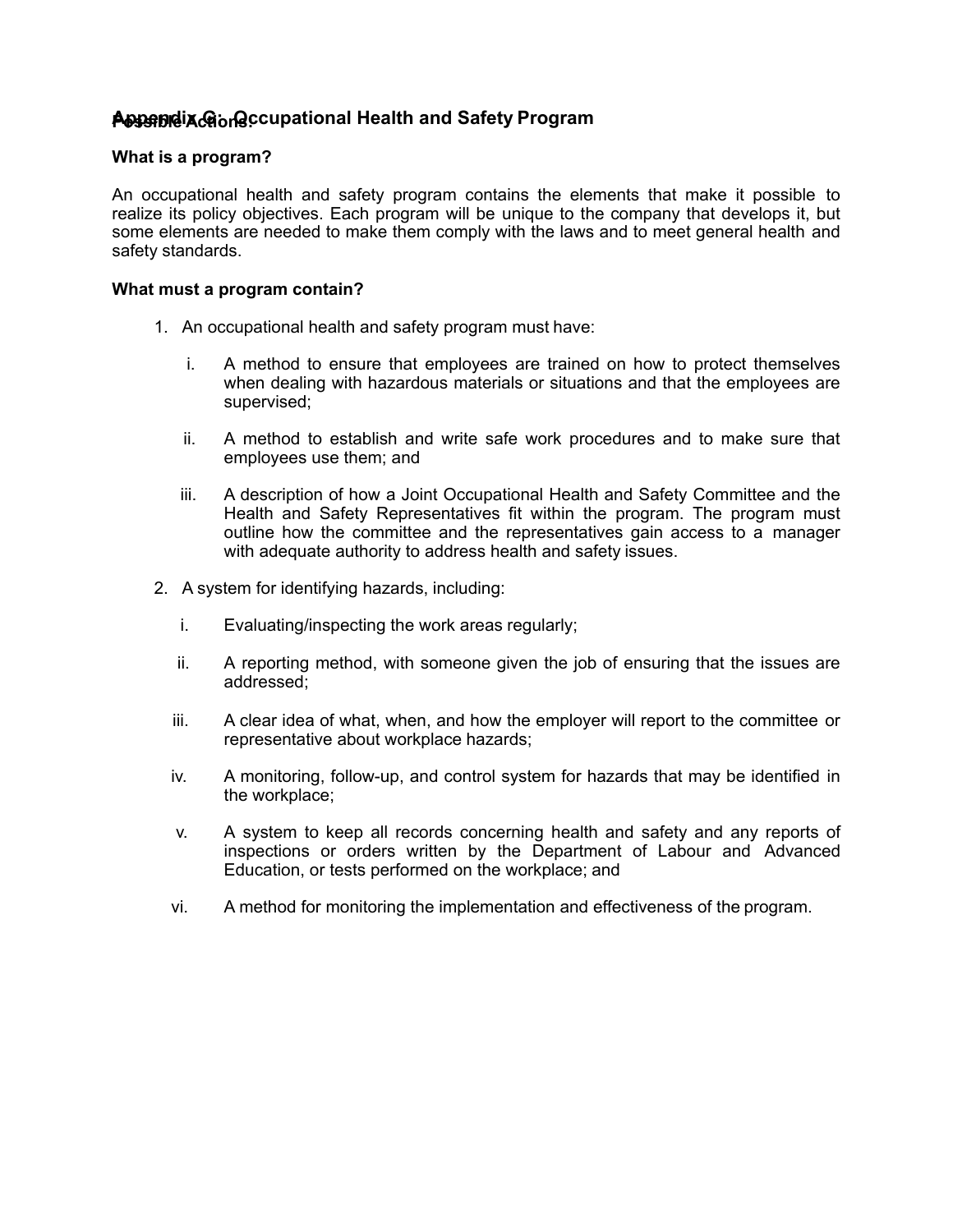## Appendix G: Occupational Health and Safety Program

Possible Actions:

### What is a program?

An occupational health and safety program contains the elements that make it possible to realize its policy objectives. Each program will be unique to the company that develops it, but some elements are needed to make them comply with the laws and to meet general health and safety standards.

### What must a program contain?

1. An occupational health and safety program must have:

   i. A method to ensure that employees are trained on how to protect themselves when dealing with hazardous materials or situations and that the employees are supervised;

   ii. A method to establish and write safe work procedures and to make sure that employees use them; and

   iii. A description of how a Joint Occupational Health and Safety Committee and the Health and Safety Representatives fit within the program. The program must outline how the committee and the representatives gain access to a manager with adequate authority to address health and safety issues.

2. A system for identifying hazards, including:

   i. Evaluating/inspecting the work areas regularly;

   ii. A reporting method, with someone given the job of ensuring that the issues are addressed;

   iii. A clear idea of what, when, and how the employer will report to the committee or representative about workplace hazards;

   iv. A monitoring, follow-up, and control system for hazards that may be identified in the workplace;

   v. A system to keep all records concerning health and safety and any reports of inspections or orders written by the Department of Labour and Advanced Education, or tests performed on the workplace; and

   vi. A method for monitoring the implementation and effectiveness of the program.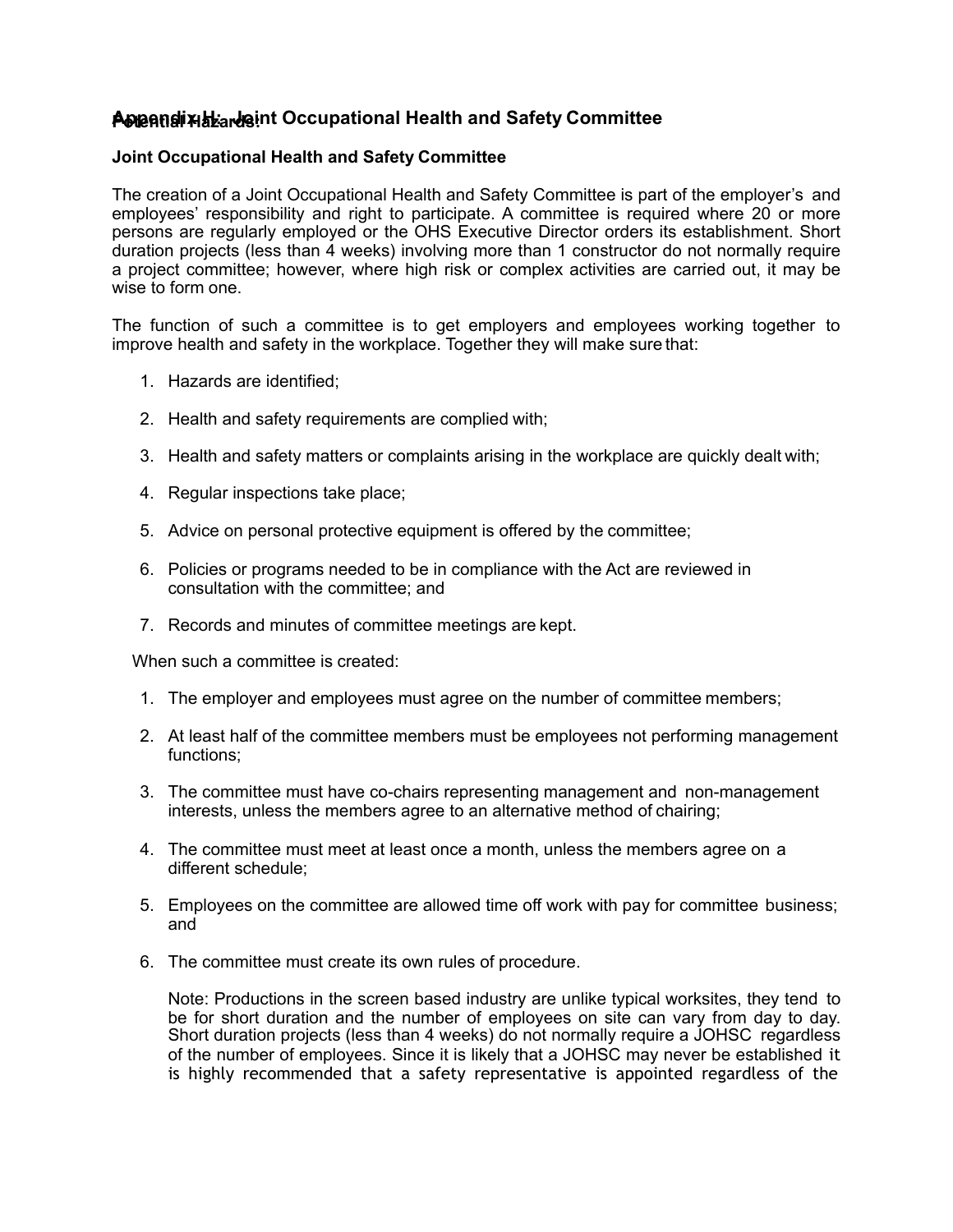# Appendix H: Joint Occupational Health and Safety Committee

**Joint Occupational Health and Safety Committee**

The creation of a Joint Occupational Health and Safety Committee is part of the employer's and employees' responsibility and right to participate. A committee is required where 20 or more persons are regularly employed or the OHS Executive Director orders its establishment. Short duration projects (less than 4 weeks) involving more than 1 constructor do not normally require a project committee; however, where high risk or complex activities are carried out, it may be wise to form one.

The function of such a committee is to get employers and employees working together to improve health and safety in the workplace. Together they will make sure that:

1. Hazards are identified;
2. Health and safety requirements are complied with;
3. Health and safety matters or complaints arising in the workplace are quickly dealt with;
4. Regular inspections take place;
5. Advice on personal protective equipment is offered by the committee;
6. Policies or programs needed to be in compliance with the Act are reviewed in consultation with the committee; and
7. Records and minutes of committee meetings are kept.

When such a committee is created:

1. The employer and employees must agree on the number of committee members;
2. At least half of the committee members must be employees not performing management functions;
3. The committee must have co-chairs representing management and non-management interests, unless the members agree to an alternative method of chairing;
4. The committee must meet at least once a month, unless the members agree on a different schedule;
5. Employees on the committee are allowed time off work with pay for committee business; and
6. The committee must create its own rules of procedure.

   Note: Productions in the screen based industry are unlike typical worksites, they tend to be for short duration and the number of employees on site can vary from day to day. Short duration projects (less than 4 weeks) do not normally require a JOHSC regardless of the number of employees. Since it is likely that a JOHSC may never be established it is highly recommended that a safety representative is appointed regardless of the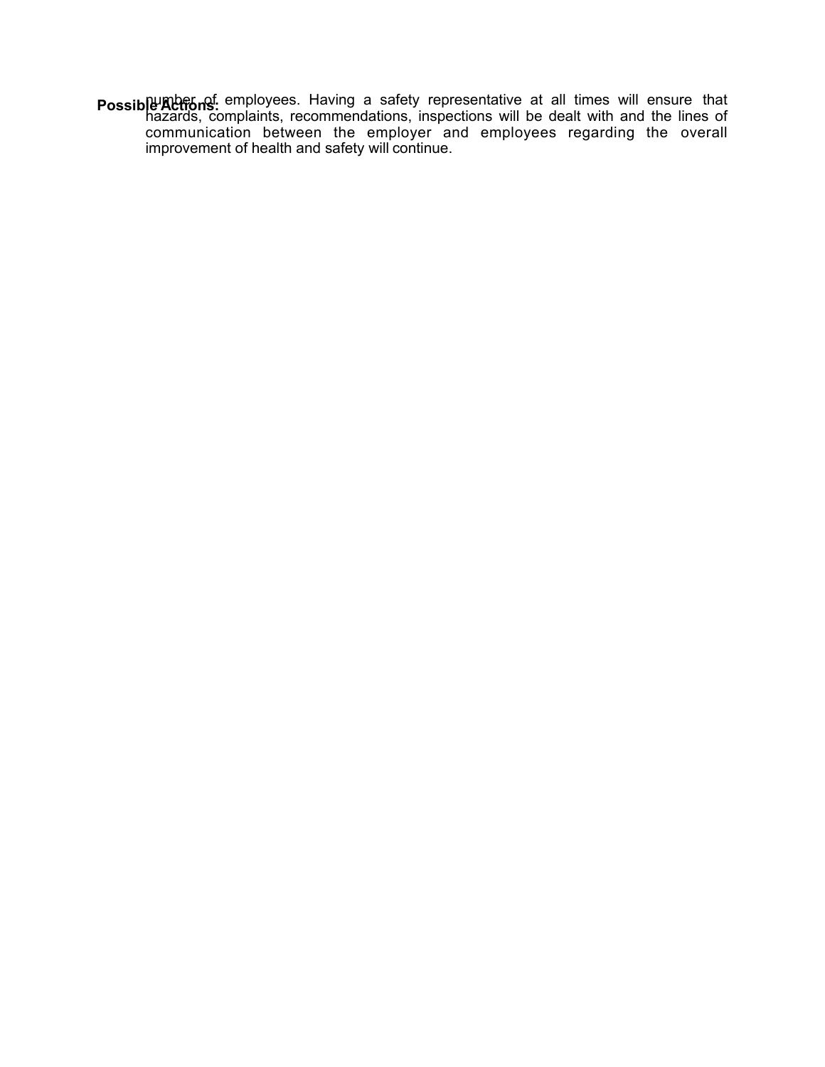**Possible Actions:**

number of employees. Having a safety representative at all times will ensure that hazards, complaints, recommendations, inspections will be dealt with and the lines of communication between the employer and employees regarding the overall improvement of health and safety will continue.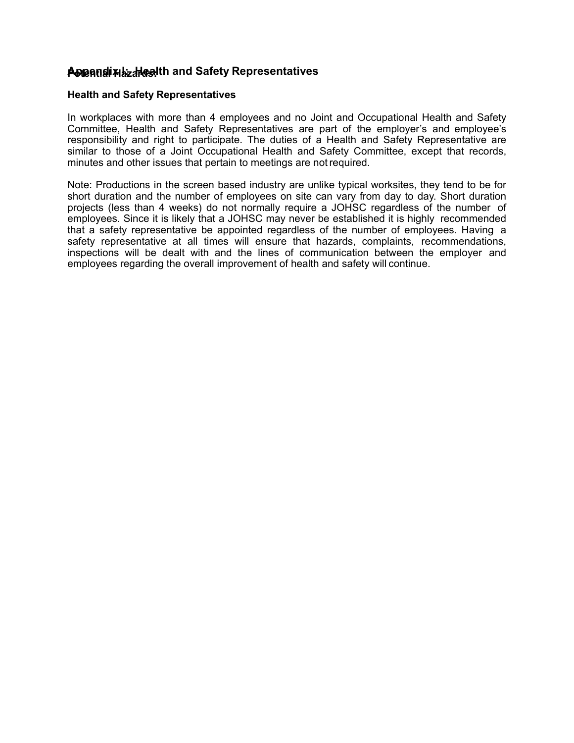# Appendix L: Health and Safety Representatives

Potential Hazards:

## Health and Safety Representatives

In workplaces with more than 4 employees and no Joint and Occupational Health and Safety Committee, Health and Safety Representatives are part of the employer's and employee's responsibility and right to participate. The duties of a Health and Safety Representative are similar to those of a Joint Occupational Health and Safety Committee, except that records, minutes and other issues that pertain to meetings are not required.

Note: Productions in the screen based industry are unlike typical worksites, they tend to be for short duration and the number of employees on site can vary from day to day. Short duration projects (less than 4 weeks) do not normally require a JOHSC regardless of the number of employees. Since it is likely that a JOHSC may never be established it is highly recommended that a safety representative be appointed regardless of the number of employees. Having a safety representative at all times will ensure that hazards, complaints, recommendations, inspections will be dealt with and the lines of communication between the employer and employees regarding the overall improvement of health and safety will continue.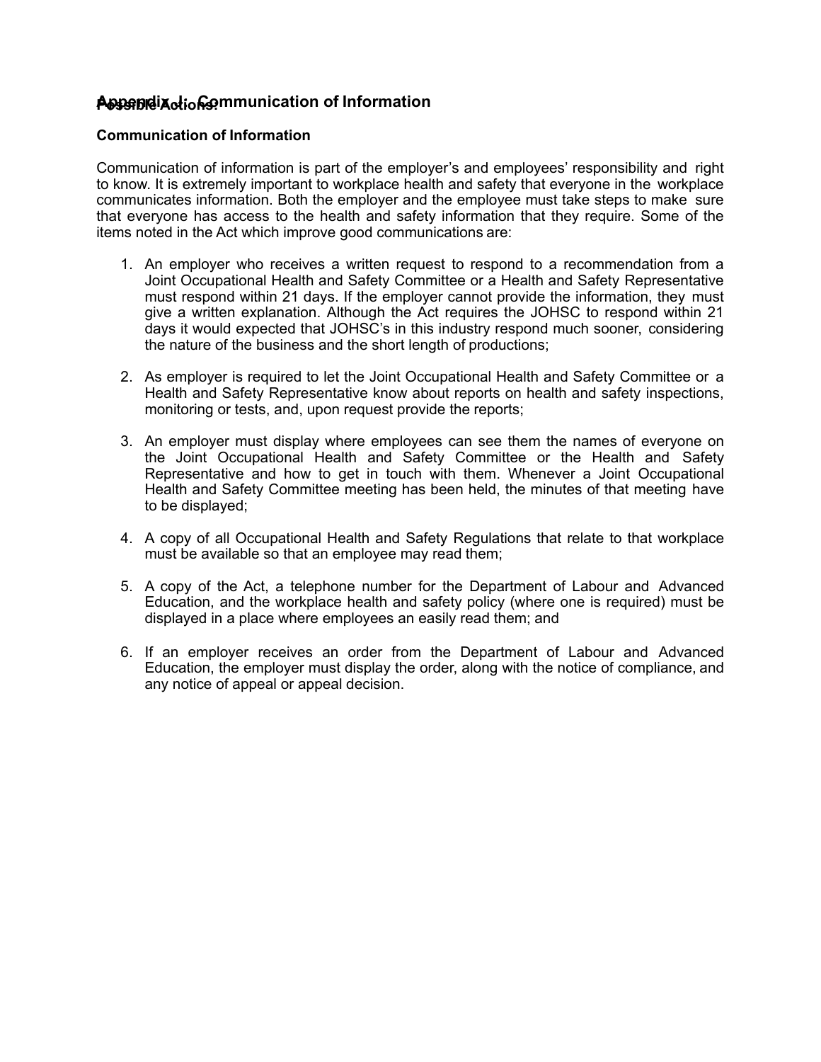# Appendix J: Communication of Information

Possible Actions:

**Communication of Information**

Communication of information is part of the employer's and employees' responsibility and right to know. It is extremely important to workplace health and safety that everyone in the workplace communicates information. Both the employer and the employee must take steps to make sure that everyone has access to the health and safety information that they require. Some of the items noted in the Act which improve good communications are:

1. An employer who receives a written request to respond to a recommendation from a Joint Occupational Health and Safety Committee or a Health and Safety Representative must respond within 21 days. If the employer cannot provide the information, they must give a written explanation. Although the Act requires the JOHSC to respond within 21 days it would expected that JOHSC's in this industry respond much sooner, considering the nature of the business and the short length of productions;

2. As employer is required to let the Joint Occupational Health and Safety Committee or a Health and Safety Representative know about reports on health and safety inspections, monitoring or tests, and, upon request provide the reports;

3. An employer must display where employees can see them the names of everyone on the Joint Occupational Health and Safety Committee or the Health and Safety Representative and how to get in touch with them. Whenever a Joint Occupational Health and Safety Committee meeting has been held, the minutes of that meeting have to be displayed;

4. A copy of all Occupational Health and Safety Regulations that relate to that workplace must be available so that an employee may read them;

5. A copy of the Act, a telephone number for the Department of Labour and Advanced Education, and the workplace health and safety policy (where one is required) must be displayed in a place where employees an easily read them; and

6. If an employer receives an order from the Department of Labour and Advanced Education, the employer must display the order, along with the notice of compliance, and any notice of appeal or appeal decision.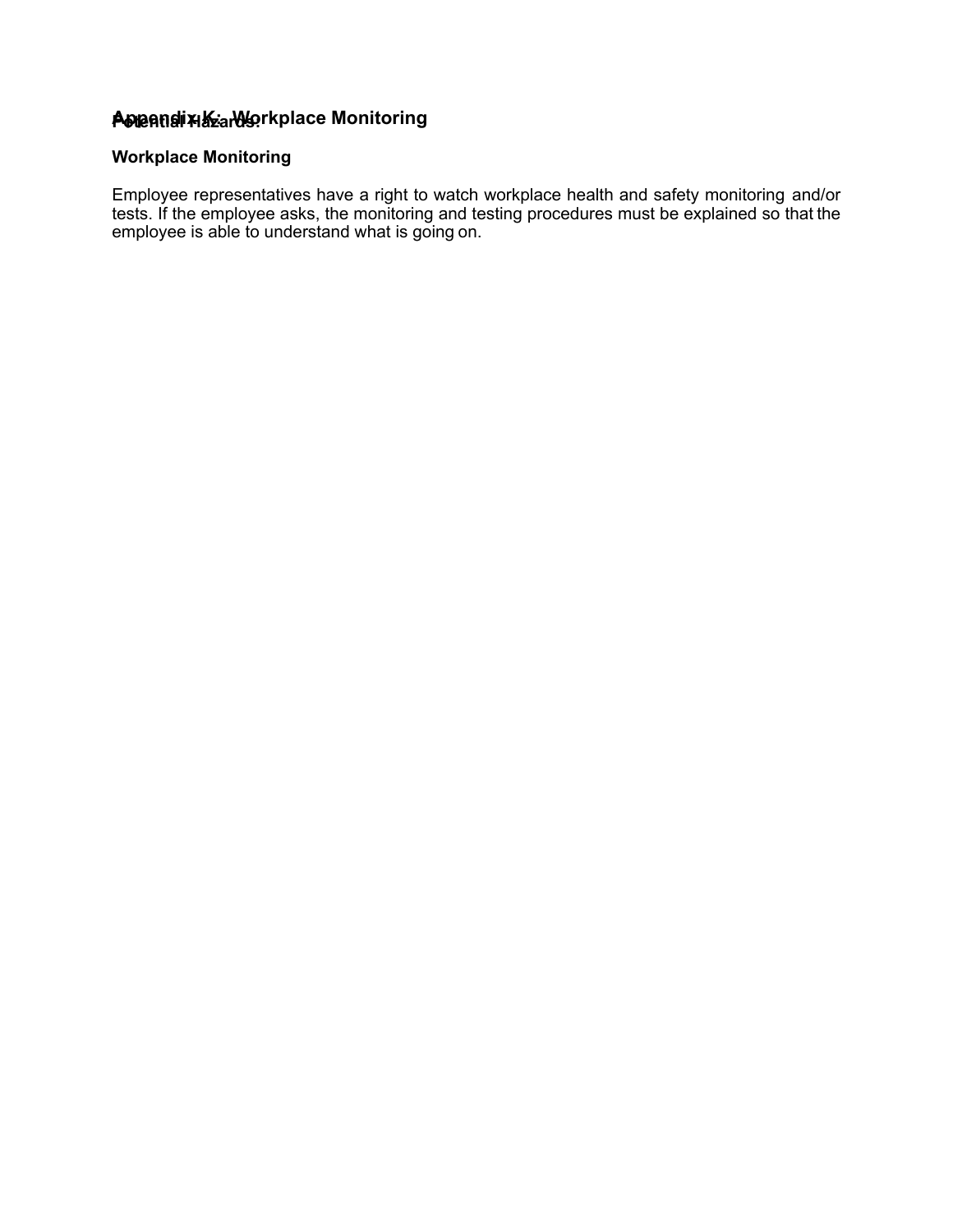# Appendix K: Workplace Monitoring

Potential Hazards:

### Workplace Monitoring

Employee representatives have a right to watch workplace health and safety monitoring and/or tests. If the employee asks, the monitoring and testing procedures must be explained so that the employee is able to understand what is going on.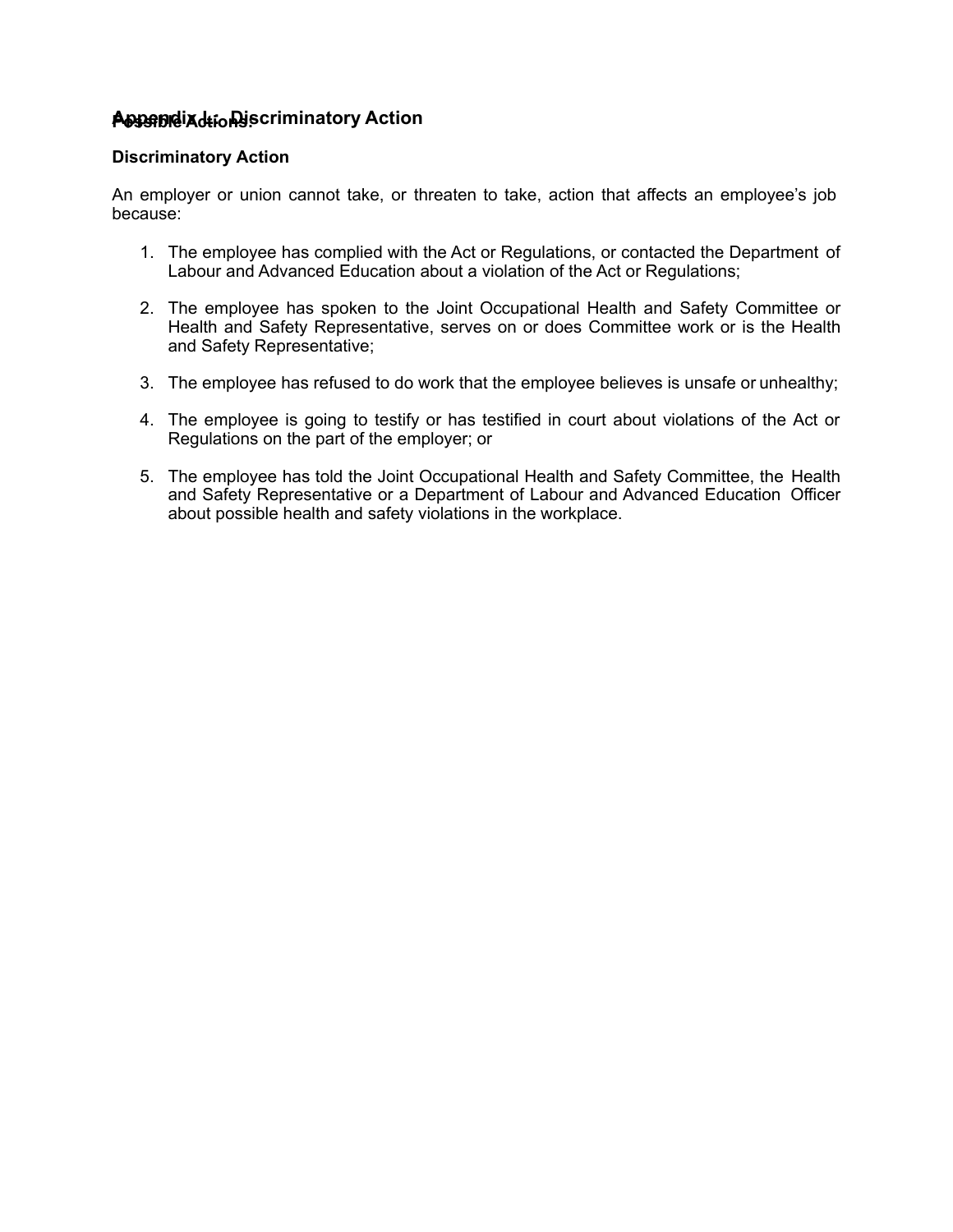## Appendix L: Discriminatory Action

Possible Actions:

**Discriminatory Action**

An employer or union cannot take, or threaten to take, action that affects an employee's job because:

1. The employee has complied with the Act or Regulations, or contacted the Department of Labour and Advanced Education about a violation of the Act or Regulations;

2. The employee has spoken to the Joint Occupational Health and Safety Committee or Health and Safety Representative, serves on or does Committee work or is the Health and Safety Representative;

3. The employee has refused to do work that the employee believes is unsafe or unhealthy;

4. The employee is going to testify or has testified in court about violations of the Act or Regulations on the part of the employer; or

5. The employee has told the Joint Occupational Health and Safety Committee, the Health and Safety Representative or a Department of Labour and Advanced Education Officer about possible health and safety violations in the workplace.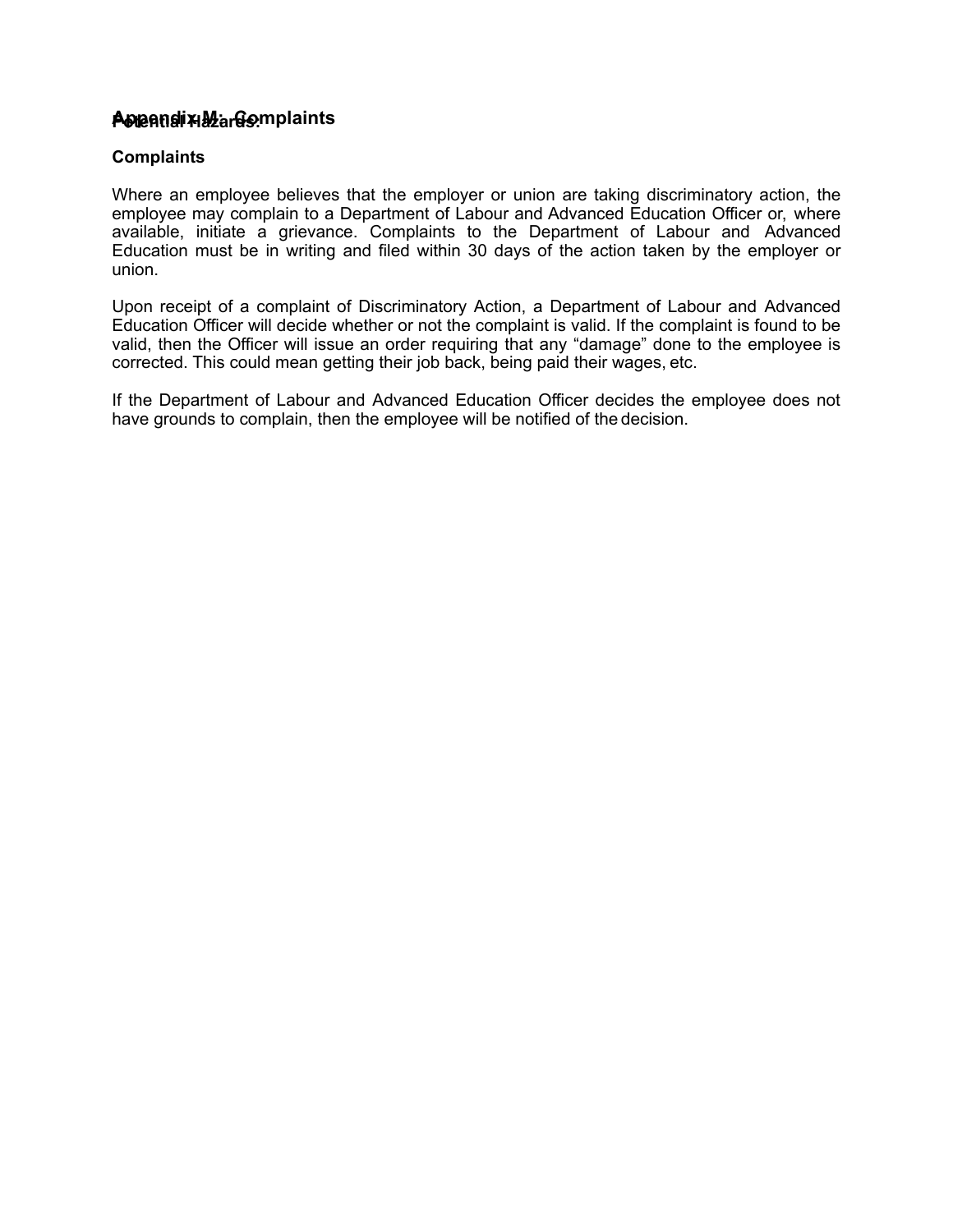# Appendix M: Complaints

**Complaints**

Where an employee believes that the employer or union are taking discriminatory action, the employee may complain to a Department of Labour and Advanced Education Officer or, where available, initiate a grievance. Complaints to the Department of Labour and Advanced Education must be in writing and filed within 30 days of the action taken by the employer or union.

Upon receipt of a complaint of Discriminatory Action, a Department of Labour and Advanced Education Officer will decide whether or not the complaint is valid. If the complaint is found to be valid, then the Officer will issue an order requiring that any “damage” done to the employee is corrected. This could mean getting their job back, being paid their wages, etc.

If the Department of Labour and Advanced Education Officer decides the employee does not have grounds to complain, then the employee will be notified of the decision.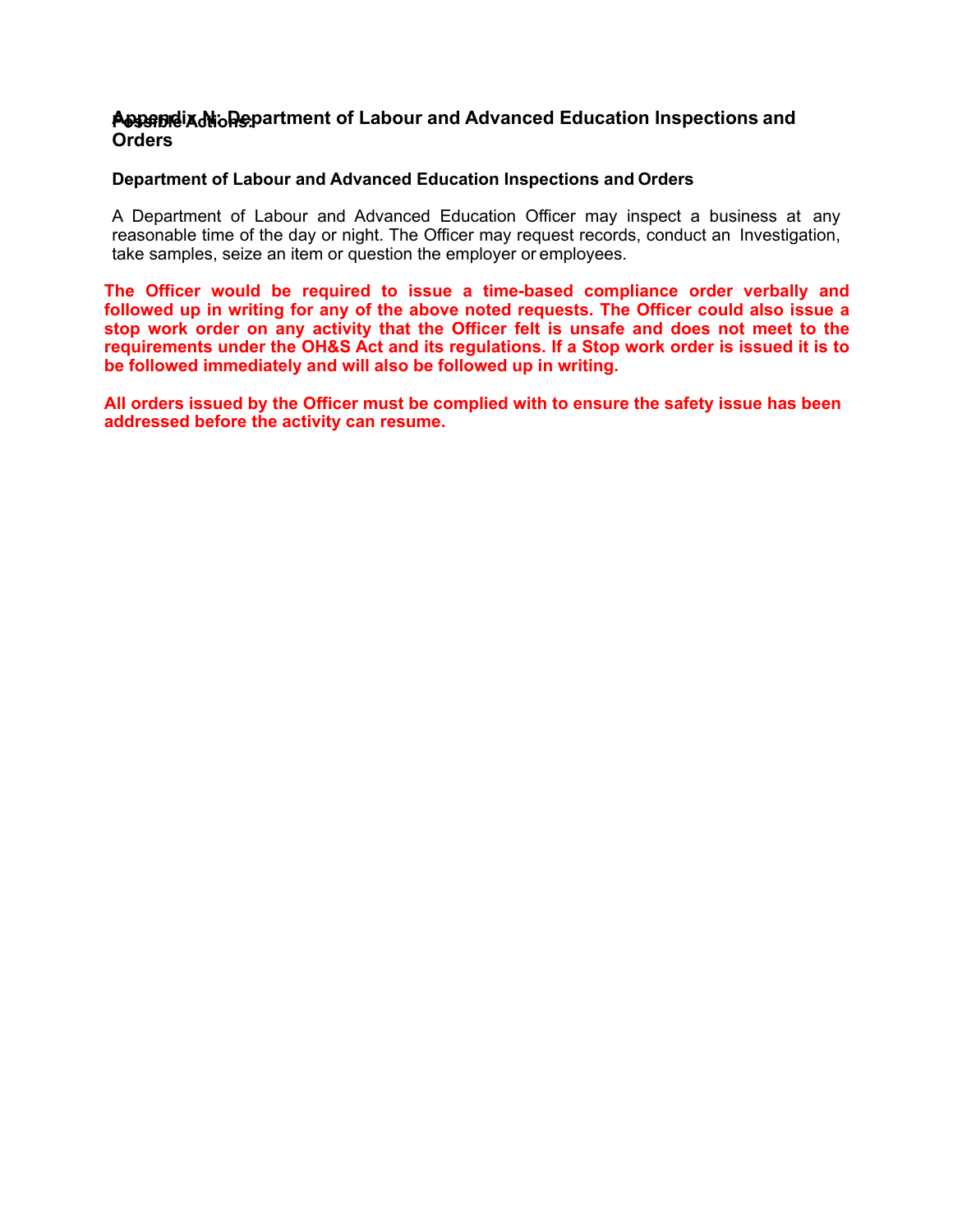# Appendix N: Department of Labour and Advanced Education Inspections and Orders

Possible Actions:

### Department of Labour and Advanced Education Inspections and Orders

A Department of Labour and Advanced Education Officer may inspect a business at any reasonable time of the day or night. The Officer may request records, conduct an Investigation, take samples, seize an item or question the employer or employees.

**The Officer would be required to issue a time-based compliance order verbally and followed up in writing for any of the above noted requests. The Officer could also issue a stop work order on any activity that the Officer felt is unsafe and does not meet to the requirements under the OH&S Act and its regulations. If a Stop work order is issued it is to be followed immediately and will also be followed up in writing.**

**All orders issued by the Officer must be complied with to ensure the safety issue has been addressed before the activity can resume.**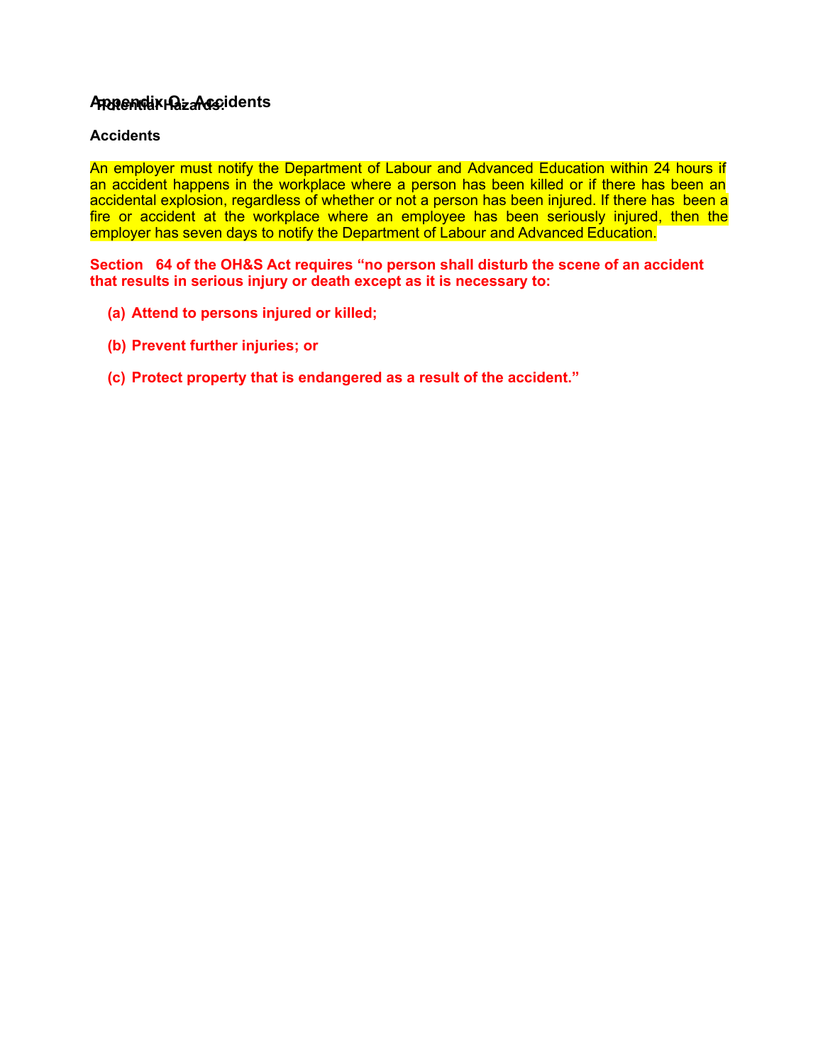# Appendix Q: Accidents

Potential Hazards:

**Accidents**

An employer must notify the Department of Labour and Advanced Education within 24 hours if an accident happens in the workplace where a person has been killed or if there has been an accidental explosion, regardless of whether or not a person has been injured. If there has been a fire or accident at the workplace where an employee has been seriously injured, then the employer has seven days to notify the Department of Labour and Advanced Education.

**Section 64 of the OH&S Act requires "no person shall disturb the scene of an accident that results in serious injury or death except as it is necessary to:**

**(a) Attend to persons injured or killed;**

**(b) Prevent further injuries; or**

**(c) Protect property that is endangered as a result of the accident."**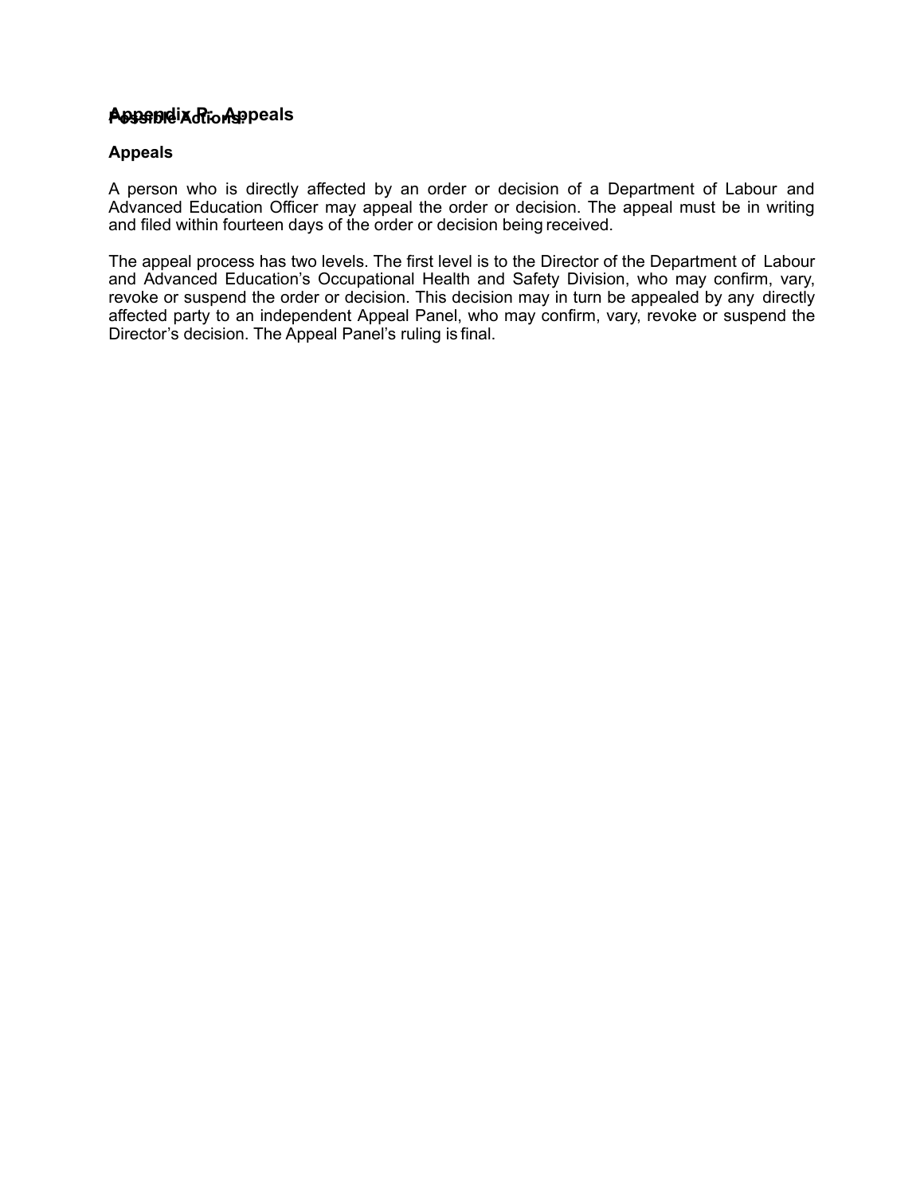# Appendix P: Appeals

**Possible Actions:**

## Appeals

A person who is directly affected by an order or decision of a Department of Labour and Advanced Education Officer may appeal the order or decision. The appeal must be in writing and filed within fourteen days of the order or decision being received.

The appeal process has two levels. The first level is to the Director of the Department of Labour and Advanced Education's Occupational Health and Safety Division, who may confirm, vary, revoke or suspend the order or decision. This decision may in turn be appealed by any directly affected party to an independent Appeal Panel, who may confirm, vary, revoke or suspend the Director's decision. The Appeal Panel's ruling is final.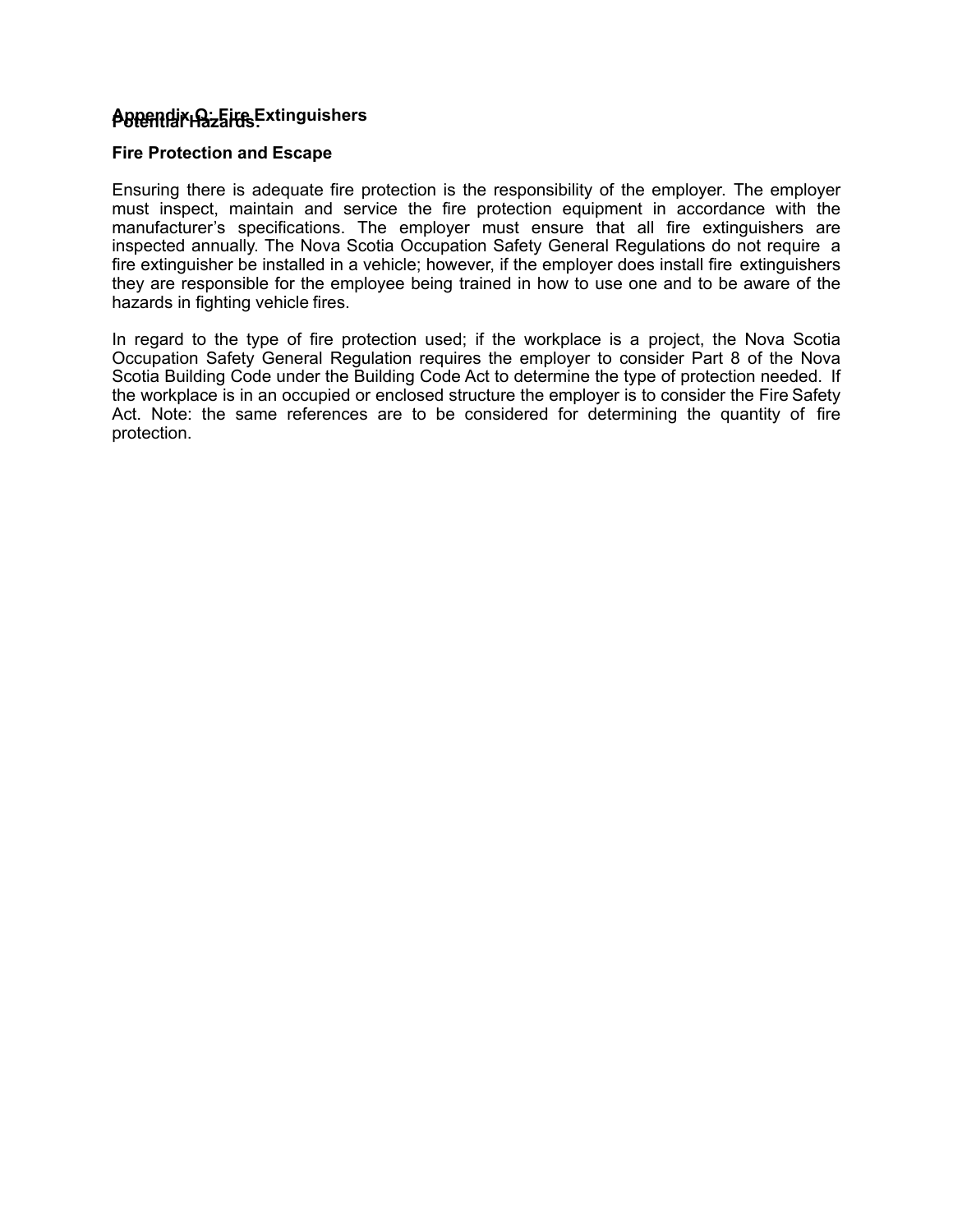**Appendix Q: Fire Extinguishers**

**Potential Hazards:**

**Fire Protection and Escape**

Ensuring there is adequate fire protection is the responsibility of the employer. The employer must inspect, maintain and service the fire protection equipment in accordance with the manufacturer's specifications. The employer must ensure that all fire extinguishers are inspected annually. The Nova Scotia Occupation Safety General Regulations do not require a fire extinguisher be installed in a vehicle; however, if the employer does install fire extinguishers they are responsible for the employee being trained in how to use one and to be aware of the hazards in fighting vehicle fires.

In regard to the type of fire protection used; if the workplace is a project, the Nova Scotia Occupation Safety General Regulation requires the employer to consider Part 8 of the Nova Scotia Building Code under the Building Code Act to determine the type of protection needed. If the workplace is in an occupied or enclosed structure the employer is to consider the Fire Safety Act. Note: the same references are to be considered for determining the quantity of fire protection.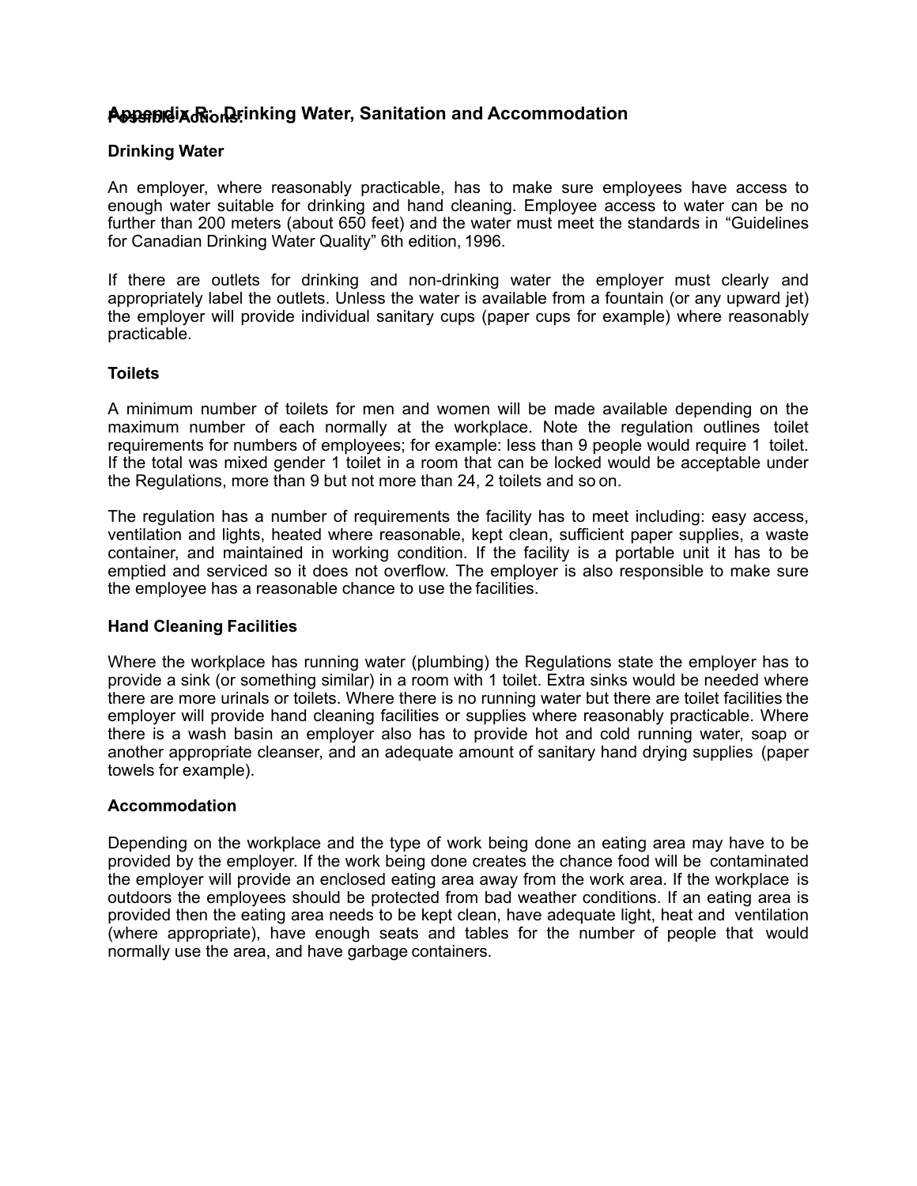# Appendix R: Drinking Water, Sanitation and Accommodation

Possible Actions:

**Drinking Water**

An employer, where reasonably practicable, has to make sure employees have access to enough water suitable for drinking and hand cleaning. Employee access to water can be no further than 200 meters (about 650 feet) and the water must meet the standards in "Guidelines for Canadian Drinking Water Quality" 6th edition, 1996.

If there are outlets for drinking and non-drinking water the employer must clearly and appropriately label the outlets. Unless the water is available from a fountain (or any upward jet) the employer will provide individual sanitary cups (paper cups for example) where reasonably practicable.

**Toilets**

A minimum number of toilets for men and women will be made available depending on the maximum number of each normally at the workplace. Note the regulation outlines toilet requirements for numbers of employees; for example: less than 9 people would require 1 toilet. If the total was mixed gender 1 toilet in a room that can be locked would be acceptable under the Regulations, more than 9 but not more than 24, 2 toilets and so on.

The regulation has a number of requirements the facility has to meet including: easy access, ventilation and lights, heated where reasonable, kept clean, sufficient paper supplies, a waste container, and maintained in working condition. If the facility is a portable unit it has to be emptied and serviced so it does not overflow. The employer is also responsible to make sure the employee has a reasonable chance to use the facilities.

**Hand Cleaning Facilities**

Where the workplace has running water (plumbing) the Regulations state the employer has to provide a sink (or something similar) in a room with 1 toilet. Extra sinks would be needed where there are more urinals or toilets. Where there is no running water but there are toilet facilities the employer will provide hand cleaning facilities or supplies where reasonably practicable. Where there is a wash basin an employer also has to provide hot and cold running water, soap or another appropriate cleanser, and an adequate amount of sanitary hand drying supplies (paper towels for example).

**Accommodation**

Depending on the workplace and the type of work being done an eating area may have to be provided by the employer. If the work being done creates the chance food will be contaminated the employer will provide an enclosed eating area away from the work area. If the workplace is outdoors the employees should be protected from bad weather conditions. If an eating area is provided then the eating area needs to be kept clean, have adequate light, heat and ventilation (where appropriate), have enough seats and tables for the number of people that would normally use the area, and have garbage containers.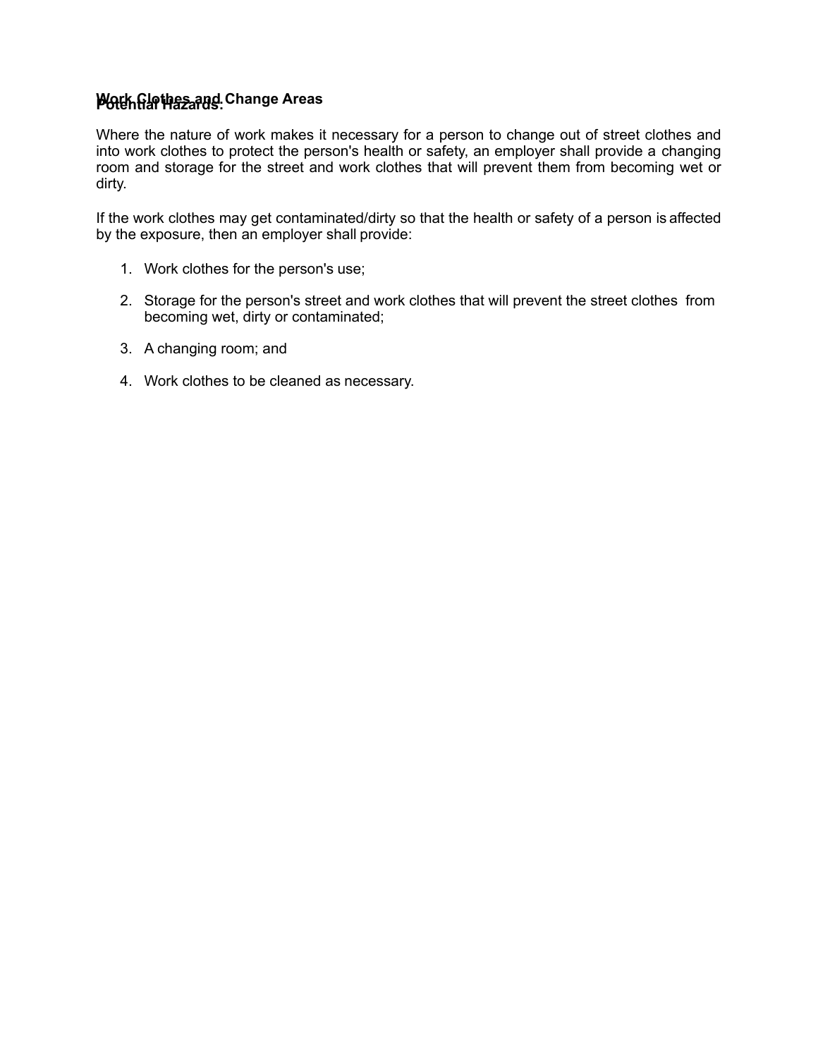**Work Clothes and Change Areas**

**Potential Hazards:**

Where the nature of work makes it necessary for a person to change out of street clothes and into work clothes to protect the person's health or safety, an employer shall provide a changing room and storage for the street and work clothes that will prevent them from becoming wet or dirty.

If the work clothes may get contaminated/dirty so that the health or safety of a person is affected by the exposure, then an employer shall provide:

1. Work clothes for the person's use;
2. Storage for the person's street and work clothes that will prevent the street clothes from becoming wet, dirty or contaminated;
3. A changing room; and
4. Work clothes to be cleaned as necessary.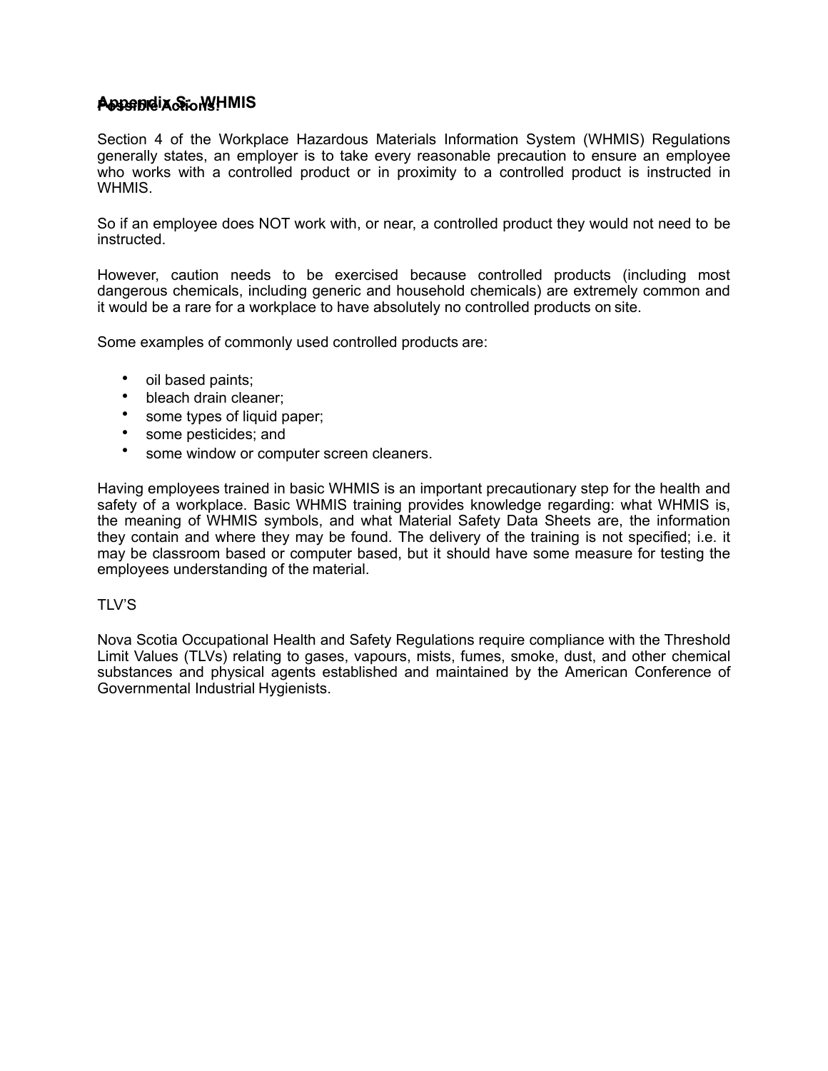## Appendix S: WHMIS

Possible Actions:

Section 4 of the Workplace Hazardous Materials Information System (WHMIS) Regulations generally states, an employer is to take every reasonable precaution to ensure an employee who works with a controlled product or in proximity to a controlled product is instructed in WHMIS.

So if an employee does NOT work with, or near, a controlled product they would not need to be instructed.

However, caution needs to be exercised because controlled products (including most dangerous chemicals, including generic and household chemicals) are extremely common and it would be a rare for a workplace to have absolutely no controlled products on site.

Some examples of commonly used controlled products are:

- oil based paints;
- bleach drain cleaner;
- some types of liquid paper;
- some pesticides; and
- some window or computer screen cleaners.

Having employees trained in basic WHMIS is an important precautionary step for the health and safety of a workplace. Basic WHMIS training provides knowledge regarding: what WHMIS is, the meaning of WHMIS symbols, and what Material Safety Data Sheets are, the information they contain and where they may be found. The delivery of the training is not specified; i.e. it may be classroom based or computer based, but it should have some measure for testing the employees understanding of the material.

TLV'S

Nova Scotia Occupational Health and Safety Regulations require compliance with the Threshold Limit Values (TLVs) relating to gases, vapours, mists, fumes, smoke, dust, and other chemical substances and physical agents established and maintained by the American Conference of Governmental Industrial Hygienists.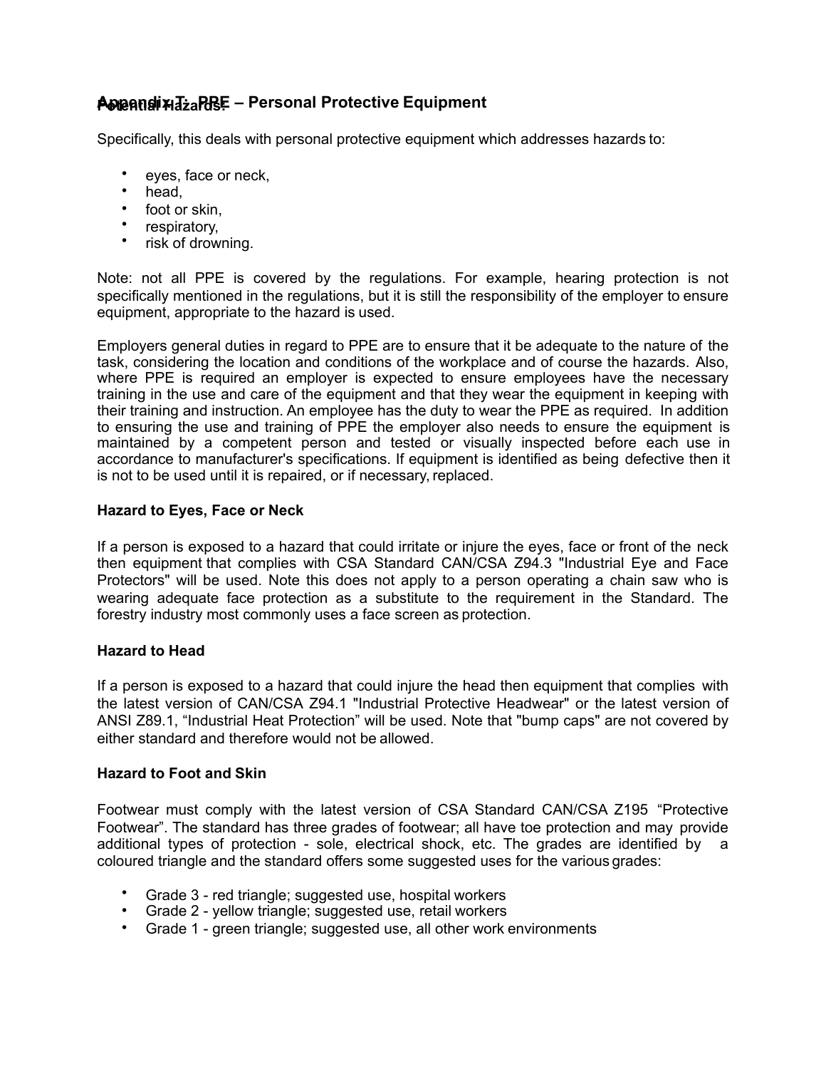# Appendix T: PPE – Personal Protective Equipment

**Potential Hazards:**

Specifically, this deals with personal protective equipment which addresses hazards to:

- eyes, face or neck,
- head,
- foot or skin,
- respiratory,
- risk of drowning.

Note: not all PPE is covered by the regulations. For example, hearing protection is not specifically mentioned in the regulations, but it is still the responsibility of the employer to ensure equipment, appropriate to the hazard is used.

Employers general duties in regard to PPE are to ensure that it be adequate to the nature of the task, considering the location and conditions of the workplace and of course the hazards. Also, where PPE is required an employer is expected to ensure employees have the necessary training in the use and care of the equipment and that they wear the equipment in keeping with their training and instruction. An employee has the duty to wear the PPE as required. In addition to ensuring the use and training of PPE the employer also needs to ensure the equipment is maintained by a competent person and tested or visually inspected before each use in accordance to manufacturer's specifications. If equipment is identified as being defective then it is not to be used until it is repaired, or if necessary, replaced.

**Hazard to Eyes, Face or Neck**

If a person is exposed to a hazard that could irritate or injure the eyes, face or front of the neck then equipment that complies with CSA Standard CAN/CSA Z94.3 "Industrial Eye and Face Protectors" will be used. Note this does not apply to a person operating a chain saw who is wearing adequate face protection as a substitute to the requirement in the Standard. The forestry industry most commonly uses a face screen as protection.

**Hazard to Head**

If a person is exposed to a hazard that could injure the head then equipment that complies with the latest version of CAN/CSA Z94.1 "Industrial Protective Headwear" or the latest version of ANSI Z89.1, “Industrial Heat Protection” will be used. Note that "bump caps" are not covered by either standard and therefore would not be allowed.

**Hazard to Foot and Skin**

Footwear must comply with the latest version of CSA Standard CAN/CSA Z195 “Protective Footwear”. The standard has three grades of footwear; all have toe protection and may provide additional types of protection - sole, electrical shock, etc. The grades are identified by a coloured triangle and the standard offers some suggested uses for the various grades:

- Grade 3 - red triangle; suggested use, hospital workers
- Grade 2 - yellow triangle; suggested use, retail workers
- Grade 1 - green triangle; suggested use, all other work environments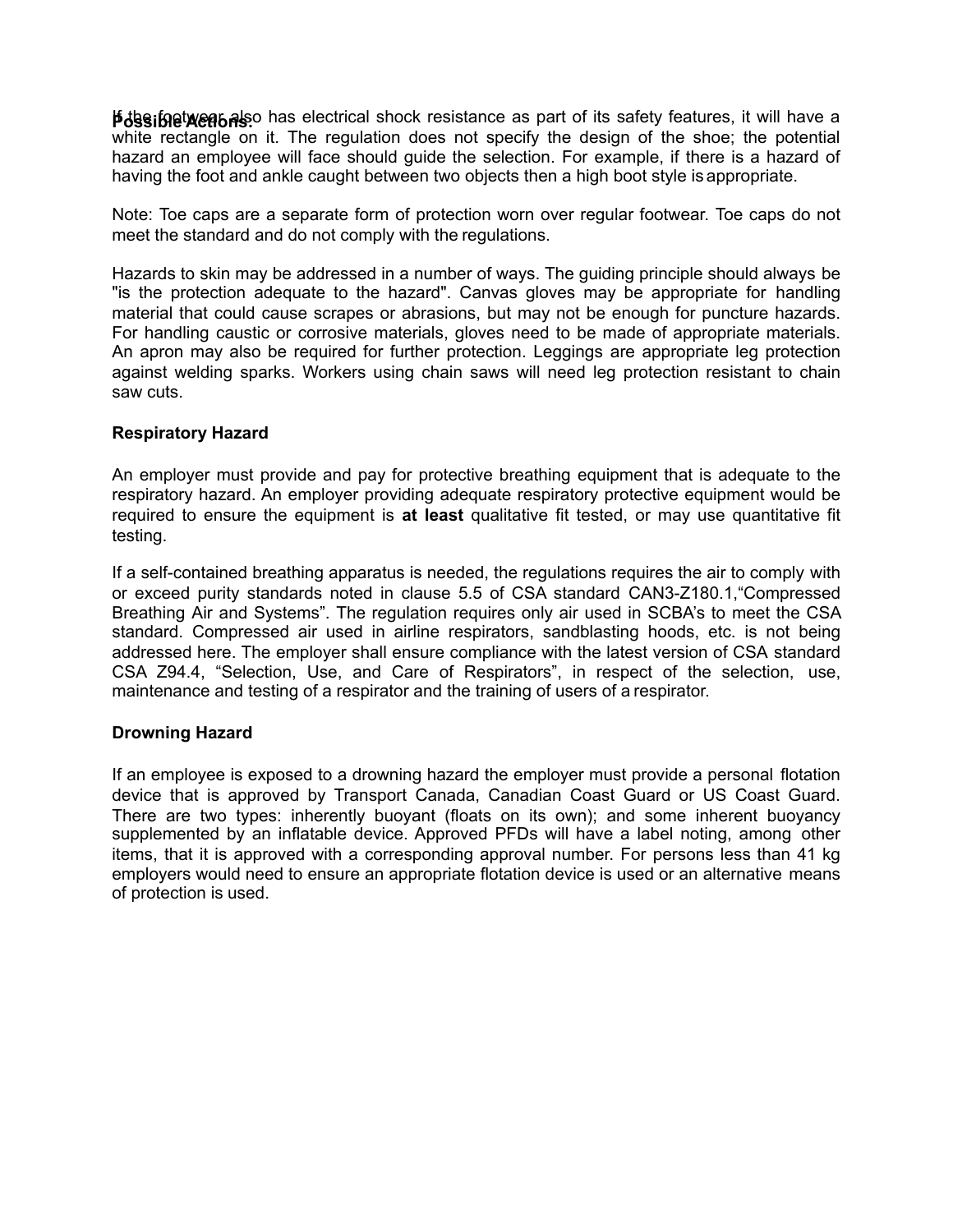**Possible Actions:**

If the footwear also has electrical shock resistance as part of its safety features, it will have a white rectangle on it. The regulation does not specify the design of the shoe; the potential hazard an employee will face should guide the selection. For example, if there is a hazard of having the foot and ankle caught between two objects then a high boot style is appropriate.

Note: Toe caps are a separate form of protection worn over regular footwear. Toe caps do not meet the standard and do not comply with the regulations.

Hazards to skin may be addressed in a number of ways. The guiding principle should always be "is the protection adequate to the hazard". Canvas gloves may be appropriate for handling material that could cause scrapes or abrasions, but may not be enough for puncture hazards. For handling caustic or corrosive materials, gloves need to be made of appropriate materials. An apron may also be required for further protection. Leggings are appropriate leg protection against welding sparks. Workers using chain saws will need leg protection resistant to chain saw cuts.

**Respiratory Hazard**

An employer must provide and pay for protective breathing equipment that is adequate to the respiratory hazard. An employer providing adequate respiratory protective equipment would be required to ensure the equipment is **at least** qualitative fit tested, or may use quantitative fit testing.

If a self-contained breathing apparatus is needed, the regulations requires the air to comply with or exceed purity standards noted in clause 5.5 of CSA standard CAN3-Z180.1,"Compressed Breathing Air and Systems". The regulation requires only air used in SCBA's to meet the CSA standard. Compressed air used in airline respirators, sandblasting hoods, etc. is not being addressed here. The employer shall ensure compliance with the latest version of CSA standard CSA Z94.4, "Selection, Use, and Care of Respirators", in respect of the selection, use, maintenance and testing of a respirator and the training of users of a respirator.

**Drowning Hazard**

If an employee is exposed to a drowning hazard the employer must provide a personal flotation device that is approved by Transport Canada, Canadian Coast Guard or US Coast Guard. There are two types: inherently buoyant (floats on its own); and some inherent buoyancy supplemented by an inflatable device. Approved PFDs will have a label noting, among other items, that it is approved with a corresponding approval number. For persons less than 41 kg employers would need to ensure an appropriate flotation device is used or an alternative means of protection is used.